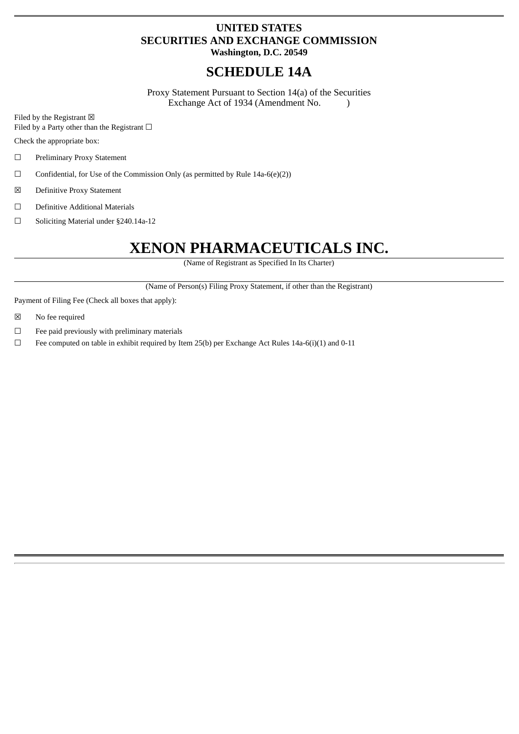**UNITED STATES**
**SECURITIES AND EXCHANGE COMMISSION**
**Washington, D.C. 20549**

# SCHEDULE 14A

Proxy Statement Pursuant to Section 14(a) of the Securities Exchange Act of 1934 (Amendment No. )

Filed by the Registrant ☒
Filed by a Party other than the Registrant ☐

Check the appropriate box:

☐ Preliminary Proxy Statement

☐ Confidential, for Use of the Commission Only (as permitted by Rule 14a-6(e)(2))

☒ Definitive Proxy Statement

☐ Definitive Additional Materials

☐ Soliciting Material under §240.14a-12

# XENON PHARMACEUTICALS INC.

(Name of Registrant as Specified In Its Charter)

(Name of Person(s) Filing Proxy Statement, if other than the Registrant)

Payment of Filing Fee (Check all boxes that apply):

☒ No fee required

☐ Fee paid previously with preliminary materials

☐ Fee computed on table in exhibit required by Item 25(b) per Exchange Act Rules 14a-6(i)(1) and 0-11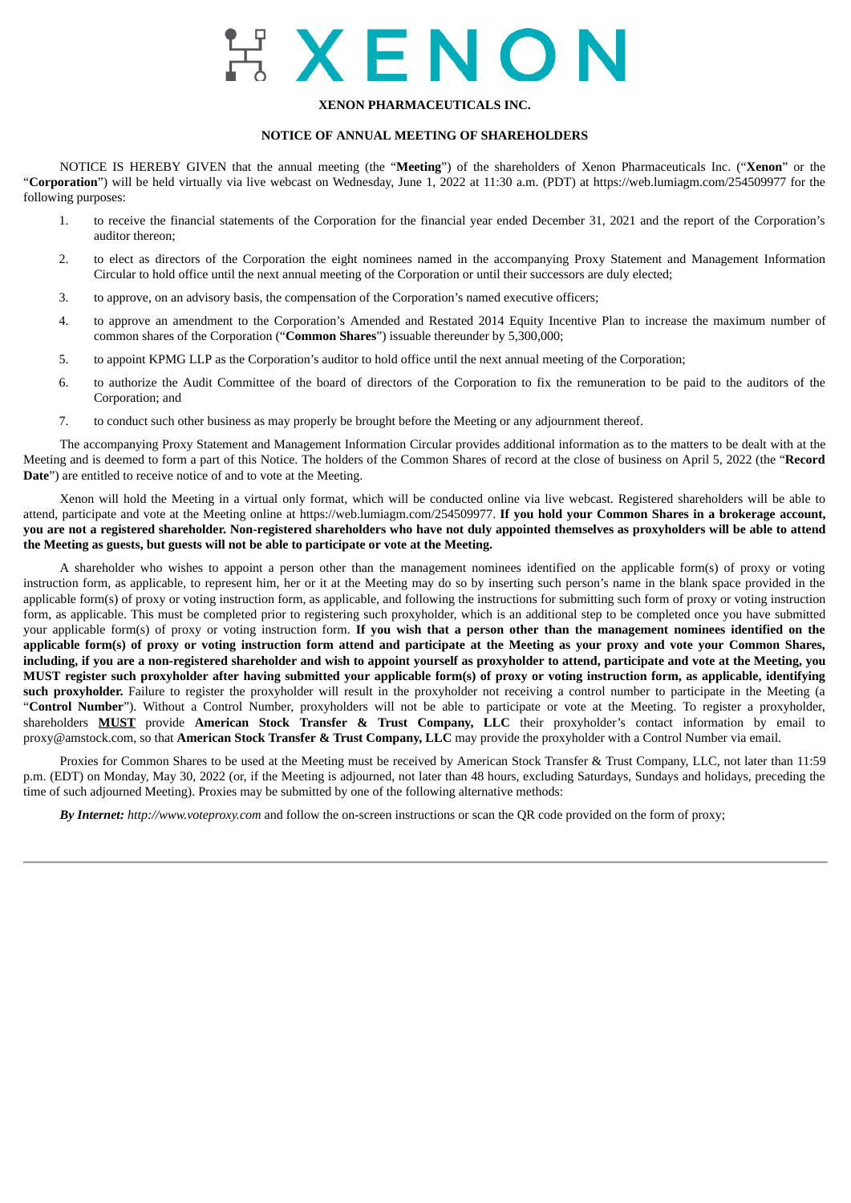# XENON

**XENON PHARMACEUTICALS INC.**

**NOTICE OF ANNUAL MEETING OF SHAREHOLDERS**

NOTICE IS HEREBY GIVEN that the annual meeting (the "**Meeting**") of the shareholders of Xenon Pharmaceuticals Inc. ("**Xenon**" or the "**Corporation**") will be held virtually via live webcast on Wednesday, June 1, 2022 at 11:30 a.m. (PDT) at https://web.lumiagm.com/254509977 for the following purposes:

1. to receive the financial statements of the Corporation for the financial year ended December 31, 2021 and the report of the Corporation's auditor thereon;
2. to elect as directors of the Corporation the eight nominees named in the accompanying Proxy Statement and Management Information Circular to hold office until the next annual meeting of the Corporation or until their successors are duly elected;
3. to approve, on an advisory basis, the compensation of the Corporation's named executive officers;
4. to approve an amendment to the Corporation's Amended and Restated 2014 Equity Incentive Plan to increase the maximum number of common shares of the Corporation ("**Common Shares**") issuable thereunder by 5,300,000;
5. to appoint KPMG LLP as the Corporation's auditor to hold office until the next annual meeting of the Corporation;
6. to authorize the Audit Committee of the board of directors of the Corporation to fix the remuneration to be paid to the auditors of the Corporation; and
7. to conduct such other business as may properly be brought before the Meeting or any adjournment thereof.

The accompanying Proxy Statement and Management Information Circular provides additional information as to the matters to be dealt with at the Meeting and is deemed to form a part of this Notice. The holders of the Common Shares of record at the close of business on April 5, 2022 (the "**Record Date**") are entitled to receive notice of and to vote at the Meeting.

Xenon will hold the Meeting in a virtual only format, which will be conducted online via live webcast. Registered shareholders will be able to attend, participate and vote at the Meeting online at https://web.lumiagm.com/254509977. **If you hold your Common Shares in a brokerage account, you are not a registered shareholder. Non-registered shareholders who have not duly appointed themselves as proxyholders will be able to attend the Meeting as guests, but guests will not be able to participate or vote at the Meeting.**

A shareholder who wishes to appoint a person other than the management nominees identified on the applicable form(s) of proxy or voting instruction form, as applicable, to represent him, her or it at the Meeting may do so by inserting such person's name in the blank space provided in the applicable form(s) of proxy or voting instruction form, as applicable, and following the instructions for submitting such form of proxy or voting instruction form, as applicable. This must be completed prior to registering such proxyholder, which is an additional step to be completed once you have submitted your applicable form(s) of proxy or voting instruction form. **If you wish that a person other than the management nominees identified on the applicable form(s) of proxy or voting instruction form attend and participate at the Meeting as your proxy and vote your Common Shares, including, if you are a non-registered shareholder and wish to appoint yourself as proxyholder to attend, participate and vote at the Meeting, you MUST register such proxyholder after having submitted your applicable form(s) of proxy or voting instruction form, as applicable, identifying such proxyholder.** Failure to register the proxyholder will result in the proxyholder not receiving a control number to participate in the Meeting (a "**Control Number**"). Without a Control Number, proxyholders will not be able to participate or vote at the Meeting. To register a proxyholder, shareholders **MUST** provide **American Stock Transfer & Trust Company, LLC** their proxyholder's contact information by email to proxy@amstock.com, so that **American Stock Transfer & Trust Company, LLC** may provide the proxyholder with a Control Number via email.

Proxies for Common Shares to be used at the Meeting must be received by American Stock Transfer & Trust Company, LLC, not later than 11:59 p.m. (EDT) on Monday, May 30, 2022 (or, if the Meeting is adjourned, not later than 48 hours, excluding Saturdays, Sundays and holidays, preceding the time of such adjourned Meeting). Proxies may be submitted by one of the following alternative methods:

***By Internet:*** *http://www.voteproxy.com* and follow the on-screen instructions or scan the QR code provided on the form of proxy;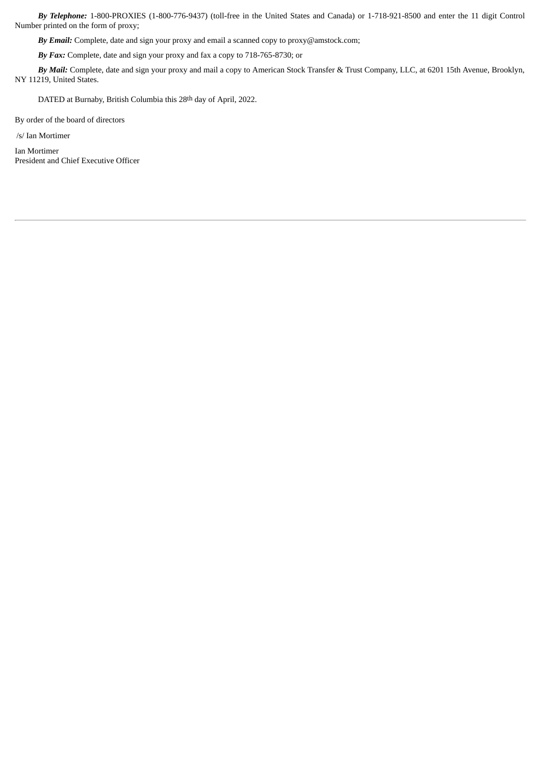***By Telephone:*** 1-800-PROXIES (1-800-776-9437) (toll-free in the United States and Canada) or 1-718-921-8500 and enter the 11 digit Control Number printed on the form of proxy;

***By Email:*** Complete, date and sign your proxy and email a scanned copy to proxy@amstock.com;

***By Fax:*** Complete, date and sign your proxy and fax a copy to 718-765-8730; or

***By Mail:*** Complete, date and sign your proxy and mail a copy to American Stock Transfer & Trust Company, LLC, at 6201 15th Avenue, Brooklyn, NY 11219, United States.

DATED at Burnaby, British Columbia this 28th day of April, 2022.

By order of the board of directors

/s/ Ian Mortimer

Ian Mortimer
President and Chief Executive Officer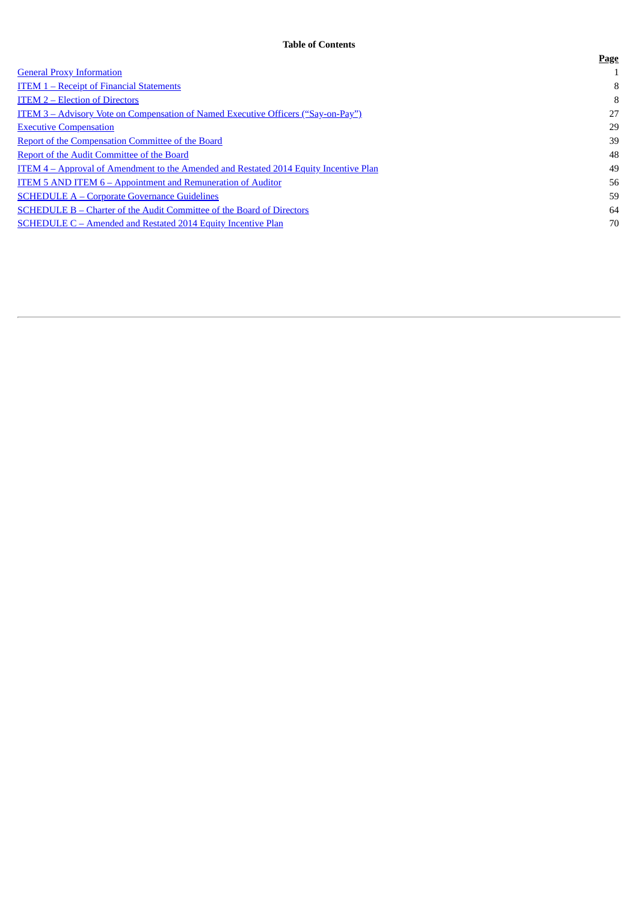**Table of Contents**

| | Page |
|---|---|
| General Proxy Information | 1 |
| ITEM 1 – Receipt of Financial Statements | 8 |
| ITEM 2 – Election of Directors | 8 |
| ITEM 3 – Advisory Vote on Compensation of Named Executive Officers (“Say-on-Pay”) | 27 |
| Executive Compensation | 29 |
| Report of the Compensation Committee of the Board | 39 |
| Report of the Audit Committee of the Board | 48 |
| ITEM 4 – Approval of Amendment to the Amended and Restated 2014 Equity Incentive Plan | 49 |
| ITEM 5 AND ITEM 6 – Appointment and Remuneration of Auditor | 56 |
| SCHEDULE A – Corporate Governance Guidelines | 59 |
| SCHEDULE B – Charter of the Audit Committee of the Board of Directors | 64 |
| SCHEDULE C – Amended and Restated 2014 Equity Incentive Plan | 70 |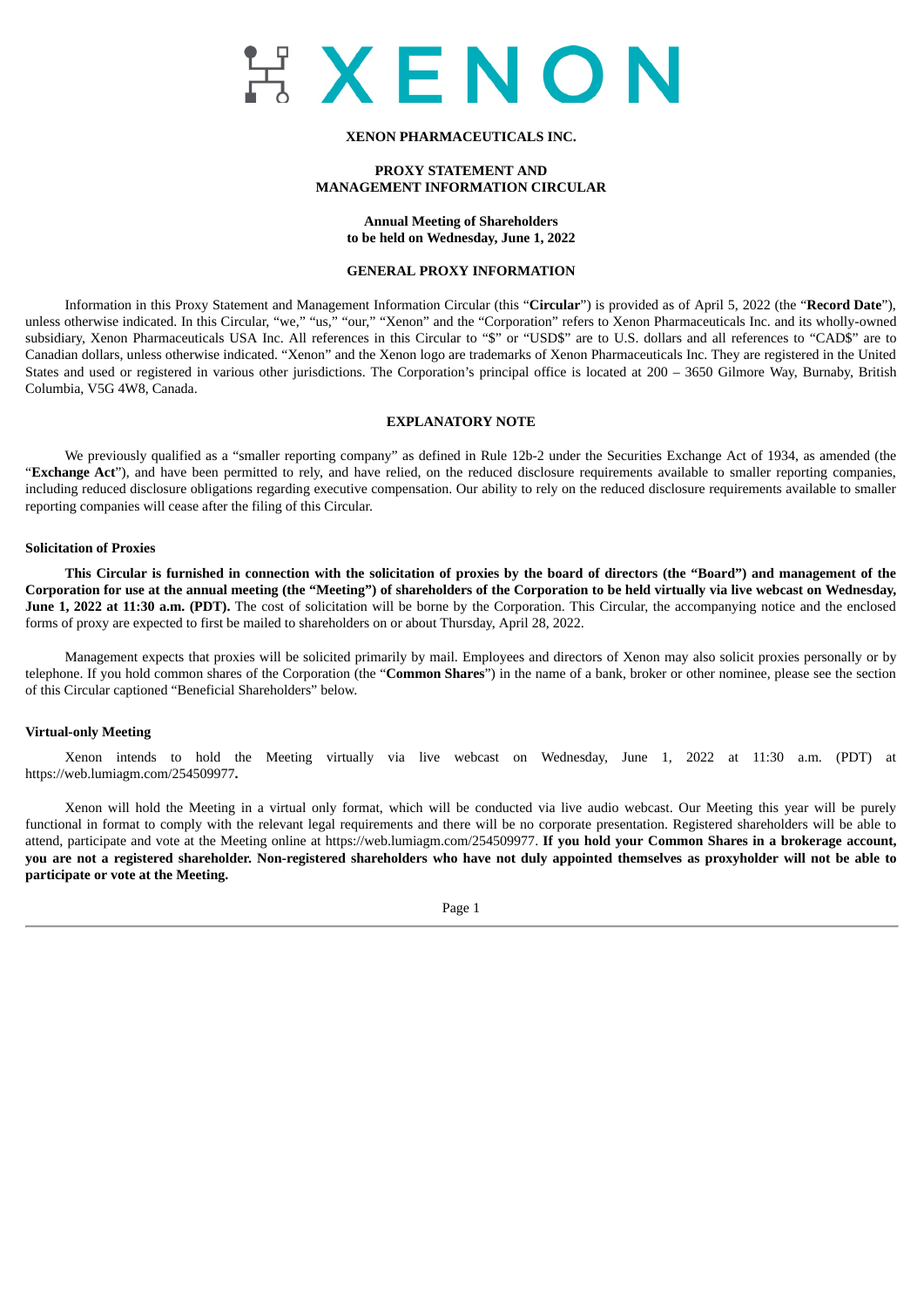# XENON

**XENON PHARMACEUTICALS INC.**

**PROXY STATEMENT AND**
**MANAGEMENT INFORMATION CIRCULAR**

**Annual Meeting of Shareholders**
**to be held on Wednesday, June 1, 2022**

**GENERAL PROXY INFORMATION**

Information in this Proxy Statement and Management Information Circular (this "**Circular**") is provided as of April 5, 2022 (the "**Record Date**"), unless otherwise indicated. In this Circular, "we," "us," "our," "Xenon" and the "Corporation" refers to Xenon Pharmaceuticals Inc. and its wholly-owned subsidiary, Xenon Pharmaceuticals USA Inc. All references in this Circular to "$" or "USD$" are to U.S. dollars and all references to "CAD$" are to Canadian dollars, unless otherwise indicated. "Xenon" and the Xenon logo are trademarks of Xenon Pharmaceuticals Inc. They are registered in the United States and used or registered in various other jurisdictions. The Corporation's principal office is located at 200 – 3650 Gilmore Way, Burnaby, British Columbia, V5G 4W8, Canada.

**EXPLANATORY NOTE**

We previously qualified as a "smaller reporting company" as defined in Rule 12b-2 under the Securities Exchange Act of 1934, as amended (the "**Exchange Act**"), and have been permitted to rely, and have relied, on the reduced disclosure requirements available to smaller reporting companies, including reduced disclosure obligations regarding executive compensation. Our ability to rely on the reduced disclosure requirements available to smaller reporting companies will cease after the filing of this Circular.

**Solicitation of Proxies**

**This Circular is furnished in connection with the solicitation of proxies by the board of directors (the "Board") and management of the Corporation for use at the annual meeting (the "Meeting") of shareholders of the Corporation to be held virtually via live webcast on Wednesday, June 1, 2022 at 11:30 a.m. (PDT).** The cost of solicitation will be borne by the Corporation. This Circular, the accompanying notice and the enclosed forms of proxy are expected to first be mailed to shareholders on or about Thursday, April 28, 2022.

Management expects that proxies will be solicited primarily by mail. Employees and directors of Xenon may also solicit proxies personally or by telephone. If you hold common shares of the Corporation (the "**Common Shares**") in the name of a bank, broker or other nominee, please see the section of this Circular captioned "Beneficial Shareholders" below.

**Virtual-only Meeting**

Xenon intends to hold the Meeting virtually via live webcast on Wednesday, June 1, 2022 at 11:30 a.m. (PDT) at https://web.lumiagm.com/254509977**.**

Xenon will hold the Meeting in a virtual only format, which will be conducted via live audio webcast. Our Meeting this year will be purely functional in format to comply with the relevant legal requirements and there will be no corporate presentation. Registered shareholders will be able to attend, participate and vote at the Meeting online at https://web.lumiagm.com/254509977. **If you hold your Common Shares in a brokerage account, you are not a registered shareholder. Non-registered shareholders who have not duly appointed themselves as proxyholder will not be able to participate or vote at the Meeting.**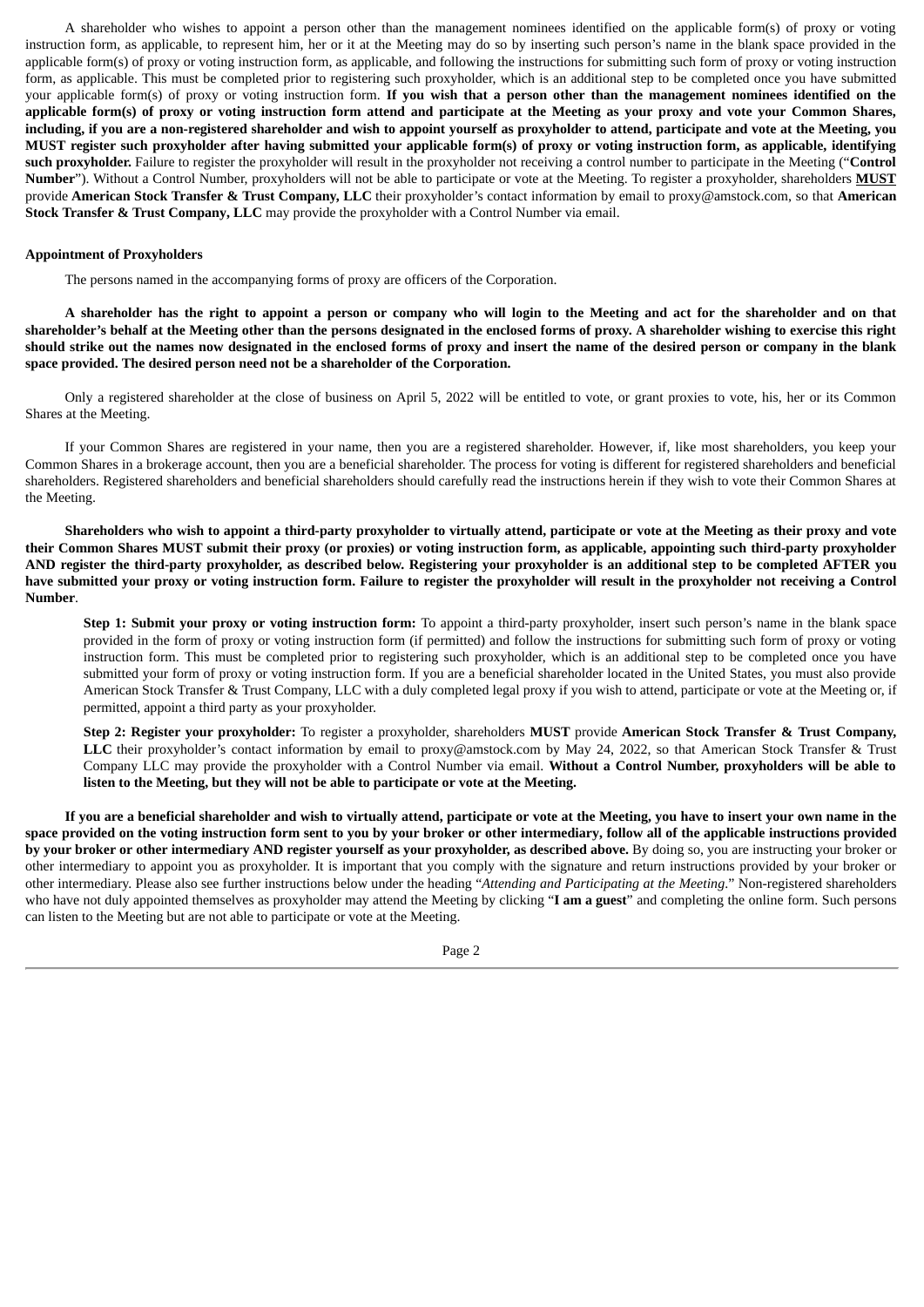A shareholder who wishes to appoint a person other than the management nominees identified on the applicable form(s) of proxy or voting instruction form, as applicable, to represent him, her or it at the Meeting may do so by inserting such person's name in the blank space provided in the applicable form(s) of proxy or voting instruction form, as applicable, and following the instructions for submitting such form of proxy or voting instruction form, as applicable. This must be completed prior to registering such proxyholder, which is an additional step to be completed once you have submitted your applicable form(s) of proxy or voting instruction form. **If you wish that a person other than the management nominees identified on the applicable form(s) of proxy or voting instruction form attend and participate at the Meeting as your proxy and vote your Common Shares, including, if you are a non-registered shareholder and wish to appoint yourself as proxyholder to attend, participate and vote at the Meeting, you MUST register such proxyholder after having submitted your applicable form(s) of proxy or voting instruction form, as applicable, identifying such proxyholder.** Failure to register the proxyholder will result in the proxyholder not receiving a control number to participate in the Meeting ("**Control Number**"). Without a Control Number, proxyholders will not be able to participate or vote at the Meeting. To register a proxyholder, shareholders **MUST** provide **American Stock Transfer & Trust Company, LLC** their proxyholder's contact information by email to proxy@amstock.com, so that **American Stock Transfer & Trust Company, LLC** may provide the proxyholder with a Control Number via email.

**Appointment of Proxyholders**

The persons named in the accompanying forms of proxy are officers of the Corporation.

**A shareholder has the right to appoint a person or company who will login to the Meeting and act for the shareholder and on that shareholder's behalf at the Meeting other than the persons designated in the enclosed forms of proxy. A shareholder wishing to exercise this right should strike out the names now designated in the enclosed forms of proxy and insert the name of the desired person or company in the blank space provided. The desired person need not be a shareholder of the Corporation.**

Only a registered shareholder at the close of business on April 5, 2022 will be entitled to vote, or grant proxies to vote, his, her or its Common Shares at the Meeting.

If your Common Shares are registered in your name, then you are a registered shareholder. However, if, like most shareholders, you keep your Common Shares in a brokerage account, then you are a beneficial shareholder. The process for voting is different for registered shareholders and beneficial shareholders. Registered shareholders and beneficial shareholders should carefully read the instructions herein if they wish to vote their Common Shares at the Meeting.

**Shareholders who wish to appoint a third-party proxyholder to virtually attend, participate or vote at the Meeting as their proxy and vote their Common Shares MUST submit their proxy (or proxies) or voting instruction form, as applicable, appointing such third-party proxyholder AND register the third-party proxyholder, as described below. Registering your proxyholder is an additional step to be completed AFTER you have submitted your proxy or voting instruction form. Failure to register the proxyholder will result in the proxyholder not receiving a Control Number**.

**Step 1: Submit your proxy or voting instruction form:** To appoint a third-party proxyholder, insert such person's name in the blank space provided in the form of proxy or voting instruction form (if permitted) and follow the instructions for submitting such form of proxy or voting instruction form. This must be completed prior to registering such proxyholder, which is an additional step to be completed once you have submitted your form of proxy or voting instruction form. If you are a beneficial shareholder located in the United States, you must also provide American Stock Transfer & Trust Company, LLC with a duly completed legal proxy if you wish to attend, participate or vote at the Meeting or, if permitted, appoint a third party as your proxyholder.

**Step 2: Register your proxyholder:** To register a proxyholder, shareholders **MUST** provide **American Stock Transfer & Trust Company, LLC** their proxyholder's contact information by email to proxy@amstock.com by May 24, 2022, so that American Stock Transfer & Trust Company LLC may provide the proxyholder with a Control Number via email. **Without a Control Number, proxyholders will be able to listen to the Meeting, but they will not be able to participate or vote at the Meeting.**

**If you are a beneficial shareholder and wish to virtually attend, participate or vote at the Meeting, you have to insert your own name in the space provided on the voting instruction form sent to you by your broker or other intermediary, follow all of the applicable instructions provided by your broker or other intermediary AND register yourself as your proxyholder, as described above.** By doing so, you are instructing your broker or other intermediary to appoint you as proxyholder. It is important that you comply with the signature and return instructions provided by your broker or other intermediary. Please also see further instructions below under the heading "*Attending and Participating at the Meeting*." Non-registered shareholders who have not duly appointed themselves as proxyholder may attend the Meeting by clicking "**I am a guest**" and completing the online form. Such persons can listen to the Meeting but are not able to participate or vote at the Meeting.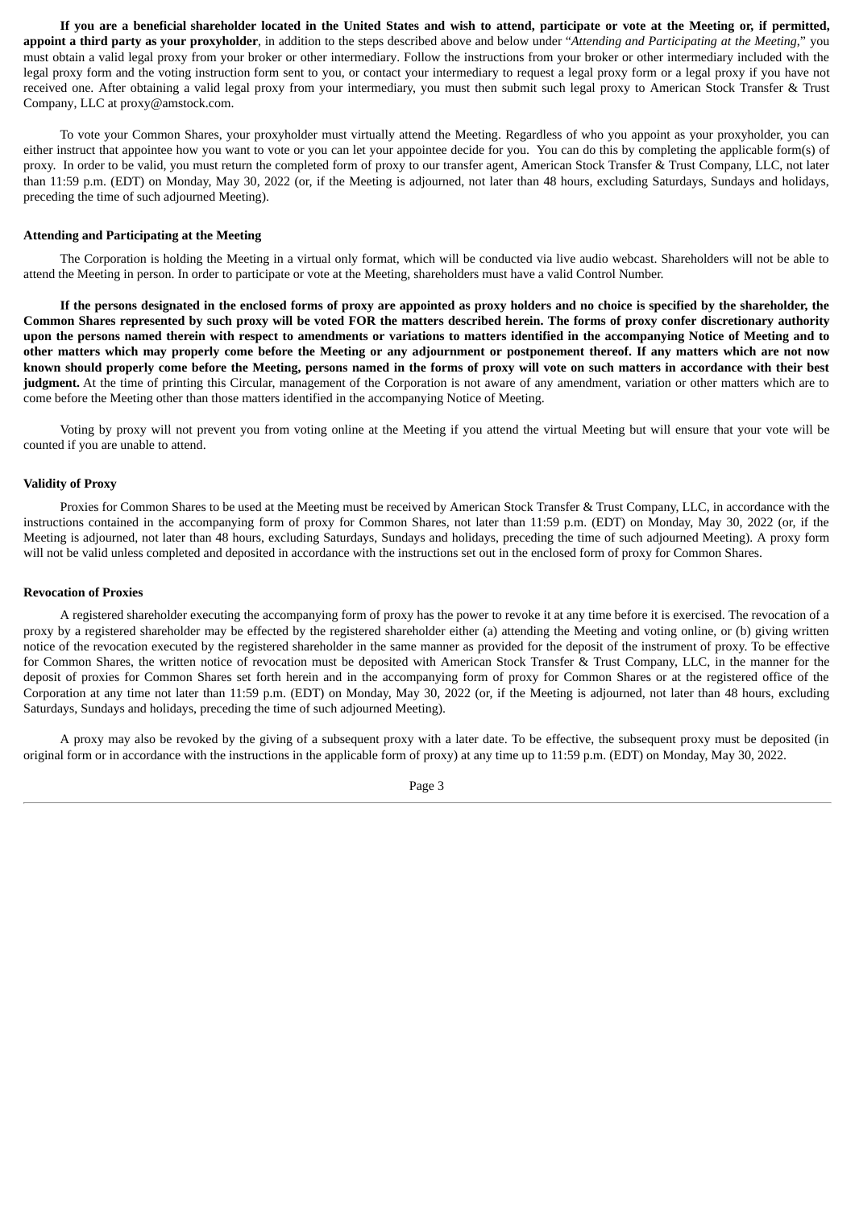**If you are a beneficial shareholder located in the United States and wish to attend, participate or vote at the Meeting or, if permitted, appoint a third party as your proxyholder**, in addition to the steps described above and below under "*Attending and Participating at the Meeting*," you must obtain a valid legal proxy from your broker or other intermediary. Follow the instructions from your broker or other intermediary included with the legal proxy form and the voting instruction form sent to you, or contact your intermediary to request a legal proxy form or a legal proxy if you have not received one. After obtaining a valid legal proxy from your intermediary, you must then submit such legal proxy to American Stock Transfer & Trust Company, LLC at proxy@amstock.com.

To vote your Common Shares, your proxyholder must virtually attend the Meeting. Regardless of who you appoint as your proxyholder, you can either instruct that appointee how you want to vote or you can let your appointee decide for you. You can do this by completing the applicable form(s) of proxy. In order to be valid, you must return the completed form of proxy to our transfer agent, American Stock Transfer & Trust Company, LLC, not later than 11:59 p.m. (EDT) on Monday, May 30, 2022 (or, if the Meeting is adjourned, not later than 48 hours, excluding Saturdays, Sundays and holidays, preceding the time of such adjourned Meeting).

**Attending and Participating at the Meeting**

The Corporation is holding the Meeting in a virtual only format, which will be conducted via live audio webcast. Shareholders will not be able to attend the Meeting in person. In order to participate or vote at the Meeting, shareholders must have a valid Control Number.

**If the persons designated in the enclosed forms of proxy are appointed as proxy holders and no choice is specified by the shareholder, the Common Shares represented by such proxy will be voted FOR the matters described herein. The forms of proxy confer discretionary authority upon the persons named therein with respect to amendments or variations to matters identified in the accompanying Notice of Meeting and to other matters which may properly come before the Meeting or any adjournment or postponement thereof. If any matters which are not now known should properly come before the Meeting, persons named in the forms of proxy will vote on such matters in accordance with their best judgment.** At the time of printing this Circular, management of the Corporation is not aware of any amendment, variation or other matters which are to come before the Meeting other than those matters identified in the accompanying Notice of Meeting.

Voting by proxy will not prevent you from voting online at the Meeting if you attend the virtual Meeting but will ensure that your vote will be counted if you are unable to attend.

**Validity of Proxy**

Proxies for Common Shares to be used at the Meeting must be received by American Stock Transfer & Trust Company, LLC, in accordance with the instructions contained in the accompanying form of proxy for Common Shares, not later than 11:59 p.m. (EDT) on Monday, May 30, 2022 (or, if the Meeting is adjourned, not later than 48 hours, excluding Saturdays, Sundays and holidays, preceding the time of such adjourned Meeting). A proxy form will not be valid unless completed and deposited in accordance with the instructions set out in the enclosed form of proxy for Common Shares.

**Revocation of Proxies**

A registered shareholder executing the accompanying form of proxy has the power to revoke it at any time before it is exercised. The revocation of a proxy by a registered shareholder may be effected by the registered shareholder either (a) attending the Meeting and voting online, or (b) giving written notice of the revocation executed by the registered shareholder in the same manner as provided for the deposit of the instrument of proxy. To be effective for Common Shares, the written notice of revocation must be deposited with American Stock Transfer & Trust Company, LLC, in the manner for the deposit of proxies for Common Shares set forth herein and in the accompanying form of proxy for Common Shares or at the registered office of the Corporation at any time not later than 11:59 p.m. (EDT) on Monday, May 30, 2022 (or, if the Meeting is adjourned, not later than 48 hours, excluding Saturdays, Sundays and holidays, preceding the time of such adjourned Meeting).

A proxy may also be revoked by the giving of a subsequent proxy with a later date. To be effective, the subsequent proxy must be deposited (in original form or in accordance with the instructions in the applicable form of proxy) at any time up to 11:59 p.m. (EDT) on Monday, May 30, 2022.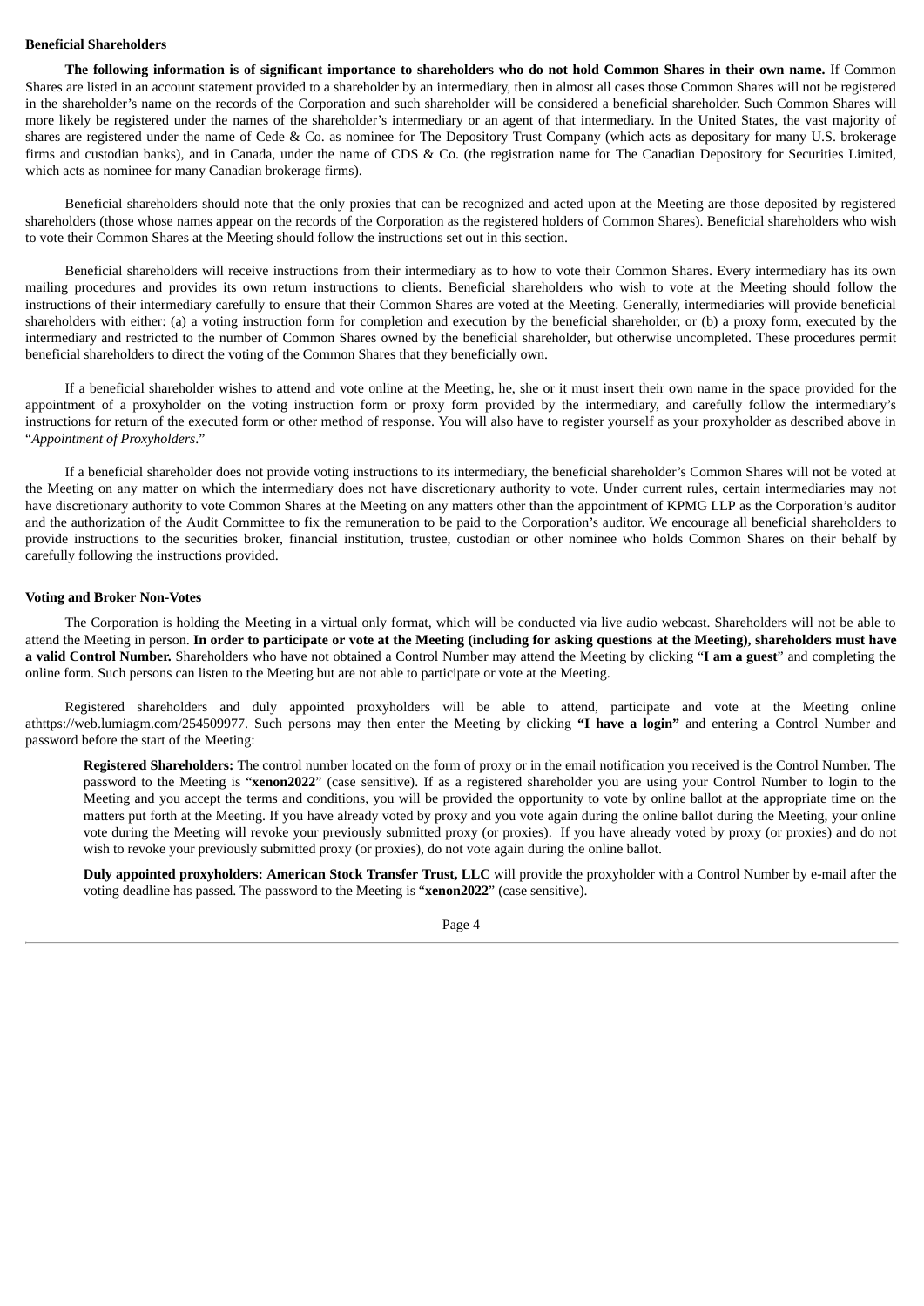**Beneficial Shareholders**

**The following information is of significant importance to shareholders who do not hold Common Shares in their own name.** If Common Shares are listed in an account statement provided to a shareholder by an intermediary, then in almost all cases those Common Shares will not be registered in the shareholder's name on the records of the Corporation and such shareholder will be considered a beneficial shareholder. Such Common Shares will more likely be registered under the names of the shareholder's intermediary or an agent of that intermediary. In the United States, the vast majority of shares are registered under the name of Cede & Co. as nominee for The Depository Trust Company (which acts as depositary for many U.S. brokerage firms and custodian banks), and in Canada, under the name of CDS & Co. (the registration name for The Canadian Depository for Securities Limited, which acts as nominee for many Canadian brokerage firms).

Beneficial shareholders should note that the only proxies that can be recognized and acted upon at the Meeting are those deposited by registered shareholders (those whose names appear on the records of the Corporation as the registered holders of Common Shares). Beneficial shareholders who wish to vote their Common Shares at the Meeting should follow the instructions set out in this section.

Beneficial shareholders will receive instructions from their intermediary as to how to vote their Common Shares. Every intermediary has its own mailing procedures and provides its own return instructions to clients. Beneficial shareholders who wish to vote at the Meeting should follow the instructions of their intermediary carefully to ensure that their Common Shares are voted at the Meeting. Generally, intermediaries will provide beneficial shareholders with either: (a) a voting instruction form for completion and execution by the beneficial shareholder, or (b) a proxy form, executed by the intermediary and restricted to the number of Common Shares owned by the beneficial shareholder, but otherwise uncompleted. These procedures permit beneficial shareholders to direct the voting of the Common Shares that they beneficially own.

If a beneficial shareholder wishes to attend and vote online at the Meeting, he, she or it must insert their own name in the space provided for the appointment of a proxyholder on the voting instruction form or proxy form provided by the intermediary, and carefully follow the intermediary's instructions for return of the executed form or other method of response. You will also have to register yourself as your proxyholder as described above in "*Appointment of Proxyholders*."

If a beneficial shareholder does not provide voting instructions to its intermediary, the beneficial shareholder's Common Shares will not be voted at the Meeting on any matter on which the intermediary does not have discretionary authority to vote. Under current rules, certain intermediaries may not have discretionary authority to vote Common Shares at the Meeting on any matters other than the appointment of KPMG LLP as the Corporation's auditor and the authorization of the Audit Committee to fix the remuneration to be paid to the Corporation's auditor. We encourage all beneficial shareholders to provide instructions to the securities broker, financial institution, trustee, custodian or other nominee who holds Common Shares on their behalf by carefully following the instructions provided.

**Voting and Broker Non-Votes**

The Corporation is holding the Meeting in a virtual only format, which will be conducted via live audio webcast. Shareholders will not be able to attend the Meeting in person. **In order to participate or vote at the Meeting (including for asking questions at the Meeting), shareholders must have a valid Control Number.** Shareholders who have not obtained a Control Number may attend the Meeting by clicking "**I am a guest**" and completing the online form. Such persons can listen to the Meeting but are not able to participate or vote at the Meeting.

Registered shareholders and duly appointed proxyholders will be able to attend, participate and vote at the Meeting online athttps://web.lumiagm.com/254509977. Such persons may then enter the Meeting by clicking **"I have a login"** and entering a Control Number and password before the start of the Meeting:

**Registered Shareholders:** The control number located on the form of proxy or in the email notification you received is the Control Number. The password to the Meeting is "**xenon2022**" (case sensitive). If as a registered shareholder you are using your Control Number to login to the Meeting and you accept the terms and conditions, you will be provided the opportunity to vote by online ballot at the appropriate time on the matters put forth at the Meeting. If you have already voted by proxy and you vote again during the online ballot during the Meeting, your online vote during the Meeting will revoke your previously submitted proxy (or proxies). If you have already voted by proxy (or proxies) and do not wish to revoke your previously submitted proxy (or proxies), do not vote again during the online ballot.

**Duly appointed proxyholders: American Stock Transfer Trust, LLC** will provide the proxyholder with a Control Number by e-mail after the voting deadline has passed. The password to the Meeting is "**xenon2022**" (case sensitive).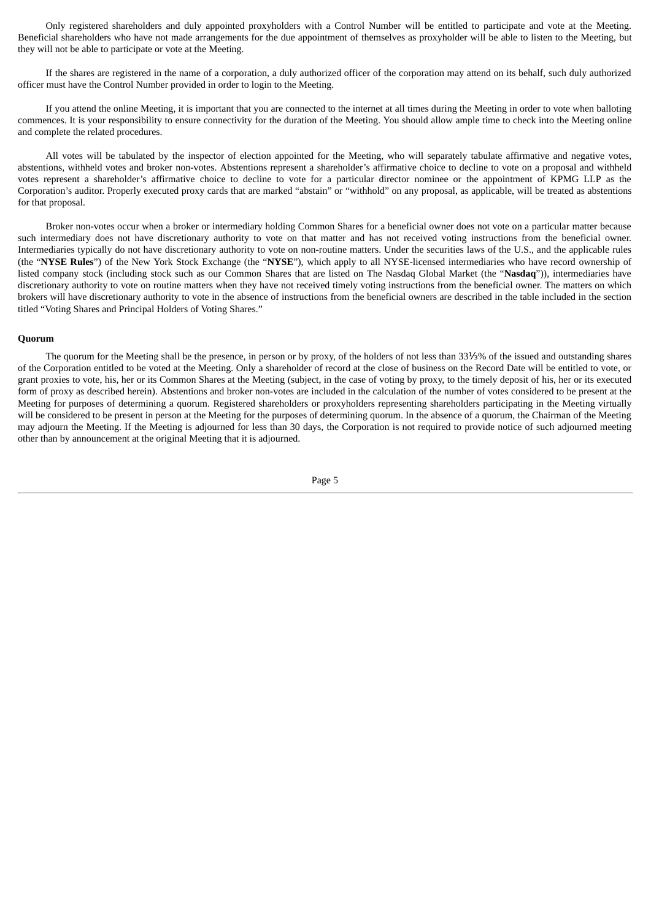Only registered shareholders and duly appointed proxyholders with a Control Number will be entitled to participate and vote at the Meeting. Beneficial shareholders who have not made arrangements for the due appointment of themselves as proxyholder will be able to listen to the Meeting, but they will not be able to participate or vote at the Meeting.

If the shares are registered in the name of a corporation, a duly authorized officer of the corporation may attend on its behalf, such duly authorized officer must have the Control Number provided in order to login to the Meeting.

If you attend the online Meeting, it is important that you are connected to the internet at all times during the Meeting in order to vote when balloting commences. It is your responsibility to ensure connectivity for the duration of the Meeting. You should allow ample time to check into the Meeting online and complete the related procedures.

All votes will be tabulated by the inspector of election appointed for the Meeting, who will separately tabulate affirmative and negative votes, abstentions, withheld votes and broker non-votes. Abstentions represent a shareholder's affirmative choice to decline to vote on a proposal and withheld votes represent a shareholder's affirmative choice to decline to vote for a particular director nominee or the appointment of KPMG LLP as the Corporation's auditor. Properly executed proxy cards that are marked "abstain" or "withhold" on any proposal, as applicable, will be treated as abstentions for that proposal.

Broker non-votes occur when a broker or intermediary holding Common Shares for a beneficial owner does not vote on a particular matter because such intermediary does not have discretionary authority to vote on that matter and has not received voting instructions from the beneficial owner. Intermediaries typically do not have discretionary authority to vote on non-routine matters. Under the securities laws of the U.S., and the applicable rules (the "**NYSE Rules**") of the New York Stock Exchange (the "**NYSE**"), which apply to all NYSE-licensed intermediaries who have record ownership of listed company stock (including stock such as our Common Shares that are listed on The Nasdaq Global Market (the "**Nasdaq**")), intermediaries have discretionary authority to vote on routine matters when they have not received timely voting instructions from the beneficial owner. The matters on which brokers will have discretionary authority to vote in the absence of instructions from the beneficial owners are described in the table included in the section titled "Voting Shares and Principal Holders of Voting Shares."

**Quorum**

The quorum for the Meeting shall be the presence, in person or by proxy, of the holders of not less than 33⅓% of the issued and outstanding shares of the Corporation entitled to be voted at the Meeting. Only a shareholder of record at the close of business on the Record Date will be entitled to vote, or grant proxies to vote, his, her or its Common Shares at the Meeting (subject, in the case of voting by proxy, to the timely deposit of his, her or its executed form of proxy as described herein). Abstentions and broker non-votes are included in the calculation of the number of votes considered to be present at the Meeting for purposes of determining a quorum. Registered shareholders or proxyholders representing shareholders participating in the Meeting virtually will be considered to be present in person at the Meeting for the purposes of determining quorum. In the absence of a quorum, the Chairman of the Meeting may adjourn the Meeting. If the Meeting is adjourned for less than 30 days, the Corporation is not required to provide notice of such adjourned meeting other than by announcement at the original Meeting that it is adjourned.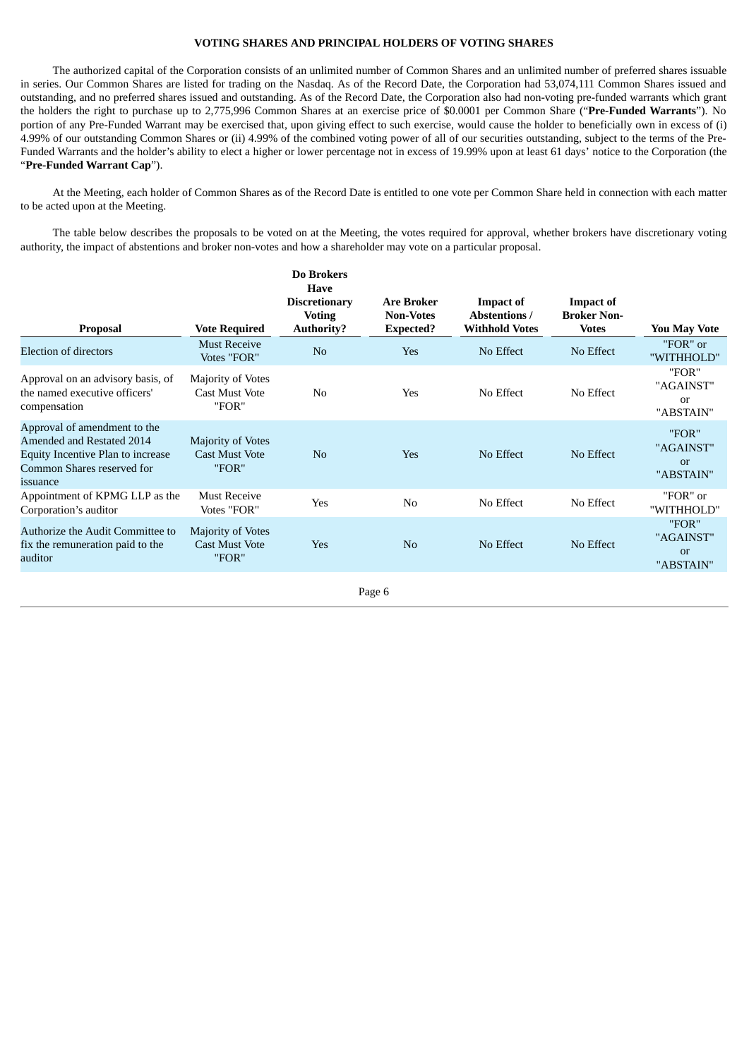**VOTING SHARES AND PRINCIPAL HOLDERS OF VOTING SHARES**

The authorized capital of the Corporation consists of an unlimited number of Common Shares and an unlimited number of preferred shares issuable in series. Our Common Shares are listed for trading on the Nasdaq. As of the Record Date, the Corporation had 53,074,111 Common Shares issued and outstanding, and no preferred shares issued and outstanding. As of the Record Date, the Corporation also had non-voting pre-funded warrants which grant the holders the right to purchase up to 2,775,996 Common Shares at an exercise price of $0.0001 per Common Share ("**Pre-Funded Warrants**"). No portion of any Pre-Funded Warrant may be exercised that, upon giving effect to such exercise, would cause the holder to beneficially own in excess of (i) 4.99% of our outstanding Common Shares or (ii) 4.99% of the combined voting power of all of our securities outstanding, subject to the terms of the Pre-Funded Warrants and the holder's ability to elect a higher or lower percentage not in excess of 19.99% upon at least 61 days' notice to the Corporation (the "**Pre-Funded Warrant Cap**").

At the Meeting, each holder of Common Shares as of the Record Date is entitled to one vote per Common Share held in connection with each matter to be acted upon at the Meeting.

The table below describes the proposals to be voted on at the Meeting, the votes required for approval, whether brokers have discretionary voting authority, the impact of abstentions and broker non-votes and how a shareholder may vote on a particular proposal.

| Proposal | Vote Required | Do Brokers Have Discretionary Voting Authority? | Are Broker Non-Votes Expected? | Impact of Abstentions / Withhold Votes | Impact of Broker Non-Votes | You May Vote |
|---|---|---|---|---|---|---|
| Election of directors | Must Receive Votes "FOR" | No | Yes | No Effect | No Effect | "FOR" or "WITHHOLD" |
| Approval on an advisory basis, of the named executive officers' compensation | Majority of Votes Cast Must Vote "FOR" | No | Yes | No Effect | No Effect | "FOR" "AGAINST" or "ABSTAIN" |
| Approval of amendment to the Amended and Restated 2014 Equity Incentive Plan to increase Common Shares reserved for issuance | Majority of Votes Cast Must Vote "FOR" | No | Yes | No Effect | No Effect | "FOR" "AGAINST" or "ABSTAIN" |
| Appointment of KPMG LLP as the Corporation's auditor | Must Receive Votes "FOR" | Yes | No | No Effect | No Effect | "FOR" or "WITHHOLD" |
| Authorize the Audit Committee to fix the remuneration paid to the auditor | Majority of Votes Cast Must Vote "FOR" | Yes | No | No Effect | No Effect | "FOR" "AGAINST" or "ABSTAIN" |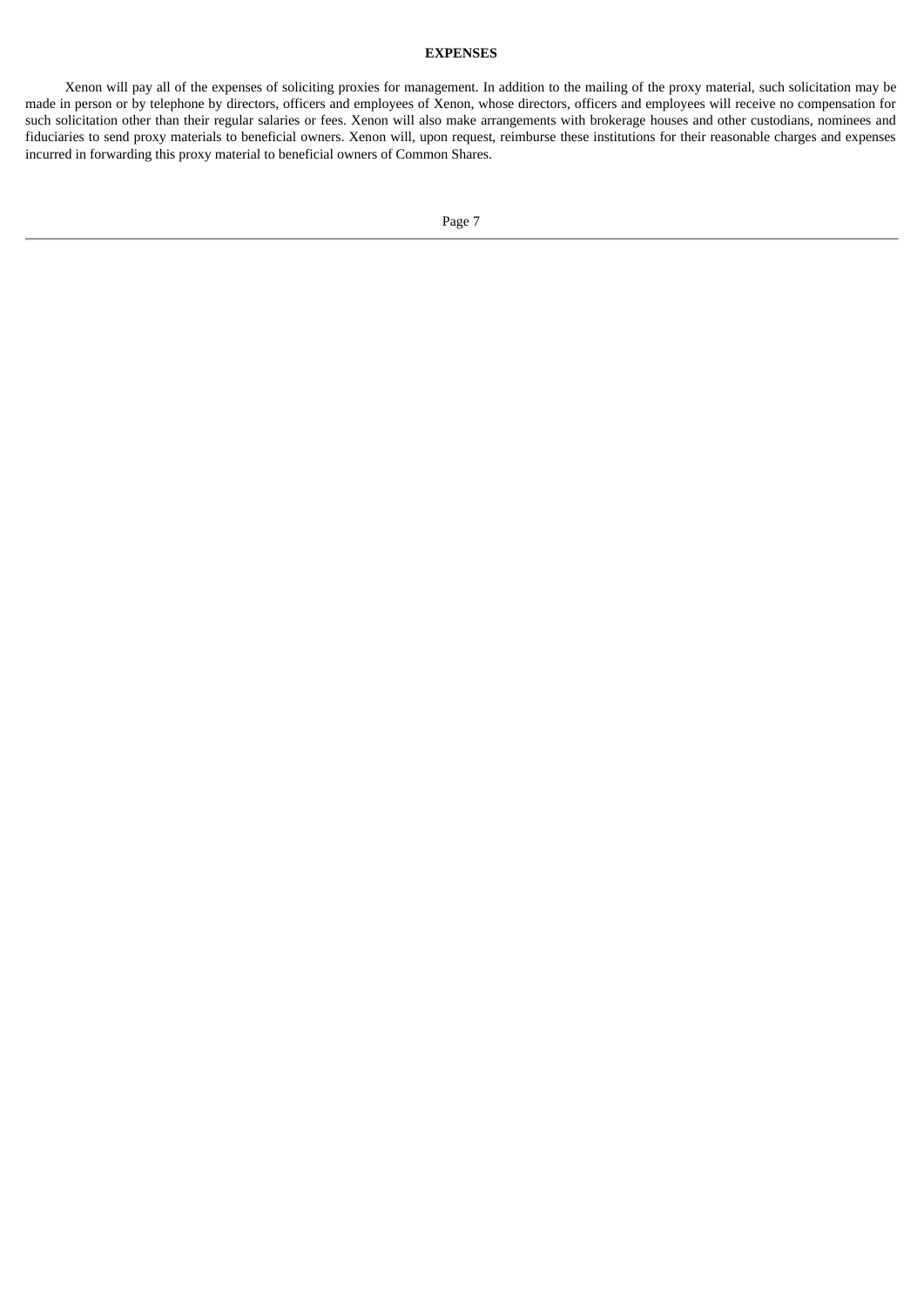## EXPENSES

Xenon will pay all of the expenses of soliciting proxies for management. In addition to the mailing of the proxy material, such solicitation may be made in person or by telephone by directors, officers and employees of Xenon, whose directors, officers and employees will receive no compensation for such solicitation other than their regular salaries or fees. Xenon will also make arrangements with brokerage houses and other custodians, nominees and fiduciaries to send proxy materials to beneficial owners. Xenon will, upon request, reimburse these institutions for their reasonable charges and expenses incurred in forwarding this proxy material to beneficial owners of Common Shares.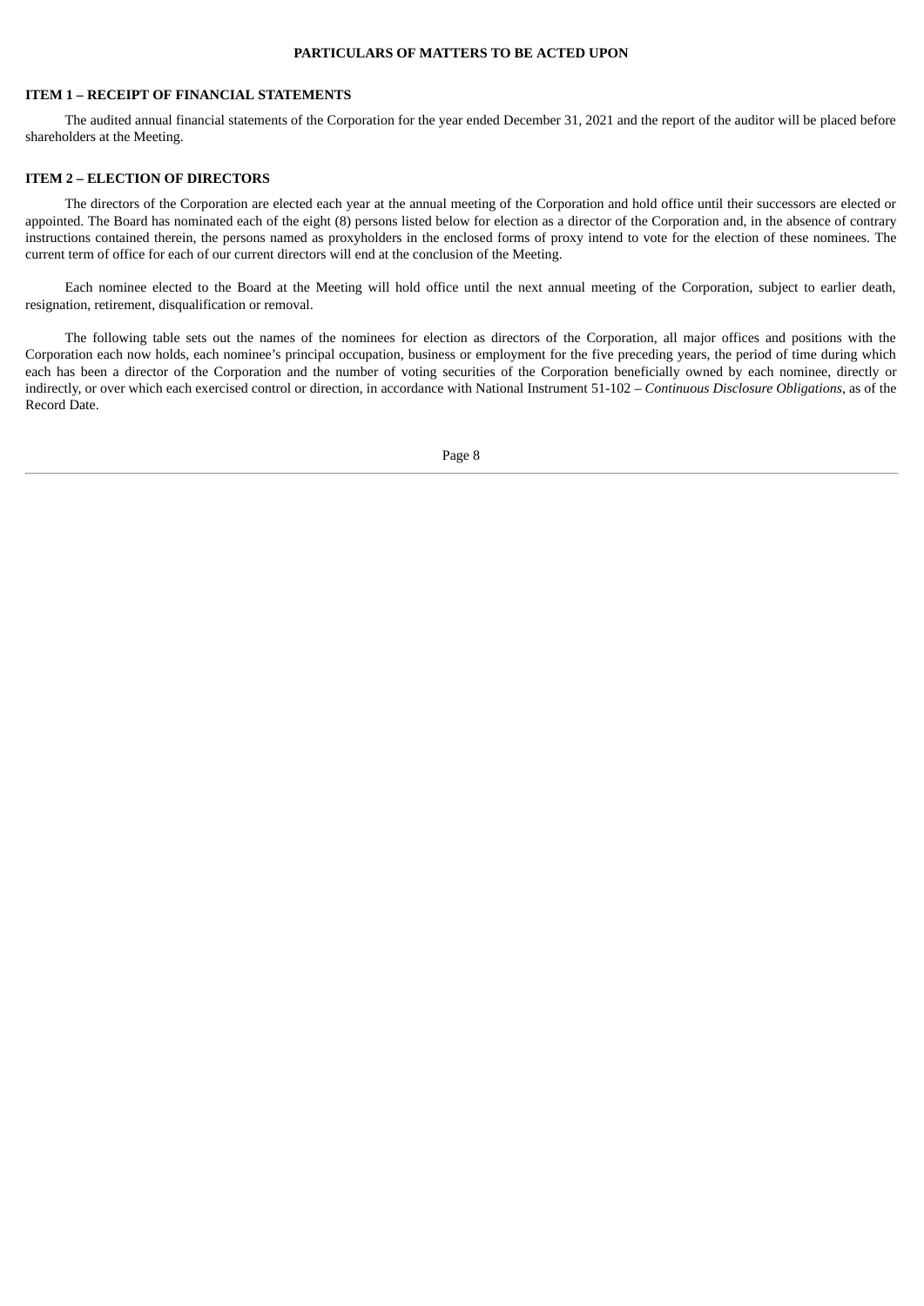## PARTICULARS OF MATTERS TO BE ACTED UPON

### ITEM 1 – RECEIPT OF FINANCIAL STATEMENTS

The audited annual financial statements of the Corporation for the year ended December 31, 2021 and the report of the auditor will be placed before shareholders at the Meeting.

### ITEM 2 – ELECTION OF DIRECTORS

The directors of the Corporation are elected each year at the annual meeting of the Corporation and hold office until their successors are elected or appointed. The Board has nominated each of the eight (8) persons listed below for election as a director of the Corporation and, in the absence of contrary instructions contained therein, the persons named as proxyholders in the enclosed forms of proxy intend to vote for the election of these nominees. The current term of office for each of our current directors will end at the conclusion of the Meeting.

Each nominee elected to the Board at the Meeting will hold office until the next annual meeting of the Corporation, subject to earlier death, resignation, retirement, disqualification or removal.

The following table sets out the names of the nominees for election as directors of the Corporation, all major offices and positions with the Corporation each now holds, each nominee's principal occupation, business or employment for the five preceding years, the period of time during which each has been a director of the Corporation and the number of voting securities of the Corporation beneficially owned by each nominee, directly or indirectly, or over which each exercised control or direction, in accordance with National Instrument 51-102 – *Continuous Disclosure Obligations*, as of the Record Date.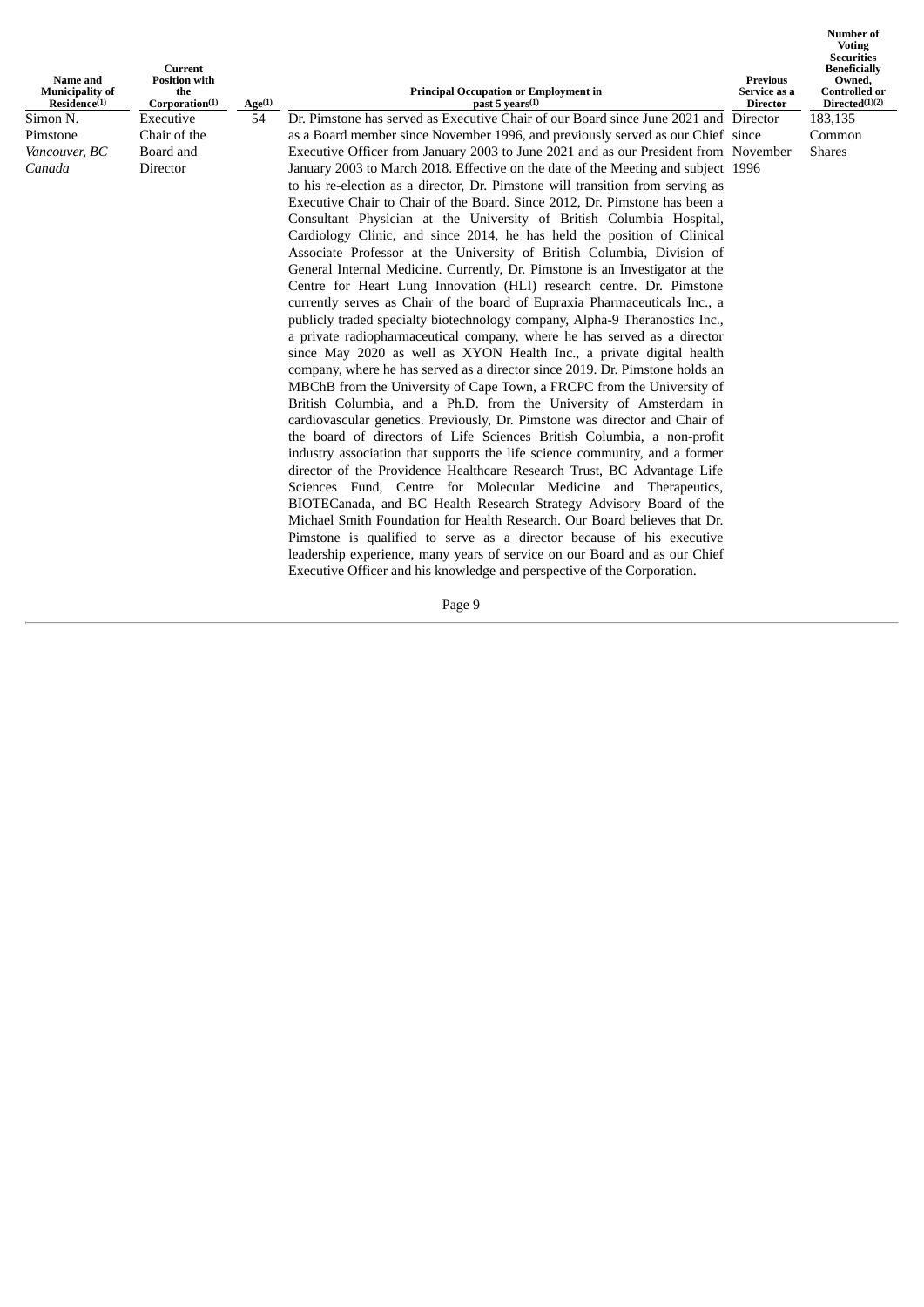| Name and Municipality of Residence[(1)] | Current Position with the Corporation[(1)] | Age[(1)] | Principal Occupation or Employment in past 5 years[(1)] | Previous Service as a Director | Number of Voting Securities Beneficially Owned, Controlled or Directed[(1)(2)] |
|---|---|---|---|---|---|
| Simon N. Pimstone *Vancouver, BC Canada* | Executive Chair of the Board and Director | 54 | Dr. Pimstone has served as Executive Chair of our Board since June 2021 and as a Board member since November 1996, and previously served as our Chief Executive Officer from January 2003 to June 2021 and as our President from January 2003 to March 2018. Effective on the date of the Meeting and subject to his re-election as a director, Dr. Pimstone will transition from serving as Executive Chair to Chair of the Board. Since 2012, Dr. Pimstone has been a Consultant Physician at the University of British Columbia Hospital, Cardiology Clinic, and since 2014, he has held the position of Clinical Associate Professor at the University of British Columbia, Division of General Internal Medicine. Currently, Dr. Pimstone is an Investigator at the Centre for Heart Lung Innovation (HLI) research centre. Dr. Pimstone currently serves as Chair of the board of Eupraxia Pharmaceuticals Inc., a publicly traded specialty biotechnology company, Alpha-9 Theranostics Inc., a private radiopharmaceutical company, where he has served as a director since May 2020 as well as XYON Health Inc., a private digital health company, where he has served as a director since 2019. Dr. Pimstone holds an MBChB from the University of Cape Town, a FRCPC from the University of British Columbia, and a Ph.D. from the University of Amsterdam in cardiovascular genetics. Previously, Dr. Pimstone was director and Chair of the board of directors of Life Sciences British Columbia, a non-profit industry association that supports the life science community, and a former director of the Providence Healthcare Research Trust, BC Advantage Life Sciences Fund, Centre for Molecular Medicine and Therapeutics, BIOTECanada, and BC Health Research Strategy Advisory Board of the Michael Smith Foundation for Health Research. Our Board believes that Dr. Pimstone is qualified to serve as a director because of his executive leadership experience, many years of service on our Board and as our Chief Executive Officer and his knowledge and perspective of the Corporation. | Director since November 1996 | 183,135 Common Shares |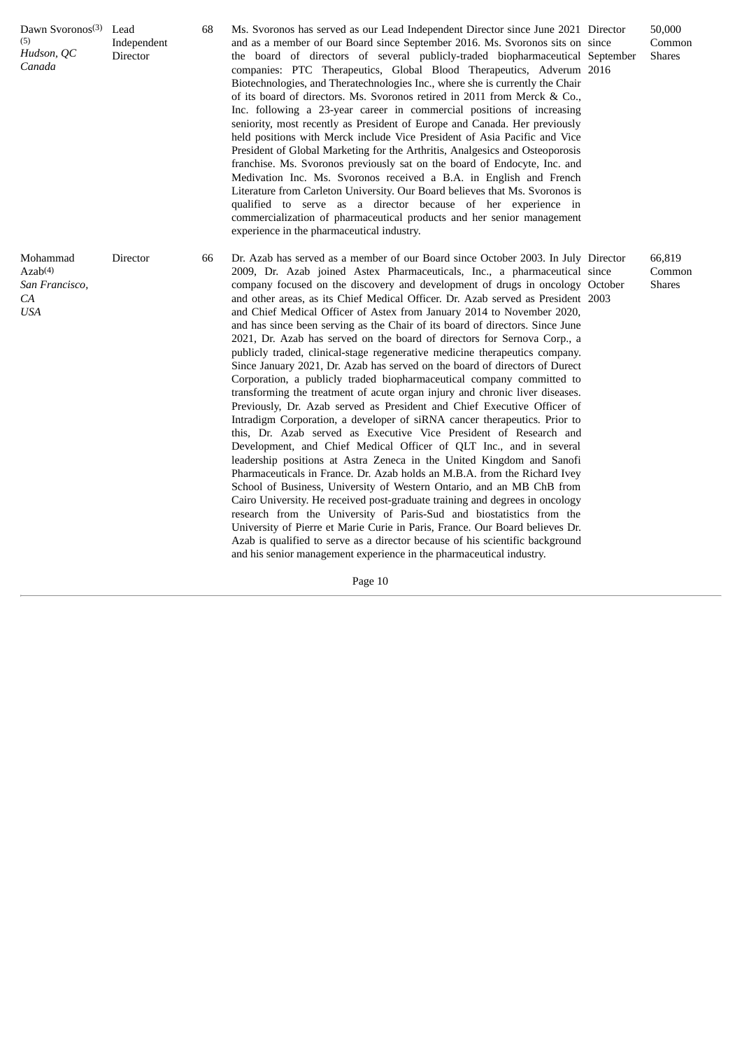| | | | | | |
|---|---|---|---|---|---|
| Dawn Svoronos[3][5] *Hudson, QC Canada* | Lead Independent Director | 68 | Ms. Svoronos has served as our Lead Independent Director since June 2021 and as a member of our Board since September 2016. Ms. Svoronos sits on the board of directors of several publicly-traded biopharmaceutical companies: PTC Therapeutics, Global Blood Therapeutics, Adverum Biotechnologies, and Theratechnologies Inc., where she is currently the Chair of its board of directors. Ms. Svoronos retired in 2011 from Merck & Co., Inc. following a 23-year career in commercial positions of increasing seniority, most recently as President of Europe and Canada. Her previously held positions with Merck include Vice President of Asia Pacific and Vice President of Global Marketing for the Arthritis, Analgesics and Osteoporosis franchise. Ms. Svoronos previously sat on the board of Endocyte, Inc. and Medivation Inc. Ms. Svoronos received a B.A. in English and French Literature from Carleton University. Our Board believes that Ms. Svoronos is qualified to serve as a director because of her experience in commercialization of pharmaceutical products and her senior management experience in the pharmaceutical industry. | Director since September 2016 | 50,000 Common Shares |
| Mohammad Azab[4] *San Francisco, CA USA* | Director | 66 | Dr. Azab has served as a member of our Board since October 2003. In July 2009, Dr. Azab joined Astex Pharmaceuticals, Inc., a pharmaceutical company focused on the discovery and development of drugs in oncology and other areas, as its Chief Medical Officer. Dr. Azab served as President and Chief Medical Officer of Astex from January 2014 to November 2020, and has since been serving as the Chair of its board of directors. Since June 2021, Dr. Azab has served on the board of directors for Sernova Corp., a publicly traded, clinical-stage regenerative medicine therapeutics company. Since January 2021, Dr. Azab has served on the board of directors of Durect Corporation, a publicly traded biopharmaceutical company committed to transforming the treatment of acute organ injury and chronic liver diseases. Previously, Dr. Azab served as President and Chief Executive Officer of Intradigm Corporation, a developer of siRNA cancer therapeutics. Prior to this, Dr. Azab served as Executive Vice President of Research and Development, and Chief Medical Officer of QLT Inc., and in several leadership positions at Astra Zeneca in the United Kingdom and Sanofi Pharmaceuticals in France. Dr. Azab holds an M.B.A. from the Richard Ivey School of Business, University of Western Ontario, and an MB ChB from Cairo University. He received post-graduate training and degrees in oncology research from the University of Paris-Sud and biostatistics from the University of Pierre et Marie Curie in Paris, France. Our Board believes Dr. Azab is qualified to serve as a director because of his scientific background and his senior management experience in the pharmaceutical industry. | Director since October 2003 | 66,819 Common Shares |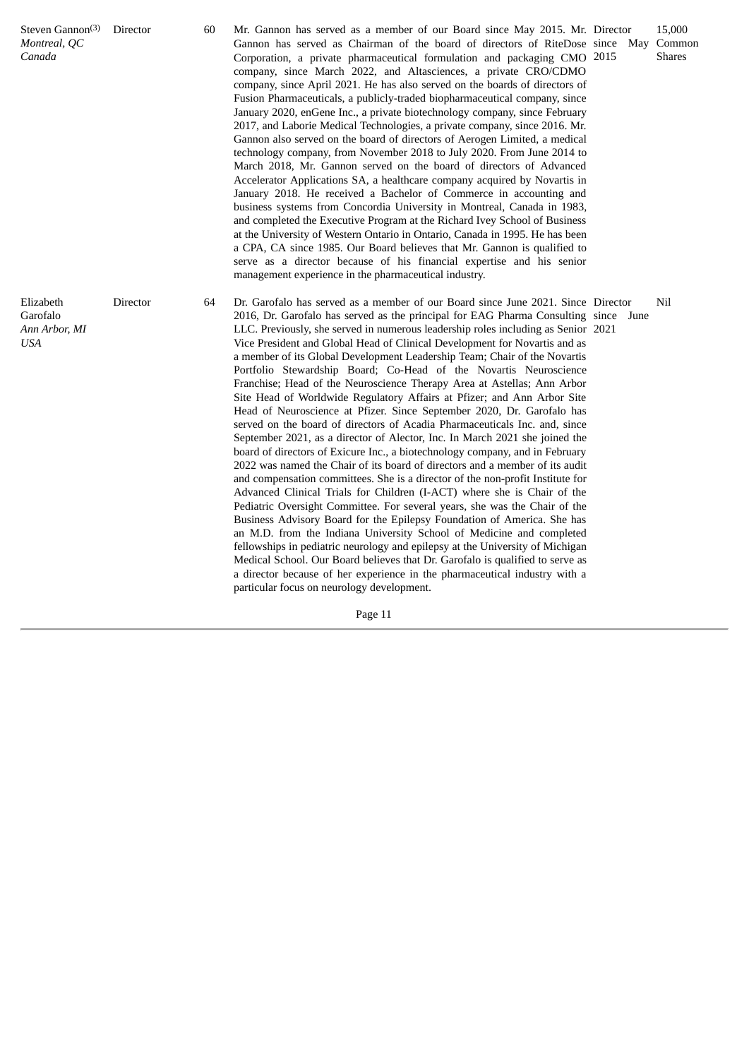| | | | | | |
|---|---|---|---|---|---|
| Steven Gannon[(3)] *Montreal, QC Canada* | Director | 60 | Mr. Gannon has served as a member of our Board since May 2015. Mr. Gannon has served as Chairman of the board of directors of RiteDose Corporation, a private pharmaceutical formulation and packaging CMO company, since March 2022, and Altasciences, a private CRO/CDMO company, since April 2021. He has also served on the boards of directors of Fusion Pharmaceuticals, a publicly-traded biopharmaceutical company, since January 2020, enGene Inc., a private biotechnology company, since February 2017, and Laborie Medical Technologies, a private company, since 2016. Mr. Gannon also served on the board of directors of Aerogen Limited, a medical technology company, from November 2018 to July 2020. From June 2014 to March 2018, Mr. Gannon served on the board of directors of Advanced Accelerator Applications SA, a healthcare company acquired by Novartis in January 2018. He received a Bachelor of Commerce in accounting and business systems from Concordia University in Montreal, Canada in 1983, and completed the Executive Program at the Richard Ivey School of Business at the University of Western Ontario in Ontario, Canada in 1995. He has been a CPA, CA since 1985. Our Board believes that Mr. Gannon is qualified to serve as a director because of his financial expertise and his senior management experience in the pharmaceutical industry. | Director since May 2015 | 15,000 Common Shares |
| Elizabeth Garofalo *Ann Arbor, MI USA* | Director | 64 | Dr. Garofalo has served as a member of our Board since June 2021. Since 2016, Dr. Garofalo has served as the principal for EAG Pharma Consulting LLC. Previously, she served in numerous leadership roles including as Senior Vice President and Global Head of Clinical Development for Novartis and as a member of its Global Development Leadership Team; Chair of the Novartis Portfolio Stewardship Board; Co-Head of the Novartis Neuroscience Franchise; Head of the Neuroscience Therapy Area at Astellas; Ann Arbor Site Head of Worldwide Regulatory Affairs at Pfizer; and Ann Arbor Site Head of Neuroscience at Pfizer. Since September 2020, Dr. Garofalo has served on the board of directors of Acadia Pharmaceuticals Inc. and, since September 2021, as a director of Alector, Inc. In March 2021 she joined the board of directors of Exicure Inc., a biotechnology company, and in February 2022 was named the Chair of its board of directors and a member of its audit and compensation committees. She is a director of the non-profit Institute for Advanced Clinical Trials for Children (I-ACT) where she is Chair of the Pediatric Oversight Committee. For several years, she was the Chair of the Business Advisory Board for the Epilepsy Foundation of America. She has an M.D. from the Indiana University School of Medicine and completed fellowships in pediatric neurology and epilepsy at the University of Michigan Medical School. Our Board believes that Dr. Garofalo is qualified to serve as a director because of her experience in the pharmaceutical industry with a particular focus on neurology development. | Director since June 2021 | Nil |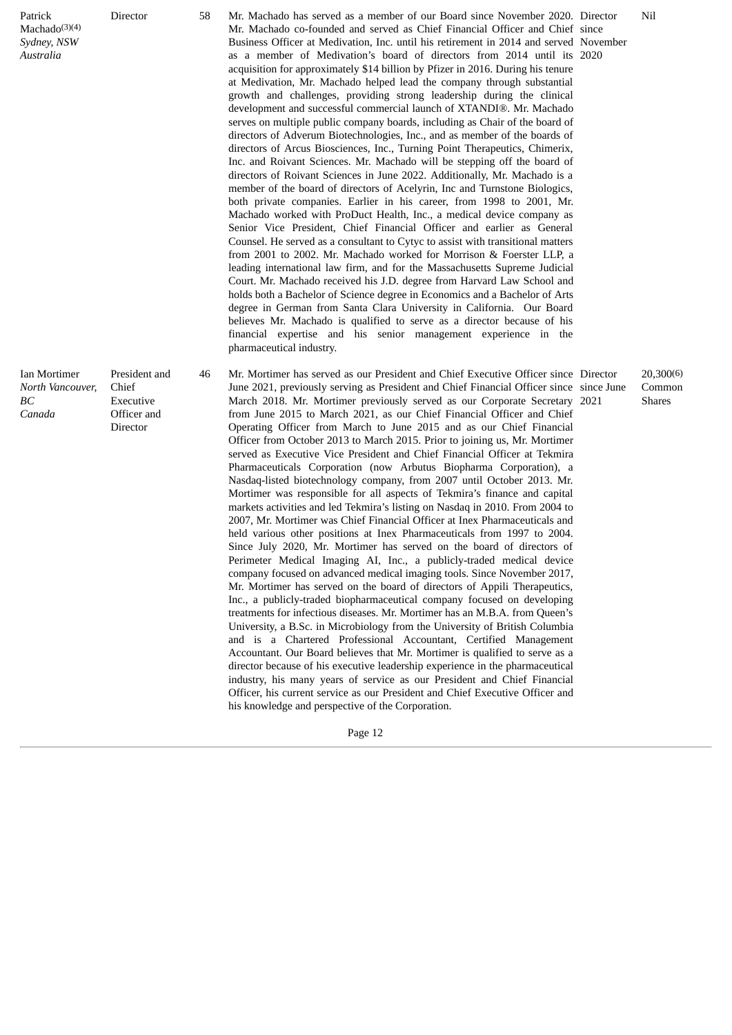| | | | | | |
|---|---|---|---|---|---|
| Patrick Machado(3)(4) *Sydney, NSW Australia* | Director | 58 | Mr. Machado has served as a member of our Board since November 2020. Mr. Machado co-founded and served as Chief Financial Officer and Chief Business Officer at Medivation, Inc. until his retirement in 2014 and served as a member of Medivation's board of directors from 2014 until its acquisition for approximately $14 billion by Pfizer in 2016. During his tenure at Medivation, Mr. Machado helped lead the company through substantial growth and challenges, providing strong leadership during the clinical development and successful commercial launch of XTANDI®. Mr. Machado serves on multiple public company boards, including as Chair of the board of directors of Adverum Biotechnologies, Inc., and as member of the boards of directors of Arcus Biosciences, Inc., Turning Point Therapeutics, Chimerix, Inc. and Roivant Sciences. Mr. Machado will be stepping off the board of directors of Roivant Sciences in June 2022. Additionally, Mr. Machado is a member of the board of directors of Acelyrin, Inc and Turnstone Biologics, both private companies. Earlier in his career, from 1998 to 2001, Mr. Machado worked with ProDuct Health, Inc., a medical device company as Senior Vice President, Chief Financial Officer and earlier as General Counsel. He served as a consultant to Cytyc to assist with transitional matters from 2001 to 2002. Mr. Machado worked for Morrison & Foerster LLP, a leading international law firm, and for the Massachusetts Supreme Judicial Court. Mr. Machado received his J.D. degree from Harvard Law School and holds both a Bachelor of Science degree in Economics and a Bachelor of Arts degree in German from Santa Clara University in California. Our Board believes Mr. Machado is qualified to serve as a director because of his financial expertise and his senior management experience in the pharmaceutical industry. | Director since November 2020 | Nil |
| Ian Mortimer *North Vancouver, BC Canada* | President and Chief Executive Officer and Director | 46 | Mr. Mortimer has served as our President and Chief Executive Officer since June 2021, previously serving as President and Chief Financial Officer since March 2018. Mr. Mortimer previously served as our Corporate Secretary from June 2015 to March 2021, as our Chief Financial Officer and Chief Operating Officer from March to June 2015 and as our Chief Financial Officer from October 2013 to March 2015. Prior to joining us, Mr. Mortimer served as Executive Vice President and Chief Financial Officer at Tekmira Pharmaceuticals Corporation (now Arbutus Biopharma Corporation), a Nasdaq-listed biotechnology company, from 2007 until October 2013. Mr. Mortimer was responsible for all aspects of Tekmira's finance and capital markets activities and led Tekmira's listing on Nasdaq in 2010. From 2004 to 2007, Mr. Mortimer was Chief Financial Officer at Inex Pharmaceuticals and held various other positions at Inex Pharmaceuticals from 1997 to 2004. Since July 2020, Mr. Mortimer has served on the board of directors of Perimeter Medical Imaging AI, Inc., a publicly-traded medical device company focused on advanced medical imaging tools. Since November 2017, Mr. Mortimer has served on the board of directors of Appili Therapeutics, Inc., a publicly-traded biopharmaceutical company focused on developing treatments for infectious diseases. Mr. Mortimer has an M.B.A. from Queen's University, a B.Sc. in Microbiology from the University of British Columbia and is a Chartered Professional Accountant, Certified Management Accountant. Our Board believes that Mr. Mortimer is qualified to serve as a director because of his executive leadership experience in the pharmaceutical industry, his many years of service as our President and Chief Financial Officer, his current service as our President and Chief Executive Officer and his knowledge and perspective of the Corporation. | Director since June 2021 | 20,300(6) Common Shares |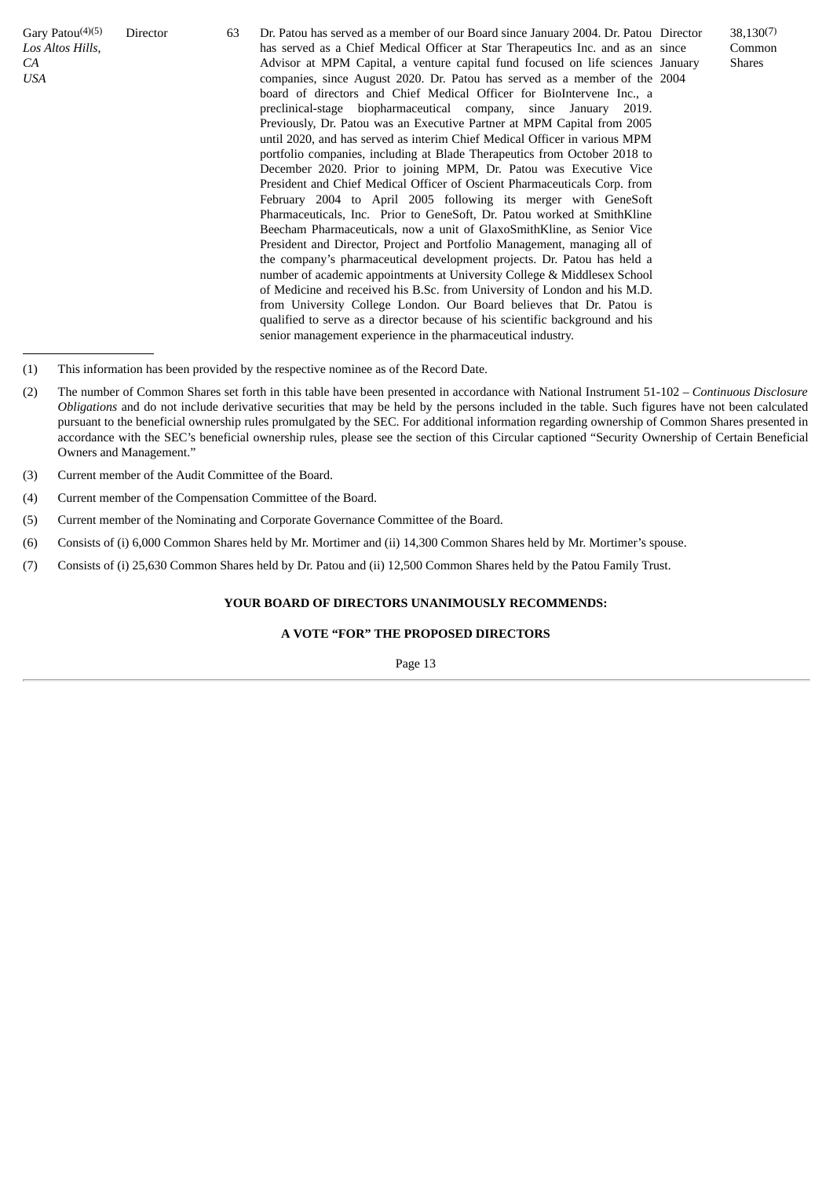| | | | | | |
|---|---|---|---|---|---|
| Gary Patou[(4)(5)]<br>*Los Altos Hills, CA USA* | Director | 63 | Dr. Patou has served as a member of our Board since January 2004. Dr. Patou has served as a Chief Medical Officer at Star Therapeutics Inc. and as an Advisor at MPM Capital, a venture capital fund focused on life sciences companies, since August 2020. Dr. Patou has served as a member of the board of directors and Chief Medical Officer for BioIntervene Inc., a preclinical-stage biopharmaceutical company, since January 2019. Previously, Dr. Patou was an Executive Partner at MPM Capital from 2005 until 2020, and has served as interim Chief Medical Officer in various MPM portfolio companies, including at Blade Therapeutics from October 2018 to December 2020. Prior to joining MPM, Dr. Patou was Executive Vice President and Chief Medical Officer of Oscient Pharmaceuticals Corp. from February 2004 to April 2005 following its merger with GeneSoft Pharmaceuticals, Inc. Prior to GeneSoft, Dr. Patou worked at SmithKline Beecham Pharmaceuticals, now a unit of GlaxoSmithKline, as Senior Vice President and Director, Project and Portfolio Management, managing all of the company's pharmaceutical development projects. Dr. Patou has held a number of academic appointments at University College & Middlesex School of Medicine and received his B.Sc. from University of London and his M.D. from University College London. Our Board believes that Dr. Patou is qualified to serve as a director because of his scientific background and his senior management experience in the pharmaceutical industry. | Director since January 2004 | 38,130[(7)] Common Shares |

(1) This information has been provided by the respective nominee as of the Record Date.

(2) The number of Common Shares set forth in this table have been presented in accordance with National Instrument 51-102 – *Continuous Disclosure Obligations* and do not include derivative securities that may be held by the persons included in the table. Such figures have not been calculated pursuant to the beneficial ownership rules promulgated by the SEC. For additional information regarding ownership of Common Shares presented in accordance with the SEC's beneficial ownership rules, please see the section of this Circular captioned "Security Ownership of Certain Beneficial Owners and Management."

(3) Current member of the Audit Committee of the Board.

(4) Current member of the Compensation Committee of the Board.

(5) Current member of the Nominating and Corporate Governance Committee of the Board.

(6) Consists of (i) 6,000 Common Shares held by Mr. Mortimer and (ii) 14,300 Common Shares held by Mr. Mortimer's spouse.

(7) Consists of (i) 25,630 Common Shares held by Dr. Patou and (ii) 12,500 Common Shares held by the Patou Family Trust.

**YOUR BOARD OF DIRECTORS UNANIMOUSLY RECOMMENDS:**

**A VOTE "FOR" THE PROPOSED DIRECTORS**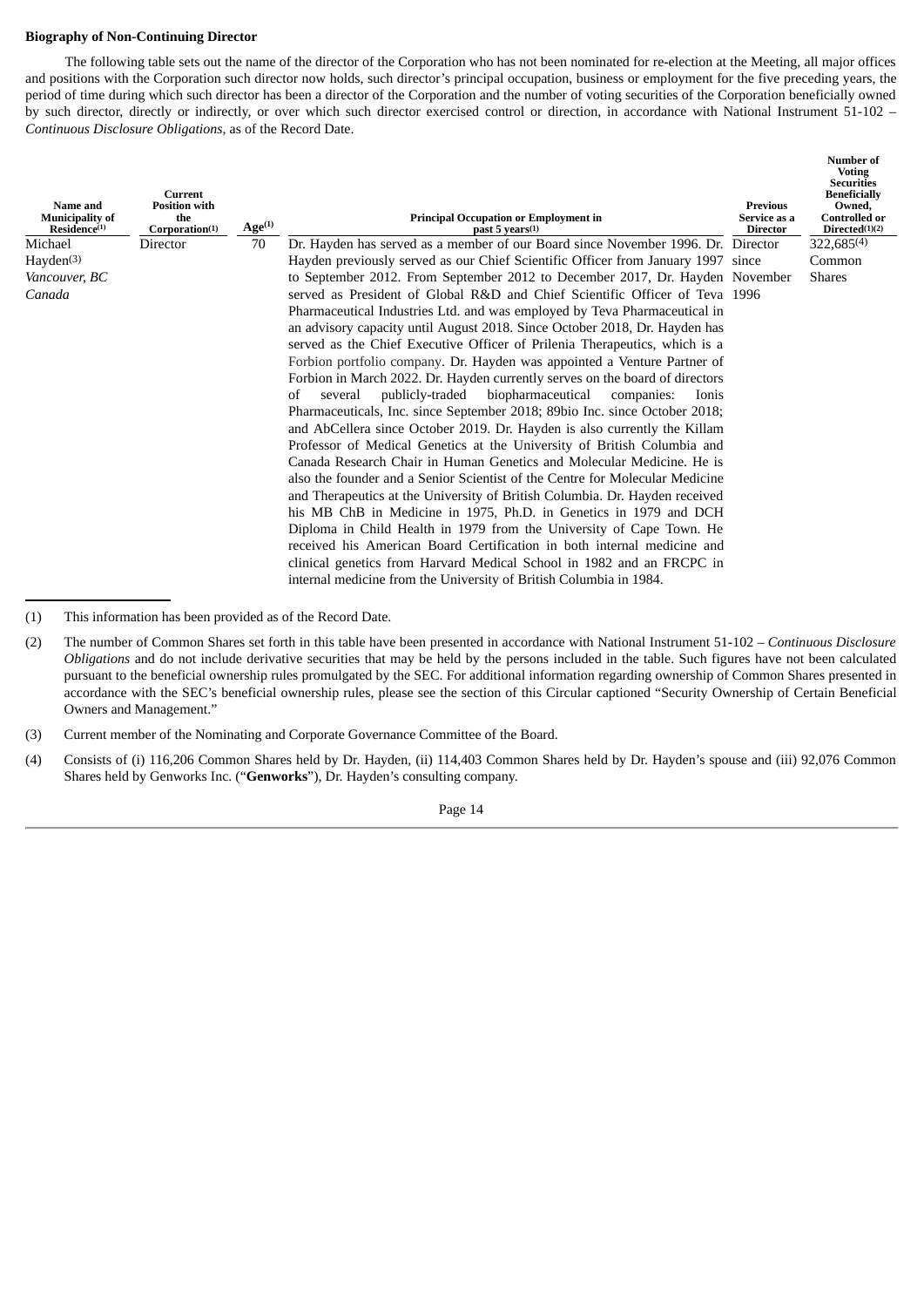**Biography of Non-Continuing Director**

The following table sets out the name of the director of the Corporation who has not been nominated for re-election at the Meeting, all major offices and positions with the Corporation such director now holds, such director's principal occupation, business or employment for the five preceding years, the period of time during which such director has been a director of the Corporation and the number of voting securities of the Corporation beneficially owned by such director, directly or indirectly, or over which such director exercised control or direction, in accordance with National Instrument 51-102 – *Continuous Disclosure Obligations*, as of the Record Date.

| Name and Municipality of Residence[1] | Current Position with the Corporation[1] | Age[1] | Principal Occupation or Employment in past 5 years[1] | Previous Service as a Director | Number of Voting Securities Beneficially Owned, Controlled or Directed[1][2] |
|---|---|---|---|---|---|
| Michael Hayden[3] *Vancouver, BC Canada* | Director | 70 | Dr. Hayden has served as a member of our Board since November 1996. Dr. Hayden previously served as our Chief Scientific Officer from January 1997 to September 2012. From September 2012 to December 2017, Dr. Hayden served as President of Global R&D and Chief Scientific Officer of Teva Pharmaceutical Industries Ltd. and was employed by Teva Pharmaceutical in an advisory capacity until August 2018. Since October 2018, Dr. Hayden has served as the Chief Executive Officer of Prilenia Therapeutics, which is a Forbion portfolio company. Dr. Hayden was appointed a Venture Partner of Forbion in March 2022. Dr. Hayden currently serves on the board of directors of several publicly-traded biopharmaceutical companies: Ionis Pharmaceuticals, Inc. since September 2018; 89bio Inc. since October 2018; and AbCellera since October 2019. Dr. Hayden is also currently the Killam Professor of Medical Genetics at the University of British Columbia and Canada Research Chair in Human Genetics and Molecular Medicine. He is also the founder and a Senior Scientist of the Centre for Molecular Medicine and Therapeutics at the University of British Columbia. Dr. Hayden received his MB ChB in Medicine in 1975, Ph.D. in Genetics in 1979 and DCH Diploma in Child Health in 1979 from the University of Cape Town. He received his American Board Certification in both internal medicine and clinical genetics from Harvard Medical School in 1982 and an FRCPC in internal medicine from the University of British Columbia in 1984. | Director since November 1996 | 322,685[4] Common Shares |

(1) This information has been provided as of the Record Date.

(2) The number of Common Shares set forth in this table have been presented in accordance with National Instrument 51-102 – *Continuous Disclosure Obligations* and do not include derivative securities that may be held by the persons included in the table. Such figures have not been calculated pursuant to the beneficial ownership rules promulgated by the SEC. For additional information regarding ownership of Common Shares presented in accordance with the SEC's beneficial ownership rules, please see the section of this Circular captioned "Security Ownership of Certain Beneficial Owners and Management."

(3) Current member of the Nominating and Corporate Governance Committee of the Board.

(4) Consists of (i) 116,206 Common Shares held by Dr. Hayden, (ii) 114,403 Common Shares held by Dr. Hayden's spouse and (iii) 92,076 Common Shares held by Genworks Inc. ("**Genworks**"), Dr. Hayden's consulting company.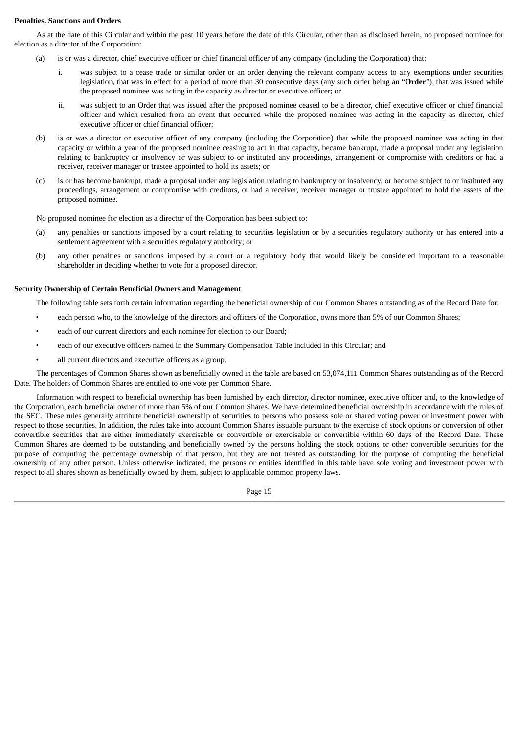**Penalties, Sanctions and Orders**

As at the date of this Circular and within the past 10 years before the date of this Circular, other than as disclosed herein, no proposed nominee for election as a director of the Corporation:

(a) is or was a director, chief executive officer or chief financial officer of any company (including the Corporation) that:

   i. was subject to a cease trade or similar order or an order denying the relevant company access to any exemptions under securities legislation, that was in effect for a period of more than 30 consecutive days (any such order being an "**Order**"), that was issued while the proposed nominee was acting in the capacity as director or executive officer; or

   ii. was subject to an Order that was issued after the proposed nominee ceased to be a director, chief executive officer or chief financial officer and which resulted from an event that occurred while the proposed nominee was acting in the capacity as director, chief executive officer or chief financial officer;

(b) is or was a director or executive officer of any company (including the Corporation) that while the proposed nominee was acting in that capacity or within a year of the proposed nominee ceasing to act in that capacity, became bankrupt, made a proposal under any legislation relating to bankruptcy or insolvency or was subject to or instituted any proceedings, arrangement or compromise with creditors or had a receiver, receiver manager or trustee appointed to hold its assets; or

(c) is or has become bankrupt, made a proposal under any legislation relating to bankruptcy or insolvency, or become subject to or instituted any proceedings, arrangement or compromise with creditors, or had a receiver, receiver manager or trustee appointed to hold the assets of the proposed nominee.

No proposed nominee for election as a director of the Corporation has been subject to:

(a) any penalties or sanctions imposed by a court relating to securities legislation or by a securities regulatory authority or has entered into a settlement agreement with a securities regulatory authority; or

(b) any other penalties or sanctions imposed by a court or a regulatory body that would likely be considered important to a reasonable shareholder in deciding whether to vote for a proposed director.

**Security Ownership of Certain Beneficial Owners and Management**

The following table sets forth certain information regarding the beneficial ownership of our Common Shares outstanding as of the Record Date for:

- each person who, to the knowledge of the directors and officers of the Corporation, owns more than 5% of our Common Shares;
- each of our current directors and each nominee for election to our Board;
- each of our executive officers named in the Summary Compensation Table included in this Circular; and
- all current directors and executive officers as a group.

The percentages of Common Shares shown as beneficially owned in the table are based on 53,074,111 Common Shares outstanding as of the Record Date. The holders of Common Shares are entitled to one vote per Common Share.

Information with respect to beneficial ownership has been furnished by each director, director nominee, executive officer and, to the knowledge of the Corporation, each beneficial owner of more than 5% of our Common Shares. We have determined beneficial ownership in accordance with the rules of the SEC. These rules generally attribute beneficial ownership of securities to persons who possess sole or shared voting power or investment power with respect to those securities. In addition, the rules take into account Common Shares issuable pursuant to the exercise of stock options or conversion of other convertible securities that are either immediately exercisable or convertible or exercisable or convertible within 60 days of the Record Date. These Common Shares are deemed to be outstanding and beneficially owned by the persons holding the stock options or other convertible securities for the purpose of computing the percentage ownership of that person, but they are not treated as outstanding for the purpose of computing the beneficial ownership of any other person. Unless otherwise indicated, the persons or entities identified in this table have sole voting and investment power with respect to all shares shown as beneficially owned by them, subject to applicable common property laws.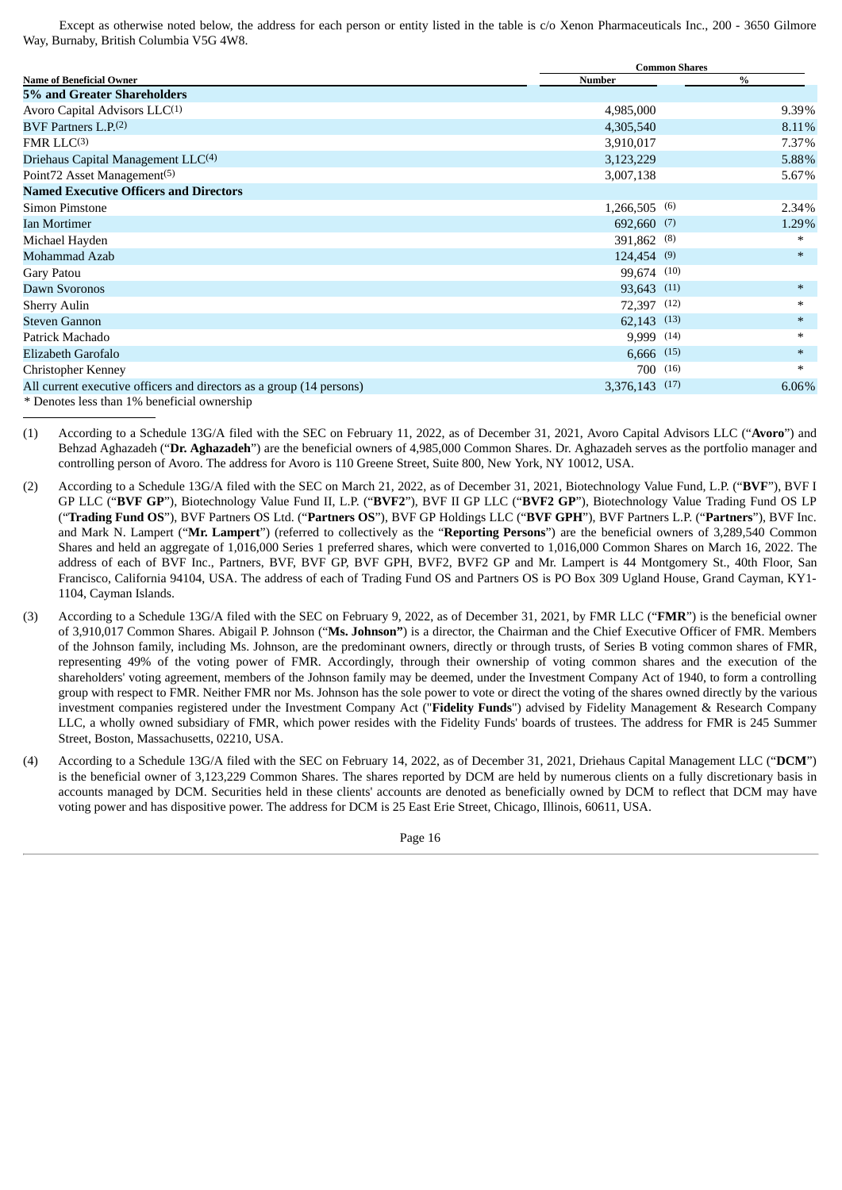Except as otherwise noted below, the address for each person or entity listed in the table is c/o Xenon Pharmaceuticals Inc., 200 - 3650 Gilmore Way, Burnaby, British Columbia V5G 4W8.

| Name of Beneficial Owner | Common Shares | |
|---|---|---|
| | Number | % |
| **5% and Greater Shareholders** | | |
| Avoro Capital Advisors LLC[1] | 4,985,000 | 9.39% |
| BVF Partners L.P.[2] | 4,305,540 | 8.11% |
| FMR LLC[3] | 3,910,017 | 7.37% |
| Driehaus Capital Management LLC[4] | 3,123,229 | 5.88% |
| Point72 Asset Management[5] | 3,007,138 | 5.67% |
| **Named Executive Officers and Directors** | | |
| Simon Pimstone | 1,266,505 [6] | 2.34% |
| Ian Mortimer | 692,660 [7] | 1.29% |
| Michael Hayden | 391,862 [8] | * |
| Mohammad Azab | 124,454 [9] | * |
| Gary Patou | 99,674 [10] | |
| Dawn Svoronos | 93,643 [11] | * |
| Sherry Aulin | 72,397 [12] | * |
| Steven Gannon | 62,143 [13] | * |
| Patrick Machado | 9,999 [14] | * |
| Elizabeth Garofalo | 6,666 [15] | * |
| Christopher Kenney | 700 [16] | * |
| All current executive officers and directors as a group (14 persons) | 3,376,143 [17] | 6.06% |

\* Denotes less than 1% beneficial ownership

(1) According to a Schedule 13G/A filed with the SEC on February 11, 2022, as of December 31, 2021, Avoro Capital Advisors LLC ("**Avoro**") and Behzad Aghazadeh ("**Dr. Aghazadeh**") are the beneficial owners of 4,985,000 Common Shares. Dr. Aghazadeh serves as the portfolio manager and controlling person of Avoro. The address for Avoro is 110 Greene Street, Suite 800, New York, NY 10012, USA.

(2) According to a Schedule 13G/A filed with the SEC on March 21, 2022, as of December 31, 2021, Biotechnology Value Fund, L.P. ("**BVF**"), BVF I GP LLC ("**BVF GP**"), Biotechnology Value Fund II, L.P. ("**BVF2**"), BVF II GP LLC ("**BVF2 GP**"), Biotechnology Value Trading Fund OS LP ("**Trading Fund OS**"), BVF Partners OS Ltd. ("**Partners OS**"), BVF GP Holdings LLC ("**BVF GPH**"), BVF Partners L.P. ("**Partners**"), BVF Inc. and Mark N. Lampert ("**Mr. Lampert**") (referred to collectively as the "**Reporting Persons**") are the beneficial owners of 3,289,540 Common Shares and held an aggregate of 1,016,000 Series 1 preferred shares, which were converted to 1,016,000 Common Shares on March 16, 2022. The address of each of BVF Inc., Partners, BVF, BVF GP, BVF GPH, BVF2, BVF2 GP and Mr. Lampert is 44 Montgomery St., 40th Floor, San Francisco, California 94104, USA. The address of each of Trading Fund OS and Partners OS is PO Box 309 Ugland House, Grand Cayman, KY1-1104, Cayman Islands.

(3) According to a Schedule 13G/A filed with the SEC on February 9, 2022, as of December 31, 2021, by FMR LLC ("**FMR**") is the beneficial owner of 3,910,017 Common Shares. Abigail P. Johnson ("**Ms. Johnson"**) is a director, the Chairman and the Chief Executive Officer of FMR. Members of the Johnson family, including Ms. Johnson, are the predominant owners, directly or through trusts, of Series B voting common shares of FMR, representing 49% of the voting power of FMR. Accordingly, through their ownership of voting common shares and the execution of the shareholders' voting agreement, members of the Johnson family may be deemed, under the Investment Company Act of 1940, to form a controlling group with respect to FMR. Neither FMR nor Ms. Johnson has the sole power to vote or direct the voting of the shares owned directly by the various investment companies registered under the Investment Company Act ("**Fidelity Funds**") advised by Fidelity Management & Research Company LLC, a wholly owned subsidiary of FMR, which power resides with the Fidelity Funds' boards of trustees. The address for FMR is 245 Summer Street, Boston, Massachusetts, 02210, USA.

(4) According to a Schedule 13G/A filed with the SEC on February 14, 2022, as of December 31, 2021, Driehaus Capital Management LLC ("**DCM**") is the beneficial owner of 3,123,229 Common Shares. The shares reported by DCM are held by numerous clients on a fully discretionary basis in accounts managed by DCM. Securities held in these clients' accounts are denoted as beneficially owned by DCM to reflect that DCM may have voting power and has dispositive power. The address for DCM is 25 East Erie Street, Chicago, Illinois, 60611, USA.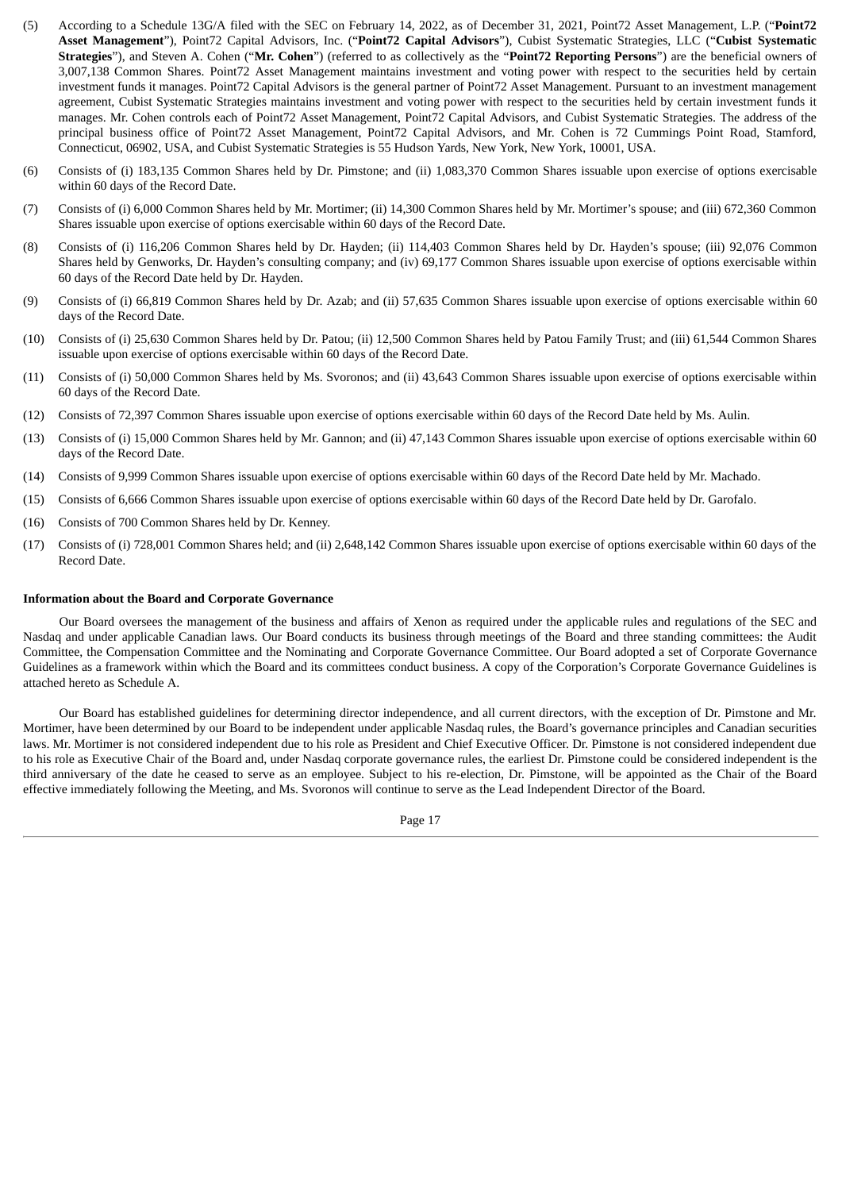(5) According to a Schedule 13G/A filed with the SEC on February 14, 2022, as of December 31, 2021, Point72 Asset Management, L.P. ("**Point72 Asset Management**"), Point72 Capital Advisors, Inc. ("**Point72 Capital Advisors**"), Cubist Systematic Strategies, LLC ("**Cubist Systematic Strategies**"), and Steven A. Cohen ("**Mr. Cohen**") (referred to as collectively as the "**Point72 Reporting Persons**") are the beneficial owners of 3,007,138 Common Shares. Point72 Asset Management maintains investment and voting power with respect to the securities held by certain investment funds it manages. Point72 Capital Advisors is the general partner of Point72 Asset Management. Pursuant to an investment management agreement, Cubist Systematic Strategies maintains investment and voting power with respect to the securities held by certain investment funds it manages. Mr. Cohen controls each of Point72 Asset Management, Point72 Capital Advisors, and Cubist Systematic Strategies. The address of the principal business office of Point72 Asset Management, Point72 Capital Advisors, and Mr. Cohen is 72 Cummings Point Road, Stamford, Connecticut, 06902, USA, and Cubist Systematic Strategies is 55 Hudson Yards, New York, New York, 10001, USA.

(6) Consists of (i) 183,135 Common Shares held by Dr. Pimstone; and (ii) 1,083,370 Common Shares issuable upon exercise of options exercisable within 60 days of the Record Date.

(7) Consists of (i) 6,000 Common Shares held by Mr. Mortimer; (ii) 14,300 Common Shares held by Mr. Mortimer's spouse; and (iii) 672,360 Common Shares issuable upon exercise of options exercisable within 60 days of the Record Date.

(8) Consists of (i) 116,206 Common Shares held by Dr. Hayden; (ii) 114,403 Common Shares held by Dr. Hayden's spouse; (iii) 92,076 Common Shares held by Genworks, Dr. Hayden's consulting company; and (iv) 69,177 Common Shares issuable upon exercise of options exercisable within 60 days of the Record Date held by Dr. Hayden.

(9) Consists of (i) 66,819 Common Shares held by Dr. Azab; and (ii) 57,635 Common Shares issuable upon exercise of options exercisable within 60 days of the Record Date.

(10) Consists of (i) 25,630 Common Shares held by Dr. Patou; (ii) 12,500 Common Shares held by Patou Family Trust; and (iii) 61,544 Common Shares issuable upon exercise of options exercisable within 60 days of the Record Date.

(11) Consists of (i) 50,000 Common Shares held by Ms. Svoronos; and (ii) 43,643 Common Shares issuable upon exercise of options exercisable within 60 days of the Record Date.

(12) Consists of 72,397 Common Shares issuable upon exercise of options exercisable within 60 days of the Record Date held by Ms. Aulin.

(13) Consists of (i) 15,000 Common Shares held by Mr. Gannon; and (ii) 47,143 Common Shares issuable upon exercise of options exercisable within 60 days of the Record Date.

(14) Consists of 9,999 Common Shares issuable upon exercise of options exercisable within 60 days of the Record Date held by Mr. Machado.

(15) Consists of 6,666 Common Shares issuable upon exercise of options exercisable within 60 days of the Record Date held by Dr. Garofalo.

(16) Consists of 700 Common Shares held by Dr. Kenney.

(17) Consists of (i) 728,001 Common Shares held; and (ii) 2,648,142 Common Shares issuable upon exercise of options exercisable within 60 days of the Record Date.

**Information about the Board and Corporate Governance**

Our Board oversees the management of the business and affairs of Xenon as required under the applicable rules and regulations of the SEC and Nasdaq and under applicable Canadian laws. Our Board conducts its business through meetings of the Board and three standing committees: the Audit Committee, the Compensation Committee and the Nominating and Corporate Governance Committee. Our Board adopted a set of Corporate Governance Guidelines as a framework within which the Board and its committees conduct business. A copy of the Corporation's Corporate Governance Guidelines is attached hereto as Schedule A.

Our Board has established guidelines for determining director independence, and all current directors, with the exception of Dr. Pimstone and Mr. Mortimer, have been determined by our Board to be independent under applicable Nasdaq rules, the Board's governance principles and Canadian securities laws. Mr. Mortimer is not considered independent due to his role as President and Chief Executive Officer. Dr. Pimstone is not considered independent due to his role as Executive Chair of the Board and, under Nasdaq corporate governance rules, the earliest Dr. Pimstone could be considered independent is the third anniversary of the date he ceased to serve as an employee. Subject to his re-election, Dr. Pimstone, will be appointed as the Chair of the Board effective immediately following the Meeting, and Ms. Svoronos will continue to serve as the Lead Independent Director of the Board.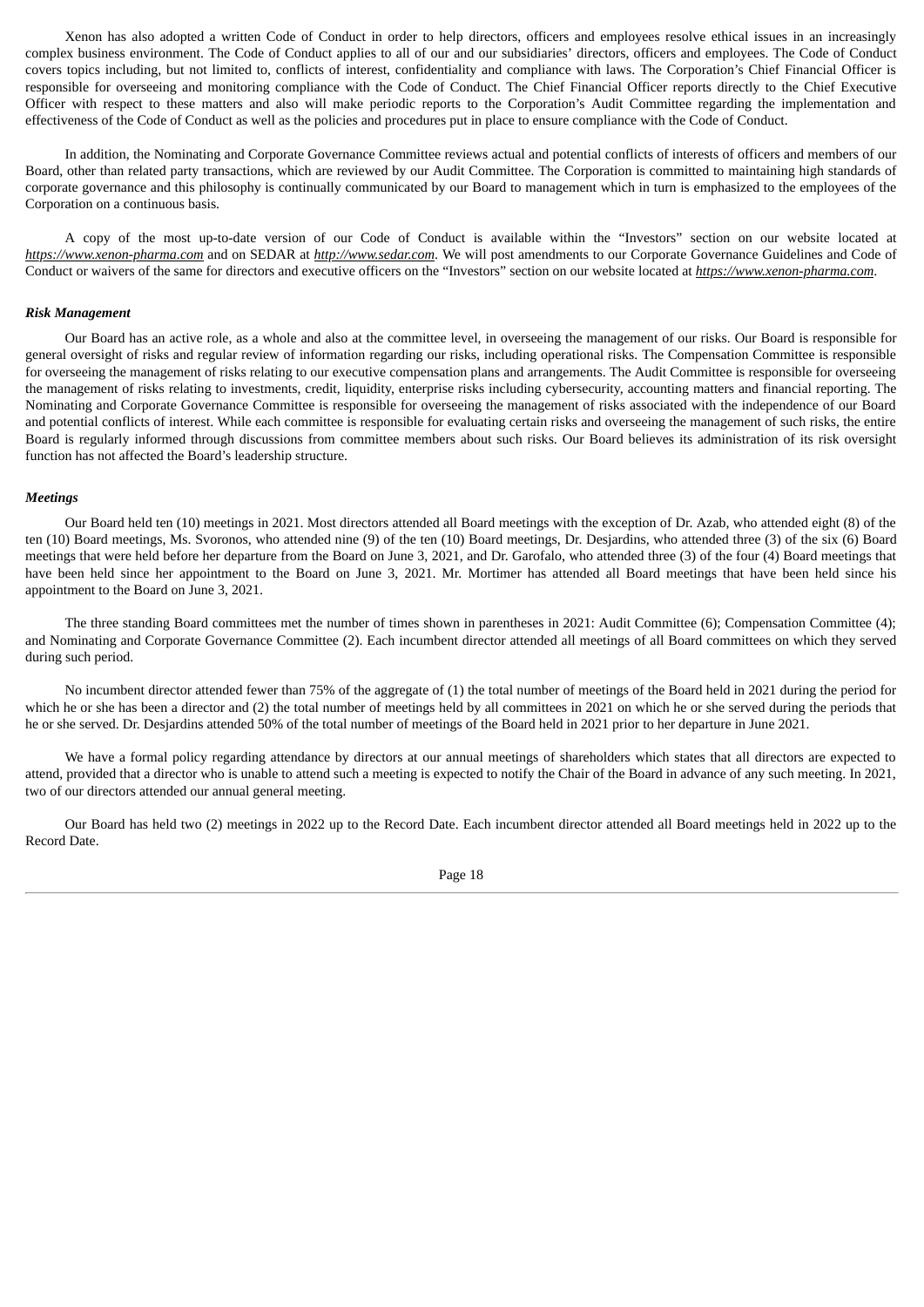Xenon has also adopted a written Code of Conduct in order to help directors, officers and employees resolve ethical issues in an increasingly complex business environment. The Code of Conduct applies to all of our and our subsidiaries' directors, officers and employees. The Code of Conduct covers topics including, but not limited to, conflicts of interest, confidentiality and compliance with laws. The Corporation's Chief Financial Officer is responsible for overseeing and monitoring compliance with the Code of Conduct. The Chief Financial Officer reports directly to the Chief Executive Officer with respect to these matters and also will make periodic reports to the Corporation's Audit Committee regarding the implementation and effectiveness of the Code of Conduct as well as the policies and procedures put in place to ensure compliance with the Code of Conduct.

In addition, the Nominating and Corporate Governance Committee reviews actual and potential conflicts of interests of officers and members of our Board, other than related party transactions, which are reviewed by our Audit Committee. The Corporation is committed to maintaining high standards of corporate governance and this philosophy is continually communicated by our Board to management which in turn is emphasized to the employees of the Corporation on a continuous basis.

A copy of the most up-to-date version of our Code of Conduct is available within the "Investors" section on our website located at *https://www.xenon-pharma.com* and on SEDAR at *http://www.sedar.com*. We will post amendments to our Corporate Governance Guidelines and Code of Conduct or waivers of the same for directors and executive officers on the "Investors" section on our website located at *https://www.xenon-pharma.com*.

***Risk Management***

Our Board has an active role, as a whole and also at the committee level, in overseeing the management of our risks. Our Board is responsible for general oversight of risks and regular review of information regarding our risks, including operational risks. The Compensation Committee is responsible for overseeing the management of risks relating to our executive compensation plans and arrangements. The Audit Committee is responsible for overseeing the management of risks relating to investments, credit, liquidity, enterprise risks including cybersecurity, accounting matters and financial reporting. The Nominating and Corporate Governance Committee is responsible for overseeing the management of risks associated with the independence of our Board and potential conflicts of interest. While each committee is responsible for evaluating certain risks and overseeing the management of such risks, the entire Board is regularly informed through discussions from committee members about such risks. Our Board believes its administration of its risk oversight function has not affected the Board's leadership structure.

***Meetings***

Our Board held ten (10) meetings in 2021. Most directors attended all Board meetings with the exception of Dr. Azab, who attended eight (8) of the ten (10) Board meetings, Ms. Svoronos, who attended nine (9) of the ten (10) Board meetings, Dr. Desjardins, who attended three (3) of the six (6) Board meetings that were held before her departure from the Board on June 3, 2021, and Dr. Garofalo, who attended three (3) of the four (4) Board meetings that have been held since her appointment to the Board on June 3, 2021. Mr. Mortimer has attended all Board meetings that have been held since his appointment to the Board on June 3, 2021.

The three standing Board committees met the number of times shown in parentheses in 2021: Audit Committee (6); Compensation Committee (4); and Nominating and Corporate Governance Committee (2). Each incumbent director attended all meetings of all Board committees on which they served during such period.

No incumbent director attended fewer than 75% of the aggregate of (1) the total number of meetings of the Board held in 2021 during the period for which he or she has been a director and (2) the total number of meetings held by all committees in 2021 on which he or she served during the periods that he or she served. Dr. Desjardins attended 50% of the total number of meetings of the Board held in 2021 prior to her departure in June 2021.

We have a formal policy regarding attendance by directors at our annual meetings of shareholders which states that all directors are expected to attend, provided that a director who is unable to attend such a meeting is expected to notify the Chair of the Board in advance of any such meeting. In 2021, two of our directors attended our annual general meeting.

Our Board has held two (2) meetings in 2022 up to the Record Date. Each incumbent director attended all Board meetings held in 2022 up to the Record Date.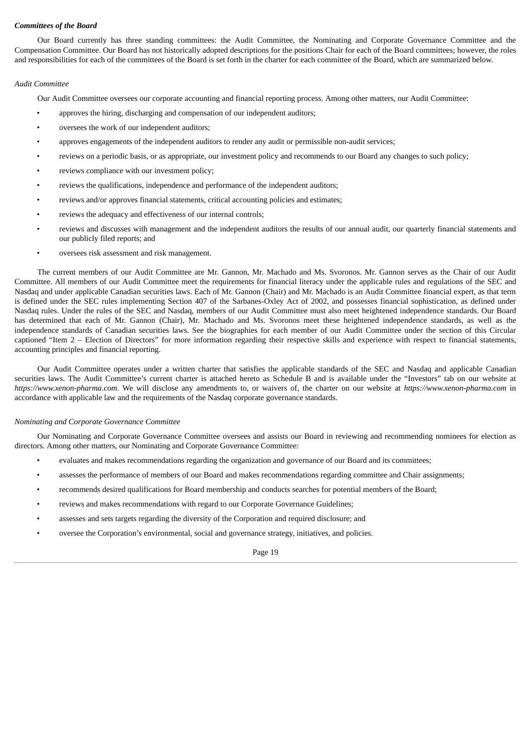***Committees of the Board***

Our Board currently has three standing committees: the Audit Committee, the Nominating and Corporate Governance Committee and the Compensation Committee. Our Board has not historically adopted descriptions for the positions Chair for each of the Board committees; however, the roles and responsibilities for each of the committees of the Board is set forth in the charter for each committee of the Board, which are summarized below.

*Audit Committee*

Our Audit Committee oversees our corporate accounting and financial reporting process. Among other matters, our Audit Committee:

- approves the hiring, discharging and compensation of our independent auditors;
- oversees the work of our independent auditors;
- approves engagements of the independent auditors to render any audit or permissible non-audit services;
- reviews on a periodic basis, or as appropriate, our investment policy and recommends to our Board any changes to such policy;
- reviews compliance with our investment policy;
- reviews the qualifications, independence and performance of the independent auditors;
- reviews and/or approves financial statements, critical accounting policies and estimates;
- reviews the adequacy and effectiveness of our internal controls;
- reviews and discusses with management and the independent auditors the results of our annual audit, our quarterly financial statements and our publicly filed reports; and
- oversees risk assessment and risk management.

The current members of our Audit Committee are Mr. Gannon, Mr. Machado and Ms. Svoronos. Mr. Gannon serves as the Chair of our Audit Committee. All members of our Audit Committee meet the requirements for financial literacy under the applicable rules and regulations of the SEC and Nasdaq and under applicable Canadian securities laws. Each of Mr. Gannon (Chair) and Mr. Machado is an Audit Committee financial expert, as that term is defined under the SEC rules implementing Section 407 of the Sarbanes-Oxley Act of 2002, and possesses financial sophistication, as defined under Nasdaq rules. Under the rules of the SEC and Nasdaq, members of our Audit Committee must also meet heightened independence standards. Our Board has determined that each of Mr. Gannon (Chair), Mr. Machado and Ms. Svoronos meet these heightened independence standards, as well as the independence standards of Canadian securities laws. See the biographies for each member of our Audit Committee under the section of this Circular captioned "Item 2 – Election of Directors" for more information regarding their respective skills and experience with respect to financial statements, accounting principles and financial reporting.

Our Audit Committee operates under a written charter that satisfies the applicable standards of the SEC and Nasdaq and applicable Canadian securities laws. The Audit Committee's current charter is attached hereto as Schedule B and is available under the "Investors" tab on our website at *https://www.xenon-pharma.com*. We will disclose any amendments to, or waivers of, the charter on our website at *https://www.xenon-pharma.com* in accordance with applicable law and the requirements of the Nasdaq corporate governance standards.

*Nominating and Corporate Governance Committee*

Our Nominating and Corporate Governance Committee oversees and assists our Board in reviewing and recommending nominees for election as directors. Among other matters, our Nominating and Corporate Governance Committee:

- evaluates and makes recommendations regarding the organization and governance of our Board and its committees;
- assesses the performance of members of our Board and makes recommendations regarding committee and Chair assignments;
- recommends desired qualifications for Board membership and conducts searches for potential members of the Board;
- reviews and makes recommendations with regard to our Corporate Governance Guidelines;
- assesses and sets targets regarding the diversity of the Corporation and required disclosure; and
- oversee the Corporation's environmental, social and governance strategy, initiatives, and policies.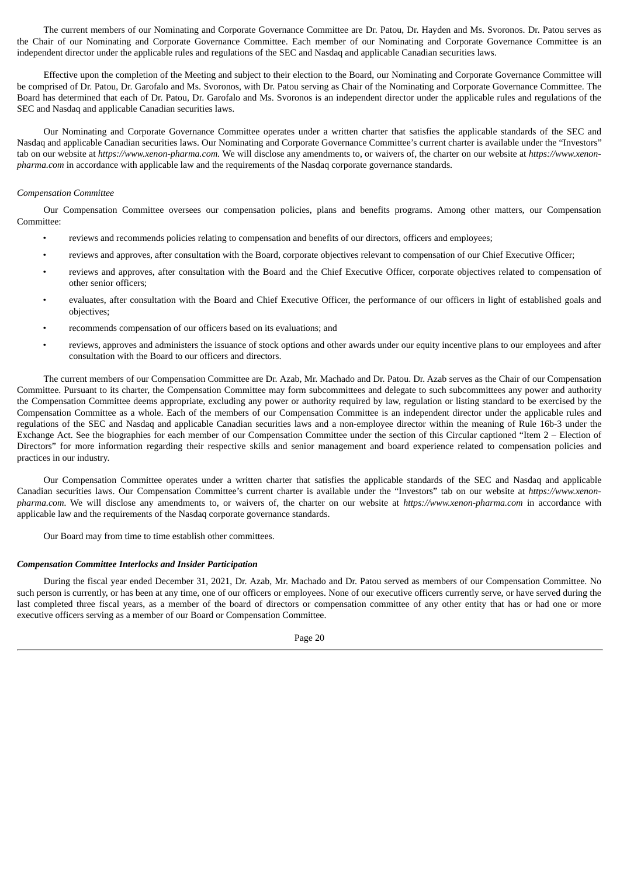The current members of our Nominating and Corporate Governance Committee are Dr. Patou, Dr. Hayden and Ms. Svoronos. Dr. Patou serves as the Chair of our Nominating and Corporate Governance Committee. Each member of our Nominating and Corporate Governance Committee is an independent director under the applicable rules and regulations of the SEC and Nasdaq and applicable Canadian securities laws.

Effective upon the completion of the Meeting and subject to their election to the Board, our Nominating and Corporate Governance Committee will be comprised of Dr. Patou, Dr. Garofalo and Ms. Svoronos, with Dr. Patou serving as Chair of the Nominating and Corporate Governance Committee. The Board has determined that each of Dr. Patou, Dr. Garofalo and Ms. Svoronos is an independent director under the applicable rules and regulations of the SEC and Nasdaq and applicable Canadian securities laws.

Our Nominating and Corporate Governance Committee operates under a written charter that satisfies the applicable standards of the SEC and Nasdaq and applicable Canadian securities laws. Our Nominating and Corporate Governance Committee's current charter is available under the "Investors" tab on our website at *https://www.xenon-pharma.com.* We will disclose any amendments to, or waivers of, the charter on our website at *https://www.xenon-pharma.com* in accordance with applicable law and the requirements of the Nasdaq corporate governance standards.

*Compensation Committee*

Our Compensation Committee oversees our compensation policies, plans and benefits programs. Among other matters, our Compensation Committee:

- reviews and recommends policies relating to compensation and benefits of our directors, officers and employees;
- reviews and approves, after consultation with the Board, corporate objectives relevant to compensation of our Chief Executive Officer;
- reviews and approves, after consultation with the Board and the Chief Executive Officer, corporate objectives related to compensation of other senior officers;
- evaluates, after consultation with the Board and Chief Executive Officer, the performance of our officers in light of established goals and objectives;
- recommends compensation of our officers based on its evaluations; and
- reviews, approves and administers the issuance of stock options and other awards under our equity incentive plans to our employees and after consultation with the Board to our officers and directors.

The current members of our Compensation Committee are Dr. Azab, Mr. Machado and Dr. Patou. Dr. Azab serves as the Chair of our Compensation Committee. Pursuant to its charter, the Compensation Committee may form subcommittees and delegate to such subcommittees any power and authority the Compensation Committee deems appropriate, excluding any power or authority required by law, regulation or listing standard to be exercised by the Compensation Committee as a whole. Each of the members of our Compensation Committee is an independent director under the applicable rules and regulations of the SEC and Nasdaq and applicable Canadian securities laws and a non-employee director within the meaning of Rule 16b-3 under the Exchange Act. See the biographies for each member of our Compensation Committee under the section of this Circular captioned "Item 2 – Election of Directors" for more information regarding their respective skills and senior management and board experience related to compensation policies and practices in our industry.

Our Compensation Committee operates under a written charter that satisfies the applicable standards of the SEC and Nasdaq and applicable Canadian securities laws. Our Compensation Committee's current charter is available under the "Investors" tab on our website at *https://www.xenon-pharma.com.* We will disclose any amendments to, or waivers of, the charter on our website at *https://www.xenon-pharma.com* in accordance with applicable law and the requirements of the Nasdaq corporate governance standards.

Our Board may from time to time establish other committees.

***Compensation Committee Interlocks and Insider Participation***

During the fiscal year ended December 31, 2021, Dr. Azab, Mr. Machado and Dr. Patou served as members of our Compensation Committee. No such person is currently, or has been at any time, one of our officers or employees. None of our executive officers currently serve, or have served during the last completed three fiscal years, as a member of the board of directors or compensation committee of any other entity that has or had one or more executive officers serving as a member of our Board or Compensation Committee.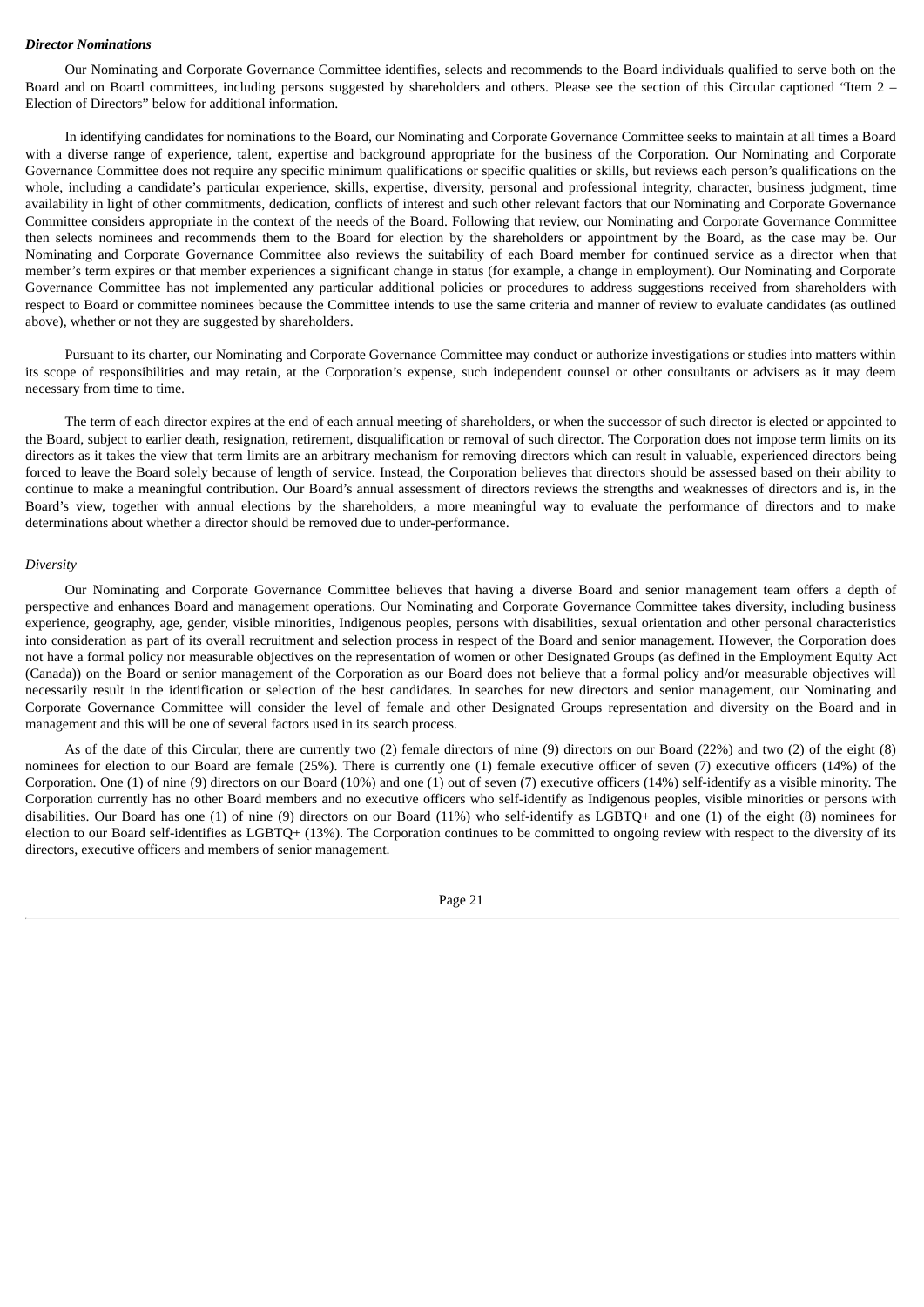***Director Nominations***

Our Nominating and Corporate Governance Committee identifies, selects and recommends to the Board individuals qualified to serve both on the Board and on Board committees, including persons suggested by shareholders and others. Please see the section of this Circular captioned "Item 2 – Election of Directors" below for additional information.

In identifying candidates for nominations to the Board, our Nominating and Corporate Governance Committee seeks to maintain at all times a Board with a diverse range of experience, talent, expertise and background appropriate for the business of the Corporation. Our Nominating and Corporate Governance Committee does not require any specific minimum qualifications or specific qualities or skills, but reviews each person's qualifications on the whole, including a candidate's particular experience, skills, expertise, diversity, personal and professional integrity, character, business judgment, time availability in light of other commitments, dedication, conflicts of interest and such other relevant factors that our Nominating and Corporate Governance Committee considers appropriate in the context of the needs of the Board. Following that review, our Nominating and Corporate Governance Committee then selects nominees and recommends them to the Board for election by the shareholders or appointment by the Board, as the case may be. Our Nominating and Corporate Governance Committee also reviews the suitability of each Board member for continued service as a director when that member's term expires or that member experiences a significant change in status (for example, a change in employment). Our Nominating and Corporate Governance Committee has not implemented any particular additional policies or procedures to address suggestions received from shareholders with respect to Board or committee nominees because the Committee intends to use the same criteria and manner of review to evaluate candidates (as outlined above), whether or not they are suggested by shareholders.

Pursuant to its charter, our Nominating and Corporate Governance Committee may conduct or authorize investigations or studies into matters within its scope of responsibilities and may retain, at the Corporation's expense, such independent counsel or other consultants or advisers as it may deem necessary from time to time.

The term of each director expires at the end of each annual meeting of shareholders, or when the successor of such director is elected or appointed to the Board, subject to earlier death, resignation, retirement, disqualification or removal of such director. The Corporation does not impose term limits on its directors as it takes the view that term limits are an arbitrary mechanism for removing directors which can result in valuable, experienced directors being forced to leave the Board solely because of length of service. Instead, the Corporation believes that directors should be assessed based on their ability to continue to make a meaningful contribution. Our Board's annual assessment of directors reviews the strengths and weaknesses of directors and is, in the Board's view, together with annual elections by the shareholders, a more meaningful way to evaluate the performance of directors and to make determinations about whether a director should be removed due to under-performance.

*Diversity*

Our Nominating and Corporate Governance Committee believes that having a diverse Board and senior management team offers a depth of perspective and enhances Board and management operations. Our Nominating and Corporate Governance Committee takes diversity, including business experience, geography, age, gender, visible minorities, Indigenous peoples, persons with disabilities, sexual orientation and other personal characteristics into consideration as part of its overall recruitment and selection process in respect of the Board and senior management. However, the Corporation does not have a formal policy nor measurable objectives on the representation of women or other Designated Groups (as defined in the Employment Equity Act (Canada)) on the Board or senior management of the Corporation as our Board does not believe that a formal policy and/or measurable objectives will necessarily result in the identification or selection of the best candidates. In searches for new directors and senior management, our Nominating and Corporate Governance Committee will consider the level of female and other Designated Groups representation and diversity on the Board and in management and this will be one of several factors used in its search process.

As of the date of this Circular, there are currently two (2) female directors of nine (9) directors on our Board (22%) and two (2) of the eight (8) nominees for election to our Board are female (25%). There is currently one (1) female executive officer of seven (7) executive officers (14%) of the Corporation. One (1) of nine (9) directors on our Board (10%) and one (1) out of seven (7) executive officers (14%) self-identify as a visible minority. The Corporation currently has no other Board members and no executive officers who self-identify as Indigenous peoples, visible minorities or persons with disabilities. Our Board has one (1) of nine (9) directors on our Board (11%) who self-identify as LGBTQ+ and one (1) of the eight (8) nominees for election to our Board self-identifies as LGBTQ+ (13%). The Corporation continues to be committed to ongoing review with respect to the diversity of its directors, executive officers and members of senior management.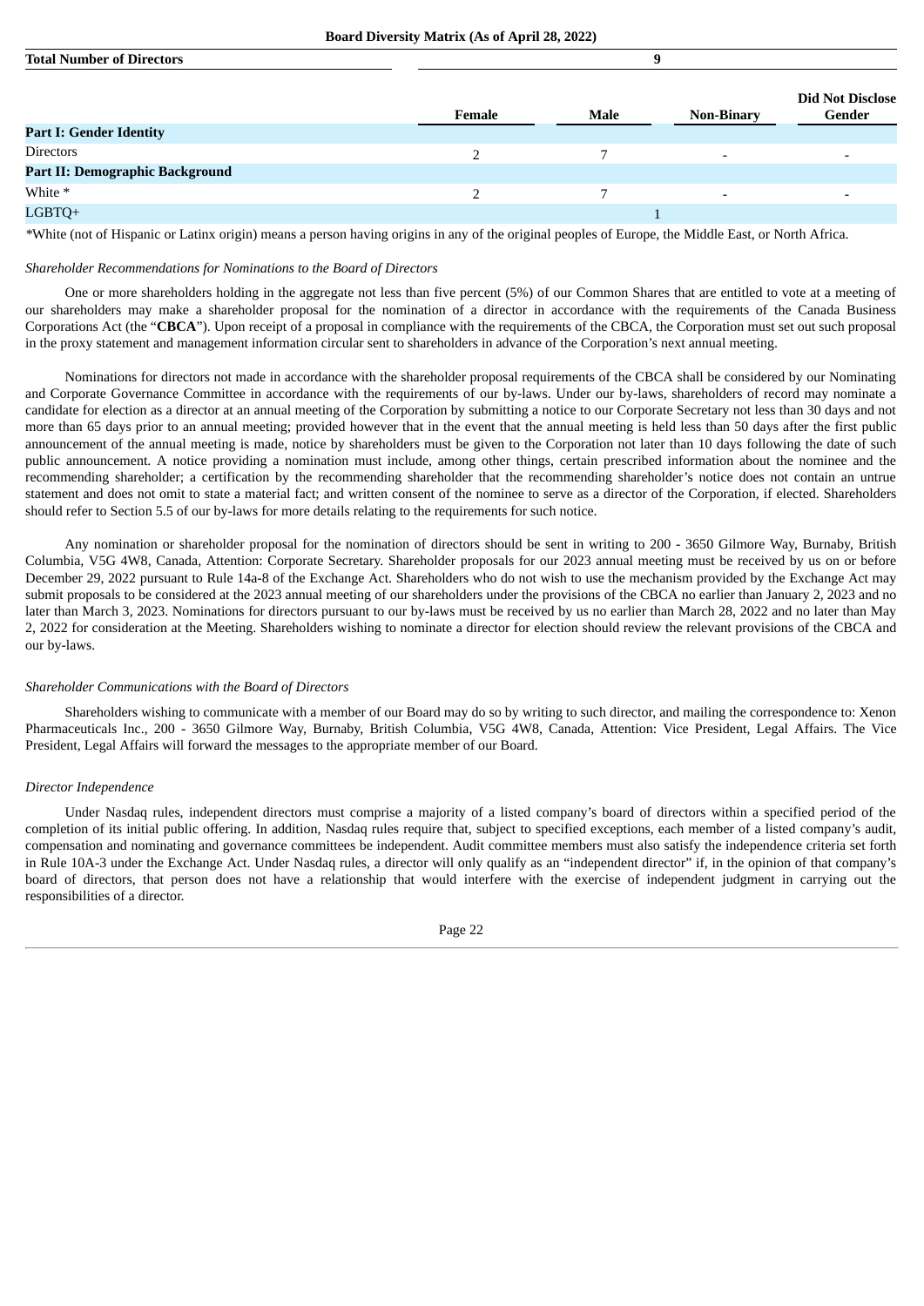**Board Diversity Matrix (As of April 28, 2022)**

| **Total Number of Directors** | | **9** | | |
|---|---|---|---|---|
| | **Female** | **Male** | **Non-Binary** | **Did Not Disclose Gender** |
| **Part I: Gender Identity** | | | | |
| Directors | 2 | 7 | - | - |
| **Part II: Demographic Background** | | | | |
| White * | 2 | 7 | - | - |
| LGBTQ+ | | 1 | | |

*White (not of Hispanic or Latinx origin) means a person having origins in any of the original peoples of Europe, the Middle East, or North Africa.

*Shareholder Recommendations for Nominations to the Board of Directors*

One or more shareholders holding in the aggregate not less than five percent (5%) of our Common Shares that are entitled to vote at a meeting of our shareholders may make a shareholder proposal for the nomination of a director in accordance with the requirements of the Canada Business Corporations Act (the "**CBCA**"). Upon receipt of a proposal in compliance with the requirements of the CBCA, the Corporation must set out such proposal in the proxy statement and management information circular sent to shareholders in advance of the Corporation's next annual meeting.

Nominations for directors not made in accordance with the shareholder proposal requirements of the CBCA shall be considered by our Nominating and Corporate Governance Committee in accordance with the requirements of our by-laws. Under our by-laws, shareholders of record may nominate a candidate for election as a director at an annual meeting of the Corporation by submitting a notice to our Corporate Secretary not less than 30 days and not more than 65 days prior to an annual meeting; provided however that in the event that the annual meeting is held less than 50 days after the first public announcement of the annual meeting is made, notice by shareholders must be given to the Corporation not later than 10 days following the date of such public announcement. A notice providing a nomination must include, among other things, certain prescribed information about the nominee and the recommending shareholder; a certification by the recommending shareholder that the recommending shareholder's notice does not contain an untrue statement and does not omit to state a material fact; and written consent of the nominee to serve as a director of the Corporation, if elected. Shareholders should refer to Section 5.5 of our by-laws for more details relating to the requirements for such notice.

Any nomination or shareholder proposal for the nomination of directors should be sent in writing to 200 - 3650 Gilmore Way, Burnaby, British Columbia, V5G 4W8, Canada, Attention: Corporate Secretary. Shareholder proposals for our 2023 annual meeting must be received by us on or before December 29, 2022 pursuant to Rule 14a-8 of the Exchange Act. Shareholders who do not wish to use the mechanism provided by the Exchange Act may submit proposals to be considered at the 2023 annual meeting of our shareholders under the provisions of the CBCA no earlier than January 2, 2023 and no later than March 3, 2023. Nominations for directors pursuant to our by-laws must be received by us no earlier than March 28, 2022 and no later than May 2, 2022 for consideration at the Meeting. Shareholders wishing to nominate a director for election should review the relevant provisions of the CBCA and our by-laws.

*Shareholder Communications with the Board of Directors*

Shareholders wishing to communicate with a member of our Board may do so by writing to such director, and mailing the correspondence to: Xenon Pharmaceuticals Inc., 200 - 3650 Gilmore Way, Burnaby, British Columbia, V5G 4W8, Canada, Attention: Vice President, Legal Affairs. The Vice President, Legal Affairs will forward the messages to the appropriate member of our Board.

*Director Independence*

Under Nasdaq rules, independent directors must comprise a majority of a listed company's board of directors within a specified period of the completion of its initial public offering. In addition, Nasdaq rules require that, subject to specified exceptions, each member of a listed company's audit, compensation and nominating and governance committees be independent. Audit committee members must also satisfy the independence criteria set forth in Rule 10A-3 under the Exchange Act. Under Nasdaq rules, a director will only qualify as an "independent director" if, in the opinion of that company's board of directors, that person does not have a relationship that would interfere with the exercise of independent judgment in carrying out the responsibilities of a director.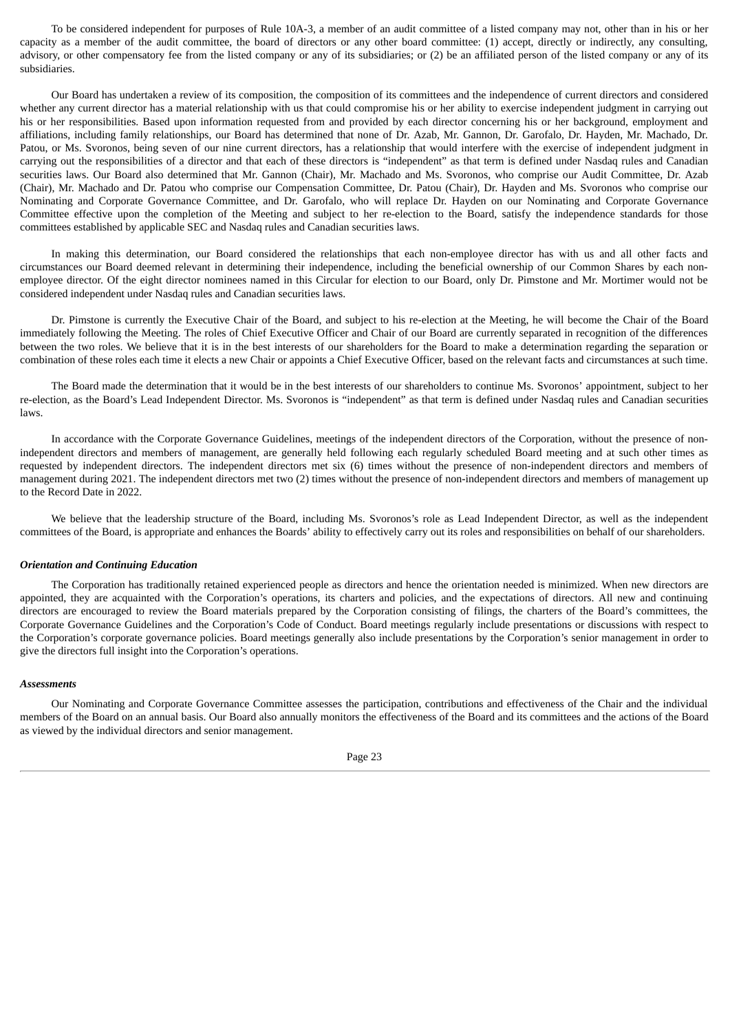To be considered independent for purposes of Rule 10A-3, a member of an audit committee of a listed company may not, other than in his or her capacity as a member of the audit committee, the board of directors or any other board committee: (1) accept, directly or indirectly, any consulting, advisory, or other compensatory fee from the listed company or any of its subsidiaries; or (2) be an affiliated person of the listed company or any of its subsidiaries.

Our Board has undertaken a review of its composition, the composition of its committees and the independence of current directors and considered whether any current director has a material relationship with us that could compromise his or her ability to exercise independent judgment in carrying out his or her responsibilities. Based upon information requested from and provided by each director concerning his or her background, employment and affiliations, including family relationships, our Board has determined that none of Dr. Azab, Mr. Gannon, Dr. Garofalo, Dr. Hayden, Mr. Machado, Dr. Patou, or Ms. Svoronos, being seven of our nine current directors, has a relationship that would interfere with the exercise of independent judgment in carrying out the responsibilities of a director and that each of these directors is "independent" as that term is defined under Nasdaq rules and Canadian securities laws. Our Board also determined that Mr. Gannon (Chair), Mr. Machado and Ms. Svoronos, who comprise our Audit Committee, Dr. Azab (Chair), Mr. Machado and Dr. Patou who comprise our Compensation Committee, Dr. Patou (Chair), Dr. Hayden and Ms. Svoronos who comprise our Nominating and Corporate Governance Committee, and Dr. Garofalo, who will replace Dr. Hayden on our Nominating and Corporate Governance Committee effective upon the completion of the Meeting and subject to her re-election to the Board, satisfy the independence standards for those committees established by applicable SEC and Nasdaq rules and Canadian securities laws.

In making this determination, our Board considered the relationships that each non-employee director has with us and all other facts and circumstances our Board deemed relevant in determining their independence, including the beneficial ownership of our Common Shares by each non-employee director. Of the eight director nominees named in this Circular for election to our Board, only Dr. Pimstone and Mr. Mortimer would not be considered independent under Nasdaq rules and Canadian securities laws.

Dr. Pimstone is currently the Executive Chair of the Board, and subject to his re-election at the Meeting, he will become the Chair of the Board immediately following the Meeting. The roles of Chief Executive Officer and Chair of our Board are currently separated in recognition of the differences between the two roles. We believe that it is in the best interests of our shareholders for the Board to make a determination regarding the separation or combination of these roles each time it elects a new Chair or appoints a Chief Executive Officer, based on the relevant facts and circumstances at such time.

The Board made the determination that it would be in the best interests of our shareholders to continue Ms. Svoronos' appointment, subject to her re-election, as the Board's Lead Independent Director. Ms. Svoronos is "independent" as that term is defined under Nasdaq rules and Canadian securities laws.

In accordance with the Corporate Governance Guidelines, meetings of the independent directors of the Corporation, without the presence of non-independent directors and members of management, are generally held following each regularly scheduled Board meeting and at such other times as requested by independent directors. The independent directors met six (6) times without the presence of non-independent directors and members of management during 2021. The independent directors met two (2) times without the presence of non-independent directors and members of management up to the Record Date in 2022.

We believe that the leadership structure of the Board, including Ms. Svoronos's role as Lead Independent Director, as well as the independent committees of the Board, is appropriate and enhances the Boards' ability to effectively carry out its roles and responsibilities on behalf of our shareholders.

***Orientation and Continuing Education***

The Corporation has traditionally retained experienced people as directors and hence the orientation needed is minimized. When new directors are appointed, they are acquainted with the Corporation's operations, its charters and policies, and the expectations of directors. All new and continuing directors are encouraged to review the Board materials prepared by the Corporation consisting of filings, the charters of the Board's committees, the Corporate Governance Guidelines and the Corporation's Code of Conduct. Board meetings regularly include presentations or discussions with respect to the Corporation's corporate governance policies. Board meetings generally also include presentations by the Corporation's senior management in order to give the directors full insight into the Corporation's operations.

***Assessments***

Our Nominating and Corporate Governance Committee assesses the participation, contributions and effectiveness of the Chair and the individual members of the Board on an annual basis. Our Board also annually monitors the effectiveness of the Board and its committees and the actions of the Board as viewed by the individual directors and senior management.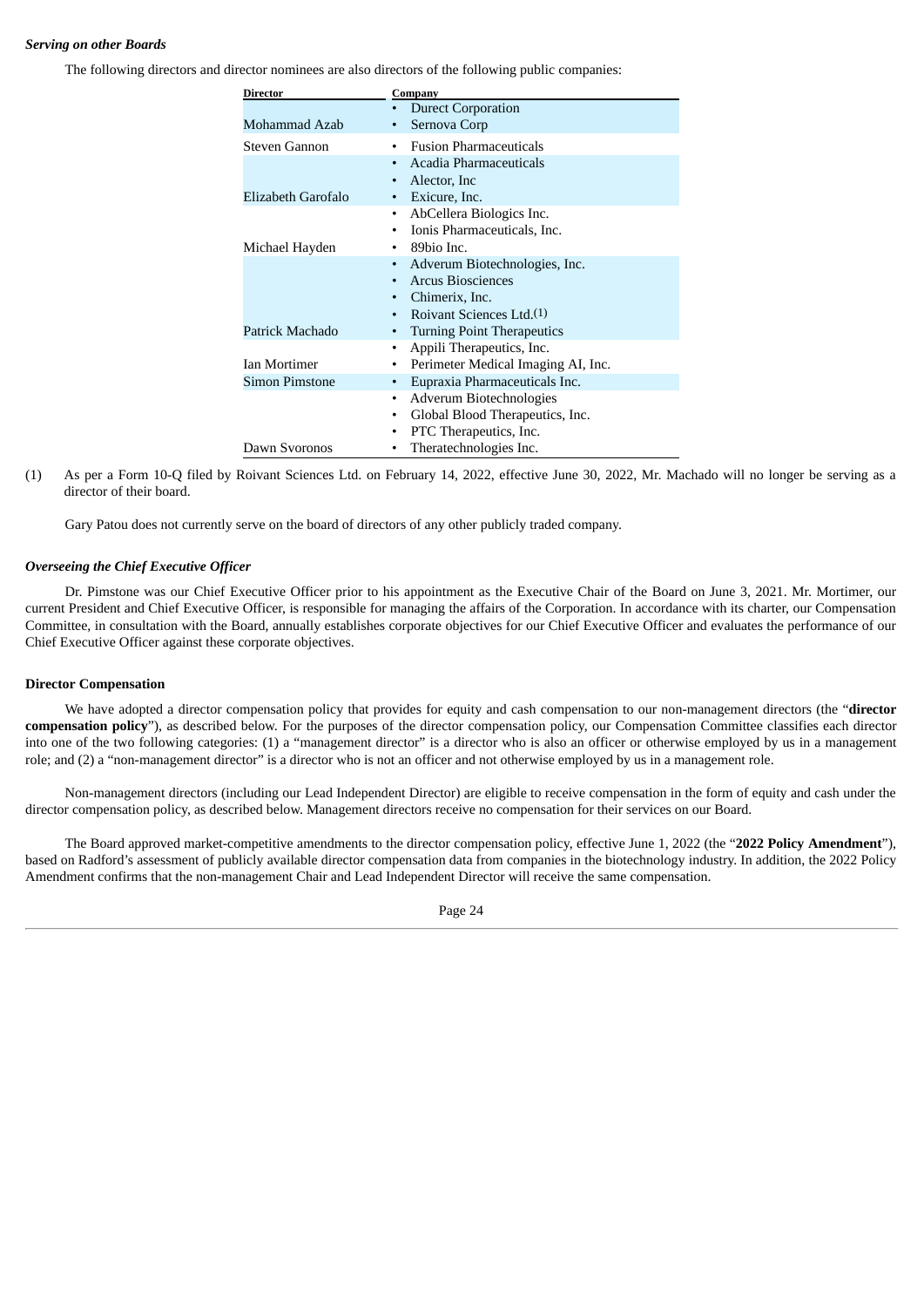***Serving on other Boards***

The following directors and director nominees are also directors of the following public companies:

| Director | Company |
| --- | --- |
| Mohammad Azab | • Durect Corporation<br>• Sernova Corp |
| Steven Gannon | • Fusion Pharmaceuticals |
| Elizabeth Garofalo | • Acadia Pharmaceuticals<br>• Alector, Inc<br>• Exicure, Inc. |
| Michael Hayden | • AbCellera Biologics Inc.<br>• Ionis Pharmaceuticals, Inc.<br>• 89bio Inc. |
| Patrick Machado | • Adverum Biotechnologies, Inc.<br>• Arcus Biosciences<br>• Chimerix, Inc.<br>• Roivant Sciences Ltd.(1)<br>• Turning Point Therapeutics |
| Ian Mortimer | • Appili Therapeutics, Inc.<br>• Perimeter Medical Imaging AI, Inc. |
| Simon Pimstone | • Eupraxia Pharmaceuticals Inc. |
| Dawn Svoronos | • Adverum Biotechnologies<br>• Global Blood Therapeutics, Inc.<br>• PTC Therapeutics, Inc.<br>• Theratechnologies Inc. |

(1) As per a Form 10-Q filed by Roivant Sciences Ltd. on February 14, 2022, effective June 30, 2022, Mr. Machado will no longer be serving as a director of their board.

Gary Patou does not currently serve on the board of directors of any other publicly traded company.

***Overseeing the Chief Executive Officer***

Dr. Pimstone was our Chief Executive Officer prior to his appointment as the Executive Chair of the Board on June 3, 2021. Mr. Mortimer, our current President and Chief Executive Officer, is responsible for managing the affairs of the Corporation. In accordance with its charter, our Compensation Committee, in consultation with the Board, annually establishes corporate objectives for our Chief Executive Officer and evaluates the performance of our Chief Executive Officer against these corporate objectives.

**Director Compensation**

We have adopted a director compensation policy that provides for equity and cash compensation to our non-management directors (the "**director compensation policy**"), as described below. For the purposes of the director compensation policy, our Compensation Committee classifies each director into one of the two following categories: (1) a "management director" is a director who is also an officer or otherwise employed by us in a management role; and (2) a "non-management director" is a director who is not an officer and not otherwise employed by us in a management role.

Non-management directors (including our Lead Independent Director) are eligible to receive compensation in the form of equity and cash under the director compensation policy, as described below. Management directors receive no compensation for their services on our Board.

The Board approved market-competitive amendments to the director compensation policy, effective June 1, 2022 (the "**2022 Policy Amendment**"), based on Radford's assessment of publicly available director compensation data from companies in the biotechnology industry. In addition, the 2022 Policy Amendment confirms that the non-management Chair and Lead Independent Director will receive the same compensation.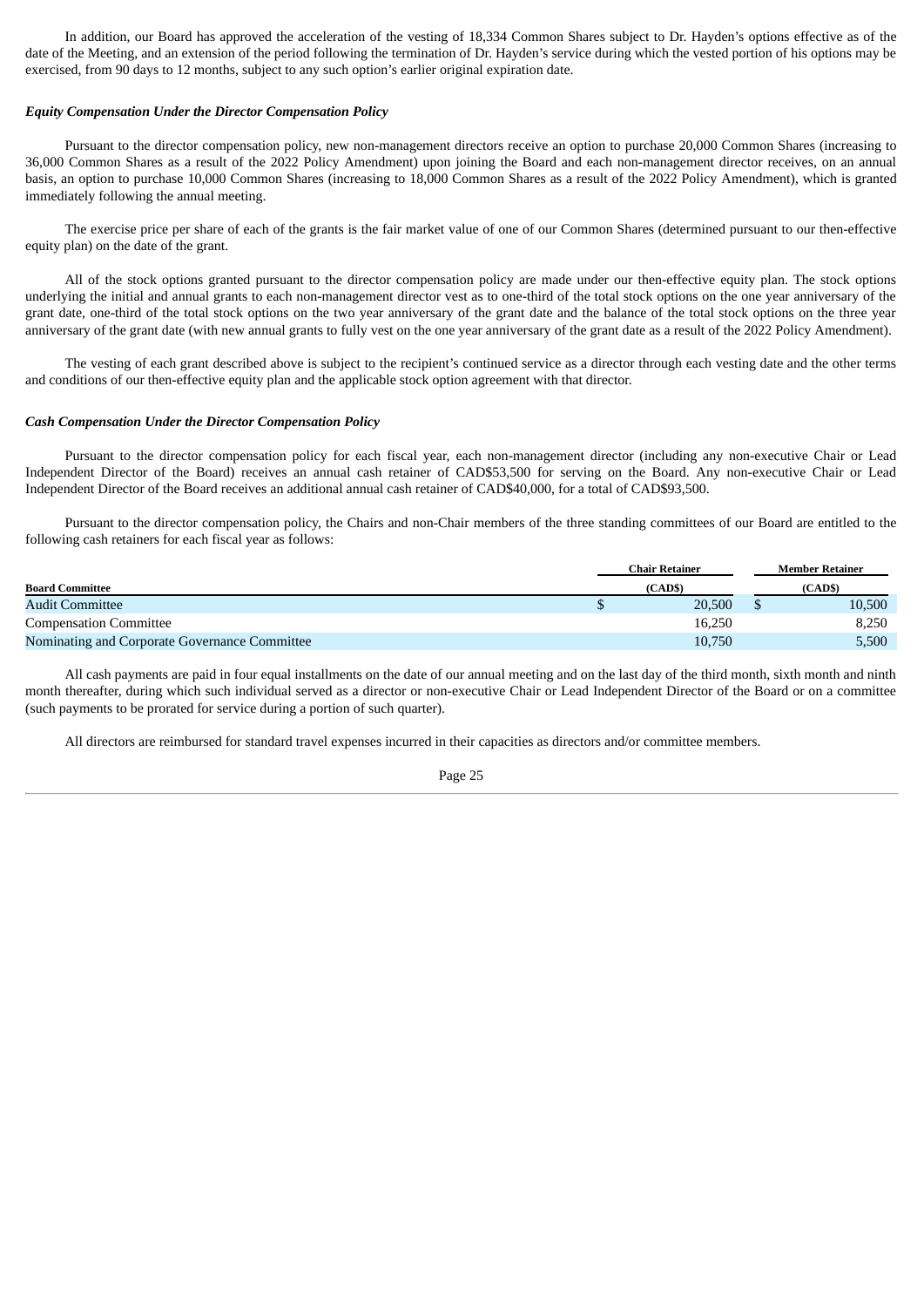In addition, our Board has approved the acceleration of the vesting of 18,334 Common Shares subject to Dr. Hayden's options effective as of the date of the Meeting, and an extension of the period following the termination of Dr. Hayden's service during which the vested portion of his options may be exercised, from 90 days to 12 months, subject to any such option's earlier original expiration date.

***Equity Compensation Under the Director Compensation Policy***

Pursuant to the director compensation policy, new non-management directors receive an option to purchase 20,000 Common Shares (increasing to 36,000 Common Shares as a result of the 2022 Policy Amendment) upon joining the Board and each non-management director receives, on an annual basis, an option to purchase 10,000 Common Shares (increasing to 18,000 Common Shares as a result of the 2022 Policy Amendment), which is granted immediately following the annual meeting.

The exercise price per share of each of the grants is the fair market value of one of our Common Shares (determined pursuant to our then-effective equity plan) on the date of the grant.

All of the stock options granted pursuant to the director compensation policy are made under our then-effective equity plan. The stock options underlying the initial and annual grants to each non-management director vest as to one-third of the total stock options on the one year anniversary of the grant date, one-third of the total stock options on the two year anniversary of the grant date and the balance of the total stock options on the three year anniversary of the grant date (with new annual grants to fully vest on the one year anniversary of the grant date as a result of the 2022 Policy Amendment).

The vesting of each grant described above is subject to the recipient's continued service as a director through each vesting date and the other terms and conditions of our then-effective equity plan and the applicable stock option agreement with that director.

***Cash Compensation Under the Director Compensation Policy***

Pursuant to the director compensation policy for each fiscal year, each non-management director (including any non-executive Chair or Lead Independent Director of the Board) receives an annual cash retainer of CAD$53,500 for serving on the Board. Any non-executive Chair or Lead Independent Director of the Board receives an additional annual cash retainer of CAD$40,000, for a total of CAD$93,500.

Pursuant to the director compensation policy, the Chairs and non-Chair members of the three standing committees of our Board are entitled to the following cash retainers for each fiscal year as follows:

| Board Committee | Chair Retainer (CAD$) | Member Retainer (CAD$) |
|---|---|---|
| Audit Committee | $ 20,500 | $ 10,500 |
| Compensation Committee | 16,250 | 8,250 |
| Nominating and Corporate Governance Committee | 10,750 | 5,500 |

All cash payments are paid in four equal installments on the date of our annual meeting and on the last day of the third month, sixth month and ninth month thereafter, during which such individual served as a director or non-executive Chair or Lead Independent Director of the Board or on a committee (such payments to be prorated for service during a portion of such quarter).

All directors are reimbursed for standard travel expenses incurred in their capacities as directors and/or committee members.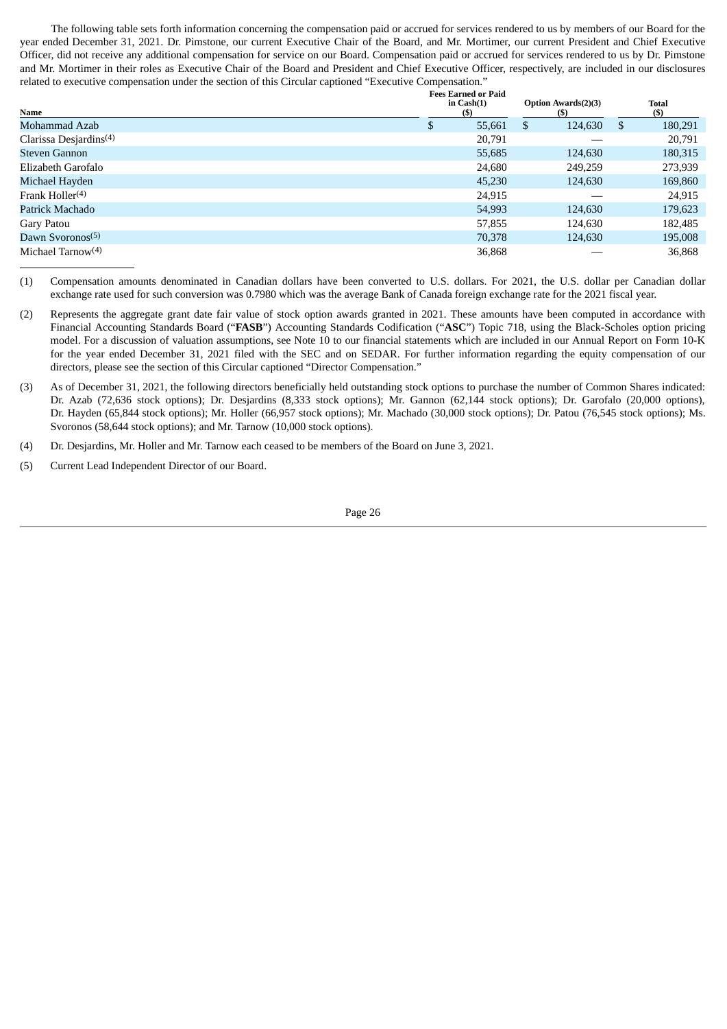The following table sets forth information concerning the compensation paid or accrued for services rendered to us by members of our Board for the year ended December 31, 2021. Dr. Pimstone, our current Executive Chair of the Board, and Mr. Mortimer, our current President and Chief Executive Officer, did not receive any additional compensation for service on our Board. Compensation paid or accrued for services rendered to us by Dr. Pimstone and Mr. Mortimer in their roles as Executive Chair of the Board and President and Chief Executive Officer, respectively, are included in our disclosures related to executive compensation under the section of this Circular captioned "Executive Compensation."

| Name | Fees Earned or Paid in Cash(1) ($) | Option Awards(2)(3) ($) | Total ($) |
|---|---|---|---|
| Mohammad Azab | $ 55,661 | $ 124,630 | $ 180,291 |
| Clarissa Desjardins(4) | 20,791 | — | 20,791 |
| Steven Gannon | 55,685 | 124,630 | 180,315 |
| Elizabeth Garofalo | 24,680 | 249,259 | 273,939 |
| Michael Hayden | 45,230 | 124,630 | 169,860 |
| Frank Holler(4) | 24,915 | — | 24,915 |
| Patrick Machado | 54,993 | 124,630 | 179,623 |
| Gary Patou | 57,855 | 124,630 | 182,485 |
| Dawn Svoronos(5) | 70,378 | 124,630 | 195,008 |
| Michael Tarnow(4) | 36,868 | — | 36,868 |

(1) Compensation amounts denominated in Canadian dollars have been converted to U.S. dollars. For 2021, the U.S. dollar per Canadian dollar exchange rate used for such conversion was 0.7980 which was the average Bank of Canada foreign exchange rate for the 2021 fiscal year.

(2) Represents the aggregate grant date fair value of stock option awards granted in 2021. These amounts have been computed in accordance with Financial Accounting Standards Board ("**FASB**") Accounting Standards Codification ("**ASC**") Topic 718, using the Black-Scholes option pricing model. For a discussion of valuation assumptions, see Note 10 to our financial statements which are included in our Annual Report on Form 10-K for the year ended December 31, 2021 filed with the SEC and on SEDAR. For further information regarding the equity compensation of our directors, please see the section of this Circular captioned "Director Compensation."

(3) As of December 31, 2021, the following directors beneficially held outstanding stock options to purchase the number of Common Shares indicated: Dr. Azab (72,636 stock options); Dr. Desjardins (8,333 stock options); Mr. Gannon (62,144 stock options); Dr. Garofalo (20,000 options), Dr. Hayden (65,844 stock options); Mr. Holler (66,957 stock options); Mr. Machado (30,000 stock options); Dr. Patou (76,545 stock options); Ms. Svoronos (58,644 stock options); and Mr. Tarnow (10,000 stock options).

(4) Dr. Desjardins, Mr. Holler and Mr. Tarnow each ceased to be members of the Board on June 3, 2021.

(5) Current Lead Independent Director of our Board.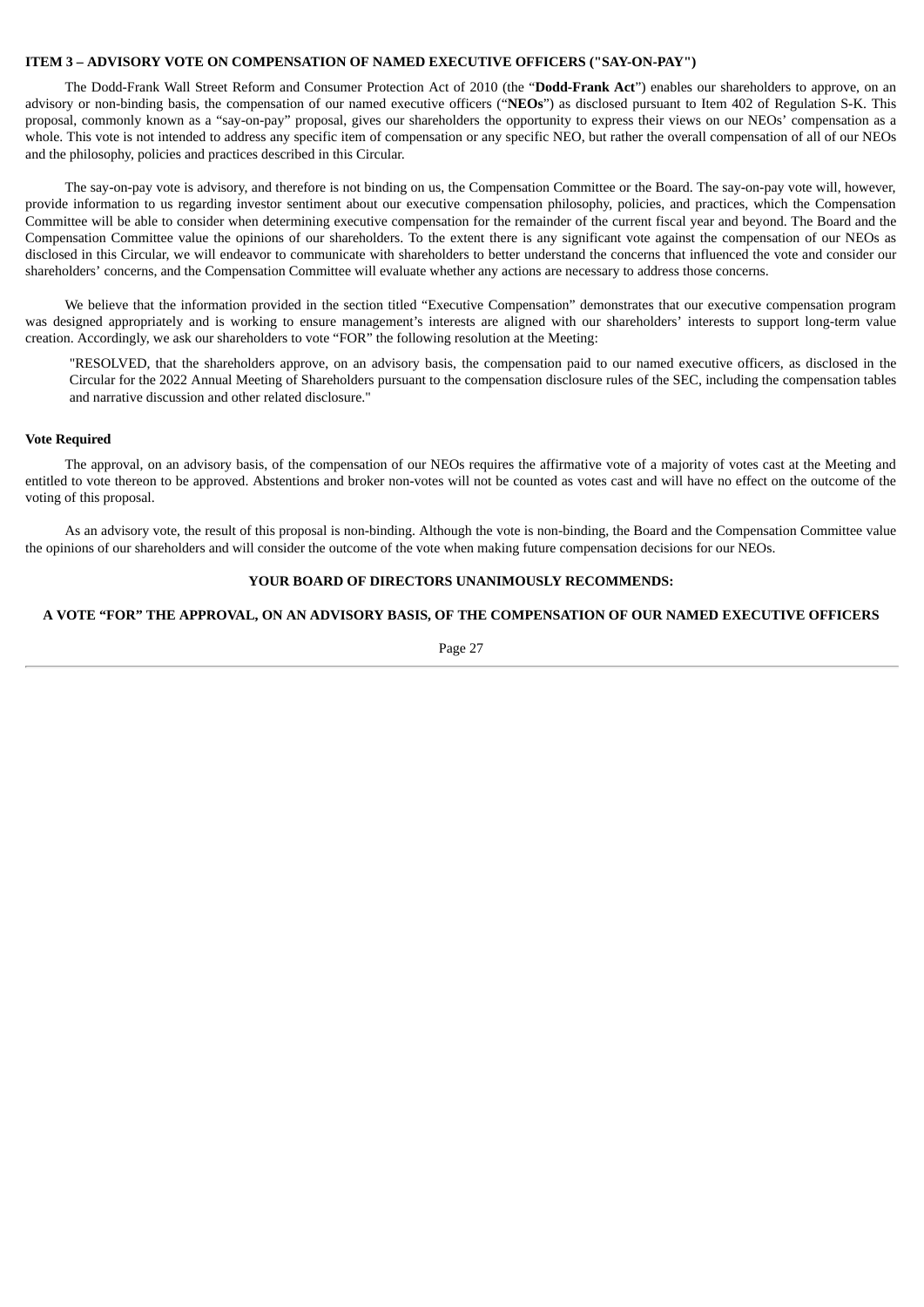### ITEM 3 – ADVISORY VOTE ON COMPENSATION OF NAMED EXECUTIVE OFFICERS ("SAY-ON-PAY")

The Dodd-Frank Wall Street Reform and Consumer Protection Act of 2010 (the "**Dodd-Frank Act**") enables our shareholders to approve, on an advisory or non-binding basis, the compensation of our named executive officers ("**NEOs**") as disclosed pursuant to Item 402 of Regulation S-K. This proposal, commonly known as a "say-on-pay" proposal, gives our shareholders the opportunity to express their views on our NEOs' compensation as a whole. This vote is not intended to address any specific item of compensation or any specific NEO, but rather the overall compensation of all of our NEOs and the philosophy, policies and practices described in this Circular.

The say-on-pay vote is advisory, and therefore is not binding on us, the Compensation Committee or the Board. The say-on-pay vote will, however, provide information to us regarding investor sentiment about our executive compensation philosophy, policies, and practices, which the Compensation Committee will be able to consider when determining executive compensation for the remainder of the current fiscal year and beyond. The Board and the Compensation Committee value the opinions of our shareholders. To the extent there is any significant vote against the compensation of our NEOs as disclosed in this Circular, we will endeavor to communicate with shareholders to better understand the concerns that influenced the vote and consider our shareholders' concerns, and the Compensation Committee will evaluate whether any actions are necessary to address those concerns.

We believe that the information provided in the section titled "Executive Compensation" demonstrates that our executive compensation program was designed appropriately and is working to ensure management's interests are aligned with our shareholders' interests to support long-term value creation. Accordingly, we ask our shareholders to vote "FOR" the following resolution at the Meeting:

> "RESOLVED, that the shareholders approve, on an advisory basis, the compensation paid to our named executive officers, as disclosed in the Circular for the 2022 Annual Meeting of Shareholders pursuant to the compensation disclosure rules of the SEC, including the compensation tables and narrative discussion and other related disclosure."

#### Vote Required

The approval, on an advisory basis, of the compensation of our NEOs requires the affirmative vote of a majority of votes cast at the Meeting and entitled to vote thereon to be approved. Abstentions and broker non-votes will not be counted as votes cast and will have no effect on the outcome of the voting of this proposal.

As an advisory vote, the result of this proposal is non-binding. Although the vote is non-binding, the Board and the Compensation Committee value the opinions of our shareholders and will consider the outcome of the vote when making future compensation decisions for our NEOs.

**YOUR BOARD OF DIRECTORS UNANIMOUSLY RECOMMENDS:**

**A VOTE "FOR" THE APPROVAL, ON AN ADVISORY BASIS, OF THE COMPENSATION OF OUR NAMED EXECUTIVE OFFICERS**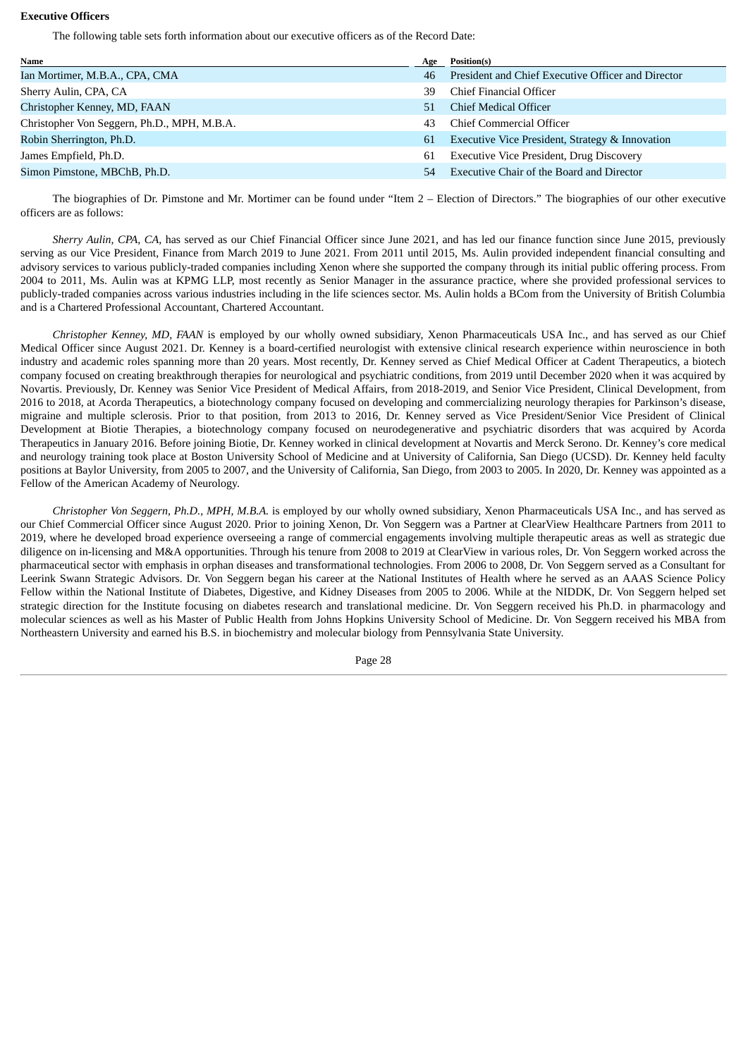**Executive Officers**

The following table sets forth information about our executive officers as of the Record Date:

| Name | Age | Position(s) |
|---|---|---|
| Ian Mortimer, M.B.A., CPA, CMA | 46 | President and Chief Executive Officer and Director |
| Sherry Aulin, CPA, CA | 39 | Chief Financial Officer |
| Christopher Kenney, MD, FAAN | 51 | Chief Medical Officer |
| Christopher Von Seggern, Ph.D., MPH, M.B.A. | 43 | Chief Commercial Officer |
| Robin Sherrington, Ph.D. | 61 | Executive Vice President, Strategy & Innovation |
| James Empfield, Ph.D. | 61 | Executive Vice President, Drug Discovery |
| Simon Pimstone, MBChB, Ph.D. | 54 | Executive Chair of the Board and Director |

The biographies of Dr. Pimstone and Mr. Mortimer can be found under "Item 2 – Election of Directors." The biographies of our other executive officers are as follows:

*Sherry Aulin, CPA, CA,* has served as our Chief Financial Officer since June 2021, and has led our finance function since June 2015, previously serving as our Vice President, Finance from March 2019 to June 2021. From 2011 until 2015, Ms. Aulin provided independent financial consulting and advisory services to various publicly-traded companies including Xenon where she supported the company through its initial public offering process. From 2004 to 2011, Ms. Aulin was at KPMG LLP, most recently as Senior Manager in the assurance practice, where she provided professional services to publicly-traded companies across various industries including in the life sciences sector. Ms. Aulin holds a BCom from the University of British Columbia and is a Chartered Professional Accountant, Chartered Accountant.

*Christopher Kenney, MD, FAAN* is employed by our wholly owned subsidiary, Xenon Pharmaceuticals USA Inc., and has served as our Chief Medical Officer since August 2021. Dr. Kenney is a board-certified neurologist with extensive clinical research experience within neuroscience in both industry and academic roles spanning more than 20 years. Most recently, Dr. Kenney served as Chief Medical Officer at Cadent Therapeutics, a biotech company focused on creating breakthrough therapies for neurological and psychiatric conditions, from 2019 until December 2020 when it was acquired by Novartis. Previously, Dr. Kenney was Senior Vice President of Medical Affairs, from 2018-2019, and Senior Vice President, Clinical Development, from 2016 to 2018, at Acorda Therapeutics, a biotechnology company focused on developing and commercializing neurology therapies for Parkinson's disease, migraine and multiple sclerosis. Prior to that position, from 2013 to 2016, Dr. Kenney served as Vice President/Senior Vice President of Clinical Development at Biotie Therapies, a biotechnology company focused on neurodegenerative and psychiatric disorders that was acquired by Acorda Therapeutics in January 2016. Before joining Biotie, Dr. Kenney worked in clinical development at Novartis and Merck Serono. Dr. Kenney's core medical and neurology training took place at Boston University School of Medicine and at University of California, San Diego (UCSD). Dr. Kenney held faculty positions at Baylor University, from 2005 to 2007, and the University of California, San Diego, from 2003 to 2005. In 2020, Dr. Kenney was appointed as a Fellow of the American Academy of Neurology.

*Christopher Von Seggern, Ph.D., MPH, M.B.A.* is employed by our wholly owned subsidiary, Xenon Pharmaceuticals USA Inc., and has served as our Chief Commercial Officer since August 2020. Prior to joining Xenon, Dr. Von Seggern was a Partner at ClearView Healthcare Partners from 2011 to 2019, where he developed broad experience overseeing a range of commercial engagements involving multiple therapeutic areas as well as strategic due diligence on in-licensing and M&A opportunities. Through his tenure from 2008 to 2019 at ClearView in various roles, Dr. Von Seggern worked across the pharmaceutical sector with emphasis in orphan diseases and transformational technologies. From 2006 to 2008, Dr. Von Seggern served as a Consultant for Leerink Swann Strategic Advisors. Dr. Von Seggern began his career at the National Institutes of Health where he served as an AAAS Science Policy Fellow within the National Institute of Diabetes, Digestive, and Kidney Diseases from 2005 to 2006. While at the NIDDK, Dr. Von Seggern helped set strategic direction for the Institute focusing on diabetes research and translational medicine. Dr. Von Seggern received his Ph.D. in pharmacology and molecular sciences as well as his Master of Public Health from Johns Hopkins University School of Medicine. Dr. Von Seggern received his MBA from Northeastern University and earned his B.S. in biochemistry and molecular biology from Pennsylvania State University.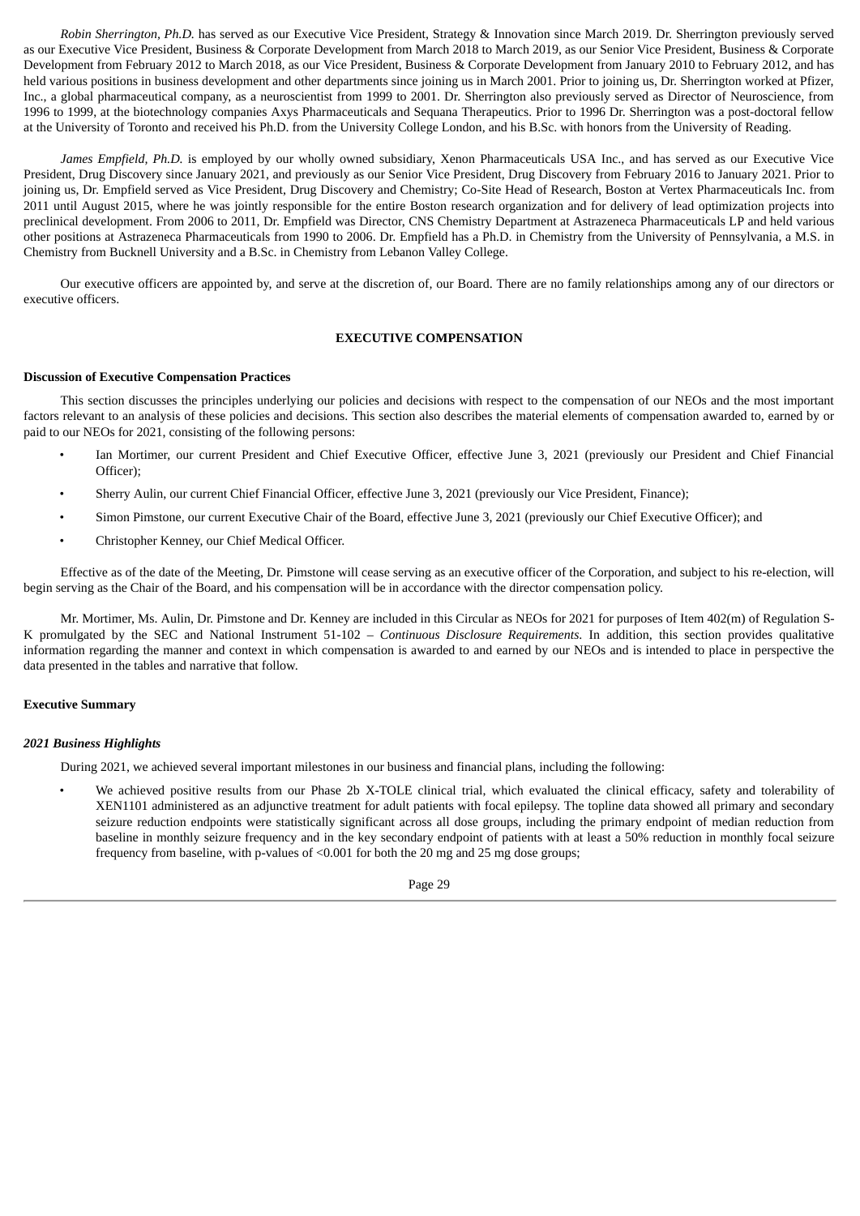*Robin Sherrington, Ph.D.* has served as our Executive Vice President, Strategy & Innovation since March 2019. Dr. Sherrington previously served as our Executive Vice President, Business & Corporate Development from March 2018 to March 2019, as our Senior Vice President, Business & Corporate Development from February 2012 to March 2018, as our Vice President, Business & Corporate Development from January 2010 to February 2012, and has held various positions in business development and other departments since joining us in March 2001. Prior to joining us, Dr. Sherrington worked at Pfizer, Inc., a global pharmaceutical company, as a neuroscientist from 1999 to 2001. Dr. Sherrington also previously served as Director of Neuroscience, from 1996 to 1999, at the biotechnology companies Axys Pharmaceuticals and Sequana Therapeutics. Prior to 1996 Dr. Sherrington was a post-doctoral fellow at the University of Toronto and received his Ph.D. from the University College London, and his B.Sc. with honors from the University of Reading.

*James Empfield, Ph.D.* is employed by our wholly owned subsidiary, Xenon Pharmaceuticals USA Inc., and has served as our Executive Vice President, Drug Discovery since January 2021, and previously as our Senior Vice President, Drug Discovery from February 2016 to January 2021. Prior to joining us, Dr. Empfield served as Vice President, Drug Discovery and Chemistry; Co-Site Head of Research, Boston at Vertex Pharmaceuticals Inc. from 2011 until August 2015, where he was jointly responsible for the entire Boston research organization and for delivery of lead optimization projects into preclinical development. From 2006 to 2011, Dr. Empfield was Director, CNS Chemistry Department at Astrazeneca Pharmaceuticals LP and held various other positions at Astrazeneca Pharmaceuticals from 1990 to 2006. Dr. Empfield has a Ph.D. in Chemistry from the University of Pennsylvania, a M.S. in Chemistry from Bucknell University and a B.Sc. in Chemistry from Lebanon Valley College.

Our executive officers are appointed by, and serve at the discretion of, our Board. There are no family relationships among any of our directors or executive officers.

## EXECUTIVE COMPENSATION

### Discussion of Executive Compensation Practices

This section discusses the principles underlying our policies and decisions with respect to the compensation of our NEOs and the most important factors relevant to an analysis of these policies and decisions. This section also describes the material elements of compensation awarded to, earned by or paid to our NEOs for 2021, consisting of the following persons:

- Ian Mortimer, our current President and Chief Executive Officer, effective June 3, 2021 (previously our President and Chief Financial Officer);
- Sherry Aulin, our current Chief Financial Officer, effective June 3, 2021 (previously our Vice President, Finance);
- Simon Pimstone, our current Executive Chair of the Board, effective June 3, 2021 (previously our Chief Executive Officer); and
- Christopher Kenney, our Chief Medical Officer.

Effective as of the date of the Meeting, Dr. Pimstone will cease serving as an executive officer of the Corporation, and subject to his re-election, will begin serving as the Chair of the Board, and his compensation will be in accordance with the director compensation policy.

Mr. Mortimer, Ms. Aulin, Dr. Pimstone and Dr. Kenney are included in this Circular as NEOs for 2021 for purposes of Item 402(m) of Regulation S-K promulgated by the SEC and National Instrument 51-102 – *Continuous Disclosure Requirements*. In addition, this section provides qualitative information regarding the manner and context in which compensation is awarded to and earned by our NEOs and is intended to place in perspective the data presented in the tables and narrative that follow.

### Executive Summary

#### *2021 Business Highlights*

During 2021, we achieved several important milestones in our business and financial plans, including the following:

- We achieved positive results from our Phase 2b X-TOLE clinical trial, which evaluated the clinical efficacy, safety and tolerability of XEN1101 administered as an adjunctive treatment for adult patients with focal epilepsy. The topline data showed all primary and secondary seizure reduction endpoints were statistically significant across all dose groups, including the primary endpoint of median reduction from baseline in monthly seizure frequency and in the key secondary endpoint of patients with at least a 50% reduction in monthly focal seizure frequency from baseline, with p-values of <0.001 for both the 20 mg and 25 mg dose groups;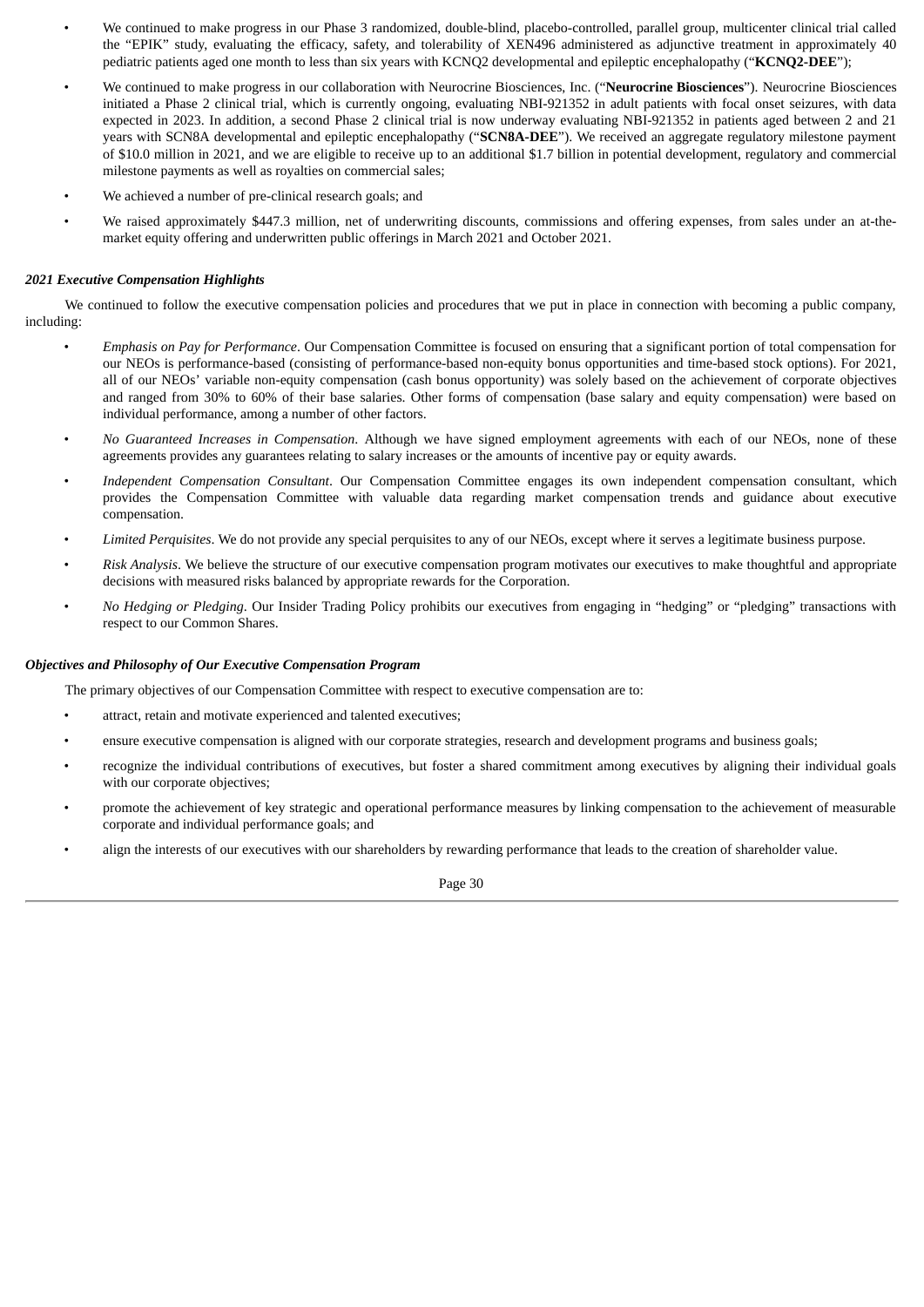- We continued to make progress in our Phase 3 randomized, double-blind, placebo-controlled, parallel group, multicenter clinical trial called the "EPIK" study, evaluating the efficacy, safety, and tolerability of XEN496 administered as adjunctive treatment in approximately 40 pediatric patients aged one month to less than six years with KCNQ2 developmental and epileptic encephalopathy ("**KCNQ2-DEE**");
- We continued to make progress in our collaboration with Neurocrine Biosciences, Inc. ("**Neurocrine Biosciences**"). Neurocrine Biosciences initiated a Phase 2 clinical trial, which is currently ongoing, evaluating NBI-921352 in adult patients with focal onset seizures, with data expected in 2023. In addition, a second Phase 2 clinical trial is now underway evaluating NBI-921352 in patients aged between 2 and 21 years with SCN8A developmental and epileptic encephalopathy ("**SCN8A-DEE**"). We received an aggregate regulatory milestone payment of $10.0 million in 2021, and we are eligible to receive up to an additional $1.7 billion in potential development, regulatory and commercial milestone payments as well as royalties on commercial sales;
- We achieved a number of pre-clinical research goals; and
- We raised approximately $447.3 million, net of underwriting discounts, commissions and offering expenses, from sales under an at-the-market equity offering and underwritten public offerings in March 2021 and October 2021.

### *2021 Executive Compensation Highlights*

We continued to follow the executive compensation policies and procedures that we put in place in connection with becoming a public company, including:

- *Emphasis on Pay for Performance*. Our Compensation Committee is focused on ensuring that a significant portion of total compensation for our NEOs is performance-based (consisting of performance-based non-equity bonus opportunities and time-based stock options). For 2021, all of our NEOs' variable non-equity compensation (cash bonus opportunity) was solely based on the achievement of corporate objectives and ranged from 30% to 60% of their base salaries. Other forms of compensation (base salary and equity compensation) were based on individual performance, among a number of other factors.
- *No Guaranteed Increases in Compensation*. Although we have signed employment agreements with each of our NEOs, none of these agreements provides any guarantees relating to salary increases or the amounts of incentive pay or equity awards.
- *Independent Compensation Consultant*. Our Compensation Committee engages its own independent compensation consultant, which provides the Compensation Committee with valuable data regarding market compensation trends and guidance about executive compensation.
- *Limited Perquisites*. We do not provide any special perquisites to any of our NEOs, except where it serves a legitimate business purpose.
- *Risk Analysis*. We believe the structure of our executive compensation program motivates our executives to make thoughtful and appropriate decisions with measured risks balanced by appropriate rewards for the Corporation.
- *No Hedging or Pledging*. Our Insider Trading Policy prohibits our executives from engaging in "hedging" or "pledging" transactions with respect to our Common Shares.

### *Objectives and Philosophy of Our Executive Compensation Program*

The primary objectives of our Compensation Committee with respect to executive compensation are to:

- attract, retain and motivate experienced and talented executives;
- ensure executive compensation is aligned with our corporate strategies, research and development programs and business goals;
- recognize the individual contributions of executives, but foster a shared commitment among executives by aligning their individual goals with our corporate objectives;
- promote the achievement of key strategic and operational performance measures by linking compensation to the achievement of measurable corporate and individual performance goals; and
- align the interests of our executives with our shareholders by rewarding performance that leads to the creation of shareholder value.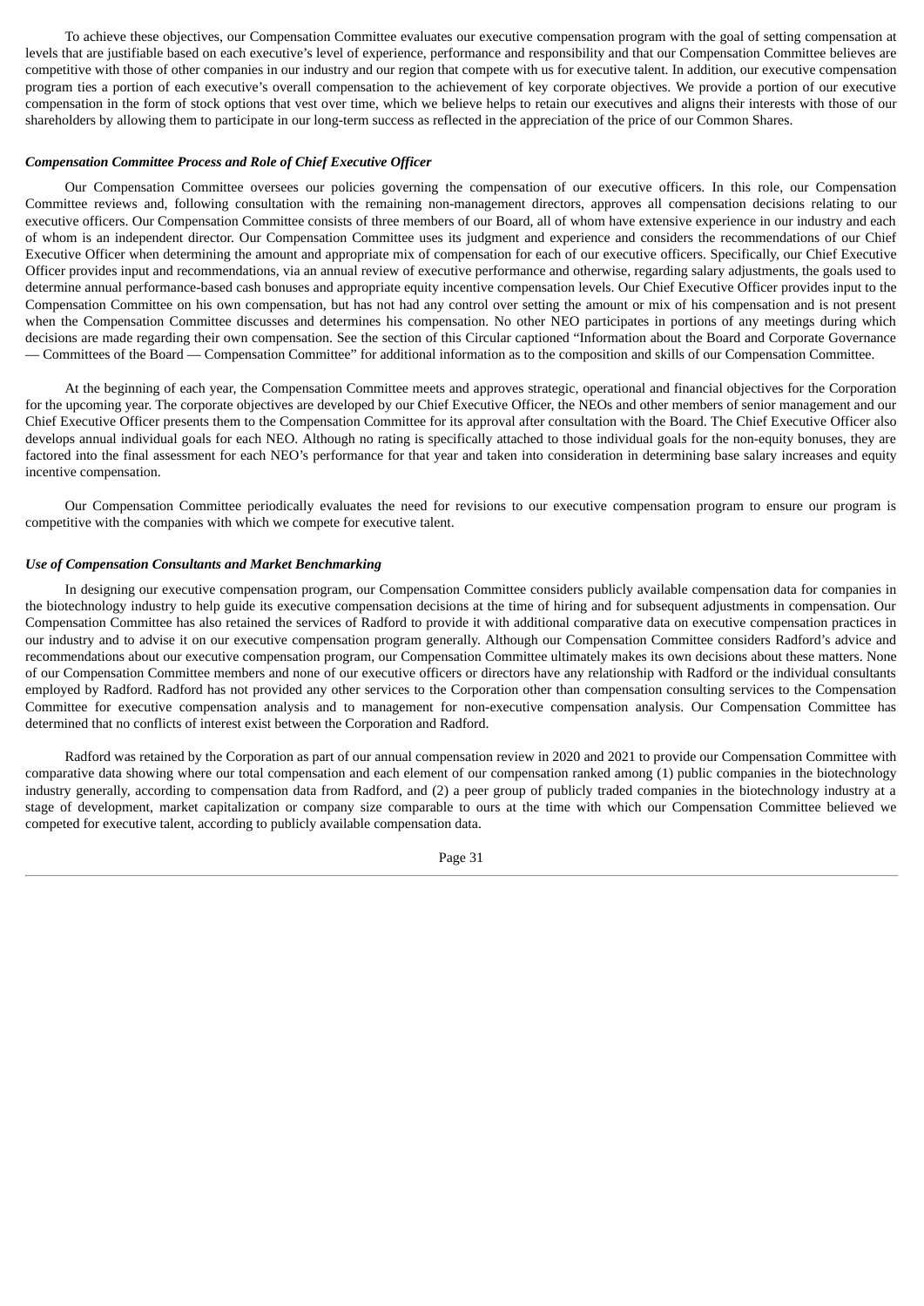To achieve these objectives, our Compensation Committee evaluates our executive compensation program with the goal of setting compensation at levels that are justifiable based on each executive's level of experience, performance and responsibility and that our Compensation Committee believes are competitive with those of other companies in our industry and our region that compete with us for executive talent. In addition, our executive compensation program ties a portion of each executive's overall compensation to the achievement of key corporate objectives. We provide a portion of our executive compensation in the form of stock options that vest over time, which we believe helps to retain our executives and aligns their interests with those of our shareholders by allowing them to participate in our long-term success as reflected in the appreciation of the price of our Common Shares.

***Compensation Committee Process and Role of Chief Executive Officer***

Our Compensation Committee oversees our policies governing the compensation of our executive officers. In this role, our Compensation Committee reviews and, following consultation with the remaining non-management directors, approves all compensation decisions relating to our executive officers. Our Compensation Committee consists of three members of our Board, all of whom have extensive experience in our industry and each of whom is an independent director. Our Compensation Committee uses its judgment and experience and considers the recommendations of our Chief Executive Officer when determining the amount and appropriate mix of compensation for each of our executive officers. Specifically, our Chief Executive Officer provides input and recommendations, via an annual review of executive performance and otherwise, regarding salary adjustments, the goals used to determine annual performance-based cash bonuses and appropriate equity incentive compensation levels. Our Chief Executive Officer provides input to the Compensation Committee on his own compensation, but has not had any control over setting the amount or mix of his compensation and is not present when the Compensation Committee discusses and determines his compensation. No other NEO participates in portions of any meetings during which decisions are made regarding their own compensation. See the section of this Circular captioned "Information about the Board and Corporate Governance — Committees of the Board — Compensation Committee" for additional information as to the composition and skills of our Compensation Committee.

At the beginning of each year, the Compensation Committee meets and approves strategic, operational and financial objectives for the Corporation for the upcoming year. The corporate objectives are developed by our Chief Executive Officer, the NEOs and other members of senior management and our Chief Executive Officer presents them to the Compensation Committee for its approval after consultation with the Board. The Chief Executive Officer also develops annual individual goals for each NEO. Although no rating is specifically attached to those individual goals for the non-equity bonuses, they are factored into the final assessment for each NEO's performance for that year and taken into consideration in determining base salary increases and equity incentive compensation.

Our Compensation Committee periodically evaluates the need for revisions to our executive compensation program to ensure our program is competitive with the companies with which we compete for executive talent.

***Use of Compensation Consultants and Market Benchmarking***

In designing our executive compensation program, our Compensation Committee considers publicly available compensation data for companies in the biotechnology industry to help guide its executive compensation decisions at the time of hiring and for subsequent adjustments in compensation. Our Compensation Committee has also retained the services of Radford to provide it with additional comparative data on executive compensation practices in our industry and to advise it on our executive compensation program generally. Although our Compensation Committee considers Radford's advice and recommendations about our executive compensation program, our Compensation Committee ultimately makes its own decisions about these matters. None of our Compensation Committee members and none of our executive officers or directors have any relationship with Radford or the individual consultants employed by Radford. Radford has not provided any other services to the Corporation other than compensation consulting services to the Compensation Committee for executive compensation analysis and to management for non-executive compensation analysis. Our Compensation Committee has determined that no conflicts of interest exist between the Corporation and Radford.

Radford was retained by the Corporation as part of our annual compensation review in 2020 and 2021 to provide our Compensation Committee with comparative data showing where our total compensation and each element of our compensation ranked among (1) public companies in the biotechnology industry generally, according to compensation data from Radford, and (2) a peer group of publicly traded companies in the biotechnology industry at a stage of development, market capitalization or company size comparable to ours at the time with which our Compensation Committee believed we competed for executive talent, according to publicly available compensation data.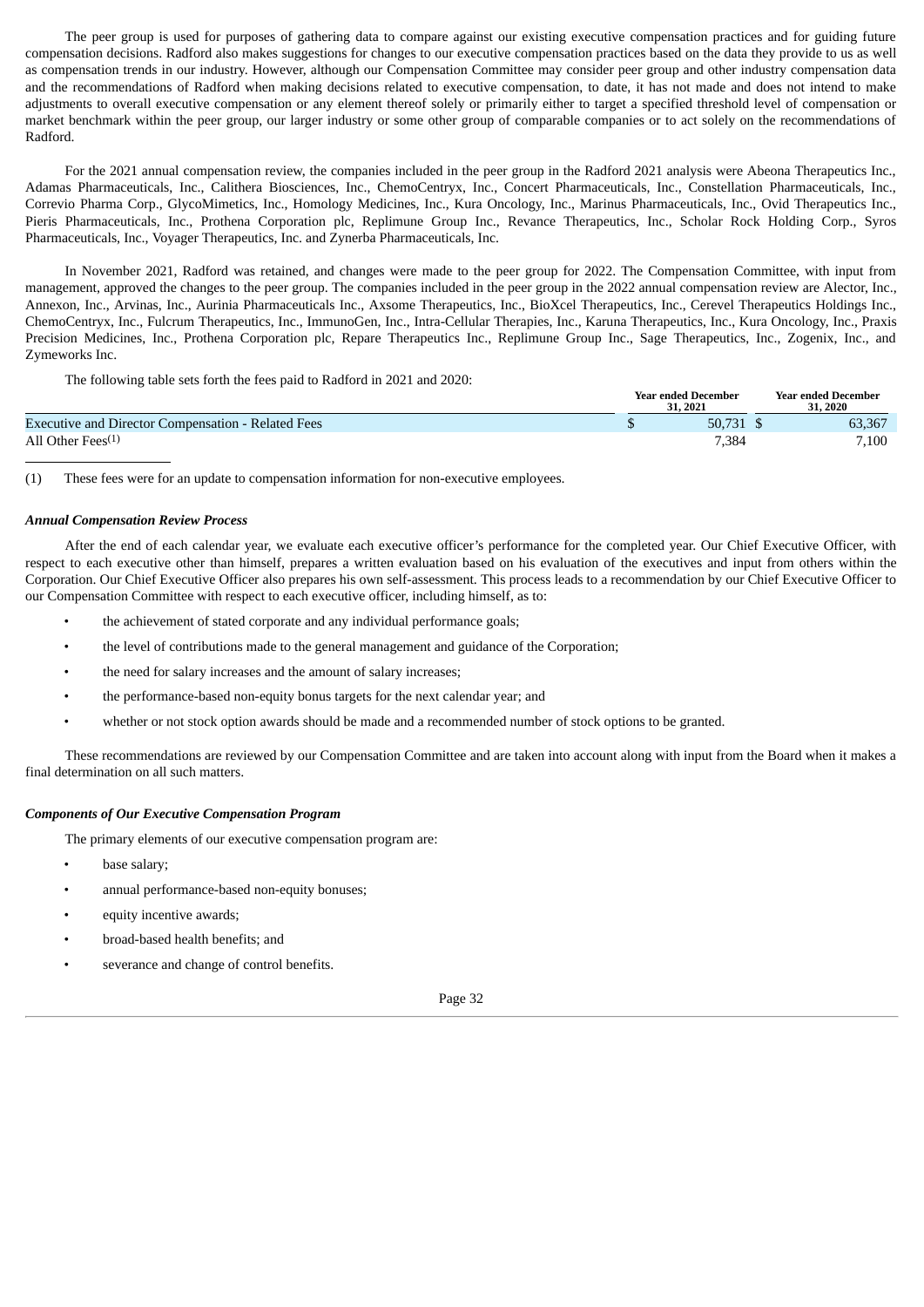The peer group is used for purposes of gathering data to compare against our existing executive compensation practices and for guiding future compensation decisions. Radford also makes suggestions for changes to our executive compensation practices based on the data they provide to us as well as compensation trends in our industry. However, although our Compensation Committee may consider peer group and other industry compensation data and the recommendations of Radford when making decisions related to executive compensation, to date, it has not made and does not intend to make adjustments to overall executive compensation or any element thereof solely or primarily either to target a specified threshold level of compensation or market benchmark within the peer group, our larger industry or some other group of comparable companies or to act solely on the recommendations of Radford.

For the 2021 annual compensation review, the companies included in the peer group in the Radford 2021 analysis were Abeona Therapeutics Inc., Adamas Pharmaceuticals, Inc., Calithera Biosciences, Inc., ChemoCentryx, Inc., Concert Pharmaceuticals, Inc., Constellation Pharmaceuticals, Inc., Correvio Pharma Corp., GlycoMimetics, Inc., Homology Medicines, Inc., Kura Oncology, Inc., Marinus Pharmaceuticals, Inc., Ovid Therapeutics Inc., Pieris Pharmaceuticals, Inc., Prothena Corporation plc, Replimune Group Inc., Revance Therapeutics, Inc., Scholar Rock Holding Corp., Syros Pharmaceuticals, Inc., Voyager Therapeutics, Inc. and Zynerba Pharmaceuticals, Inc.

In November 2021, Radford was retained, and changes were made to the peer group for 2022. The Compensation Committee, with input from management, approved the changes to the peer group. The companies included in the peer group in the 2022 annual compensation review are Alector, Inc., Annexon, Inc., Arvinas, Inc., Aurinia Pharmaceuticals Inc., Axsome Therapeutics, Inc., BioXcel Therapeutics, Inc., Cerevel Therapeutics Holdings Inc., ChemoCentryx, Inc., Fulcrum Therapeutics, Inc., ImmunoGen, Inc., Intra-Cellular Therapies, Inc., Karuna Therapeutics, Inc., Kura Oncology, Inc., Praxis Precision Medicines, Inc., Prothena Corporation plc, Repare Therapeutics Inc., Replimune Group Inc., Sage Therapeutics, Inc., Zogenix, Inc., and Zymeworks Inc.

The following table sets forth the fees paid to Radford in 2021 and 2020:

| | Year ended December 31, 2021 | Year ended December 31, 2020 |
|---|---|---|
| Executive and Director Compensation - Related Fees | $ 50,731 | $ 63,367 |
| All Other Fees[(1)] | 7,384 | 7,100 |

(1) These fees were for an update to compensation information for non-executive employees.

***Annual Compensation Review Process***

After the end of each calendar year, we evaluate each executive officer's performance for the completed year. Our Chief Executive Officer, with respect to each executive other than himself, prepares a written evaluation based on his evaluation of the executives and input from others within the Corporation. Our Chief Executive Officer also prepares his own self-assessment. This process leads to a recommendation by our Chief Executive Officer to our Compensation Committee with respect to each executive officer, including himself, as to:

- the achievement of stated corporate and any individual performance goals;
- the level of contributions made to the general management and guidance of the Corporation;
- the need for salary increases and the amount of salary increases;
- the performance-based non-equity bonus targets for the next calendar year; and
- whether or not stock option awards should be made and a recommended number of stock options to be granted.

These recommendations are reviewed by our Compensation Committee and are taken into account along with input from the Board when it makes a final determination on all such matters.

***Components of Our Executive Compensation Program***

The primary elements of our executive compensation program are:

- base salary;
- annual performance-based non-equity bonuses;
- equity incentive awards;
- broad-based health benefits; and
- severance and change of control benefits.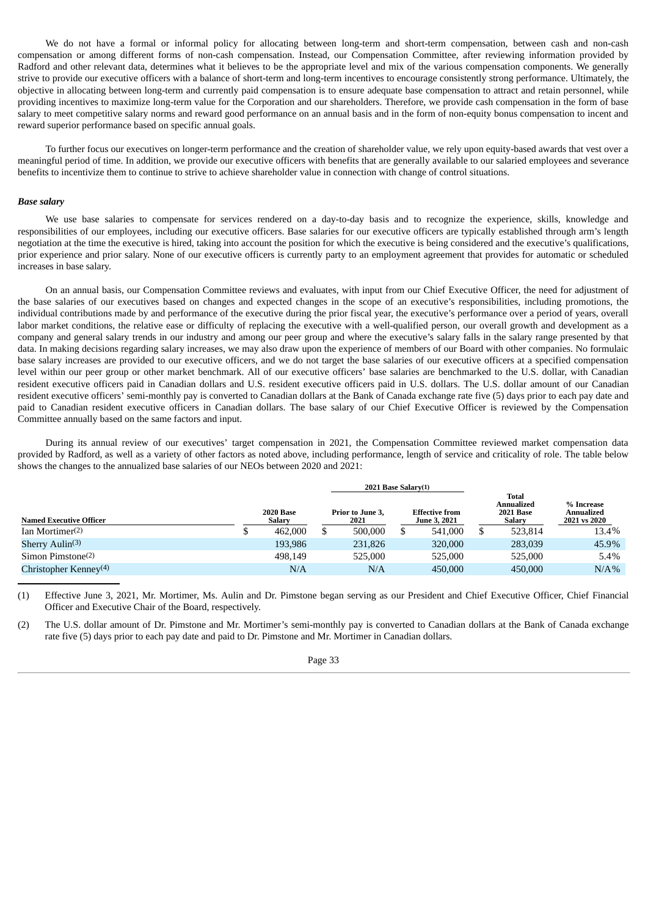We do not have a formal or informal policy for allocating between long-term and short-term compensation, between cash and non-cash compensation or among different forms of non-cash compensation. Instead, our Compensation Committee, after reviewing information provided by Radford and other relevant data, determines what it believes to be the appropriate level and mix of the various compensation components. We generally strive to provide our executive officers with a balance of short-term and long-term incentives to encourage consistently strong performance. Ultimately, the objective in allocating between long-term and currently paid compensation is to ensure adequate base compensation to attract and retain personnel, while providing incentives to maximize long-term value for the Corporation and our shareholders. Therefore, we provide cash compensation in the form of base salary to meet competitive salary norms and reward good performance on an annual basis and in the form of non-equity bonus compensation to incent and reward superior performance based on specific annual goals.

To further focus our executives on longer-term performance and the creation of shareholder value, we rely upon equity-based awards that vest over a meaningful period of time. In addition, we provide our executive officers with benefits that are generally available to our salaried employees and severance benefits to incentivize them to continue to strive to achieve shareholder value in connection with change of control situations.

***Base salary***

We use base salaries to compensate for services rendered on a day-to-day basis and to recognize the experience, skills, knowledge and responsibilities of our employees, including our executive officers. Base salaries for our executive officers are typically established through arm's length negotiation at the time the executive is hired, taking into account the position for which the executive is being considered and the executive's qualifications, prior experience and prior salary. None of our executive officers is currently party to an employment agreement that provides for automatic or scheduled increases in base salary.

On an annual basis, our Compensation Committee reviews and evaluates, with input from our Chief Executive Officer, the need for adjustment of the base salaries of our executives based on changes and expected changes in the scope of an executive's responsibilities, including promotions, the individual contributions made by and performance of the executive during the prior fiscal year, the executive's performance over a period of years, overall labor market conditions, the relative ease or difficulty of replacing the executive with a well-qualified person, our overall growth and development as a company and general salary trends in our industry and among our peer group and where the executive's salary falls in the salary range presented by that data. In making decisions regarding salary increases, we may also draw upon the experience of members of our Board with other companies. No formulaic base salary increases are provided to our executive officers, and we do not target the base salaries of our executive officers at a specified compensation level within our peer group or other market benchmark. All of our executive officers' base salaries are benchmarked to the U.S. dollar, with Canadian resident executive officers paid in Canadian dollars and U.S. resident executive officers paid in U.S. dollars. The U.S. dollar amount of our Canadian resident executive officers' semi-monthly pay is converted to Canadian dollars at the Bank of Canada exchange rate five (5) days prior to each pay date and paid to Canadian resident executive officers in Canadian dollars. The base salary of our Chief Executive Officer is reviewed by the Compensation Committee annually based on the same factors and input.

During its annual review of our executives' target compensation in 2021, the Compensation Committee reviewed market compensation data provided by Radford, as well as a variety of other factors as noted above, including performance, length of service and criticality of role. The table below shows the changes to the annualized base salaries of our NEOs between 2020 and 2021:

| Named Executive Officer | 2020 Base Salary | 2021 Base Salary(1) Prior to June 3, 2021 | 2021 Base Salary(1) Effective from June 3, 2021 | Total Annualized 2021 Base Salary | % Increase Annualized 2021 vs 2020 |
|---|---|---|---|---|---|
| Ian Mortimer(2) | $ 462,000 | $ 500,000 | $ 541,000 | $ 523,814 | 13.4% |
| Sherry Aulin(3) | 193,986 | 231,826 | 320,000 | 283,039 | 45.9% |
| Simon Pimstone(2) | 498,149 | 525,000 | 525,000 | 525,000 | 5.4% |
| Christopher Kenney(4) | N/A | N/A | 450,000 | 450,000 | N/A% |

(1) Effective June 3, 2021, Mr. Mortimer, Ms. Aulin and Dr. Pimstone began serving as our President and Chief Executive Officer, Chief Financial Officer and Executive Chair of the Board, respectively.

(2) The U.S. dollar amount of Dr. Pimstone and Mr. Mortimer's semi-monthly pay is converted to Canadian dollars at the Bank of Canada exchange rate five (5) days prior to each pay date and paid to Dr. Pimstone and Mr. Mortimer in Canadian dollars.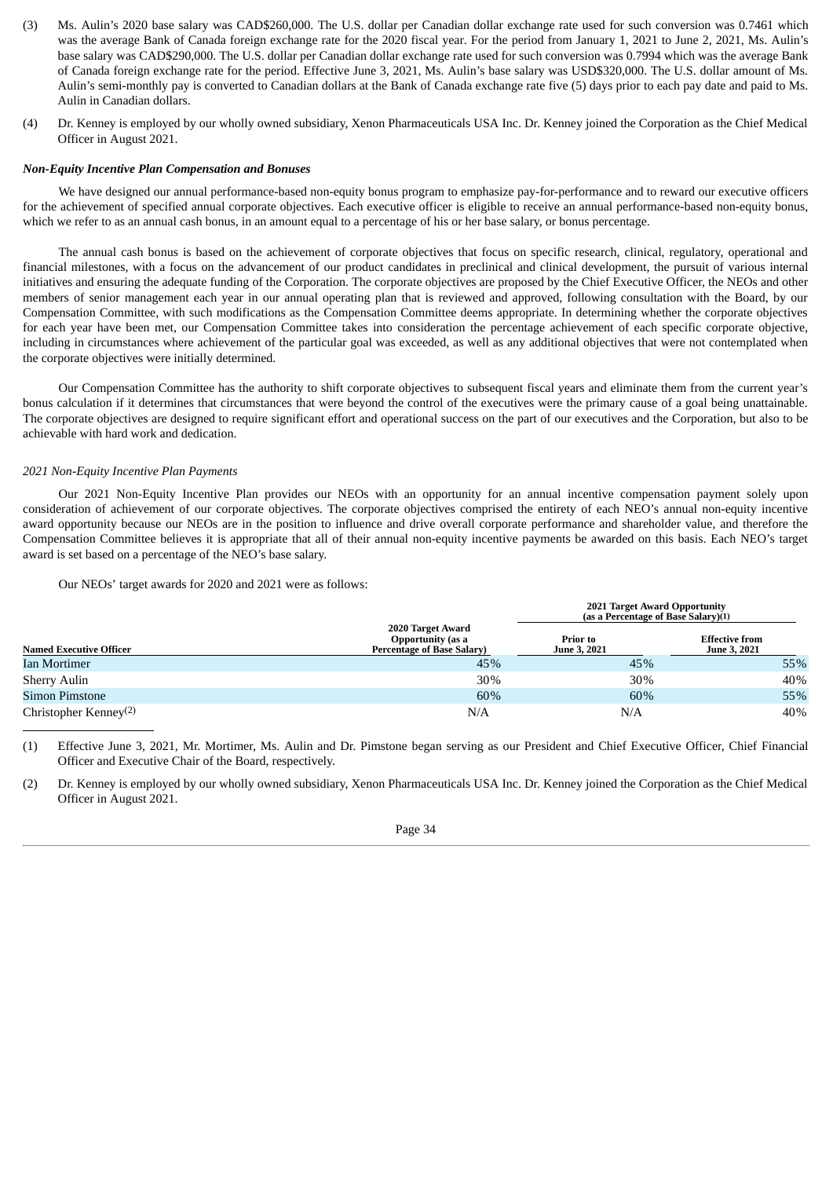(3) Ms. Aulin's 2020 base salary was CAD$260,000. The U.S. dollar per Canadian dollar exchange rate used for such conversion was 0.7461 which was the average Bank of Canada foreign exchange rate for the 2020 fiscal year. For the period from January 1, 2021 to June 2, 2021, Ms. Aulin's base salary was CAD$290,000. The U.S. dollar per Canadian dollar exchange rate used for such conversion was 0.7994 which was the average Bank of Canada foreign exchange rate for the period. Effective June 3, 2021, Ms. Aulin's base salary was USD$320,000. The U.S. dollar amount of Ms. Aulin's semi-monthly pay is converted to Canadian dollars at the Bank of Canada exchange rate five (5) days prior to each pay date and paid to Ms. Aulin in Canadian dollars.

(4) Dr. Kenney is employed by our wholly owned subsidiary, Xenon Pharmaceuticals USA Inc. Dr. Kenney joined the Corporation as the Chief Medical Officer in August 2021.

***Non-Equity Incentive Plan Compensation and Bonuses***

We have designed our annual performance-based non-equity bonus program to emphasize pay-for-performance and to reward our executive officers for the achievement of specified annual corporate objectives. Each executive officer is eligible to receive an annual performance-based non-equity bonus, which we refer to as an annual cash bonus, in an amount equal to a percentage of his or her base salary, or bonus percentage.

The annual cash bonus is based on the achievement of corporate objectives that focus on specific research, clinical, regulatory, operational and financial milestones, with a focus on the advancement of our product candidates in preclinical and clinical development, the pursuit of various internal initiatives and ensuring the adequate funding of the Corporation. The corporate objectives are proposed by the Chief Executive Officer, the NEOs and other members of senior management each year in our annual operating plan that is reviewed and approved, following consultation with the Board, by our Compensation Committee, with such modifications as the Compensation Committee deems appropriate. In determining whether the corporate objectives for each year have been met, our Compensation Committee takes into consideration the percentage achievement of each specific corporate objective, including in circumstances where achievement of the particular goal was exceeded, as well as any additional objectives that were not contemplated when the corporate objectives were initially determined.

Our Compensation Committee has the authority to shift corporate objectives to subsequent fiscal years and eliminate them from the current year's bonus calculation if it determines that circumstances that were beyond the control of the executives were the primary cause of a goal being unattainable. The corporate objectives are designed to require significant effort and operational success on the part of our executives and the Corporation, but also to be achievable with hard work and dedication.

*2021 Non-Equity Incentive Plan Payments*

Our 2021 Non-Equity Incentive Plan provides our NEOs with an opportunity for an annual incentive compensation payment solely upon consideration of achievement of our corporate objectives. The corporate objectives comprised the entirety of each NEO's annual non-equity incentive award opportunity because our NEOs are in the position to influence and drive overall corporate performance and shareholder value, and therefore the Compensation Committee believes it is appropriate that all of their annual non-equity incentive payments be awarded on this basis. Each NEO's target award is set based on a percentage of the NEO's base salary.

Our NEOs' target awards for 2020 and 2021 were as follows:

| Named Executive Officer | 2020 Target Award Opportunity (as a Percentage of Base Salary) | 2021 Target Award Opportunity (as a Percentage of Base Salary)(1) | |
|---|---|---|---|
| | | Prior to June 3, 2021 | Effective from June 3, 2021 |
| Ian Mortimer | 45% | 45% | 55% |
| Sherry Aulin | 30% | 30% | 40% |
| Simon Pimstone | 60% | 60% | 55% |
| Christopher Kenney(2) | N/A | N/A | 40% |

(1) Effective June 3, 2021, Mr. Mortimer, Ms. Aulin and Dr. Pimstone began serving as our President and Chief Executive Officer, Chief Financial Officer and Executive Chair of the Board, respectively.

(2) Dr. Kenney is employed by our wholly owned subsidiary, Xenon Pharmaceuticals USA Inc. Dr. Kenney joined the Corporation as the Chief Medical Officer in August 2021.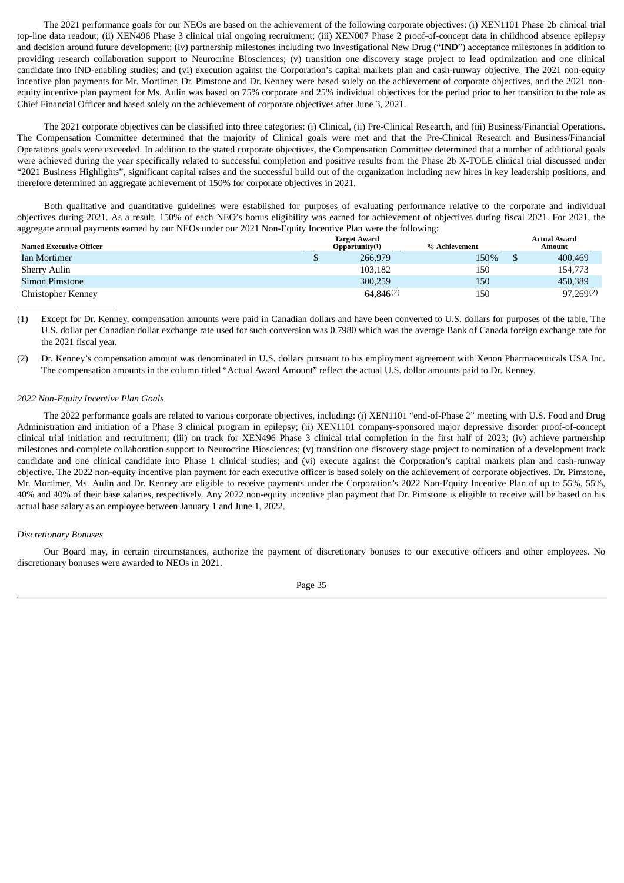The 2021 performance goals for our NEOs are based on the achievement of the following corporate objectives: (i) XEN1101 Phase 2b clinical trial top-line data readout; (ii) XEN496 Phase 3 clinical trial ongoing recruitment; (iii) XEN007 Phase 2 proof-of-concept data in childhood absence epilepsy and decision around future development; (iv) partnership milestones including two Investigational New Drug ("**IND**") acceptance milestones in addition to providing research collaboration support to Neurocrine Biosciences; (v) transition one discovery stage project to lead optimization and one clinical candidate into IND-enabling studies; and (vi) execution against the Corporation's capital markets plan and cash-runway objective. The 2021 non-equity incentive plan payments for Mr. Mortimer, Dr. Pimstone and Dr. Kenney were based solely on the achievement of corporate objectives, and the 2021 non-equity incentive plan payment for Ms. Aulin was based on 75% corporate and 25% individual objectives for the period prior to her transition to the role as Chief Financial Officer and based solely on the achievement of corporate objectives after June 3, 2021.

The 2021 corporate objectives can be classified into three categories: (i) Clinical, (ii) Pre-Clinical Research, and (iii) Business/Financial Operations. The Compensation Committee determined that the majority of Clinical goals were met and that the Pre-Clinical Research and Business/Financial Operations goals were exceeded. In addition to the stated corporate objectives, the Compensation Committee determined that a number of additional goals were achieved during the year specifically related to successful completion and positive results from the Phase 2b X-TOLE clinical trial discussed under "2021 Business Highlights", significant capital raises and the successful build out of the organization including new hires in key leadership positions, and therefore determined an aggregate achievement of 150% for corporate objectives in 2021.

Both qualitative and quantitative guidelines were established for purposes of evaluating performance relative to the corporate and individual objectives during 2021. As a result, 150% of each NEO's bonus eligibility was earned for achievement of objectives during fiscal 2021. For 2021, the aggregate annual payments earned by our NEOs under our 2021 Non-Equity Incentive Plan were the following:

| Named Executive Officer | Target Award Opportunity(1) | % Achievement | Actual Award Amount |
|---|---|---|---|
| Ian Mortimer | $ 266,979 | 150% | $ 400,469 |
| Sherry Aulin | 103,182 | 150 | 154,773 |
| Simon Pimstone | 300,259 | 150 | 450,389 |
| Christopher Kenney | 64,846(2) | 150 | 97,269(2) |

(1) Except for Dr. Kenney, compensation amounts were paid in Canadian dollars and have been converted to U.S. dollars for purposes of the table. The U.S. dollar per Canadian dollar exchange rate used for such conversion was 0.7980 which was the average Bank of Canada foreign exchange rate for the 2021 fiscal year.

(2) Dr. Kenney's compensation amount was denominated in U.S. dollars pursuant to his employment agreement with Xenon Pharmaceuticals USA Inc. The compensation amounts in the column titled "Actual Award Amount" reflect the actual U.S. dollar amounts paid to Dr. Kenney.

*2022 Non-Equity Incentive Plan Goals*

The 2022 performance goals are related to various corporate objectives, including: (i) XEN1101 "end-of-Phase 2" meeting with U.S. Food and Drug Administration and initiation of a Phase 3 clinical program in epilepsy; (ii) XEN1101 company-sponsored major depressive disorder proof-of-concept clinical trial initiation and recruitment; (iii) on track for XEN496 Phase 3 clinical trial completion in the first half of 2023; (iv) achieve partnership milestones and complete collaboration support to Neurocrine Biosciences; (v) transition one discovery stage project to nomination of a development track candidate and one clinical candidate into Phase 1 clinical studies; and (vi) execute against the Corporation's capital markets plan and cash-runway objective. The 2022 non-equity incentive plan payment for each executive officer is based solely on the achievement of corporate objectives. Dr. Pimstone, Mr. Mortimer, Ms. Aulin and Dr. Kenney are eligible to receive payments under the Corporation's 2022 Non-Equity Incentive Plan of up to 55%, 55%, 40% and 40% of their base salaries, respectively. Any 2022 non-equity incentive plan payment that Dr. Pimstone is eligible to receive will be based on his actual base salary as an employee between January 1 and June 1, 2022.

*Discretionary Bonuses*

Our Board may, in certain circumstances, authorize the payment of discretionary bonuses to our executive officers and other employees. No discretionary bonuses were awarded to NEOs in 2021.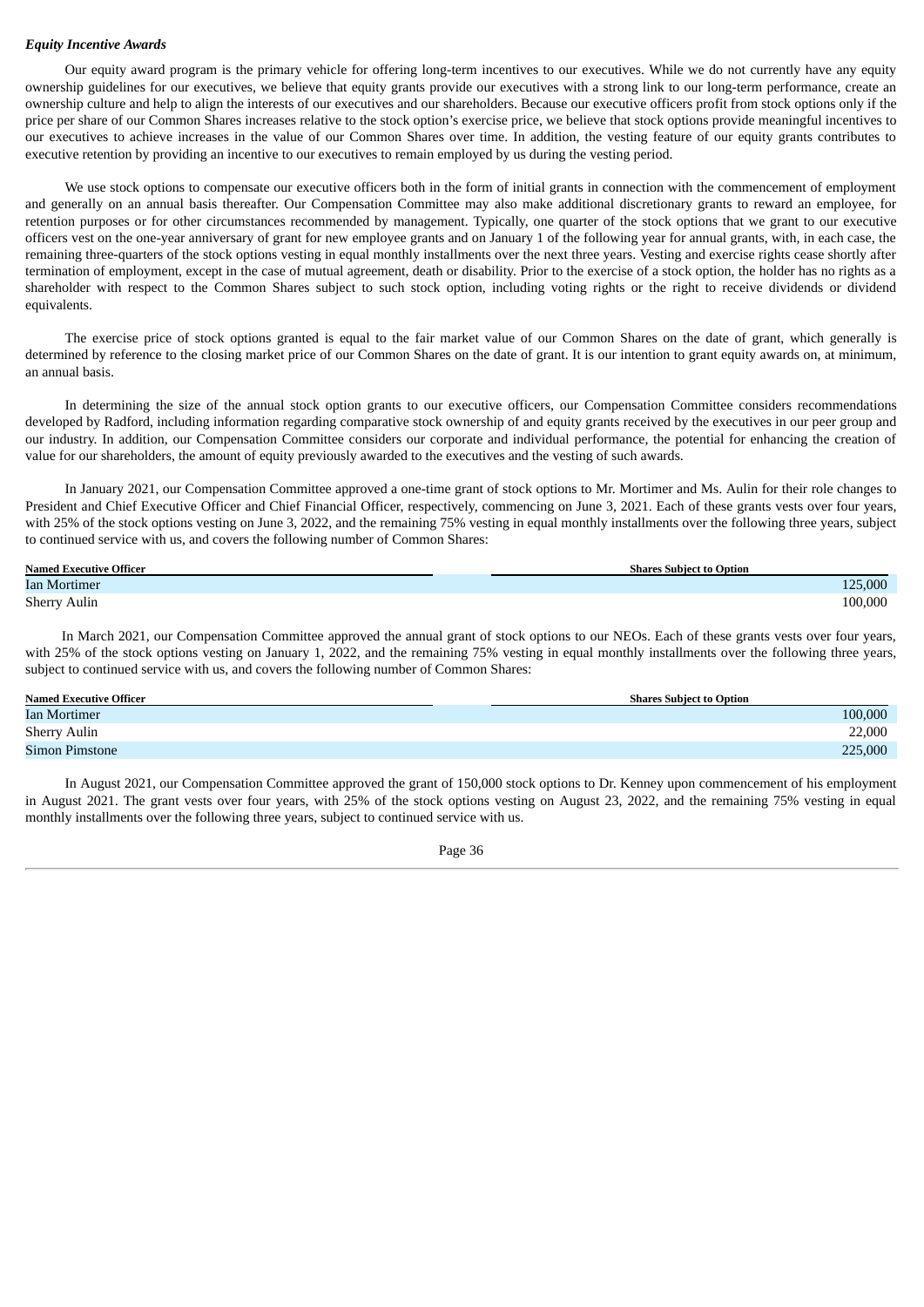***Equity Incentive Awards***

Our equity award program is the primary vehicle for offering long-term incentives to our executives. While we do not currently have any equity ownership guidelines for our executives, we believe that equity grants provide our executives with a strong link to our long-term performance, create an ownership culture and help to align the interests of our executives and our shareholders. Because our executive officers profit from stock options only if the price per share of our Common Shares increases relative to the stock option's exercise price, we believe that stock options provide meaningful incentives to our executives to achieve increases in the value of our Common Shares over time. In addition, the vesting feature of our equity grants contributes to executive retention by providing an incentive to our executives to remain employed by us during the vesting period.

We use stock options to compensate our executive officers both in the form of initial grants in connection with the commencement of employment and generally on an annual basis thereafter. Our Compensation Committee may also make additional discretionary grants to reward an employee, for retention purposes or for other circumstances recommended by management. Typically, one quarter of the stock options that we grant to our executive officers vest on the one-year anniversary of grant for new employee grants and on January 1 of the following year for annual grants, with, in each case, the remaining three-quarters of the stock options vesting in equal monthly installments over the next three years. Vesting and exercise rights cease shortly after termination of employment, except in the case of mutual agreement, death or disability. Prior to the exercise of a stock option, the holder has no rights as a shareholder with respect to the Common Shares subject to such stock option, including voting rights or the right to receive dividends or dividend equivalents.

The exercise price of stock options granted is equal to the fair market value of our Common Shares on the date of grant, which generally is determined by reference to the closing market price of our Common Shares on the date of grant. It is our intention to grant equity awards on, at minimum, an annual basis.

In determining the size of the annual stock option grants to our executive officers, our Compensation Committee considers recommendations developed by Radford, including information regarding comparative stock ownership of and equity grants received by the executives in our peer group and our industry. In addition, our Compensation Committee considers our corporate and individual performance, the potential for enhancing the creation of value for our shareholders, the amount of equity previously awarded to the executives and the vesting of such awards.

In January 2021, our Compensation Committee approved a one-time grant of stock options to Mr. Mortimer and Ms. Aulin for their role changes to President and Chief Executive Officer and Chief Financial Officer, respectively, commencing on June 3, 2021. Each of these grants vests over four years, with 25% of the stock options vesting on June 3, 2022, and the remaining 75% vesting in equal monthly installments over the following three years, subject to continued service with us, and covers the following number of Common Shares:

| Named Executive Officer | Shares Subject to Option |
|---|---|
| Ian Mortimer | 125,000 |
| Sherry Aulin | 100,000 |

In March 2021, our Compensation Committee approved the annual grant of stock options to our NEOs. Each of these grants vests over four years, with 25% of the stock options vesting on January 1, 2022, and the remaining 75% vesting in equal monthly installments over the following three years, subject to continued service with us, and covers the following number of Common Shares:

| Named Executive Officer | Shares Subject to Option |
|---|---|
| Ian Mortimer | 100,000 |
| Sherry Aulin | 22,000 |
| Simon Pimstone | 225,000 |

In August 2021, our Compensation Committee approved the grant of 150,000 stock options to Dr. Kenney upon commencement of his employment in August 2021. The grant vests over four years, with 25% of the stock options vesting on August 23, 2022, and the remaining 75% vesting in equal monthly installments over the following three years, subject to continued service with us.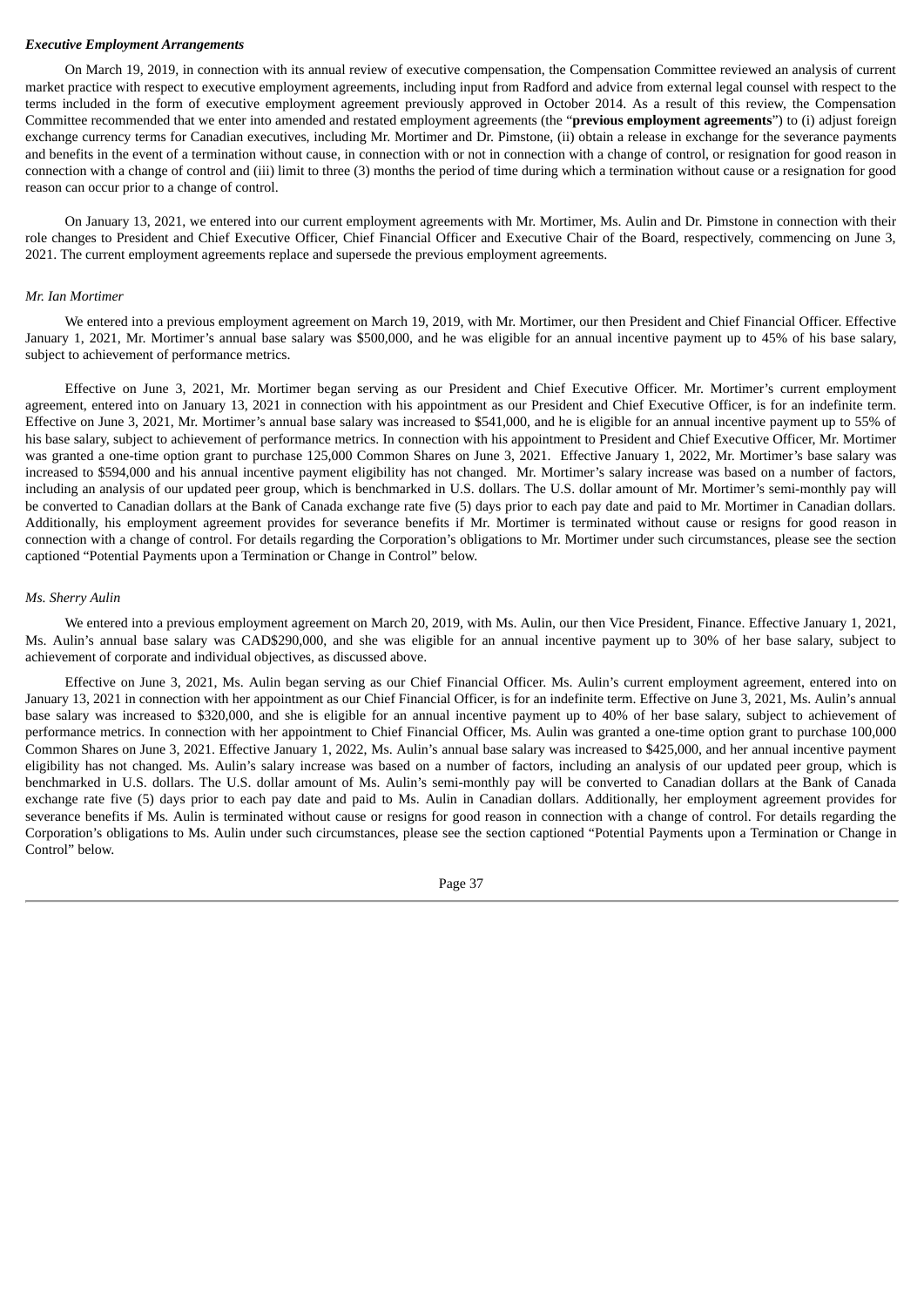***Executive Employment Arrangements***

On March 19, 2019, in connection with its annual review of executive compensation, the Compensation Committee reviewed an analysis of current market practice with respect to executive employment agreements, including input from Radford and advice from external legal counsel with respect to the terms included in the form of executive employment agreement previously approved in October 2014. As a result of this review, the Compensation Committee recommended that we enter into amended and restated employment agreements (the "**previous employment agreements**") to (i) adjust foreign exchange currency terms for Canadian executives, including Mr. Mortimer and Dr. Pimstone, (ii) obtain a release in exchange for the severance payments and benefits in the event of a termination without cause, in connection with or not in connection with a change of control, or resignation for good reason in connection with a change of control and (iii) limit to three (3) months the period of time during which a termination without cause or a resignation for good reason can occur prior to a change of control.

On January 13, 2021, we entered into our current employment agreements with Mr. Mortimer, Ms. Aulin and Dr. Pimstone in connection with their role changes to President and Chief Executive Officer, Chief Financial Officer and Executive Chair of the Board, respectively, commencing on June 3, 2021. The current employment agreements replace and supersede the previous employment agreements.

*Mr. Ian Mortimer*

We entered into a previous employment agreement on March 19, 2019, with Mr. Mortimer, our then President and Chief Financial Officer. Effective January 1, 2021, Mr. Mortimer's annual base salary was $500,000, and he was eligible for an annual incentive payment up to 45% of his base salary, subject to achievement of performance metrics.

Effective on June 3, 2021, Mr. Mortimer began serving as our President and Chief Executive Officer. Mr. Mortimer's current employment agreement, entered into on January 13, 2021 in connection with his appointment as our President and Chief Executive Officer, is for an indefinite term. Effective on June 3, 2021, Mr. Mortimer's annual base salary was increased to $541,000, and he is eligible for an annual incentive payment up to 55% of his base salary, subject to achievement of performance metrics. In connection with his appointment to President and Chief Executive Officer, Mr. Mortimer was granted a one-time option grant to purchase 125,000 Common Shares on June 3, 2021. Effective January 1, 2022, Mr. Mortimer's base salary was increased to $594,000 and his annual incentive payment eligibility has not changed. Mr. Mortimer's salary increase was based on a number of factors, including an analysis of our updated peer group, which is benchmarked in U.S. dollars. The U.S. dollar amount of Mr. Mortimer's semi-monthly pay will be converted to Canadian dollars at the Bank of Canada exchange rate five (5) days prior to each pay date and paid to Mr. Mortimer in Canadian dollars. Additionally, his employment agreement provides for severance benefits if Mr. Mortimer is terminated without cause or resigns for good reason in connection with a change of control. For details regarding the Corporation's obligations to Mr. Mortimer under such circumstances, please see the section captioned "Potential Payments upon a Termination or Change in Control" below.

*Ms. Sherry Aulin*

We entered into a previous employment agreement on March 20, 2019, with Ms. Aulin, our then Vice President, Finance. Effective January 1, 2021, Ms. Aulin's annual base salary was CAD$290,000, and she was eligible for an annual incentive payment up to 30% of her base salary, subject to achievement of corporate and individual objectives, as discussed above.

Effective on June 3, 2021, Ms. Aulin began serving as our Chief Financial Officer. Ms. Aulin's current employment agreement, entered into on January 13, 2021 in connection with her appointment as our Chief Financial Officer, is for an indefinite term. Effective on June 3, 2021, Ms. Aulin's annual base salary was increased to $320,000, and she is eligible for an annual incentive payment up to 40% of her base salary, subject to achievement of performance metrics. In connection with her appointment to Chief Financial Officer, Ms. Aulin was granted a one-time option grant to purchase 100,000 Common Shares on June 3, 2021. Effective January 1, 2022, Ms. Aulin's annual base salary was increased to $425,000, and her annual incentive payment eligibility has not changed. Ms. Aulin's salary increase was based on a number of factors, including an analysis of our updated peer group, which is benchmarked in U.S. dollars. The U.S. dollar amount of Ms. Aulin's semi-monthly pay will be converted to Canadian dollars at the Bank of Canada exchange rate five (5) days prior to each pay date and paid to Ms. Aulin in Canadian dollars. Additionally, her employment agreement provides for severance benefits if Ms. Aulin is terminated without cause or resigns for good reason in connection with a change of control. For details regarding the Corporation's obligations to Ms. Aulin under such circumstances, please see the section captioned "Potential Payments upon a Termination or Change in Control" below.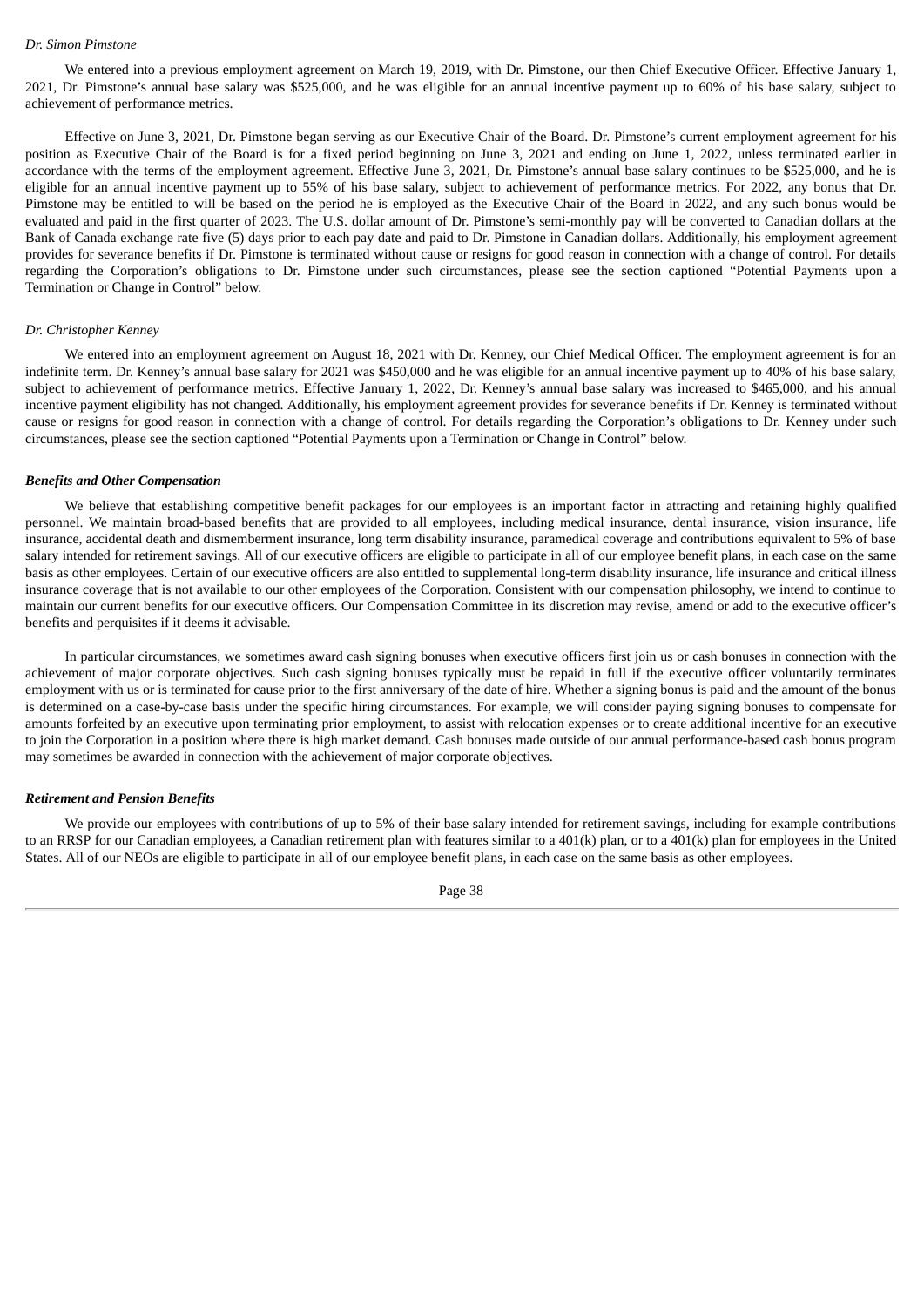*Dr. Simon Pimstone*

We entered into a previous employment agreement on March 19, 2019, with Dr. Pimstone, our then Chief Executive Officer. Effective January 1, 2021, Dr. Pimstone's annual base salary was $525,000, and he was eligible for an annual incentive payment up to 60% of his base salary, subject to achievement of performance metrics.

Effective on June 3, 2021, Dr. Pimstone began serving as our Executive Chair of the Board. Dr. Pimstone's current employment agreement for his position as Executive Chair of the Board is for a fixed period beginning on June 3, 2021 and ending on June 1, 2022, unless terminated earlier in accordance with the terms of the employment agreement. Effective June 3, 2021, Dr. Pimstone's annual base salary continues to be $525,000, and he is eligible for an annual incentive payment up to 55% of his base salary, subject to achievement of performance metrics. For 2022, any bonus that Dr. Pimstone may be entitled to will be based on the period he is employed as the Executive Chair of the Board in 2022, and any such bonus would be evaluated and paid in the first quarter of 2023. The U.S. dollar amount of Dr. Pimstone's semi-monthly pay will be converted to Canadian dollars at the Bank of Canada exchange rate five (5) days prior to each pay date and paid to Dr. Pimstone in Canadian dollars. Additionally, his employment agreement provides for severance benefits if Dr. Pimstone is terminated without cause or resigns for good reason in connection with a change of control. For details regarding the Corporation's obligations to Dr. Pimstone under such circumstances, please see the section captioned "Potential Payments upon a Termination or Change in Control" below.

*Dr. Christopher Kenney*

We entered into an employment agreement on August 18, 2021 with Dr. Kenney, our Chief Medical Officer. The employment agreement is for an indefinite term. Dr. Kenney's annual base salary for 2021 was $450,000 and he was eligible for an annual incentive payment up to 40% of his base salary, subject to achievement of performance metrics. Effective January 1, 2022, Dr. Kenney's annual base salary was increased to $465,000, and his annual incentive payment eligibility has not changed. Additionally, his employment agreement provides for severance benefits if Dr. Kenney is terminated without cause or resigns for good reason in connection with a change of control. For details regarding the Corporation's obligations to Dr. Kenney under such circumstances, please see the section captioned "Potential Payments upon a Termination or Change in Control" below.

***Benefits and Other Compensation***

We believe that establishing competitive benefit packages for our employees is an important factor in attracting and retaining highly qualified personnel. We maintain broad-based benefits that are provided to all employees, including medical insurance, dental insurance, vision insurance, life insurance, accidental death and dismemberment insurance, long term disability insurance, paramedical coverage and contributions equivalent to 5% of base salary intended for retirement savings. All of our executive officers are eligible to participate in all of our employee benefit plans, in each case on the same basis as other employees. Certain of our executive officers are also entitled to supplemental long-term disability insurance, life insurance and critical illness insurance coverage that is not available to our other employees of the Corporation. Consistent with our compensation philosophy, we intend to continue to maintain our current benefits for our executive officers. Our Compensation Committee in its discretion may revise, amend or add to the executive officer's benefits and perquisites if it deems it advisable.

In particular circumstances, we sometimes award cash signing bonuses when executive officers first join us or cash bonuses in connection with the achievement of major corporate objectives. Such cash signing bonuses typically must be repaid in full if the executive officer voluntarily terminates employment with us or is terminated for cause prior to the first anniversary of the date of hire. Whether a signing bonus is paid and the amount of the bonus is determined on a case-by-case basis under the specific hiring circumstances. For example, we will consider paying signing bonuses to compensate for amounts forfeited by an executive upon terminating prior employment, to assist with relocation expenses or to create additional incentive for an executive to join the Corporation in a position where there is high market demand. Cash bonuses made outside of our annual performance-based cash bonus program may sometimes be awarded in connection with the achievement of major corporate objectives.

***Retirement and Pension Benefits***

We provide our employees with contributions of up to 5% of their base salary intended for retirement savings, including for example contributions to an RRSP for our Canadian employees, a Canadian retirement plan with features similar to a 401(k) plan, or to a 401(k) plan for employees in the United States. All of our NEOs are eligible to participate in all of our employee benefit plans, in each case on the same basis as other employees.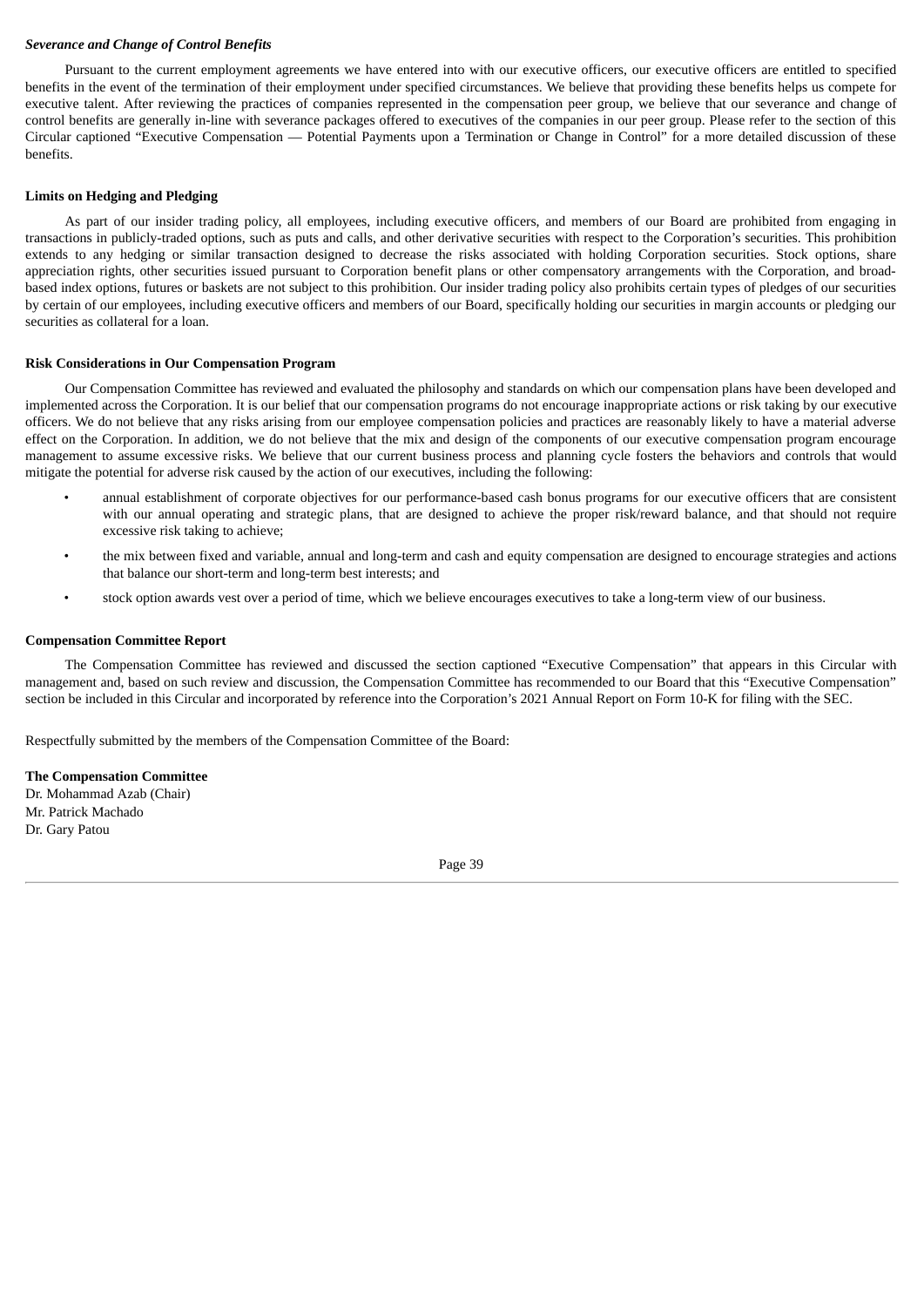***Severance and Change of Control Benefits***

Pursuant to the current employment agreements we have entered into with our executive officers, our executive officers are entitled to specified benefits in the event of the termination of their employment under specified circumstances. We believe that providing these benefits helps us compete for executive talent. After reviewing the practices of companies represented in the compensation peer group, we believe that our severance and change of control benefits are generally in-line with severance packages offered to executives of the companies in our peer group. Please refer to the section of this Circular captioned "Executive Compensation — Potential Payments upon a Termination or Change in Control" for a more detailed discussion of these benefits.

**Limits on Hedging and Pledging**

As part of our insider trading policy, all employees, including executive officers, and members of our Board are prohibited from engaging in transactions in publicly-traded options, such as puts and calls, and other derivative securities with respect to the Corporation's securities. This prohibition extends to any hedging or similar transaction designed to decrease the risks associated with holding Corporation securities. Stock options, share appreciation rights, other securities issued pursuant to Corporation benefit plans or other compensatory arrangements with the Corporation, and broad-based index options, futures or baskets are not subject to this prohibition. Our insider trading policy also prohibits certain types of pledges of our securities by certain of our employees, including executive officers and members of our Board, specifically holding our securities in margin accounts or pledging our securities as collateral for a loan.

**Risk Considerations in Our Compensation Program**

Our Compensation Committee has reviewed and evaluated the philosophy and standards on which our compensation plans have been developed and implemented across the Corporation. It is our belief that our compensation programs do not encourage inappropriate actions or risk taking by our executive officers. We do not believe that any risks arising from our employee compensation policies and practices are reasonably likely to have a material adverse effect on the Corporation. In addition, we do not believe that the mix and design of the components of our executive compensation program encourage management to assume excessive risks. We believe that our current business process and planning cycle fosters the behaviors and controls that would mitigate the potential for adverse risk caused by the action of our executives, including the following:

- annual establishment of corporate objectives for our performance-based cash bonus programs for our executive officers that are consistent with our annual operating and strategic plans, that are designed to achieve the proper risk/reward balance, and that should not require excessive risk taking to achieve;
- the mix between fixed and variable, annual and long-term and cash and equity compensation are designed to encourage strategies and actions that balance our short-term and long-term best interests; and
- stock option awards vest over a period of time, which we believe encourages executives to take a long-term view of our business.

**Compensation Committee Report**

The Compensation Committee has reviewed and discussed the section captioned "Executive Compensation" that appears in this Circular with management and, based on such review and discussion, the Compensation Committee has recommended to our Board that this "Executive Compensation" section be included in this Circular and incorporated by reference into the Corporation's 2021 Annual Report on Form 10-K for filing with the SEC.

Respectfully submitted by the members of the Compensation Committee of the Board:

**The Compensation Committee**
Dr. Mohammad Azab (Chair)
Mr. Patrick Machado
Dr. Gary Patou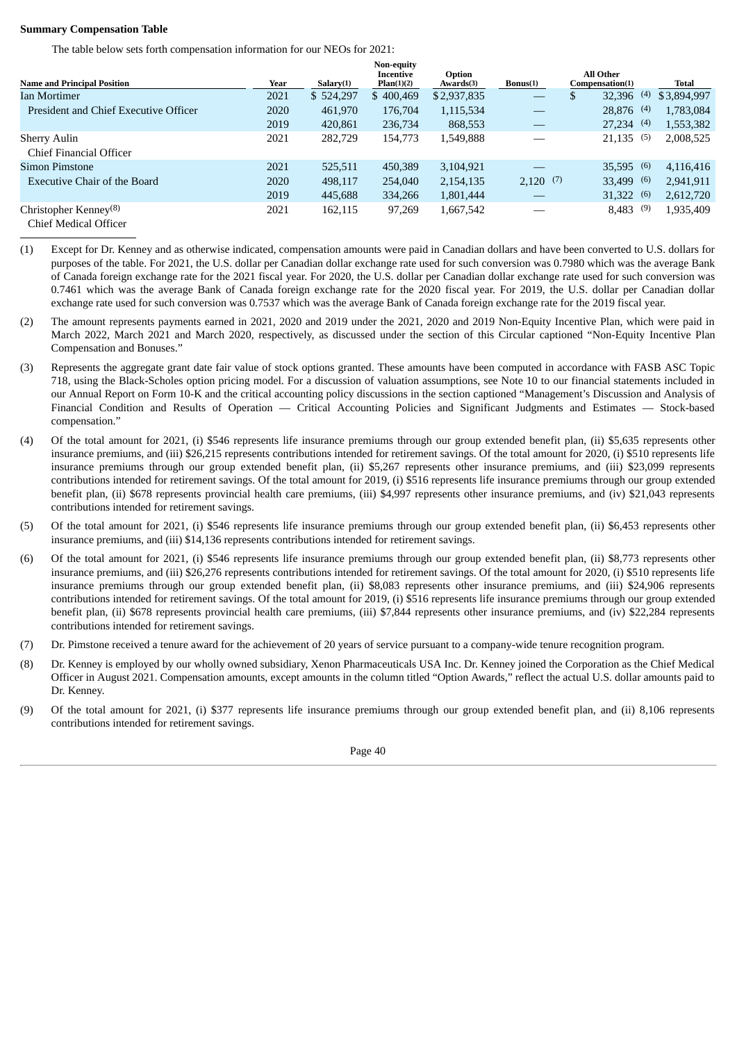**Summary Compensation Table**

The table below sets forth compensation information for our NEOs for 2021:

| Name and Principal Position | Year | Salary(1) | Non-equity Incentive Plan(1)(2) | Option Awards(3) | Bonus(1) | All Other Compensation(1) | Total |
|---|---|---|---|---|---|---|---|
| Ian Mortimer | 2021 | $ 524,297 | $ 400,469 | $2,937,835 | — | $ 32,396 (4) | $3,894,997 |
| President and Chief Executive Officer | 2020 | 461,970 | 176,704 | 1,115,534 | — | 28,876 (4) | 1,783,084 |
| | 2019 | 420,861 | 236,734 | 868,553 | — | 27,234 (4) | 1,553,382 |
| Sherry Aulin | 2021 | 282,729 | 154,773 | 1,549,888 | — | 21,135 (5) | 2,008,525 |
| Chief Financial Officer | | | | | | | |
| Simon Pimstone | 2021 | 525,511 | 450,389 | 3,104,921 | — | 35,595 (6) | 4,116,416 |
| Executive Chair of the Board | 2020 | 498,117 | 254,040 | 2,154,135 | 2,120 (7) | 33,499 (6) | 2,941,911 |
| | 2019 | 445,688 | 334,266 | 1,801,444 | — | 31,322 (6) | 2,612,720 |
| Christopher Kenney(8) | 2021 | 162,115 | 97,269 | 1,667,542 | — | 8,483 (9) | 1,935,409 |
| Chief Medical Officer | | | | | | | |

(1) Except for Dr. Kenney and as otherwise indicated, compensation amounts were paid in Canadian dollars and have been converted to U.S. dollars for purposes of the table. For 2021, the U.S. dollar per Canadian dollar exchange rate used for such conversion was 0.7980 which was the average Bank of Canada foreign exchange rate for the 2021 fiscal year. For 2020, the U.S. dollar per Canadian dollar exchange rate used for such conversion was 0.7461 which was the average Bank of Canada foreign exchange rate for the 2020 fiscal year. For 2019, the U.S. dollar per Canadian dollar exchange rate used for such conversion was 0.7537 which was the average Bank of Canada foreign exchange rate for the 2019 fiscal year.

(2) The amount represents payments earned in 2021, 2020 and 2019 under the 2021, 2020 and 2019 Non-Equity Incentive Plan, which were paid in March 2022, March 2021 and March 2020, respectively, as discussed under the section of this Circular captioned "Non-Equity Incentive Plan Compensation and Bonuses."

(3) Represents the aggregate grant date fair value of stock options granted. These amounts have been computed in accordance with FASB ASC Topic 718, using the Black-Scholes option pricing model. For a discussion of valuation assumptions, see Note 10 to our financial statements included in our Annual Report on Form 10-K and the critical accounting policy discussions in the section captioned "Management's Discussion and Analysis of Financial Condition and Results of Operation — Critical Accounting Policies and Significant Judgments and Estimates — Stock-based compensation."

(4) Of the total amount for 2021, (i) $546 represents life insurance premiums through our group extended benefit plan, (ii) $5,635 represents other insurance premiums, and (iii) $26,215 represents contributions intended for retirement savings. Of the total amount for 2020, (i) $510 represents life insurance premiums through our group extended benefit plan, (ii) $5,267 represents other insurance premiums, and (iii) $23,099 represents contributions intended for retirement savings. Of the total amount for 2019, (i) $516 represents life insurance premiums through our group extended benefit plan, (ii) $678 represents provincial health care premiums, (iii) $4,997 represents other insurance premiums, and (iv) $21,043 represents contributions intended for retirement savings.

(5) Of the total amount for 2021, (i) $546 represents life insurance premiums through our group extended benefit plan, (ii) $6,453 represents other insurance premiums, and (iii) $14,136 represents contributions intended for retirement savings.

(6) Of the total amount for 2021, (i) $546 represents life insurance premiums through our group extended benefit plan, (ii) $8,773 represents other insurance premiums, and (iii) $26,276 represents contributions intended for retirement savings. Of the total amount for 2020, (i) $510 represents life insurance premiums through our group extended benefit plan, (ii) $8,083 represents other insurance premiums, and (iii) $24,906 represents contributions intended for retirement savings. Of the total amount for 2019, (i) $516 represents life insurance premiums through our group extended benefit plan, (ii) $678 represents provincial health care premiums, (iii) $7,844 represents other insurance premiums, and (iv) $22,284 represents contributions intended for retirement savings.

(7) Dr. Pimstone received a tenure award for the achievement of 20 years of service pursuant to a company-wide tenure recognition program.

(8) Dr. Kenney is employed by our wholly owned subsidiary, Xenon Pharmaceuticals USA Inc. Dr. Kenney joined the Corporation as the Chief Medical Officer in August 2021. Compensation amounts, except amounts in the column titled "Option Awards," reflect the actual U.S. dollar amounts paid to Dr. Kenney.

(9) Of the total amount for 2021, (i) $377 represents life insurance premiums through our group extended benefit plan, and (ii) 8,106 represents contributions intended for retirement savings.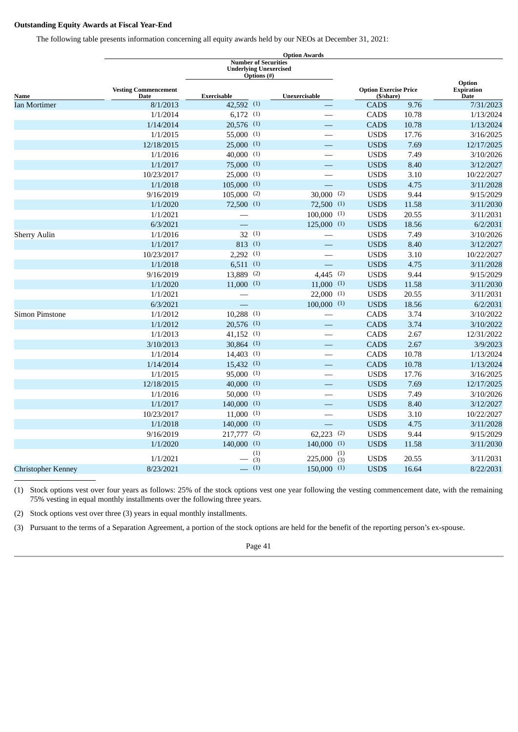**Outstanding Equity Awards at Fiscal Year-End**

The following table presents information concerning all equity awards held by our NEOs at December 31, 2021:

| | | Option Awards | | | | |
|---|---|---|---|---|---|---|
| | | Number of Securities Underlying Unexercised Options (#) | | | | |
| Name | Vesting Commencement Date | Exercisable | Unexercisable | Option Exercise Price ($/share) | | Option Expiration Date |
| Ian Mortimer | 8/1/2013 | 42,592 (1) | — | CAD$ | 9.76 | 7/31/2023 |
| | 1/1/2014 | 6,172 (1) | — | CAD$ | 10.78 | 1/13/2024 |
| | 1/14/2014 | 20,576 (1) | — | CAD$ | 10.78 | 1/13/2024 |
| | 1/1/2015 | 55,000 (1) | — | USD$ | 17.76 | 3/16/2025 |
| | 12/18/2015 | 25,000 (1) | — | USD$ | 7.69 | 12/17/2025 |
| | 1/1/2016 | 40,000 (1) | — | USD$ | 7.49 | 3/10/2026 |
| | 1/1/2017 | 75,000 (1) | — | USD$ | 8.40 | 3/12/2027 |
| | 10/23/2017 | 25,000 (1) | — | USD$ | 3.10 | 10/22/2027 |
| | 1/1/2018 | 105,000 (1) | — | USD$ | 4.75 | 3/11/2028 |
| | 9/16/2019 | 105,000 (2) | 30,000 (2) | USD$ | 9.44 | 9/15/2029 |
| | 1/1/2020 | 72,500 (1) | 72,500 (1) | USD$ | 11.58 | 3/11/2030 |
| | 1/1/2021 | — | 100,000 (1) | USD$ | 20.55 | 3/11/2031 |
| | 6/3/2021 | — | 125,000 (1) | USD$ | 18.56 | 6/2/2031 |
| Sherry Aulin | 1/1/2016 | 32 (1) | — | USD$ | 7.49 | 3/10/2026 |
| | 1/1/2017 | 813 (1) | — | USD$ | 8.40 | 3/12/2027 |
| | 10/23/2017 | 2,292 (1) | — | USD$ | 3.10 | 10/22/2027 |
| | 1/1/2018 | 6,511 (1) | — | USD$ | 4.75 | 3/11/2028 |
| | 9/16/2019 | 13,889 (2) | 4,445 (2) | USD$ | 9.44 | 9/15/2029 |
| | 1/1/2020 | 11,000 (1) | 11,000 (1) | USD$ | 11.58 | 3/11/2030 |
| | 1/1/2021 | — | 22,000 (1) | USD$ | 20.55 | 3/11/2031 |
| | 6/3/2021 | — | 100,000 (1) | USD$ | 18.56 | 6/2/2031 |
| Simon Pimstone | 1/1/2012 | 10,288 (1) | — | CAD$ | 3.74 | 3/10/2022 |
| | 1/1/2012 | 20,576 (1) | — | CAD$ | 3.74 | 3/10/2022 |
| | 1/1/2013 | 41,152 (1) | — | CAD$ | 2.67 | 12/31/2022 |
| | 3/10/2013 | 30,864 (1) | — | CAD$ | 2.67 | 3/9/2023 |
| | 1/1/2014 | 14,403 (1) | — | CAD$ | 10.78 | 1/13/2024 |
| | 1/14/2014 | 15,432 (1) | — | CAD$ | 10.78 | 1/13/2024 |
| | 1/1/2015 | 95,000 (1) | — | USD$ | 17.76 | 3/16/2025 |
| | 12/18/2015 | 40,000 (1) | — | USD$ | 7.69 | 12/17/2025 |
| | 1/1/2016 | 50,000 (1) | — | USD$ | 7.49 | 3/10/2026 |
| | 1/1/2017 | 140,000 (1) | — | USD$ | 8.40 | 3/12/2027 |
| | 10/23/2017 | 11,000 (1) | — | USD$ | 3.10 | 10/22/2027 |
| | 1/1/2018 | 140,000 (1) | — | USD$ | 4.75 | 3/11/2028 |
| | 9/16/2019 | 217,777 (2) | 62,223 (2) | USD$ | 9.44 | 9/15/2029 |
| | 1/1/2020 | 140,000 (1) | 140,000 (1) | USD$ | 11.58 | 3/11/2030 |
| | 1/1/2021 | — (1)(3) | 225,000 (1)(3) | USD$ | 20.55 | 3/11/2031 |
| Christopher Kenney | 8/23/2021 | — (1) | 150,000 (1) | USD$ | 16.64 | 8/22/2031 |

(1) Stock options vest over four years as follows: 25% of the stock options vest one year following the vesting commencement date, with the remaining 75% vesting in equal monthly installments over the following three years.

(2) Stock options vest over three (3) years in equal monthly installments.

(3) Pursuant to the terms of a Separation Agreement, a portion of the stock options are held for the benefit of the reporting person's ex-spouse.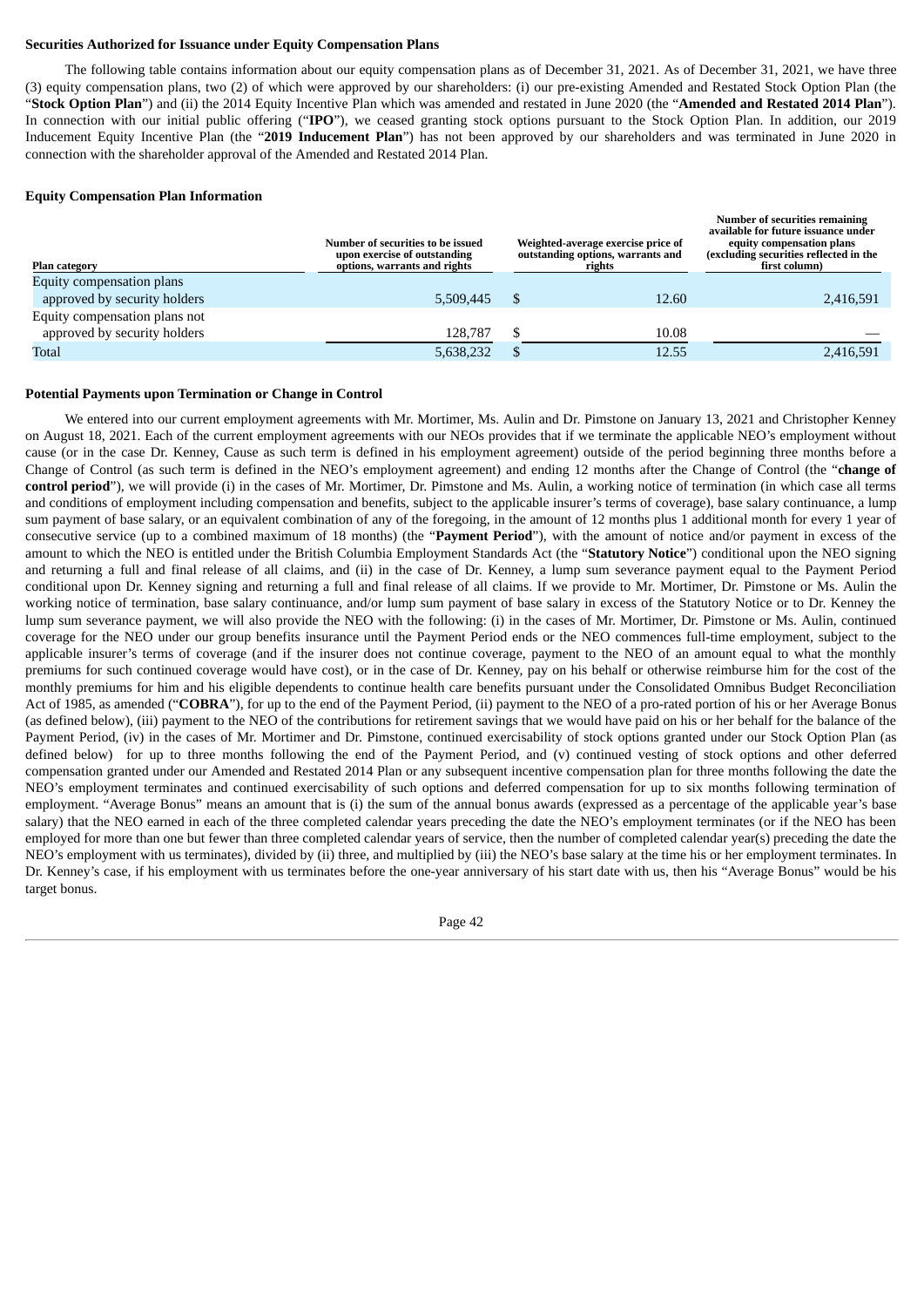**Securities Authorized for Issuance under Equity Compensation Plans**

The following table contains information about our equity compensation plans as of December 31, 2021. As of December 31, 2021, we have three (3) equity compensation plans, two (2) of which were approved by our shareholders: (i) our pre-existing Amended and Restated Stock Option Plan (the "**Stock Option Plan**") and (ii) the 2014 Equity Incentive Plan which was amended and restated in June 2020 (the "**Amended and Restated 2014 Plan**"). In connection with our initial public offering ("**IPO**"), we ceased granting stock options pursuant to the Stock Option Plan. In addition, our 2019 Inducement Equity Incentive Plan (the "**2019 Inducement Plan**") has not been approved by our shareholders and was terminated in June 2020 in connection with the shareholder approval of the Amended and Restated 2014 Plan.

**Equity Compensation Plan Information**

| Plan category | Number of securities to be issued upon exercise of outstanding options, warrants and rights | Weighted-average exercise price of outstanding options, warrants and rights | Number of securities remaining available for future issuance under equity compensation plans (excluding securities reflected in the first column) |
|---|---|---|---|
| Equity compensation plans approved by security holders | 5,509,445 | $ 12.60 | 2,416,591 |
| Equity compensation plans not approved by security holders | 128,787 | $ 10.08 | — |
| Total | 5,638,232 | $ 12.55 | 2,416,591 |

**Potential Payments upon Termination or Change in Control**

We entered into our current employment agreements with Mr. Mortimer, Ms. Aulin and Dr. Pimstone on January 13, 2021 and Christopher Kenney on August 18, 2021. Each of the current employment agreements with our NEOs provides that if we terminate the applicable NEO's employment without cause (or in the case Dr. Kenney, Cause as such term is defined in his employment agreement) outside of the period beginning three months before a Change of Control (as such term is defined in the NEO's employment agreement) and ending 12 months after the Change of Control (the "**change of control period**"), we will provide (i) in the cases of Mr. Mortimer, Dr. Pimstone and Ms. Aulin, a working notice of termination (in which case all terms and conditions of employment including compensation and benefits, subject to the applicable insurer's terms of coverage), base salary continuance, a lump sum payment of base salary, or an equivalent combination of any of the foregoing, in the amount of 12 months plus 1 additional month for every 1 year of consecutive service (up to a combined maximum of 18 months) (the "**Payment Period**"), with the amount of notice and/or payment in excess of the amount to which the NEO is entitled under the British Columbia Employment Standards Act (the "**Statutory Notice**") conditional upon the NEO signing and returning a full and final release of all claims, and (ii) in the case of Dr. Kenney, a lump sum severance payment equal to the Payment Period conditional upon Dr. Kenney signing and returning a full and final release of all claims. If we provide to Mr. Mortimer, Dr. Pimstone or Ms. Aulin the working notice of termination, base salary continuance, and/or lump sum payment of base salary in excess of the Statutory Notice or to Dr. Kenney the lump sum severance payment, we will also provide the NEO with the following: (i) in the cases of Mr. Mortimer, Dr. Pimstone or Ms. Aulin, continued coverage for the NEO under our group benefits insurance until the Payment Period ends or the NEO commences full-time employment, subject to the applicable insurer's terms of coverage (and if the insurer does not continue coverage, payment to the NEO of an amount equal to what the monthly premiums for such continued coverage would have cost), or in the case of Dr. Kenney, pay on his behalf or otherwise reimburse him for the cost of the monthly premiums for him and his eligible dependents to continue health care benefits pursuant under the Consolidated Omnibus Budget Reconciliation Act of 1985, as amended ("**COBRA**"), for up to the end of the Payment Period, (ii) payment to the NEO of a pro-rated portion of his or her Average Bonus (as defined below), (iii) payment to the NEO of the contributions for retirement savings that we would have paid on his or her behalf for the balance of the Payment Period, (iv) in the cases of Mr. Mortimer and Dr. Pimstone, continued exercisability of stock options granted under our Stock Option Plan (as defined below) for up to three months following the end of the Payment Period, and (v) continued vesting of stock options and other deferred compensation granted under our Amended and Restated 2014 Plan or any subsequent incentive compensation plan for three months following the date the NEO's employment terminates and continued exercisability of such options and deferred compensation for up to six months following termination of employment. "Average Bonus" means an amount that is (i) the sum of the annual bonus awards (expressed as a percentage of the applicable year's base salary) that the NEO earned in each of the three completed calendar years preceding the date the NEO's employment terminates (or if the NEO has been employed for more than one but fewer than three completed calendar years of service, then the number of completed calendar year(s) preceding the date the NEO's employment with us terminates), divided by (ii) three, and multiplied by (iii) the NEO's base salary at the time his or her employment terminates. In Dr. Kenney's case, if his employment with us terminates before the one-year anniversary of his start date with us, then his "Average Bonus" would be his target bonus.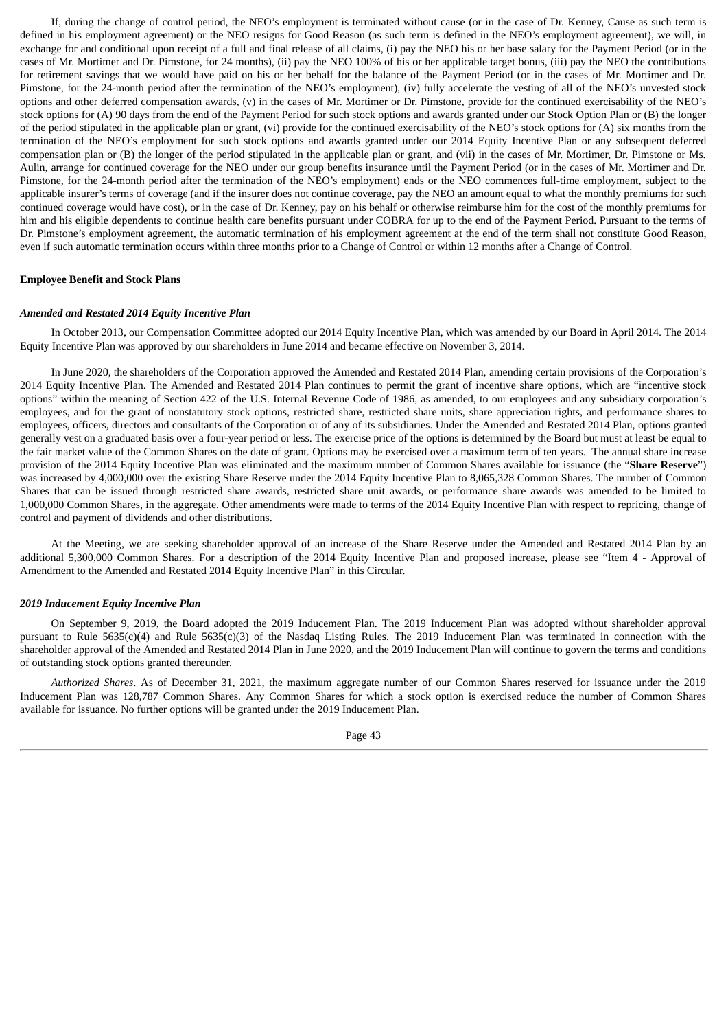If, during the change of control period, the NEO's employment is terminated without cause (or in the case of Dr. Kenney, Cause as such term is defined in his employment agreement) or the NEO resigns for Good Reason (as such term is defined in the NEO's employment agreement), we will, in exchange for and conditional upon receipt of a full and final release of all claims, (i) pay the NEO his or her base salary for the Payment Period (or in the cases of Mr. Mortimer and Dr. Pimstone, for 24 months), (ii) pay the NEO 100% of his or her applicable target bonus, (iii) pay the NEO the contributions for retirement savings that we would have paid on his or her behalf for the balance of the Payment Period (or in the cases of Mr. Mortimer and Dr. Pimstone, for the 24-month period after the termination of the NEO's employment), (iv) fully accelerate the vesting of all of the NEO's unvested stock options and other deferred compensation awards, (v) in the cases of Mr. Mortimer or Dr. Pimstone, provide for the continued exercisability of the NEO's stock options for (A) 90 days from the end of the Payment Period for such stock options and awards granted under our Stock Option Plan or (B) the longer of the period stipulated in the applicable plan or grant, (vi) provide for the continued exercisability of the NEO's stock options for (A) six months from the termination of the NEO's employment for such stock options and awards granted under our 2014 Equity Incentive Plan or any subsequent deferred compensation plan or (B) the longer of the period stipulated in the applicable plan or grant, and (vii) in the cases of Mr. Mortimer, Dr. Pimstone or Ms. Aulin, arrange for continued coverage for the NEO under our group benefits insurance until the Payment Period (or in the cases of Mr. Mortimer and Dr. Pimstone, for the 24-month period after the termination of the NEO's employment) ends or the NEO commences full-time employment, subject to the applicable insurer's terms of coverage (and if the insurer does not continue coverage, pay the NEO an amount equal to what the monthly premiums for such continued coverage would have cost), or in the case of Dr. Kenney, pay on his behalf or otherwise reimburse him for the cost of the monthly premiums for him and his eligible dependents to continue health care benefits pursuant under COBRA for up to the end of the Payment Period. Pursuant to the terms of Dr. Pimstone's employment agreement, the automatic termination of his employment agreement at the end of the term shall not constitute Good Reason, even if such automatic termination occurs within three months prior to a Change of Control or within 12 months after a Change of Control.

**Employee Benefit and Stock Plans**

***Amended and Restated 2014 Equity Incentive Plan***

In October 2013, our Compensation Committee adopted our 2014 Equity Incentive Plan, which was amended by our Board in April 2014. The 2014 Equity Incentive Plan was approved by our shareholders in June 2014 and became effective on November 3, 2014.

In June 2020, the shareholders of the Corporation approved the Amended and Restated 2014 Plan, amending certain provisions of the Corporation's 2014 Equity Incentive Plan. The Amended and Restated 2014 Plan continues to permit the grant of incentive share options, which are "incentive stock options" within the meaning of Section 422 of the U.S. Internal Revenue Code of 1986, as amended, to our employees and any subsidiary corporation's employees, and for the grant of nonstatutory stock options, restricted share, restricted share units, share appreciation rights, and performance shares to employees, officers, directors and consultants of the Corporation or of any of its subsidiaries. Under the Amended and Restated 2014 Plan, options granted generally vest on a graduated basis over a four-year period or less. The exercise price of the options is determined by the Board but must at least be equal to the fair market value of the Common Shares on the date of grant. Options may be exercised over a maximum term of ten years. The annual share increase provision of the 2014 Equity Incentive Plan was eliminated and the maximum number of Common Shares available for issuance (the "**Share Reserve**") was increased by 4,000,000 over the existing Share Reserve under the 2014 Equity Incentive Plan to 8,065,328 Common Shares. The number of Common Shares that can be issued through restricted share awards, restricted share unit awards, or performance share awards was amended to be limited to 1,000,000 Common Shares, in the aggregate. Other amendments were made to terms of the 2014 Equity Incentive Plan with respect to repricing, change of control and payment of dividends and other distributions.

At the Meeting, we are seeking shareholder approval of an increase of the Share Reserve under the Amended and Restated 2014 Plan by an additional 5,300,000 Common Shares. For a description of the 2014 Equity Incentive Plan and proposed increase, please see "Item 4 - Approval of Amendment to the Amended and Restated 2014 Equity Incentive Plan" in this Circular.

***2019 Inducement Equity Incentive Plan***

On September 9, 2019, the Board adopted the 2019 Inducement Plan. The 2019 Inducement Plan was adopted without shareholder approval pursuant to Rule 5635(c)(4) and Rule 5635(c)(3) of the Nasdaq Listing Rules. The 2019 Inducement Plan was terminated in connection with the shareholder approval of the Amended and Restated 2014 Plan in June 2020, and the 2019 Inducement Plan will continue to govern the terms and conditions of outstanding stock options granted thereunder.

*Authorized Shares*. As of December 31, 2021, the maximum aggregate number of our Common Shares reserved for issuance under the 2019 Inducement Plan was 128,787 Common Shares. Any Common Shares for which a stock option is exercised reduce the number of Common Shares available for issuance. No further options will be granted under the 2019 Inducement Plan.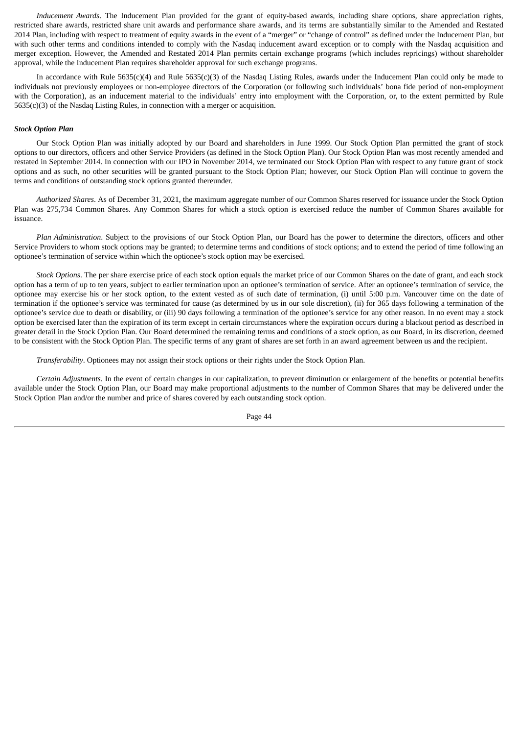*Inducement Awards*. The Inducement Plan provided for the grant of equity-based awards, including share options, share appreciation rights, restricted share awards, restricted share unit awards and performance share awards, and its terms are substantially similar to the Amended and Restated 2014 Plan, including with respect to treatment of equity awards in the event of a "merger" or "change of control" as defined under the Inducement Plan, but with such other terms and conditions intended to comply with the Nasdaq inducement award exception or to comply with the Nasdaq acquisition and merger exception. However, the Amended and Restated 2014 Plan permits certain exchange programs (which includes repricings) without shareholder approval, while the Inducement Plan requires shareholder approval for such exchange programs.

In accordance with Rule 5635(c)(4) and Rule 5635(c)(3) of the Nasdaq Listing Rules, awards under the Inducement Plan could only be made to individuals not previously employees or non-employee directors of the Corporation (or following such individuals' bona fide period of non-employment with the Corporation), as an inducement material to the individuals' entry into employment with the Corporation, or, to the extent permitted by Rule 5635(c)(3) of the Nasdaq Listing Rules, in connection with a merger or acquisition.

***Stock Option Plan***

Our Stock Option Plan was initially adopted by our Board and shareholders in June 1999. Our Stock Option Plan permitted the grant of stock options to our directors, officers and other Service Providers (as defined in the Stock Option Plan). Our Stock Option Plan was most recently amended and restated in September 2014. In connection with our IPO in November 2014, we terminated our Stock Option Plan with respect to any future grant of stock options and as such, no other securities will be granted pursuant to the Stock Option Plan; however, our Stock Option Plan will continue to govern the terms and conditions of outstanding stock options granted thereunder.

*Authorized Shares*. As of December 31, 2021, the maximum aggregate number of our Common Shares reserved for issuance under the Stock Option Plan was 275,734 Common Shares. Any Common Shares for which a stock option is exercised reduce the number of Common Shares available for issuance.

*Plan Administration*. Subject to the provisions of our Stock Option Plan, our Board has the power to determine the directors, officers and other Service Providers to whom stock options may be granted; to determine terms and conditions of stock options; and to extend the period of time following an optionee's termination of service within which the optionee's stock option may be exercised.

*Stock Options*. The per share exercise price of each stock option equals the market price of our Common Shares on the date of grant, and each stock option has a term of up to ten years, subject to earlier termination upon an optionee's termination of service. After an optionee's termination of service, the optionee may exercise his or her stock option, to the extent vested as of such date of termination, (i) until 5:00 p.m. Vancouver time on the date of termination if the optionee's service was terminated for cause (as determined by us in our sole discretion), (ii) for 365 days following a termination of the optionee's service due to death or disability, or (iii) 90 days following a termination of the optionee's service for any other reason. In no event may a stock option be exercised later than the expiration of its term except in certain circumstances where the expiration occurs during a blackout period as described in greater detail in the Stock Option Plan. Our Board determined the remaining terms and conditions of a stock option, as our Board, in its discretion, deemed to be consistent with the Stock Option Plan. The specific terms of any grant of shares are set forth in an award agreement between us and the recipient.

*Transferability*. Optionees may not assign their stock options or their rights under the Stock Option Plan.

*Certain Adjustments*. In the event of certain changes in our capitalization, to prevent diminution or enlargement of the benefits or potential benefits available under the Stock Option Plan, our Board may make proportional adjustments to the number of Common Shares that may be delivered under the Stock Option Plan and/or the number and price of shares covered by each outstanding stock option.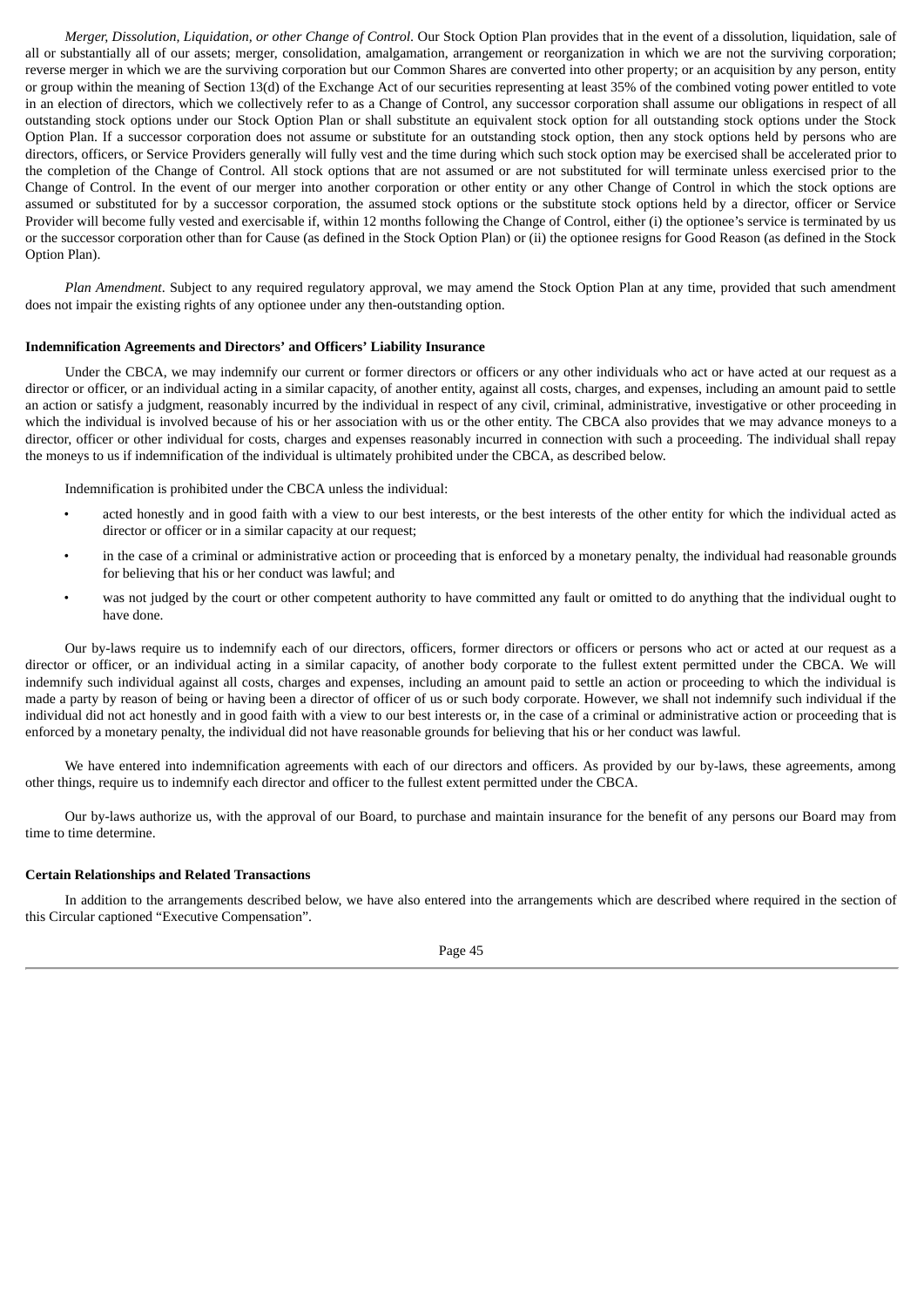*Merger, Dissolution, Liquidation, or other Change of Control*. Our Stock Option Plan provides that in the event of a dissolution, liquidation, sale of all or substantially all of our assets; merger, consolidation, amalgamation, arrangement or reorganization in which we are not the surviving corporation; reverse merger in which we are the surviving corporation but our Common Shares are converted into other property; or an acquisition by any person, entity or group within the meaning of Section 13(d) of the Exchange Act of our securities representing at least 35% of the combined voting power entitled to vote in an election of directors, which we collectively refer to as a Change of Control, any successor corporation shall assume our obligations in respect of all outstanding stock options under our Stock Option Plan or shall substitute an equivalent stock option for all outstanding stock options under the Stock Option Plan. If a successor corporation does not assume or substitute for an outstanding stock option, then any stock options held by persons who are directors, officers, or Service Providers generally will fully vest and the time during which such stock option may be exercised shall be accelerated prior to the completion of the Change of Control. All stock options that are not assumed or are not substituted for will terminate unless exercised prior to the Change of Control. In the event of our merger into another corporation or other entity or any other Change of Control in which the stock options are assumed or substituted for by a successor corporation, the assumed stock options or the substitute stock options held by a director, officer or Service Provider will become fully vested and exercisable if, within 12 months following the Change of Control, either (i) the optionee's service is terminated by us or the successor corporation other than for Cause (as defined in the Stock Option Plan) or (ii) the optionee resigns for Good Reason (as defined in the Stock Option Plan).

*Plan Amendment*. Subject to any required regulatory approval, we may amend the Stock Option Plan at any time, provided that such amendment does not impair the existing rights of any optionee under any then-outstanding option.

**Indemnification Agreements and Directors' and Officers' Liability Insurance**

Under the CBCA, we may indemnify our current or former directors or officers or any other individuals who act or have acted at our request as a director or officer, or an individual acting in a similar capacity, of another entity, against all costs, charges, and expenses, including an amount paid to settle an action or satisfy a judgment, reasonably incurred by the individual in respect of any civil, criminal, administrative, investigative or other proceeding in which the individual is involved because of his or her association with us or the other entity. The CBCA also provides that we may advance moneys to a director, officer or other individual for costs, charges and expenses reasonably incurred in connection with such a proceeding. The individual shall repay the moneys to us if indemnification of the individual is ultimately prohibited under the CBCA, as described below.

Indemnification is prohibited under the CBCA unless the individual:

- acted honestly and in good faith with a view to our best interests, or the best interests of the other entity for which the individual acted as director or officer or in a similar capacity at our request;
- in the case of a criminal or administrative action or proceeding that is enforced by a monetary penalty, the individual had reasonable grounds for believing that his or her conduct was lawful; and
- was not judged by the court or other competent authority to have committed any fault or omitted to do anything that the individual ought to have done.

Our by-laws require us to indemnify each of our directors, officers, former directors or officers or persons who act or acted at our request as a director or officer, or an individual acting in a similar capacity, of another body corporate to the fullest extent permitted under the CBCA. We will indemnify such individual against all costs, charges and expenses, including an amount paid to settle an action or proceeding to which the individual is made a party by reason of being or having been a director of officer of us or such body corporate. However, we shall not indemnify such individual if the individual did not act honestly and in good faith with a view to our best interests or, in the case of a criminal or administrative action or proceeding that is enforced by a monetary penalty, the individual did not have reasonable grounds for believing that his or her conduct was lawful.

We have entered into indemnification agreements with each of our directors and officers. As provided by our by-laws, these agreements, among other things, require us to indemnify each director and officer to the fullest extent permitted under the CBCA.

Our by-laws authorize us, with the approval of our Board, to purchase and maintain insurance for the benefit of any persons our Board may from time to time determine.

**Certain Relationships and Related Transactions**

In addition to the arrangements described below, we have also entered into the arrangements which are described where required in the section of this Circular captioned "Executive Compensation".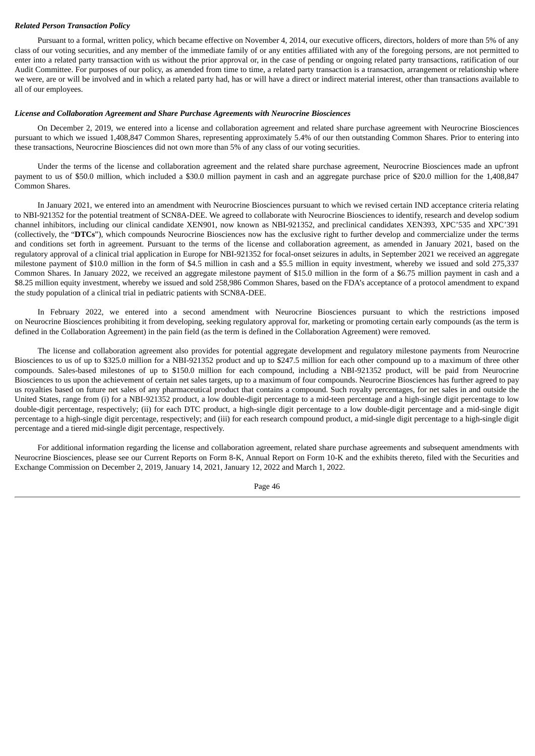***Related Person Transaction Policy***

Pursuant to a formal, written policy, which became effective on November 4, 2014, our executive officers, directors, holders of more than 5% of any class of our voting securities, and any member of the immediate family of or any entities affiliated with any of the foregoing persons, are not permitted to enter into a related party transaction with us without the prior approval or, in the case of pending or ongoing related party transactions, ratification of our Audit Committee. For purposes of our policy, as amended from time to time, a related party transaction is a transaction, arrangement or relationship where we were, are or will be involved and in which a related party had, has or will have a direct or indirect material interest, other than transactions available to all of our employees.

***License and Collaboration Agreement and Share Purchase Agreements with Neurocrine Biosciences***

On December 2, 2019, we entered into a license and collaboration agreement and related share purchase agreement with Neurocrine Biosciences pursuant to which we issued 1,408,847 Common Shares, representing approximately 5.4% of our then outstanding Common Shares. Prior to entering into these transactions, Neurocrine Biosciences did not own more than 5% of any class of our voting securities.

Under the terms of the license and collaboration agreement and the related share purchase agreement, Neurocrine Biosciences made an upfront payment to us of $50.0 million, which included a $30.0 million payment in cash and an aggregate purchase price of $20.0 million for the 1,408,847 Common Shares.

In January 2021, we entered into an amendment with Neurocrine Biosciences pursuant to which we revised certain IND acceptance criteria relating to NBI-921352 for the potential treatment of SCN8A-DEE. We agreed to collaborate with Neurocrine Biosciences to identify, research and develop sodium channel inhibitors, including our clinical candidate XEN901, now known as NBI-921352, and preclinical candidates XEN393, XPC'535 and XPC'391 (collectively, the "**DTCs**"), which compounds Neurocrine Biosciences now has the exclusive right to further develop and commercialize under the terms and conditions set forth in agreement. Pursuant to the terms of the license and collaboration agreement, as amended in January 2021, based on the regulatory approval of a clinical trial application in Europe for NBI-921352 for focal-onset seizures in adults, in September 2021 we received an aggregate milestone payment of $10.0 million in the form of $4.5 million in cash and a $5.5 million in equity investment, whereby we issued and sold 275,337 Common Shares. In January 2022, we received an aggregate milestone payment of $15.0 million in the form of a $6.75 million payment in cash and a $8.25 million equity investment, whereby we issued and sold 258,986 Common Shares, based on the FDA's acceptance of a protocol amendment to expand the study population of a clinical trial in pediatric patients with SCN8A-DEE.

In February 2022, we entered into a second amendment with Neurocrine Biosciences pursuant to which the restrictions imposed on Neurocrine Biosciences prohibiting it from developing, seeking regulatory approval for, marketing or promoting certain early compounds (as the term is defined in the Collaboration Agreement) in the pain field (as the term is defined in the Collaboration Agreement) were removed.

The license and collaboration agreement also provides for potential aggregate development and regulatory milestone payments from Neurocrine Biosciences to us of up to $325.0 million for a NBI-921352 product and up to $247.5 million for each other compound up to a maximum of three other compounds. Sales-based milestones of up to $150.0 million for each compound, including a NBI-921352 product, will be paid from Neurocrine Biosciences to us upon the achievement of certain net sales targets, up to a maximum of four compounds. Neurocrine Biosciences has further agreed to pay us royalties based on future net sales of any pharmaceutical product that contains a compound. Such royalty percentages, for net sales in and outside the United States, range from (i) for a NBI-921352 product, a low double-digit percentage to a mid-teen percentage and a high-single digit percentage to low double-digit percentage, respectively; (ii) for each DTC product, a high-single digit percentage to a low double-digit percentage and a mid-single digit percentage to a high-single digit percentage, respectively; and (iii) for each research compound product, a mid-single digit percentage to a high-single digit percentage and a tiered mid-single digit percentage, respectively.

For additional information regarding the license and collaboration agreement, related share purchase agreements and subsequent amendments with Neurocrine Biosciences, please see our Current Reports on Form 8-K, Annual Report on Form 10-K and the exhibits thereto, filed with the Securities and Exchange Commission on December 2, 2019, January 14, 2021, January 12, 2022 and March 1, 2022.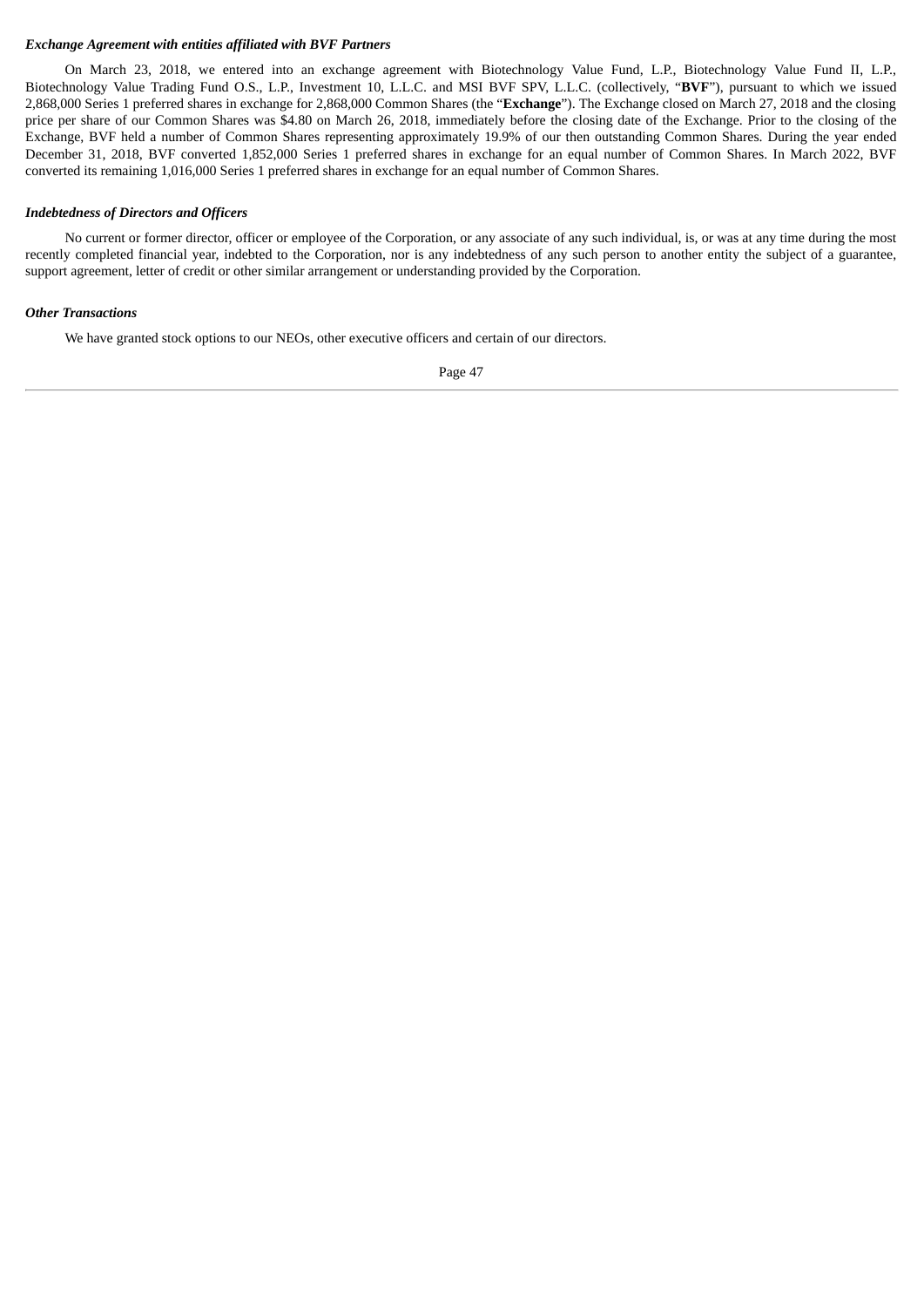***Exchange Agreement with entities affiliated with BVF Partners***

On March 23, 2018, we entered into an exchange agreement with Biotechnology Value Fund, L.P., Biotechnology Value Fund II, L.P., Biotechnology Value Trading Fund O.S., L.P., Investment 10, L.L.C. and MSI BVF SPV, L.L.C. (collectively, "**BVF**"), pursuant to which we issued 2,868,000 Series 1 preferred shares in exchange for 2,868,000 Common Shares (the "**Exchange**"). The Exchange closed on March 27, 2018 and the closing price per share of our Common Shares was $4.80 on March 26, 2018, immediately before the closing date of the Exchange. Prior to the closing of the Exchange, BVF held a number of Common Shares representing approximately 19.9% of our then outstanding Common Shares. During the year ended December 31, 2018, BVF converted 1,852,000 Series 1 preferred shares in exchange for an equal number of Common Shares. In March 2022, BVF converted its remaining 1,016,000 Series 1 preferred shares in exchange for an equal number of Common Shares.

***Indebtedness of Directors and Officers***

No current or former director, officer or employee of the Corporation, or any associate of any such individual, is, or was at any time during the most recently completed financial year, indebted to the Corporation, nor is any indebtedness of any such person to another entity the subject of a guarantee, support agreement, letter of credit or other similar arrangement or understanding provided by the Corporation.

***Other Transactions***

We have granted stock options to our NEOs, other executive officers and certain of our directors.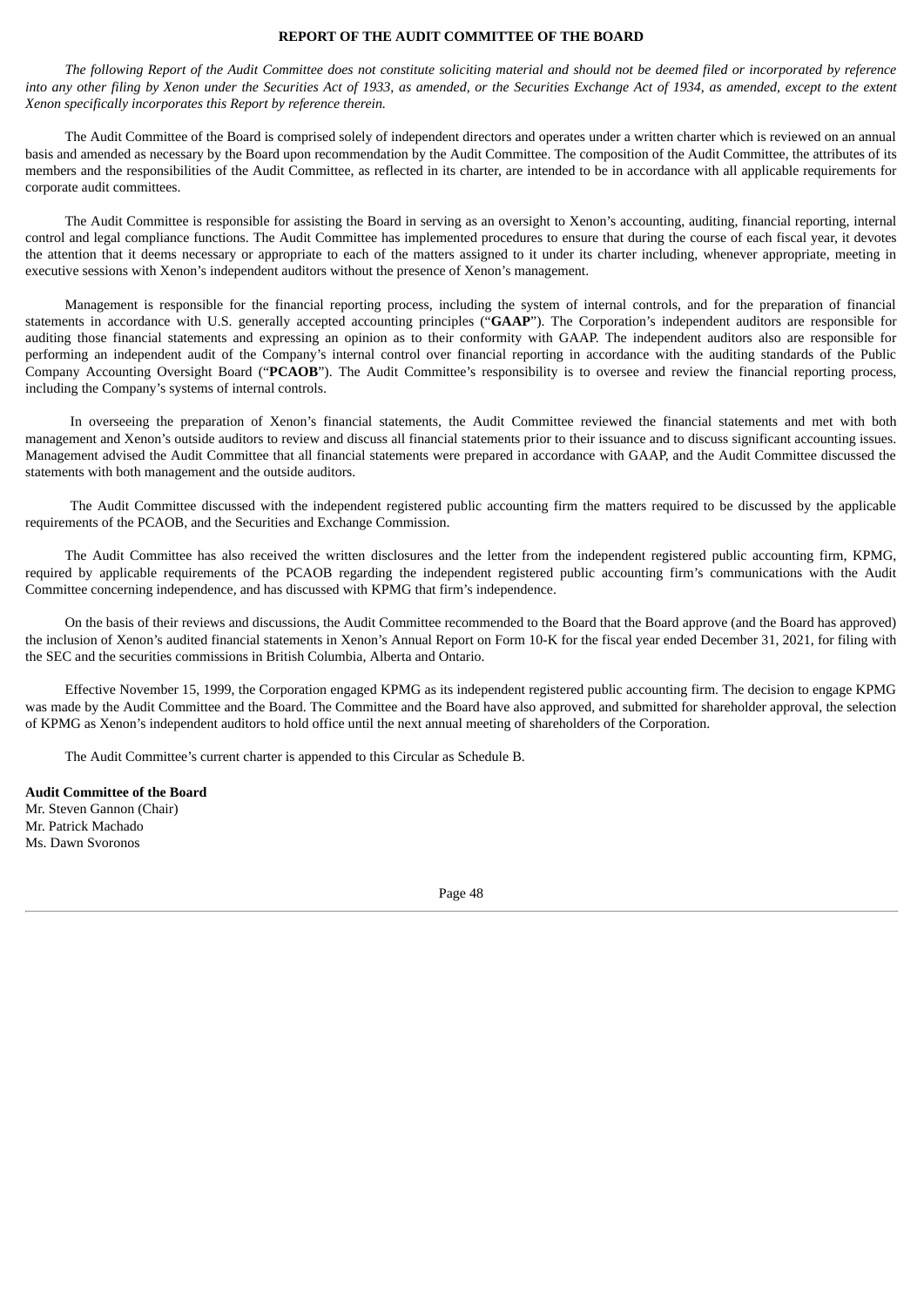## REPORT OF THE AUDIT COMMITTEE OF THE BOARD

*The following Report of the Audit Committee does not constitute soliciting material and should not be deemed filed or incorporated by reference into any other filing by Xenon under the Securities Act of 1933, as amended, or the Securities Exchange Act of 1934, as amended, except to the extent Xenon specifically incorporates this Report by reference therein.*

The Audit Committee of the Board is comprised solely of independent directors and operates under a written charter which is reviewed on an annual basis and amended as necessary by the Board upon recommendation by the Audit Committee. The composition of the Audit Committee, the attributes of its members and the responsibilities of the Audit Committee, as reflected in its charter, are intended to be in accordance with all applicable requirements for corporate audit committees.

The Audit Committee is responsible for assisting the Board in serving as an oversight to Xenon's accounting, auditing, financial reporting, internal control and legal compliance functions. The Audit Committee has implemented procedures to ensure that during the course of each fiscal year, it devotes the attention that it deems necessary or appropriate to each of the matters assigned to it under its charter including, whenever appropriate, meeting in executive sessions with Xenon's independent auditors without the presence of Xenon's management.

Management is responsible for the financial reporting process, including the system of internal controls, and for the preparation of financial statements in accordance with U.S. generally accepted accounting principles ("**GAAP**"). The Corporation's independent auditors are responsible for auditing those financial statements and expressing an opinion as to their conformity with GAAP. The independent auditors also are responsible for performing an independent audit of the Company's internal control over financial reporting in accordance with the auditing standards of the Public Company Accounting Oversight Board ("**PCAOB**"). The Audit Committee's responsibility is to oversee and review the financial reporting process, including the Company's systems of internal controls.

In overseeing the preparation of Xenon's financial statements, the Audit Committee reviewed the financial statements and met with both management and Xenon's outside auditors to review and discuss all financial statements prior to their issuance and to discuss significant accounting issues. Management advised the Audit Committee that all financial statements were prepared in accordance with GAAP, and the Audit Committee discussed the statements with both management and the outside auditors.

The Audit Committee discussed with the independent registered public accounting firm the matters required to be discussed by the applicable requirements of the PCAOB, and the Securities and Exchange Commission.

The Audit Committee has also received the written disclosures and the letter from the independent registered public accounting firm, KPMG, required by applicable requirements of the PCAOB regarding the independent registered public accounting firm's communications with the Audit Committee concerning independence, and has discussed with KPMG that firm's independence.

On the basis of their reviews and discussions, the Audit Committee recommended to the Board that the Board approve (and the Board has approved) the inclusion of Xenon's audited financial statements in Xenon's Annual Report on Form 10-K for the fiscal year ended December 31, 2021, for filing with the SEC and the securities commissions in British Columbia, Alberta and Ontario.

Effective November 15, 1999, the Corporation engaged KPMG as its independent registered public accounting firm. The decision to engage KPMG was made by the Audit Committee and the Board. The Committee and the Board have also approved, and submitted for shareholder approval, the selection of KPMG as Xenon's independent auditors to hold office until the next annual meeting of shareholders of the Corporation.

The Audit Committee's current charter is appended to this Circular as Schedule B.

**Audit Committee of the Board**
Mr. Steven Gannon (Chair)
Mr. Patrick Machado
Ms. Dawn Svoronos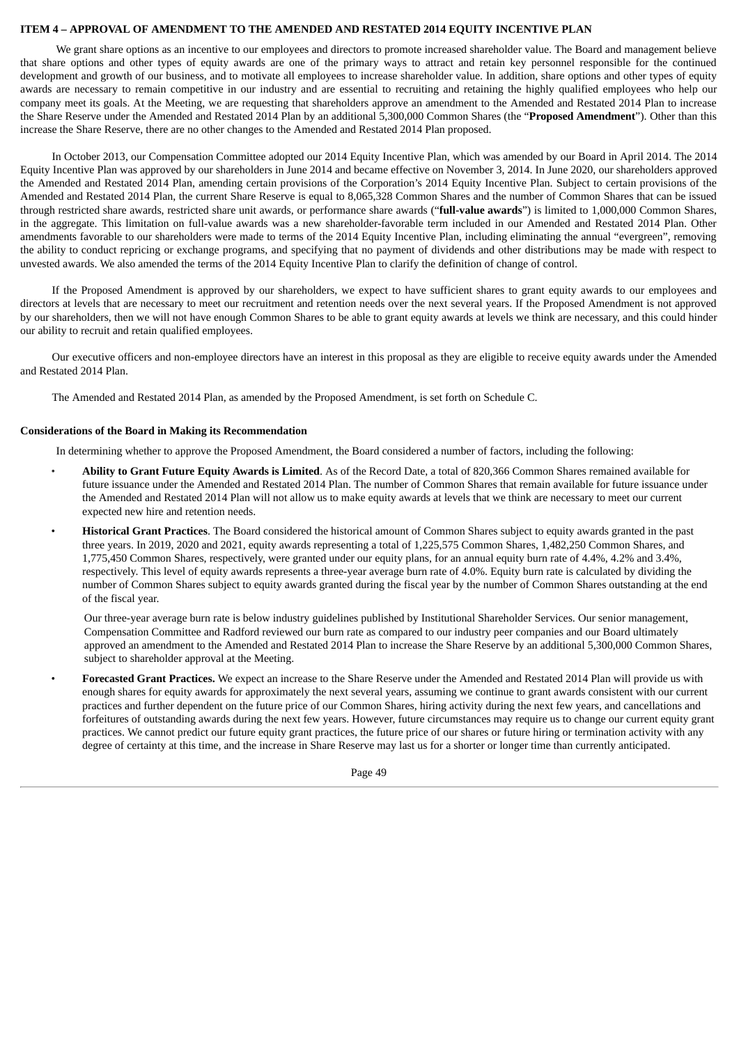## ITEM 4 – APPROVAL OF AMENDMENT TO THE AMENDED AND RESTATED 2014 EQUITY INCENTIVE PLAN

We grant share options as an incentive to our employees and directors to promote increased shareholder value. The Board and management believe that share options and other types of equity awards are one of the primary ways to attract and retain key personnel responsible for the continued development and growth of our business, and to motivate all employees to increase shareholder value. In addition, share options and other types of equity awards are necessary to remain competitive in our industry and are essential to recruiting and retaining the highly qualified employees who help our company meet its goals. At the Meeting, we are requesting that shareholders approve an amendment to the Amended and Restated 2014 Plan to increase the Share Reserve under the Amended and Restated 2014 Plan by an additional 5,300,000 Common Shares (the "**Proposed Amendment**"). Other than this increase the Share Reserve, there are no other changes to the Amended and Restated 2014 Plan proposed.

In October 2013, our Compensation Committee adopted our 2014 Equity Incentive Plan, which was amended by our Board in April 2014. The 2014 Equity Incentive Plan was approved by our shareholders in June 2014 and became effective on November 3, 2014. In June 2020, our shareholders approved the Amended and Restated 2014 Plan, amending certain provisions of the Corporation's 2014 Equity Incentive Plan. Subject to certain provisions of the Amended and Restated 2014 Plan, the current Share Reserve is equal to 8,065,328 Common Shares and the number of Common Shares that can be issued through restricted share awards, restricted share unit awards, or performance share awards ("**full-value awards**") is limited to 1,000,000 Common Shares, in the aggregate. This limitation on full-value awards was a new shareholder-favorable term included in our Amended and Restated 2014 Plan. Other amendments favorable to our shareholders were made to terms of the 2014 Equity Incentive Plan, including eliminating the annual "evergreen", removing the ability to conduct repricing or exchange programs, and specifying that no payment of dividends and other distributions may be made with respect to unvested awards. We also amended the terms of the 2014 Equity Incentive Plan to clarify the definition of change of control.

If the Proposed Amendment is approved by our shareholders, we expect to have sufficient shares to grant equity awards to our employees and directors at levels that are necessary to meet our recruitment and retention needs over the next several years. If the Proposed Amendment is not approved by our shareholders, then we will not have enough Common Shares to be able to grant equity awards at levels we think are necessary, and this could hinder our ability to recruit and retain qualified employees.

Our executive officers and non-employee directors have an interest in this proposal as they are eligible to receive equity awards under the Amended and Restated 2014 Plan.

The Amended and Restated 2014 Plan, as amended by the Proposed Amendment, is set forth on Schedule C.

### Considerations of the Board in Making its Recommendation

In determining whether to approve the Proposed Amendment, the Board considered a number of factors, including the following:

- **Ability to Grant Future Equity Awards is Limited**. As of the Record Date, a total of 820,366 Common Shares remained available for future issuance under the Amended and Restated 2014 Plan. The number of Common Shares that remain available for future issuance under the Amended and Restated 2014 Plan will not allow us to make equity awards at levels that we think are necessary to meet our current expected new hire and retention needs.
- **Historical Grant Practices**. The Board considered the historical amount of Common Shares subject to equity awards granted in the past three years. In 2019, 2020 and 2021, equity awards representing a total of 1,225,575 Common Shares, 1,482,250 Common Shares, and 1,775,450 Common Shares, respectively, were granted under our equity plans, for an annual equity burn rate of 4.4%, 4.2% and 3.4%, respectively. This level of equity awards represents a three-year average burn rate of 4.0%. Equity burn rate is calculated by dividing the number of Common Shares subject to equity awards granted during the fiscal year by the number of Common Shares outstanding at the end of the fiscal year.

  Our three-year average burn rate is below industry guidelines published by Institutional Shareholder Services. Our senior management, Compensation Committee and Radford reviewed our burn rate as compared to our industry peer companies and our Board ultimately approved an amendment to the Amended and Restated 2014 Plan to increase the Share Reserve by an additional 5,300,000 Common Shares, subject to shareholder approval at the Meeting.
- **Forecasted Grant Practices.** We expect an increase to the Share Reserve under the Amended and Restated 2014 Plan will provide us with enough shares for equity awards for approximately the next several years, assuming we continue to grant awards consistent with our current practices and further dependent on the future price of our Common Shares, hiring activity during the next few years, and cancellations and forfeitures of outstanding awards during the next few years. However, future circumstances may require us to change our current equity grant practices. We cannot predict our future equity grant practices, the future price of our shares or future hiring or termination activity with any degree of certainty at this time, and the increase in Share Reserve may last us for a shorter or longer time than currently anticipated.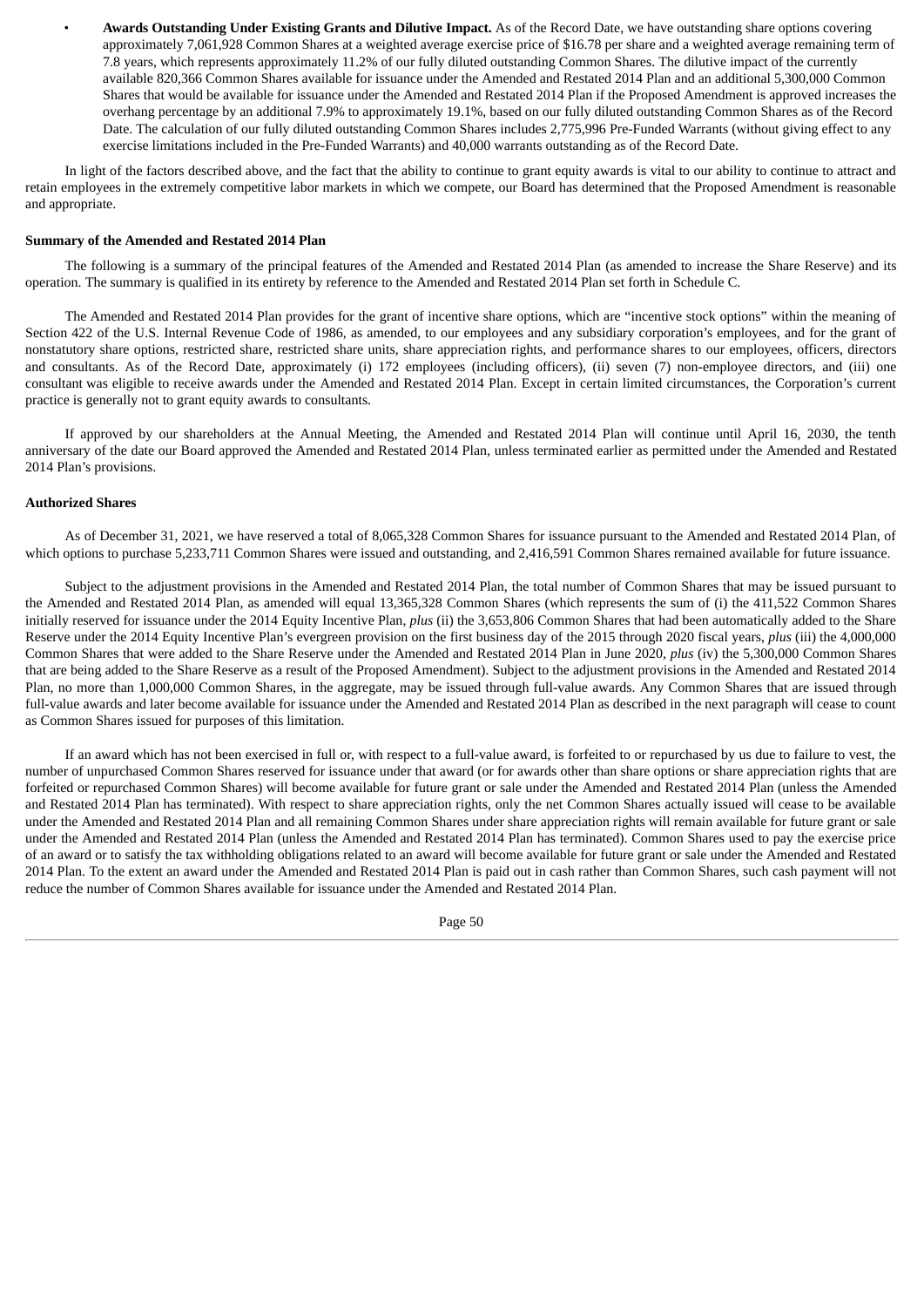- **Awards Outstanding Under Existing Grants and Dilutive Impact.** As of the Record Date, we have outstanding share options covering approximately 7,061,928 Common Shares at a weighted average exercise price of $16.78 per share and a weighted average remaining term of 7.8 years, which represents approximately 11.2% of our fully diluted outstanding Common Shares. The dilutive impact of the currently available 820,366 Common Shares available for issuance under the Amended and Restated 2014 Plan and an additional 5,300,000 Common Shares that would be available for issuance under the Amended and Restated 2014 Plan if the Proposed Amendment is approved increases the overhang percentage by an additional 7.9% to approximately 19.1%, based on our fully diluted outstanding Common Shares as of the Record Date. The calculation of our fully diluted outstanding Common Shares includes 2,775,996 Pre-Funded Warrants (without giving effect to any exercise limitations included in the Pre-Funded Warrants) and 40,000 warrants outstanding as of the Record Date.

In light of the factors described above, and the fact that the ability to continue to grant equity awards is vital to our ability to continue to attract and retain employees in the extremely competitive labor markets in which we compete, our Board has determined that the Proposed Amendment is reasonable and appropriate.

**Summary of the Amended and Restated 2014 Plan**

The following is a summary of the principal features of the Amended and Restated 2014 Plan (as amended to increase the Share Reserve) and its operation. The summary is qualified in its entirety by reference to the Amended and Restated 2014 Plan set forth in Schedule C.

The Amended and Restated 2014 Plan provides for the grant of incentive share options, which are "incentive stock options" within the meaning of Section 422 of the U.S. Internal Revenue Code of 1986, as amended, to our employees and any subsidiary corporation's employees, and for the grant of nonstatutory share options, restricted share, restricted share units, share appreciation rights, and performance shares to our employees, officers, directors and consultants. As of the Record Date, approximately (i) 172 employees (including officers), (ii) seven (7) non-employee directors, and (iii) one consultant was eligible to receive awards under the Amended and Restated 2014 Plan. Except in certain limited circumstances, the Corporation's current practice is generally not to grant equity awards to consultants.

If approved by our shareholders at the Annual Meeting, the Amended and Restated 2014 Plan will continue until April 16, 2030, the tenth anniversary of the date our Board approved the Amended and Restated 2014 Plan, unless terminated earlier as permitted under the Amended and Restated 2014 Plan's provisions.

**Authorized Shares**

As of December 31, 2021, we have reserved a total of 8,065,328 Common Shares for issuance pursuant to the Amended and Restated 2014 Plan, of which options to purchase 5,233,711 Common Shares were issued and outstanding, and 2,416,591 Common Shares remained available for future issuance.

Subject to the adjustment provisions in the Amended and Restated 2014 Plan, the total number of Common Shares that may be issued pursuant to the Amended and Restated 2014 Plan, as amended will equal 13,365,328 Common Shares (which represents the sum of (i) the 411,522 Common Shares initially reserved for issuance under the 2014 Equity Incentive Plan, *plus* (ii) the 3,653,806 Common Shares that had been automatically added to the Share Reserve under the 2014 Equity Incentive Plan's evergreen provision on the first business day of the 2015 through 2020 fiscal years, *plus* (iii) the 4,000,000 Common Shares that were added to the Share Reserve under the Amended and Restated 2014 Plan in June 2020, *plus* (iv) the 5,300,000 Common Shares that are being added to the Share Reserve as a result of the Proposed Amendment). Subject to the adjustment provisions in the Amended and Restated 2014 Plan, no more than 1,000,000 Common Shares, in the aggregate, may be issued through full-value awards. Any Common Shares that are issued through full-value awards and later become available for issuance under the Amended and Restated 2014 Plan as described in the next paragraph will cease to count as Common Shares issued for purposes of this limitation.

If an award which has not been exercised in full or, with respect to a full-value award, is forfeited to or repurchased by us due to failure to vest, the number of unpurchased Common Shares reserved for issuance under that award (or for awards other than share options or share appreciation rights that are forfeited or repurchased Common Shares) will become available for future grant or sale under the Amended and Restated 2014 Plan (unless the Amended and Restated 2014 Plan has terminated). With respect to share appreciation rights, only the net Common Shares actually issued will cease to be available under the Amended and Restated 2014 Plan and all remaining Common Shares under share appreciation rights will remain available for future grant or sale under the Amended and Restated 2014 Plan (unless the Amended and Restated 2014 Plan has terminated). Common Shares used to pay the exercise price of an award or to satisfy the tax withholding obligations related to an award will become available for future grant or sale under the Amended and Restated 2014 Plan. To the extent an award under the Amended and Restated 2014 Plan is paid out in cash rather than Common Shares, such cash payment will not reduce the number of Common Shares available for issuance under the Amended and Restated 2014 Plan.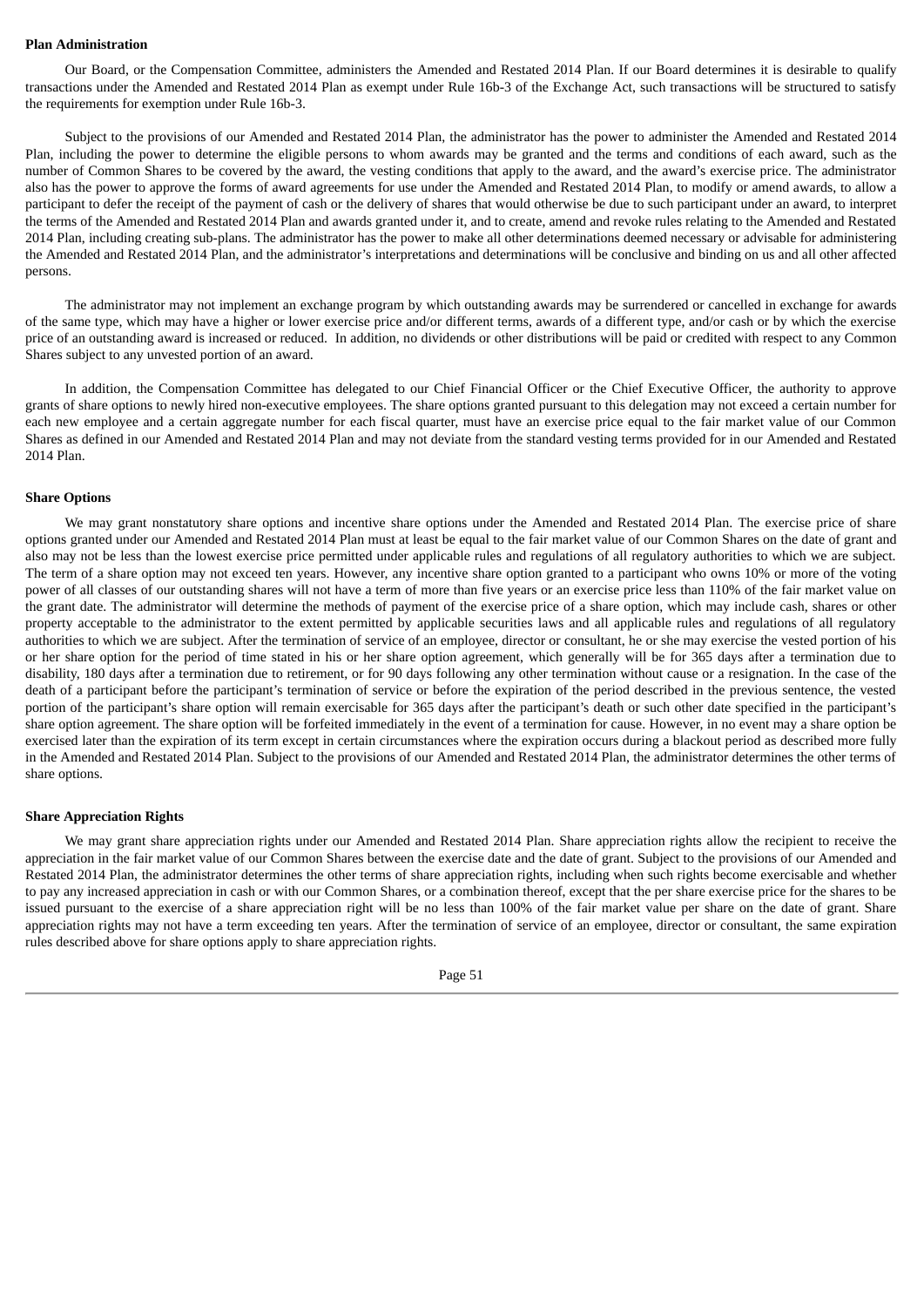**Plan Administration**

Our Board, or the Compensation Committee, administers the Amended and Restated 2014 Plan. If our Board determines it is desirable to qualify transactions under the Amended and Restated 2014 Plan as exempt under Rule 16b-3 of the Exchange Act, such transactions will be structured to satisfy the requirements for exemption under Rule 16b-3.

Subject to the provisions of our Amended and Restated 2014 Plan, the administrator has the power to administer the Amended and Restated 2014 Plan, including the power to determine the eligible persons to whom awards may be granted and the terms and conditions of each award, such as the number of Common Shares to be covered by the award, the vesting conditions that apply to the award, and the award's exercise price. The administrator also has the power to approve the forms of award agreements for use under the Amended and Restated 2014 Plan, to modify or amend awards, to allow a participant to defer the receipt of the payment of cash or the delivery of shares that would otherwise be due to such participant under an award, to interpret the terms of the Amended and Restated 2014 Plan and awards granted under it, and to create, amend and revoke rules relating to the Amended and Restated 2014 Plan, including creating sub-plans. The administrator has the power to make all other determinations deemed necessary or advisable for administering the Amended and Restated 2014 Plan, and the administrator's interpretations and determinations will be conclusive and binding on us and all other affected persons.

The administrator may not implement an exchange program by which outstanding awards may be surrendered or cancelled in exchange for awards of the same type, which may have a higher or lower exercise price and/or different terms, awards of a different type, and/or cash or by which the exercise price of an outstanding award is increased or reduced. In addition, no dividends or other distributions will be paid or credited with respect to any Common Shares subject to any unvested portion of an award.

In addition, the Compensation Committee has delegated to our Chief Financial Officer or the Chief Executive Officer, the authority to approve grants of share options to newly hired non-executive employees. The share options granted pursuant to this delegation may not exceed a certain number for each new employee and a certain aggregate number for each fiscal quarter, must have an exercise price equal to the fair market value of our Common Shares as defined in our Amended and Restated 2014 Plan and may not deviate from the standard vesting terms provided for in our Amended and Restated 2014 Plan.

**Share Options**

We may grant nonstatutory share options and incentive share options under the Amended and Restated 2014 Plan. The exercise price of share options granted under our Amended and Restated 2014 Plan must at least be equal to the fair market value of our Common Shares on the date of grant and also may not be less than the lowest exercise price permitted under applicable rules and regulations of all regulatory authorities to which we are subject. The term of a share option may not exceed ten years. However, any incentive share option granted to a participant who owns 10% or more of the voting power of all classes of our outstanding shares will not have a term of more than five years or an exercise price less than 110% of the fair market value on the grant date. The administrator will determine the methods of payment of the exercise price of a share option, which may include cash, shares or other property acceptable to the administrator to the extent permitted by applicable securities laws and all applicable rules and regulations of all regulatory authorities to which we are subject. After the termination of service of an employee, director or consultant, he or she may exercise the vested portion of his or her share option for the period of time stated in his or her share option agreement, which generally will be for 365 days after a termination due to disability, 180 days after a termination due to retirement, or for 90 days following any other termination without cause or a resignation. In the case of the death of a participant before the participant's termination of service or before the expiration of the period described in the previous sentence, the vested portion of the participant's share option will remain exercisable for 365 days after the participant's death or such other date specified in the participant's share option agreement. The share option will be forfeited immediately in the event of a termination for cause. However, in no event may a share option be exercised later than the expiration of its term except in certain circumstances where the expiration occurs during a blackout period as described more fully in the Amended and Restated 2014 Plan. Subject to the provisions of our Amended and Restated 2014 Plan, the administrator determines the other terms of share options.

**Share Appreciation Rights**

We may grant share appreciation rights under our Amended and Restated 2014 Plan. Share appreciation rights allow the recipient to receive the appreciation in the fair market value of our Common Shares between the exercise date and the date of grant. Subject to the provisions of our Amended and Restated 2014 Plan, the administrator determines the other terms of share appreciation rights, including when such rights become exercisable and whether to pay any increased appreciation in cash or with our Common Shares, or a combination thereof, except that the per share exercise price for the shares to be issued pursuant to the exercise of a share appreciation right will be no less than 100% of the fair market value per share on the date of grant. Share appreciation rights may not have a term exceeding ten years. After the termination of service of an employee, director or consultant, the same expiration rules described above for share options apply to share appreciation rights.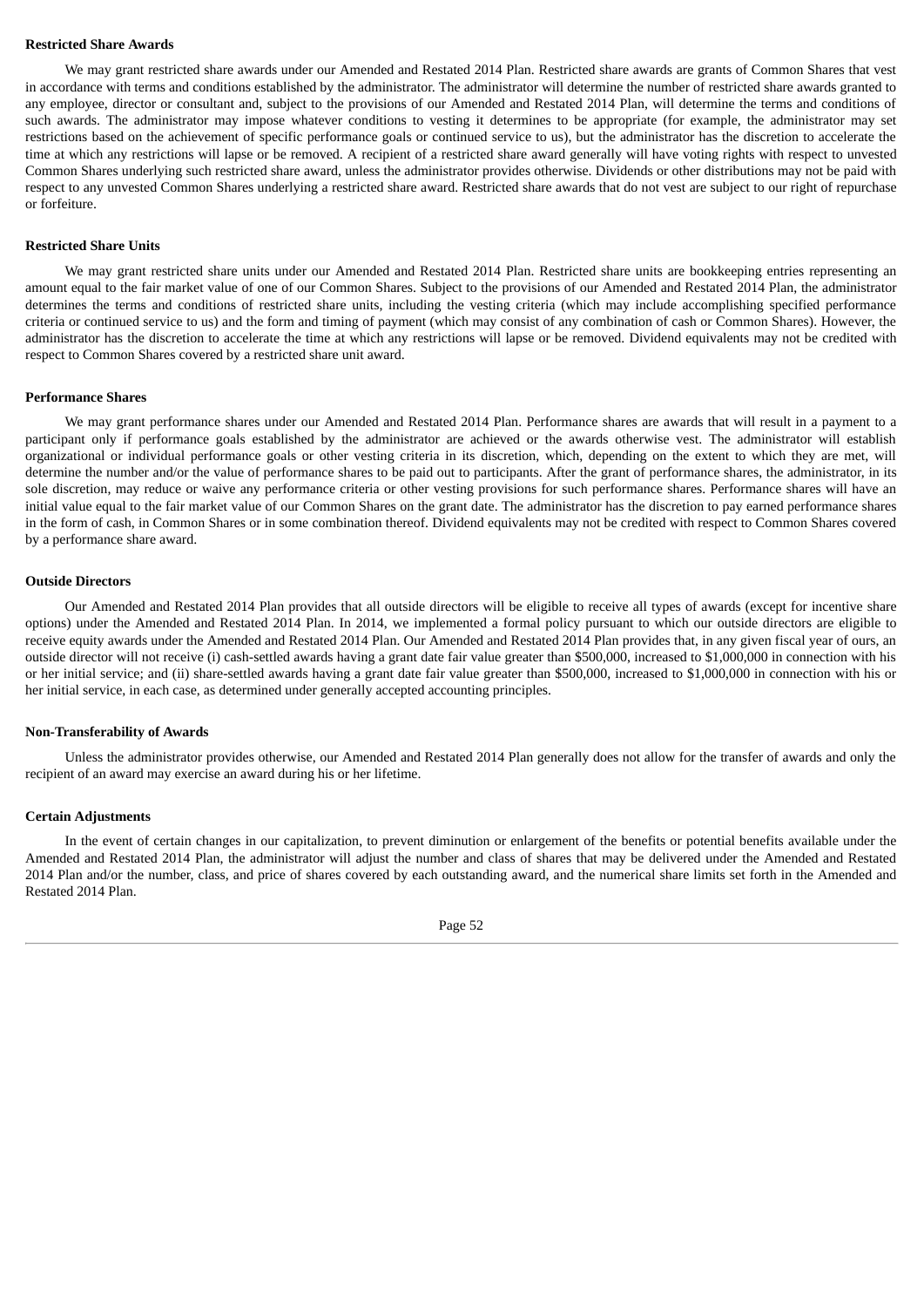**Restricted Share Awards**

We may grant restricted share awards under our Amended and Restated 2014 Plan. Restricted share awards are grants of Common Shares that vest in accordance with terms and conditions established by the administrator. The administrator will determine the number of restricted share awards granted to any employee, director or consultant and, subject to the provisions of our Amended and Restated 2014 Plan, will determine the terms and conditions of such awards. The administrator may impose whatever conditions to vesting it determines to be appropriate (for example, the administrator may set restrictions based on the achievement of specific performance goals or continued service to us), but the administrator has the discretion to accelerate the time at which any restrictions will lapse or be removed. A recipient of a restricted share award generally will have voting rights with respect to unvested Common Shares underlying such restricted share award, unless the administrator provides otherwise. Dividends or other distributions may not be paid with respect to any unvested Common Shares underlying a restricted share award. Restricted share awards that do not vest are subject to our right of repurchase or forfeiture.

**Restricted Share Units**

We may grant restricted share units under our Amended and Restated 2014 Plan. Restricted share units are bookkeeping entries representing an amount equal to the fair market value of one of our Common Shares. Subject to the provisions of our Amended and Restated 2014 Plan, the administrator determines the terms and conditions of restricted share units, including the vesting criteria (which may include accomplishing specified performance criteria or continued service to us) and the form and timing of payment (which may consist of any combination of cash or Common Shares). However, the administrator has the discretion to accelerate the time at which any restrictions will lapse or be removed. Dividend equivalents may not be credited with respect to Common Shares covered by a restricted share unit award.

**Performance Shares**

We may grant performance shares under our Amended and Restated 2014 Plan. Performance shares are awards that will result in a payment to a participant only if performance goals established by the administrator are achieved or the awards otherwise vest. The administrator will establish organizational or individual performance goals or other vesting criteria in its discretion, which, depending on the extent to which they are met, will determine the number and/or the value of performance shares to be paid out to participants. After the grant of performance shares, the administrator, in its sole discretion, may reduce or waive any performance criteria or other vesting provisions for such performance shares. Performance shares will have an initial value equal to the fair market value of our Common Shares on the grant date. The administrator has the discretion to pay earned performance shares in the form of cash, in Common Shares or in some combination thereof. Dividend equivalents may not be credited with respect to Common Shares covered by a performance share award.

**Outside Directors**

Our Amended and Restated 2014 Plan provides that all outside directors will be eligible to receive all types of awards (except for incentive share options) under the Amended and Restated 2014 Plan. In 2014, we implemented a formal policy pursuant to which our outside directors are eligible to receive equity awards under the Amended and Restated 2014 Plan. Our Amended and Restated 2014 Plan provides that, in any given fiscal year of ours, an outside director will not receive (i) cash-settled awards having a grant date fair value greater than $500,000, increased to $1,000,000 in connection with his or her initial service; and (ii) share-settled awards having a grant date fair value greater than $500,000, increased to $1,000,000 in connection with his or her initial service, in each case, as determined under generally accepted accounting principles.

**Non-Transferability of Awards**

Unless the administrator provides otherwise, our Amended and Restated 2014 Plan generally does not allow for the transfer of awards and only the recipient of an award may exercise an award during his or her lifetime.

**Certain Adjustments**

In the event of certain changes in our capitalization, to prevent diminution or enlargement of the benefits or potential benefits available under the Amended and Restated 2014 Plan, the administrator will adjust the number and class of shares that may be delivered under the Amended and Restated 2014 Plan and/or the number, class, and price of shares covered by each outstanding award, and the numerical share limits set forth in the Amended and Restated 2014 Plan.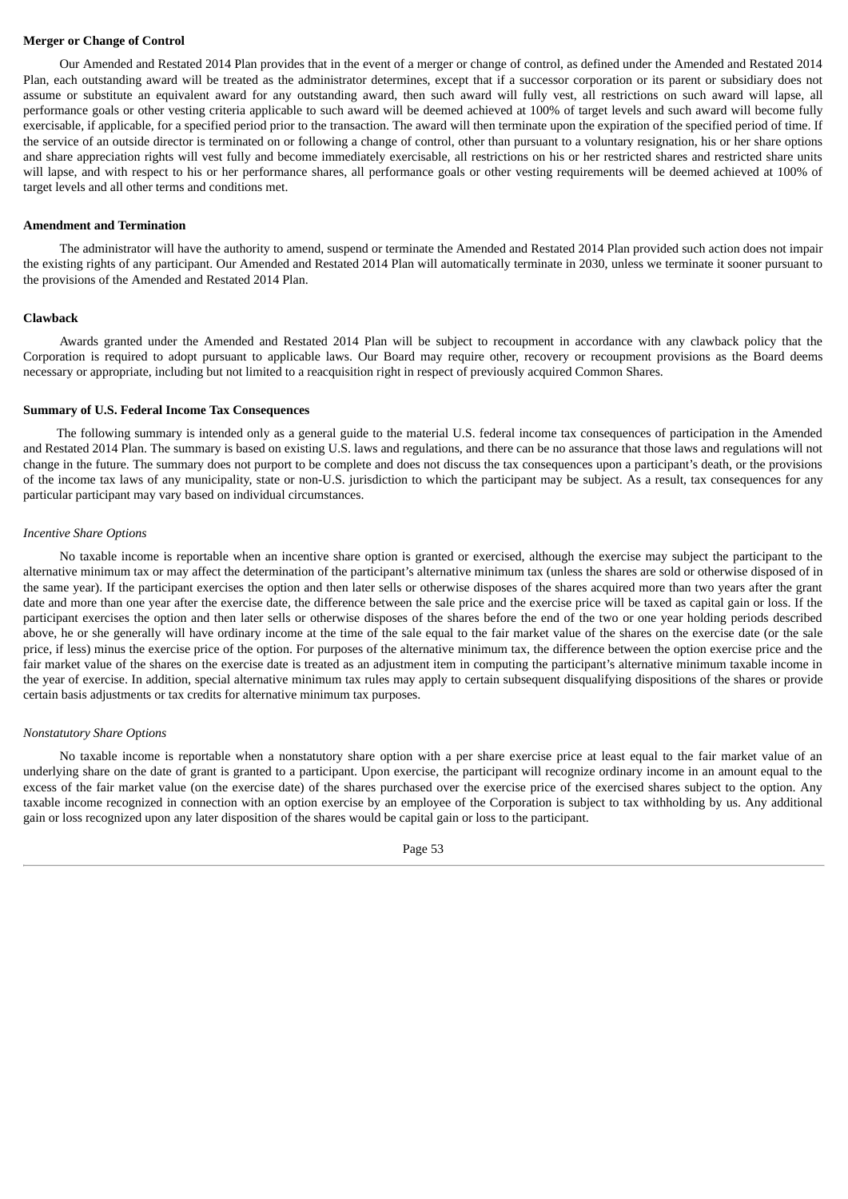**Merger or Change of Control**

Our Amended and Restated 2014 Plan provides that in the event of a merger or change of control, as defined under the Amended and Restated 2014 Plan, each outstanding award will be treated as the administrator determines, except that if a successor corporation or its parent or subsidiary does not assume or substitute an equivalent award for any outstanding award, then such award will fully vest, all restrictions on such award will lapse, all performance goals or other vesting criteria applicable to such award will be deemed achieved at 100% of target levels and such award will become fully exercisable, if applicable, for a specified period prior to the transaction. The award will then terminate upon the expiration of the specified period of time. If the service of an outside director is terminated on or following a change of control, other than pursuant to a voluntary resignation, his or her share options and share appreciation rights will vest fully and become immediately exercisable, all restrictions on his or her restricted shares and restricted share units will lapse, and with respect to his or her performance shares, all performance goals or other vesting requirements will be deemed achieved at 100% of target levels and all other terms and conditions met.

**Amendment and Termination**

The administrator will have the authority to amend, suspend or terminate the Amended and Restated 2014 Plan provided such action does not impair the existing rights of any participant. Our Amended and Restated 2014 Plan will automatically terminate in 2030, unless we terminate it sooner pursuant to the provisions of the Amended and Restated 2014 Plan.

**Clawback**

Awards granted under the Amended and Restated 2014 Plan will be subject to recoupment in accordance with any clawback policy that the Corporation is required to adopt pursuant to applicable laws. Our Board may require other, recovery or recoupment provisions as the Board deems necessary or appropriate, including but not limited to a reacquisition right in respect of previously acquired Common Shares.

**Summary of U.S. Federal Income Tax Consequences**

The following summary is intended only as a general guide to the material U.S. federal income tax consequences of participation in the Amended and Restated 2014 Plan. The summary is based on existing U.S. laws and regulations, and there can be no assurance that those laws and regulations will not change in the future. The summary does not purport to be complete and does not discuss the tax consequences upon a participant's death, or the provisions of the income tax laws of any municipality, state or non-U.S. jurisdiction to which the participant may be subject. As a result, tax consequences for any particular participant may vary based on individual circumstances.

*Incentive Share Options*

No taxable income is reportable when an incentive share option is granted or exercised, although the exercise may subject the participant to the alternative minimum tax or may affect the determination of the participant's alternative minimum tax (unless the shares are sold or otherwise disposed of in the same year). If the participant exercises the option and then later sells or otherwise disposes of the shares acquired more than two years after the grant date and more than one year after the exercise date, the difference between the sale price and the exercise price will be taxed as capital gain or loss. If the participant exercises the option and then later sells or otherwise disposes of the shares before the end of the two or one year holding periods described above, he or she generally will have ordinary income at the time of the sale equal to the fair market value of the shares on the exercise date (or the sale price, if less) minus the exercise price of the option. For purposes of the alternative minimum tax, the difference between the option exercise price and the fair market value of the shares on the exercise date is treated as an adjustment item in computing the participant's alternative minimum taxable income in the year of exercise. In addition, special alternative minimum tax rules may apply to certain subsequent disqualifying dispositions of the shares or provide certain basis adjustments or tax credits for alternative minimum tax purposes.

*Nonstatutory Share Options*

No taxable income is reportable when a nonstatutory share option with a per share exercise price at least equal to the fair market value of an underlying share on the date of grant is granted to a participant. Upon exercise, the participant will recognize ordinary income in an amount equal to the excess of the fair market value (on the exercise date) of the shares purchased over the exercise price of the exercised shares subject to the option. Any taxable income recognized in connection with an option exercise by an employee of the Corporation is subject to tax withholding by us. Any additional gain or loss recognized upon any later disposition of the shares would be capital gain or loss to the participant.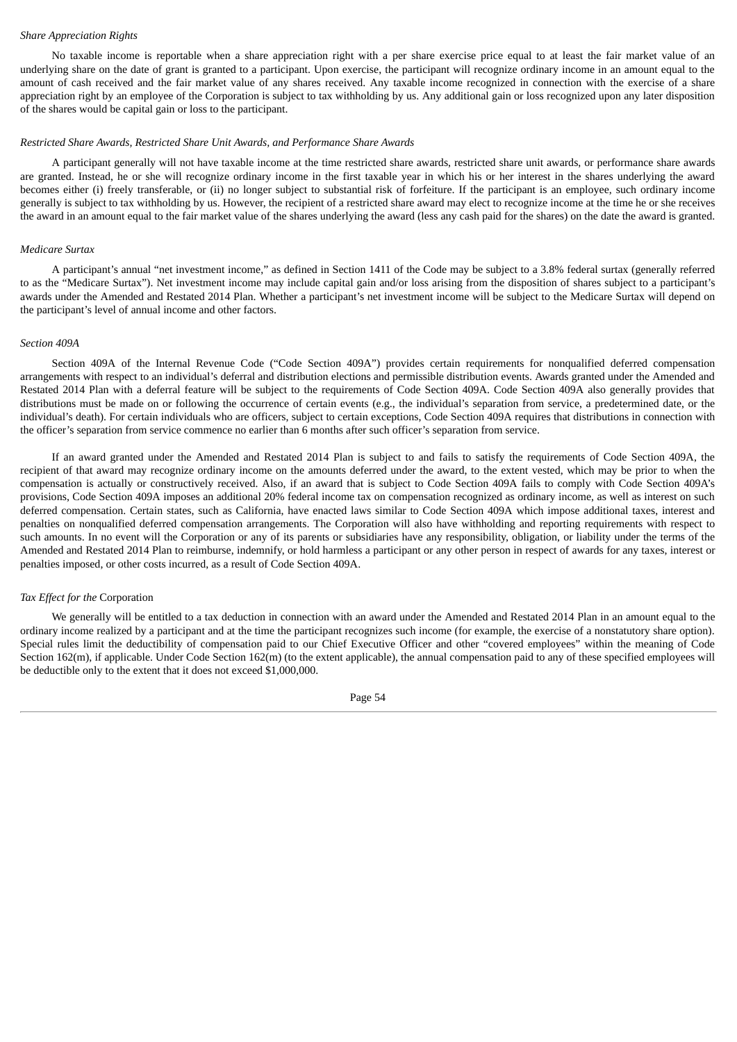*Share Appreciation Rights*

No taxable income is reportable when a share appreciation right with a per share exercise price equal to at least the fair market value of an underlying share on the date of grant is granted to a participant. Upon exercise, the participant will recognize ordinary income in an amount equal to the amount of cash received and the fair market value of any shares received. Any taxable income recognized in connection with the exercise of a share appreciation right by an employee of the Corporation is subject to tax withholding by us. Any additional gain or loss recognized upon any later disposition of the shares would be capital gain or loss to the participant.

*Restricted Share Awards, Restricted Share Unit Awards, and Performance Share Awards*

A participant generally will not have taxable income at the time restricted share awards, restricted share unit awards, or performance share awards are granted. Instead, he or she will recognize ordinary income in the first taxable year in which his or her interest in the shares underlying the award becomes either (i) freely transferable, or (ii) no longer subject to substantial risk of forfeiture. If the participant is an employee, such ordinary income generally is subject to tax withholding by us. However, the recipient of a restricted share award may elect to recognize income at the time he or she receives the award in an amount equal to the fair market value of the shares underlying the award (less any cash paid for the shares) on the date the award is granted.

*Medicare Surtax*

A participant's annual "net investment income," as defined in Section 1411 of the Code may be subject to a 3.8% federal surtax (generally referred to as the "Medicare Surtax"). Net investment income may include capital gain and/or loss arising from the disposition of shares subject to a participant's awards under the Amended and Restated 2014 Plan. Whether a participant's net investment income will be subject to the Medicare Surtax will depend on the participant's level of annual income and other factors.

*Section 409A*

Section 409A of the Internal Revenue Code ("Code Section 409A") provides certain requirements for nonqualified deferred compensation arrangements with respect to an individual's deferral and distribution elections and permissible distribution events. Awards granted under the Amended and Restated 2014 Plan with a deferral feature will be subject to the requirements of Code Section 409A. Code Section 409A also generally provides that distributions must be made on or following the occurrence of certain events (e.g., the individual's separation from service, a predetermined date, or the individual's death). For certain individuals who are officers, subject to certain exceptions, Code Section 409A requires that distributions in connection with the officer's separation from service commence no earlier than 6 months after such officer's separation from service.

If an award granted under the Amended and Restated 2014 Plan is subject to and fails to satisfy the requirements of Code Section 409A, the recipient of that award may recognize ordinary income on the amounts deferred under the award, to the extent vested, which may be prior to when the compensation is actually or constructively received. Also, if an award that is subject to Code Section 409A fails to comply with Code Section 409A's provisions, Code Section 409A imposes an additional 20% federal income tax on compensation recognized as ordinary income, as well as interest on such deferred compensation. Certain states, such as California, have enacted laws similar to Code Section 409A which impose additional taxes, interest and penalties on nonqualified deferred compensation arrangements. The Corporation will also have withholding and reporting requirements with respect to such amounts. In no event will the Corporation or any of its parents or subsidiaries have any responsibility, obligation, or liability under the terms of the Amended and Restated 2014 Plan to reimburse, indemnify, or hold harmless a participant or any other person in respect of awards for any taxes, interest or penalties imposed, or other costs incurred, as a result of Code Section 409A.

*Tax Effect for the* Corporation

We generally will be entitled to a tax deduction in connection with an award under the Amended and Restated 2014 Plan in an amount equal to the ordinary income realized by a participant and at the time the participant recognizes such income (for example, the exercise of a nonstatutory share option). Special rules limit the deductibility of compensation paid to our Chief Executive Officer and other "covered employees" within the meaning of Code Section 162(m), if applicable. Under Code Section 162(m) (to the extent applicable), the annual compensation paid to any of these specified employees will be deductible only to the extent that it does not exceed $1,000,000.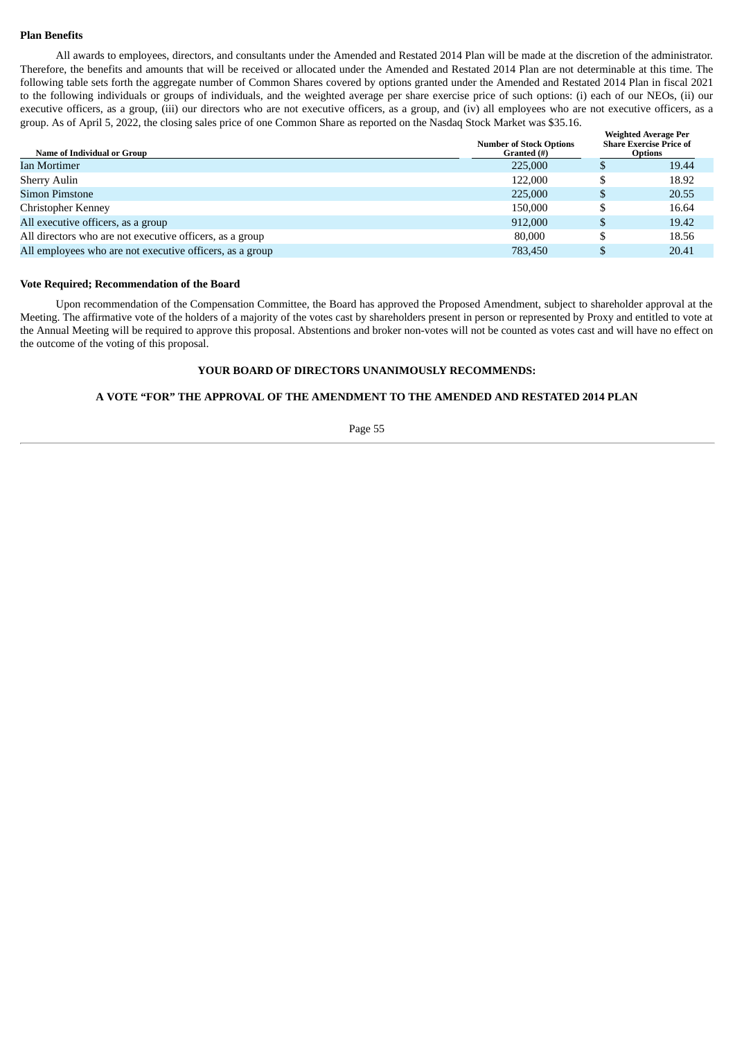**Plan Benefits**

All awards to employees, directors, and consultants under the Amended and Restated 2014 Plan will be made at the discretion of the administrator. Therefore, the benefits and amounts that will be received or allocated under the Amended and Restated 2014 Plan are not determinable at this time. The following table sets forth the aggregate number of Common Shares covered by options granted under the Amended and Restated 2014 Plan in fiscal 2021 to the following individuals or groups of individuals, and the weighted average per share exercise price of such options: (i) each of our NEOs, (ii) our executive officers, as a group, (iii) our directors who are not executive officers, as a group, and (iv) all employees who are not executive officers, as a group. As of April 5, 2022, the closing sales price of one Common Share as reported on the Nasdaq Stock Market was $35.16.

| Name of Individual or Group | Number of Stock Options Granted (#) | Weighted Average Per Share Exercise Price of Options |
|---|---|---|
| Ian Mortimer | 225,000 | $ 19.44 |
| Sherry Aulin | 122,000 | $ 18.92 |
| Simon Pimstone | 225,000 | $ 20.55 |
| Christopher Kenney | 150,000 | $ 16.64 |
| All executive officers, as a group | 912,000 | $ 19.42 |
| All directors who are not executive officers, as a group | 80,000 | $ 18.56 |
| All employees who are not executive officers, as a group | 783,450 | $ 20.41 |

**Vote Required; Recommendation of the Board**

Upon recommendation of the Compensation Committee, the Board has approved the Proposed Amendment, subject to shareholder approval at the Meeting. The affirmative vote of the holders of a majority of the votes cast by shareholders present in person or represented by Proxy and entitled to vote at the Annual Meeting will be required to approve this proposal. Abstentions and broker non-votes will not be counted as votes cast and will have no effect on the outcome of the voting of this proposal.

**YOUR BOARD OF DIRECTORS UNANIMOUSLY RECOMMENDS:**

**A VOTE "FOR" THE APPROVAL OF THE AMENDMENT TO THE AMENDED AND RESTATED 2014 PLAN**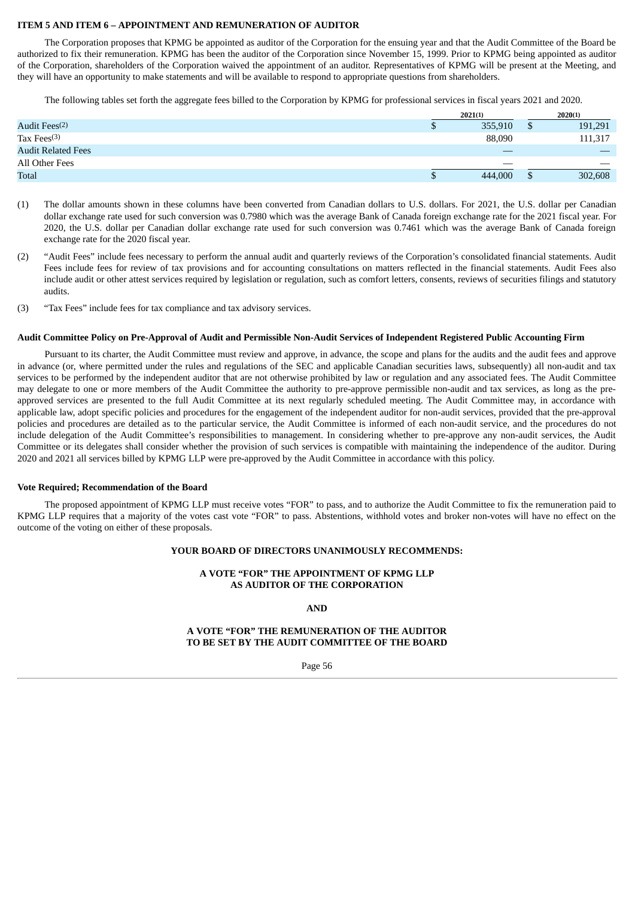### ITEM 5 AND ITEM 6 – APPOINTMENT AND REMUNERATION OF AUDITOR

The Corporation proposes that KPMG be appointed as auditor of the Corporation for the ensuing year and that the Audit Committee of the Board be authorized to fix their remuneration. KPMG has been the auditor of the Corporation since November 15, 1999. Prior to KPMG being appointed as auditor of the Corporation, shareholders of the Corporation waived the appointment of an auditor. Representatives of KPMG will be present at the Meeting, and they will have an opportunity to make statements and will be available to respond to appropriate questions from shareholders.

The following tables set forth the aggregate fees billed to the Corporation by KPMG for professional services in fiscal years 2021 and 2020.

| | 2021(1) | 2020(1) |
|---|---|---|
| Audit Fees(2) | $ 355,910 | $ 191,291 |
| Tax Fees(3) | 88,090 | 111,317 |
| Audit Related Fees | — | — |
| All Other Fees | — | — |
| Total | $ 444,000 | $ 302,608 |

(1) The dollar amounts shown in these columns have been converted from Canadian dollars to U.S. dollars. For 2021, the U.S. dollar per Canadian dollar exchange rate used for such conversion was 0.7980 which was the average Bank of Canada foreign exchange rate for the 2021 fiscal year. For 2020, the U.S. dollar per Canadian dollar exchange rate used for such conversion was 0.7461 which was the average Bank of Canada foreign exchange rate for the 2020 fiscal year.

(2) "Audit Fees" include fees necessary to perform the annual audit and quarterly reviews of the Corporation's consolidated financial statements. Audit Fees include fees for review of tax provisions and for accounting consultations on matters reflected in the financial statements. Audit Fees also include audit or other attest services required by legislation or regulation, such as comfort letters, consents, reviews of securities filings and statutory audits.

(3) "Tax Fees" include fees for tax compliance and tax advisory services.

#### Audit Committee Policy on Pre-Approval of Audit and Permissible Non-Audit Services of Independent Registered Public Accounting Firm

Pursuant to its charter, the Audit Committee must review and approve, in advance, the scope and plans for the audits and the audit fees and approve in advance (or, where permitted under the rules and regulations of the SEC and applicable Canadian securities laws, subsequently) all non-audit and tax services to be performed by the independent auditor that are not otherwise prohibited by law or regulation and any associated fees. The Audit Committee may delegate to one or more members of the Audit Committee the authority to pre-approve permissible non-audit and tax services, as long as the pre-approved services are presented to the full Audit Committee at its next regularly scheduled meeting. The Audit Committee may, in accordance with applicable law, adopt specific policies and procedures for the engagement of the independent auditor for non-audit services, provided that the pre-approval policies and procedures are detailed as to the particular service, the Audit Committee is informed of each non-audit service, and the procedures do not include delegation of the Audit Committee's responsibilities to management. In considering whether to pre-approve any non-audit services, the Audit Committee or its delegates shall consider whether the provision of such services is compatible with maintaining the independence of the auditor. During 2020 and 2021 all services billed by KPMG LLP were pre-approved by the Audit Committee in accordance with this policy.

#### Vote Required; Recommendation of the Board

The proposed appointment of KPMG LLP must receive votes "FOR" to pass, and to authorize the Audit Committee to fix the remuneration paid to KPMG LLP requires that a majority of the votes cast vote "FOR" to pass. Abstentions, withhold votes and broker non-votes will have no effect on the outcome of the voting on either of these proposals.

**YOUR BOARD OF DIRECTORS UNANIMOUSLY RECOMMENDS:**

**A VOTE "FOR" THE APPOINTMENT OF KPMG LLP AS AUDITOR OF THE CORPORATION**

**AND**

**A VOTE "FOR" THE REMUNERATION OF THE AUDITOR TO BE SET BY THE AUDIT COMMITTEE OF THE BOARD**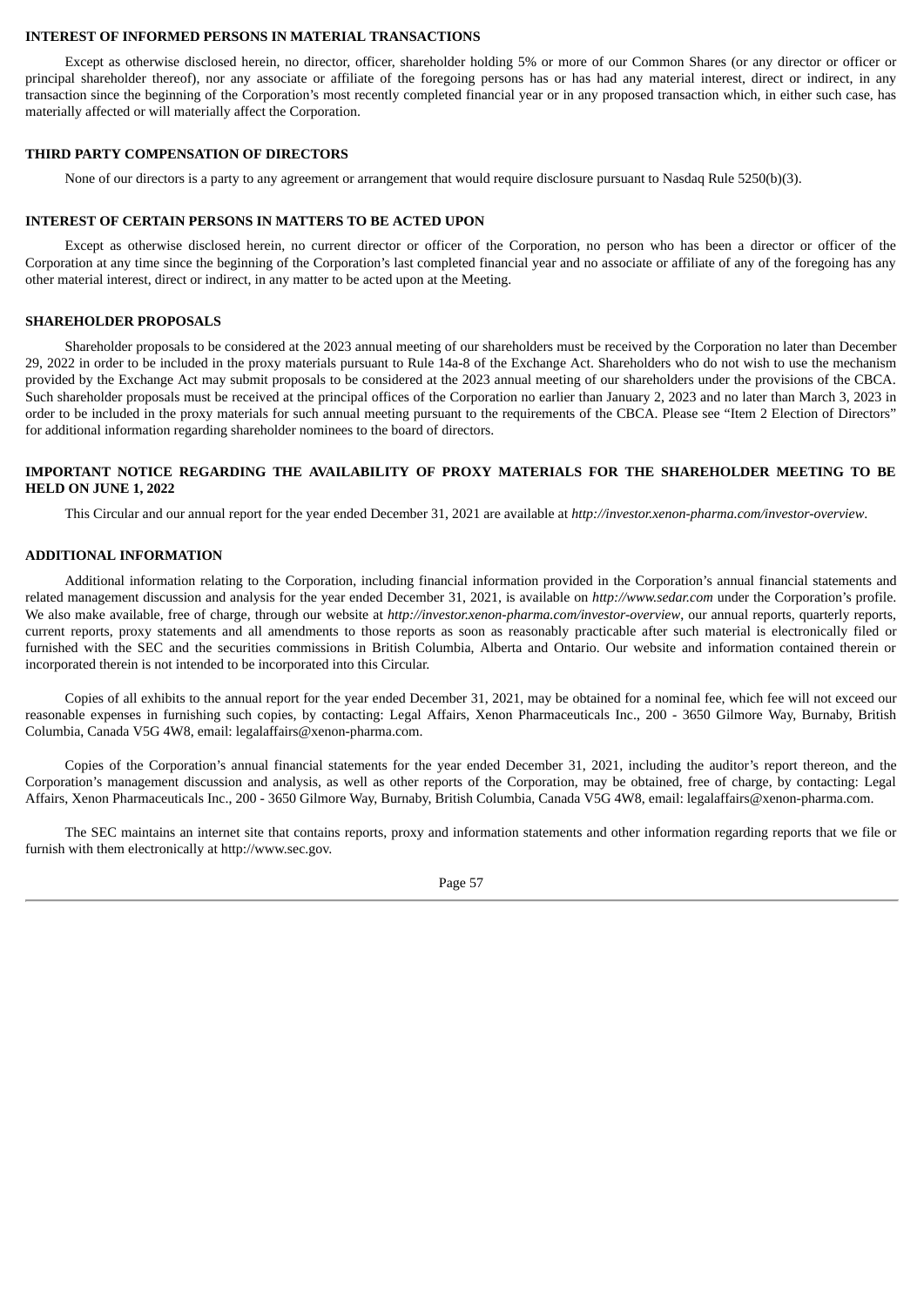## INTEREST OF INFORMED PERSONS IN MATERIAL TRANSACTIONS

Except as otherwise disclosed herein, no director, officer, shareholder holding 5% or more of our Common Shares (or any director or officer or principal shareholder thereof), nor any associate or affiliate of the foregoing persons has or has had any material interest, direct or indirect, in any transaction since the beginning of the Corporation's most recently completed financial year or in any proposed transaction which, in either such case, has materially affected or will materially affect the Corporation.

## THIRD PARTY COMPENSATION OF DIRECTORS

None of our directors is a party to any agreement or arrangement that would require disclosure pursuant to Nasdaq Rule 5250(b)(3).

## INTEREST OF CERTAIN PERSONS IN MATTERS TO BE ACTED UPON

Except as otherwise disclosed herein, no current director or officer of the Corporation, no person who has been a director or officer of the Corporation at any time since the beginning of the Corporation's last completed financial year and no associate or affiliate of any of the foregoing has any other material interest, direct or indirect, in any matter to be acted upon at the Meeting.

## SHAREHOLDER PROPOSALS

Shareholder proposals to be considered at the 2023 annual meeting of our shareholders must be received by the Corporation no later than December 29, 2022 in order to be included in the proxy materials pursuant to Rule 14a-8 of the Exchange Act. Shareholders who do not wish to use the mechanism provided by the Exchange Act may submit proposals to be considered at the 2023 annual meeting of our shareholders under the provisions of the CBCA. Such shareholder proposals must be received at the principal offices of the Corporation no earlier than January 2, 2023 and no later than March 3, 2023 in order to be included in the proxy materials for such annual meeting pursuant to the requirements of the CBCA. Please see "Item 2 Election of Directors" for additional information regarding shareholder nominees to the board of directors.

## IMPORTANT NOTICE REGARDING THE AVAILABILITY OF PROXY MATERIALS FOR THE SHAREHOLDER MEETING TO BE HELD ON JUNE 1, 2022

This Circular and our annual report for the year ended December 31, 2021 are available at *http://investor.xenon-pharma.com/investor-overview*.

## ADDITIONAL INFORMATION

Additional information relating to the Corporation, including financial information provided in the Corporation's annual financial statements and related management discussion and analysis for the year ended December 31, 2021, is available on *http://www.sedar.com* under the Corporation's profile. We also make available, free of charge, through our website at *http://investor.xenon-pharma.com/investor-overview*, our annual reports, quarterly reports, current reports, proxy statements and all amendments to those reports as soon as reasonably practicable after such material is electronically filed or furnished with the SEC and the securities commissions in British Columbia, Alberta and Ontario. Our website and information contained therein or incorporated therein is not intended to be incorporated into this Circular.

Copies of all exhibits to the annual report for the year ended December 31, 2021, may be obtained for a nominal fee, which fee will not exceed our reasonable expenses in furnishing such copies, by contacting: Legal Affairs, Xenon Pharmaceuticals Inc., 200 - 3650 Gilmore Way, Burnaby, British Columbia, Canada V5G 4W8, email: legalaffairs@xenon-pharma.com.

Copies of the Corporation's annual financial statements for the year ended December 31, 2021, including the auditor's report thereon, and the Corporation's management discussion and analysis, as well as other reports of the Corporation, may be obtained, free of charge, by contacting: Legal Affairs, Xenon Pharmaceuticals Inc., 200 - 3650 Gilmore Way, Burnaby, British Columbia, Canada V5G 4W8, email: legalaffairs@xenon-pharma.com.

The SEC maintains an internet site that contains reports, proxy and information statements and other information regarding reports that we file or furnish with them electronically at http://www.sec.gov.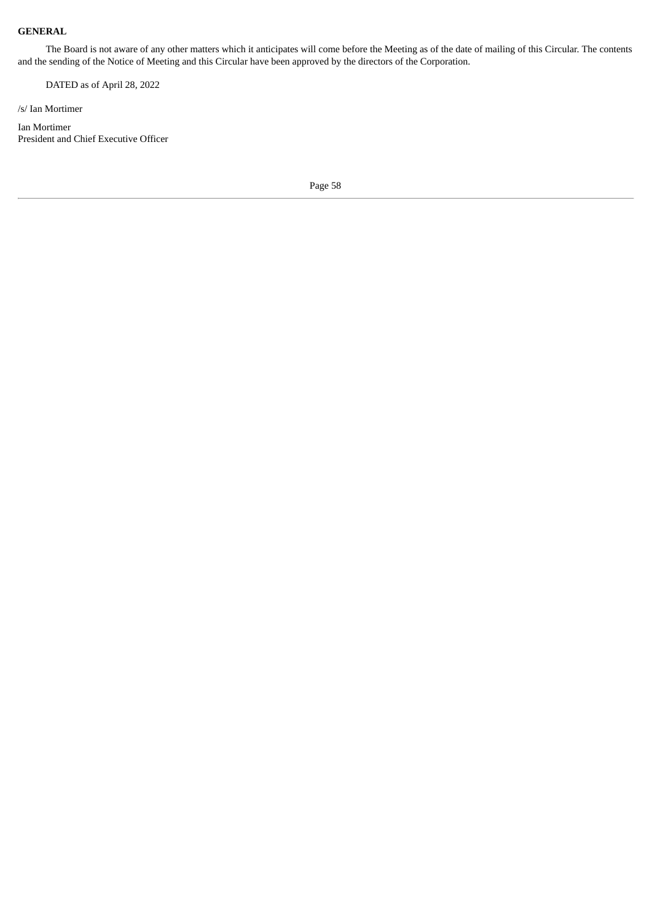**GENERAL**

The Board is not aware of any other matters which it anticipates will come before the Meeting as of the date of mailing of this Circular. The contents and the sending of the Notice of Meeting and this Circular have been approved by the directors of the Corporation.

DATED as of April 28, 2022

/s/ Ian Mortimer

Ian Mortimer
President and Chief Executive Officer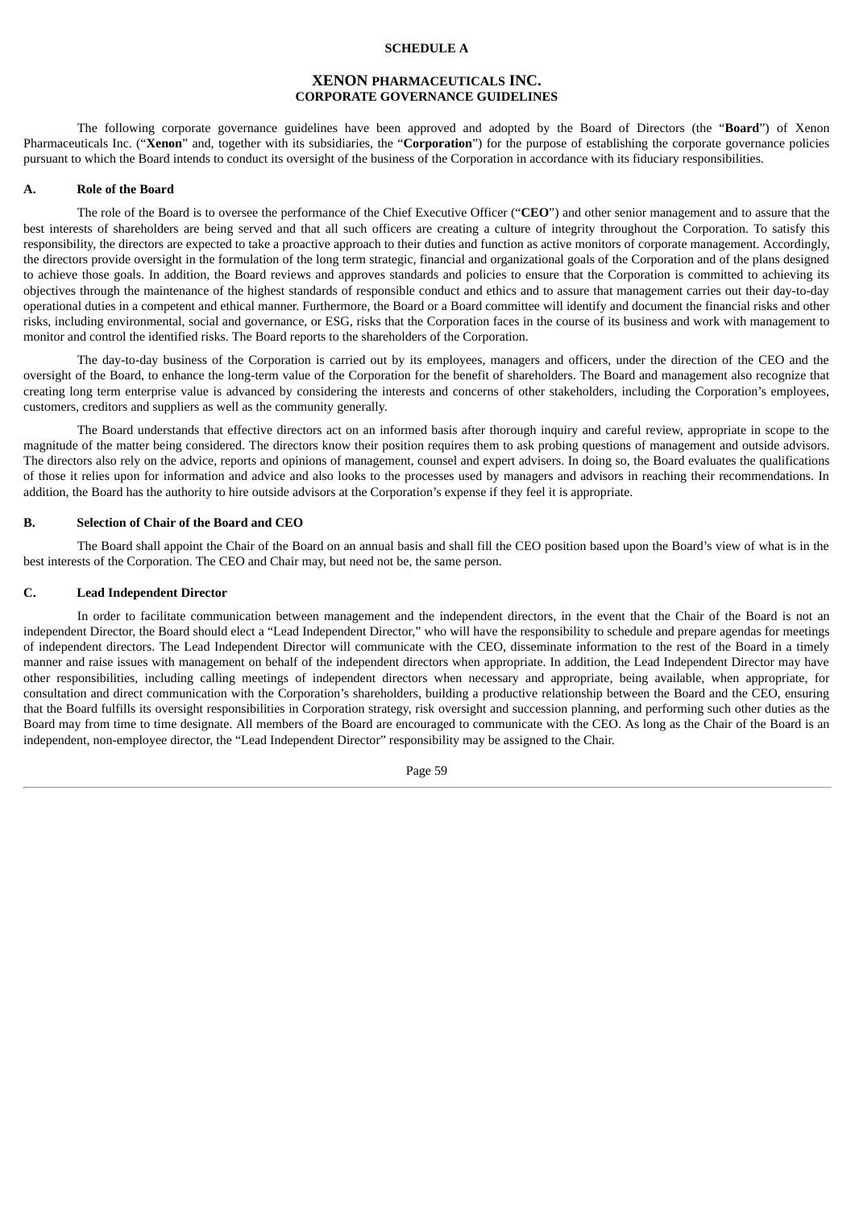**SCHEDULE A**

# XENON PHARMACEUTICALS INC.
## CORPORATE GOVERNANCE GUIDELINES

The following corporate governance guidelines have been approved and adopted by the Board of Directors (the "**Board**") of Xenon Pharmaceuticals Inc. ("**Xenon**" and, together with its subsidiaries, the "**Corporation**") for the purpose of establishing the corporate governance policies pursuant to which the Board intends to conduct its oversight of the business of the Corporation in accordance with its fiduciary responsibilities.

### A. Role of the Board

The role of the Board is to oversee the performance of the Chief Executive Officer ("**CEO**") and other senior management and to assure that the best interests of shareholders are being served and that all such officers are creating a culture of integrity throughout the Corporation. To satisfy this responsibility, the directors are expected to take a proactive approach to their duties and function as active monitors of corporate management. Accordingly, the directors provide oversight in the formulation of the long term strategic, financial and organizational goals of the Corporation and of the plans designed to achieve those goals. In addition, the Board reviews and approves standards and policies to ensure that the Corporation is committed to achieving its objectives through the maintenance of the highest standards of responsible conduct and ethics and to assure that management carries out their day-to-day operational duties in a competent and ethical manner. Furthermore, the Board or a Board committee will identify and document the financial risks and other risks, including environmental, social and governance, or ESG, risks that the Corporation faces in the course of its business and work with management to monitor and control the identified risks. The Board reports to the shareholders of the Corporation.

The day-to-day business of the Corporation is carried out by its employees, managers and officers, under the direction of the CEO and the oversight of the Board, to enhance the long-term value of the Corporation for the benefit of shareholders. The Board and management also recognize that creating long term enterprise value is advanced by considering the interests and concerns of other stakeholders, including the Corporation's employees, customers, creditors and suppliers as well as the community generally.

The Board understands that effective directors act on an informed basis after thorough inquiry and careful review, appropriate in scope to the magnitude of the matter being considered. The directors know their position requires them to ask probing questions of management and outside advisors. The directors also rely on the advice, reports and opinions of management, counsel and expert advisers. In doing so, the Board evaluates the qualifications of those it relies upon for information and advice and also looks to the processes used by managers and advisors in reaching their recommendations. In addition, the Board has the authority to hire outside advisors at the Corporation's expense if they feel it is appropriate.

### B. Selection of Chair of the Board and CEO

The Board shall appoint the Chair of the Board on an annual basis and shall fill the CEO position based upon the Board's view of what is in the best interests of the Corporation. The CEO and Chair may, but need not be, the same person.

### C. Lead Independent Director

In order to facilitate communication between management and the independent directors, in the event that the Chair of the Board is not an independent Director, the Board should elect a "Lead Independent Director," who will have the responsibility to schedule and prepare agendas for meetings of independent directors. The Lead Independent Director will communicate with the CEO, disseminate information to the rest of the Board in a timely manner and raise issues with management on behalf of the independent directors when appropriate. In addition, the Lead Independent Director may have other responsibilities, including calling meetings of independent directors when necessary and appropriate, being available, when appropriate, for consultation and direct communication with the Corporation's shareholders, building a productive relationship between the Board and the CEO, ensuring that the Board fulfills its oversight responsibilities in Corporation strategy, risk oversight and succession planning, and performing such other duties as the Board may from time to time designate. All members of the Board are encouraged to communicate with the CEO. As long as the Chair of the Board is an independent, non-employee director, the "Lead Independent Director" responsibility may be assigned to the Chair.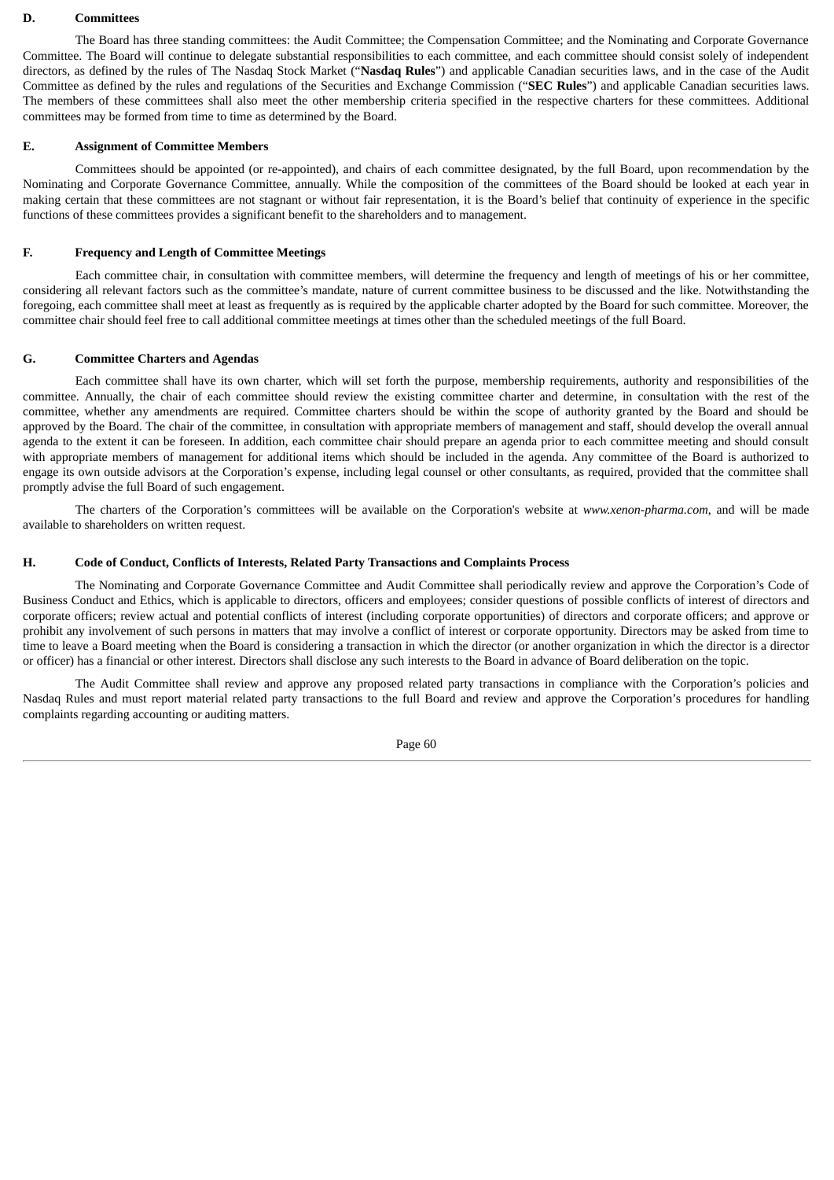### D. Committees

The Board has three standing committees: the Audit Committee; the Compensation Committee; and the Nominating and Corporate Governance Committee. The Board will continue to delegate substantial responsibilities to each committee, and each committee should consist solely of independent directors, as defined by the rules of The Nasdaq Stock Market ("**Nasdaq Rules**") and applicable Canadian securities laws, and in the case of the Audit Committee as defined by the rules and regulations of the Securities and Exchange Commission ("**SEC Rules**") and applicable Canadian securities laws. The members of these committees shall also meet the other membership criteria specified in the respective charters for these committees. Additional committees may be formed from time to time as determined by the Board.

### E. Assignment of Committee Members

Committees should be appointed (or re-appointed), and chairs of each committee designated, by the full Board, upon recommendation by the Nominating and Corporate Governance Committee, annually. While the composition of the committees of the Board should be looked at each year in making certain that these committees are not stagnant or without fair representation, it is the Board's belief that continuity of experience in the specific functions of these committees provides a significant benefit to the shareholders and to management.

### F. Frequency and Length of Committee Meetings

Each committee chair, in consultation with committee members, will determine the frequency and length of meetings of his or her committee, considering all relevant factors such as the committee's mandate, nature of current committee business to be discussed and the like. Notwithstanding the foregoing, each committee shall meet at least as frequently as is required by the applicable charter adopted by the Board for such committee. Moreover, the committee chair should feel free to call additional committee meetings at times other than the scheduled meetings of the full Board.

### G. Committee Charters and Agendas

Each committee shall have its own charter, which will set forth the purpose, membership requirements, authority and responsibilities of the committee. Annually, the chair of each committee should review the existing committee charter and determine, in consultation with the rest of the committee, whether any amendments are required. Committee charters should be within the scope of authority granted by the Board and should be approved by the Board. The chair of the committee, in consultation with appropriate members of management and staff, should develop the overall annual agenda to the extent it can be foreseen. In addition, each committee chair should prepare an agenda prior to each committee meeting and should consult with appropriate members of management for additional items which should be included in the agenda. Any committee of the Board is authorized to engage its own outside advisors at the Corporation's expense, including legal counsel or other consultants, as required, provided that the committee shall promptly advise the full Board of such engagement.

The charters of the Corporation's committees will be available on the Corporation's website at *www.xenon-pharma.com*, and will be made available to shareholders on written request.

### H. Code of Conduct, Conflicts of Interests, Related Party Transactions and Complaints Process

The Nominating and Corporate Governance Committee and Audit Committee shall periodically review and approve the Corporation's Code of Business Conduct and Ethics, which is applicable to directors, officers and employees; consider questions of possible conflicts of interest of directors and corporate officers; review actual and potential conflicts of interest (including corporate opportunities) of directors and corporate officers; and approve or prohibit any involvement of such persons in matters that may involve a conflict of interest or corporate opportunity. Directors may be asked from time to time to leave a Board meeting when the Board is considering a transaction in which the director (or another organization in which the director is a director or officer) has a financial or other interest. Directors shall disclose any such interests to the Board in advance of Board deliberation on the topic.

The Audit Committee shall review and approve any proposed related party transactions in compliance with the Corporation's policies and Nasdaq Rules and must report material related party transactions to the full Board and review and approve the Corporation's procedures for handling complaints regarding accounting or auditing matters.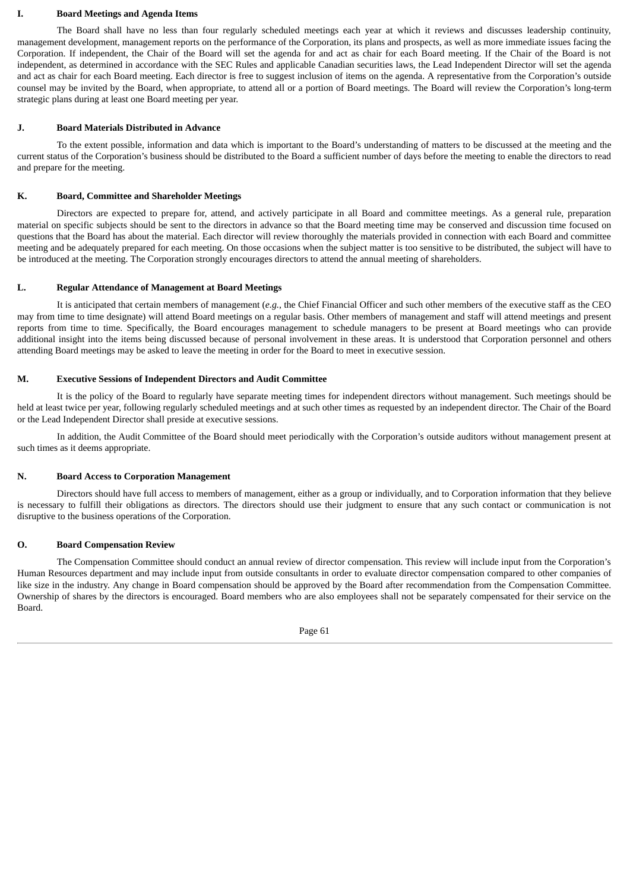### I. Board Meetings and Agenda Items

The Board shall have no less than four regularly scheduled meetings each year at which it reviews and discusses leadership continuity, management development, management reports on the performance of the Corporation, its plans and prospects, as well as more immediate issues facing the Corporation. If independent, the Chair of the Board will set the agenda for and act as chair for each Board meeting. If the Chair of the Board is not independent, as determined in accordance with the SEC Rules and applicable Canadian securities laws, the Lead Independent Director will set the agenda and act as chair for each Board meeting. Each director is free to suggest inclusion of items on the agenda. A representative from the Corporation's outside counsel may be invited by the Board, when appropriate, to attend all or a portion of Board meetings. The Board will review the Corporation's long-term strategic plans during at least one Board meeting per year.

### J. Board Materials Distributed in Advance

To the extent possible, information and data which is important to the Board's understanding of matters to be discussed at the meeting and the current status of the Corporation's business should be distributed to the Board a sufficient number of days before the meeting to enable the directors to read and prepare for the meeting.

### K. Board, Committee and Shareholder Meetings

Directors are expected to prepare for, attend, and actively participate in all Board and committee meetings. As a general rule, preparation material on specific subjects should be sent to the directors in advance so that the Board meeting time may be conserved and discussion time focused on questions that the Board has about the material. Each director will review thoroughly the materials provided in connection with each Board and committee meeting and be adequately prepared for each meeting. On those occasions when the subject matter is too sensitive to be distributed, the subject will have to be introduced at the meeting. The Corporation strongly encourages directors to attend the annual meeting of shareholders.

### L. Regular Attendance of Management at Board Meetings

It is anticipated that certain members of management (*e.g.*, the Chief Financial Officer and such other members of the executive staff as the CEO may from time to time designate) will attend Board meetings on a regular basis. Other members of management and staff will attend meetings and present reports from time to time. Specifically, the Board encourages management to schedule managers to be present at Board meetings who can provide additional insight into the items being discussed because of personal involvement in these areas. It is understood that Corporation personnel and others attending Board meetings may be asked to leave the meeting in order for the Board to meet in executive session.

### M. Executive Sessions of Independent Directors and Audit Committee

It is the policy of the Board to regularly have separate meeting times for independent directors without management. Such meetings should be held at least twice per year, following regularly scheduled meetings and at such other times as requested by an independent director. The Chair of the Board or the Lead Independent Director shall preside at executive sessions.

In addition, the Audit Committee of the Board should meet periodically with the Corporation's outside auditors without management present at such times as it deems appropriate.

### N. Board Access to Corporation Management

Directors should have full access to members of management, either as a group or individually, and to Corporation information that they believe is necessary to fulfill their obligations as directors. The directors should use their judgment to ensure that any such contact or communication is not disruptive to the business operations of the Corporation.

### O. Board Compensation Review

The Compensation Committee should conduct an annual review of director compensation. This review will include input from the Corporation's Human Resources department and may include input from outside consultants in order to evaluate director compensation compared to other companies of like size in the industry. Any change in Board compensation should be approved by the Board after recommendation from the Compensation Committee. Ownership of shares by the directors is encouraged. Board members who are also employees shall not be separately compensated for their service on the Board.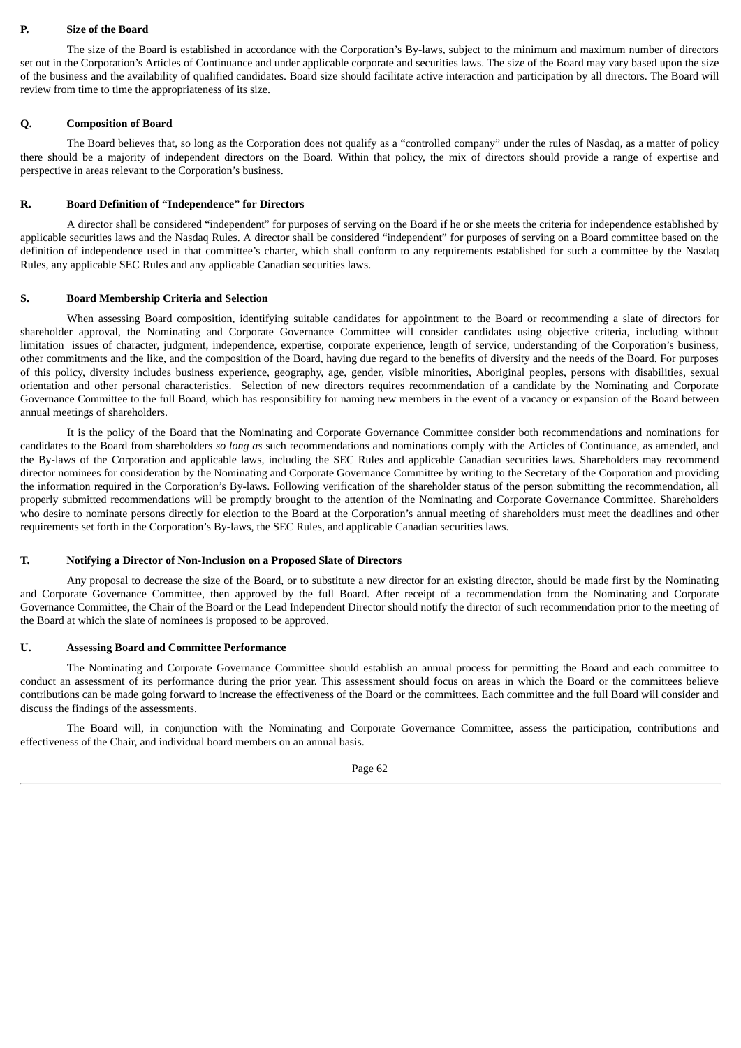## P. Size of the Board

The size of the Board is established in accordance with the Corporation's By-laws, subject to the minimum and maximum number of directors set out in the Corporation's Articles of Continuance and under applicable corporate and securities laws. The size of the Board may vary based upon the size of the business and the availability of qualified candidates. Board size should facilitate active interaction and participation by all directors. The Board will review from time to time the appropriateness of its size.

## Q. Composition of Board

The Board believes that, so long as the Corporation does not qualify as a "controlled company" under the rules of Nasdaq, as a matter of policy there should be a majority of independent directors on the Board. Within that policy, the mix of directors should provide a range of expertise and perspective in areas relevant to the Corporation's business.

## R. Board Definition of "Independence" for Directors

A director shall be considered "independent" for purposes of serving on the Board if he or she meets the criteria for independence established by applicable securities laws and the Nasdaq Rules. A director shall be considered "independent" for purposes of serving on a Board committee based on the definition of independence used in that committee's charter, which shall conform to any requirements established for such a committee by the Nasdaq Rules, any applicable SEC Rules and any applicable Canadian securities laws.

## S. Board Membership Criteria and Selection

When assessing Board composition, identifying suitable candidates for appointment to the Board or recommending a slate of directors for shareholder approval, the Nominating and Corporate Governance Committee will consider candidates using objective criteria, including without limitation issues of character, judgment, independence, expertise, corporate experience, length of service, understanding of the Corporation's business, other commitments and the like, and the composition of the Board, having due regard to the benefits of diversity and the needs of the Board. For purposes of this policy, diversity includes business experience, geography, age, gender, visible minorities, Aboriginal peoples, persons with disabilities, sexual orientation and other personal characteristics. Selection of new directors requires recommendation of a candidate by the Nominating and Corporate Governance Committee to the full Board, which has responsibility for naming new members in the event of a vacancy or expansion of the Board between annual meetings of shareholders.

It is the policy of the Board that the Nominating and Corporate Governance Committee consider both recommendations and nominations for candidates to the Board from shareholders *so long as* such recommendations and nominations comply with the Articles of Continuance, as amended, and the By-laws of the Corporation and applicable laws, including the SEC Rules and applicable Canadian securities laws. Shareholders may recommend director nominees for consideration by the Nominating and Corporate Governance Committee by writing to the Secretary of the Corporation and providing the information required in the Corporation's By-laws. Following verification of the shareholder status of the person submitting the recommendation, all properly submitted recommendations will be promptly brought to the attention of the Nominating and Corporate Governance Committee. Shareholders who desire to nominate persons directly for election to the Board at the Corporation's annual meeting of shareholders must meet the deadlines and other requirements set forth in the Corporation's By-laws, the SEC Rules, and applicable Canadian securities laws.

## T. Notifying a Director of Non-Inclusion on a Proposed Slate of Directors

Any proposal to decrease the size of the Board, or to substitute a new director for an existing director, should be made first by the Nominating and Corporate Governance Committee, then approved by the full Board. After receipt of a recommendation from the Nominating and Corporate Governance Committee, the Chair of the Board or the Lead Independent Director should notify the director of such recommendation prior to the meeting of the Board at which the slate of nominees is proposed to be approved.

## U. Assessing Board and Committee Performance

The Nominating and Corporate Governance Committee should establish an annual process for permitting the Board and each committee to conduct an assessment of its performance during the prior year. This assessment should focus on areas in which the Board or the committees believe contributions can be made going forward to increase the effectiveness of the Board or the committees. Each committee and the full Board will consider and discuss the findings of the assessments.

The Board will, in conjunction with the Nominating and Corporate Governance Committee, assess the participation, contributions and effectiveness of the Chair, and individual board members on an annual basis.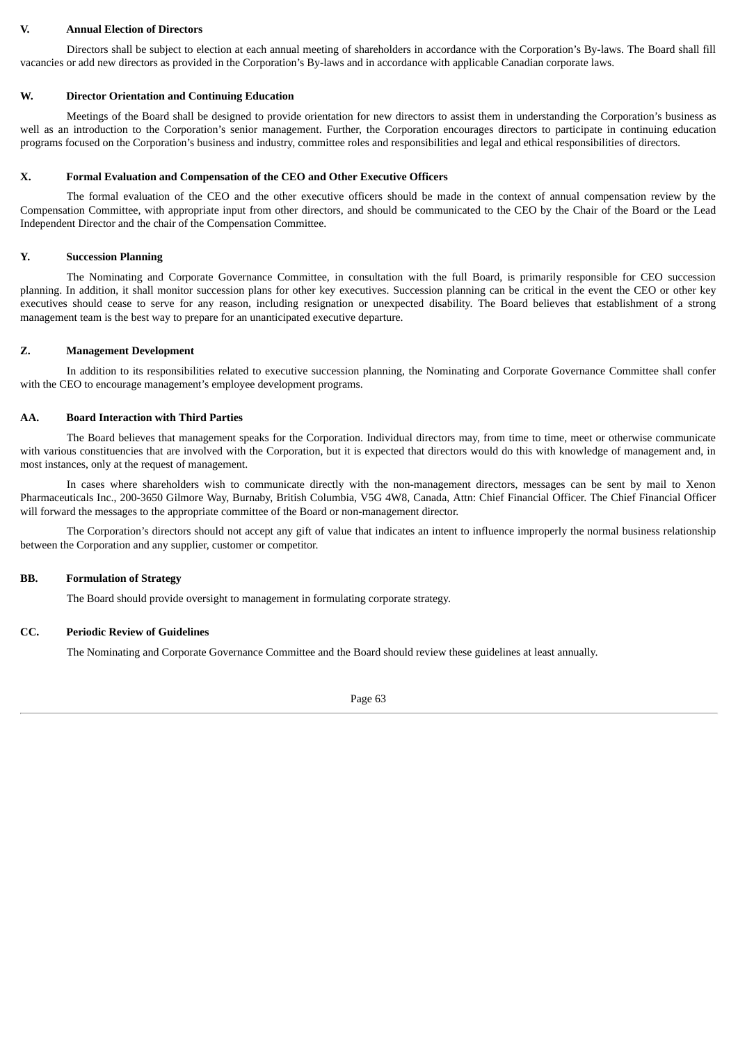**V. Annual Election of Directors**

Directors shall be subject to election at each annual meeting of shareholders in accordance with the Corporation's By-laws. The Board shall fill vacancies or add new directors as provided in the Corporation's By-laws and in accordance with applicable Canadian corporate laws.

**W. Director Orientation and Continuing Education**

Meetings of the Board shall be designed to provide orientation for new directors to assist them in understanding the Corporation's business as well as an introduction to the Corporation's senior management. Further, the Corporation encourages directors to participate in continuing education programs focused on the Corporation's business and industry, committee roles and responsibilities and legal and ethical responsibilities of directors.

**X. Formal Evaluation and Compensation of the CEO and Other Executive Officers**

The formal evaluation of the CEO and the other executive officers should be made in the context of annual compensation review by the Compensation Committee, with appropriate input from other directors, and should be communicated to the CEO by the Chair of the Board or the Lead Independent Director and the chair of the Compensation Committee.

**Y. Succession Planning**

The Nominating and Corporate Governance Committee, in consultation with the full Board, is primarily responsible for CEO succession planning. In addition, it shall monitor succession plans for other key executives. Succession planning can be critical in the event the CEO or other key executives should cease to serve for any reason, including resignation or unexpected disability. The Board believes that establishment of a strong management team is the best way to prepare for an unanticipated executive departure.

**Z. Management Development**

In addition to its responsibilities related to executive succession planning, the Nominating and Corporate Governance Committee shall confer with the CEO to encourage management's employee development programs.

**AA. Board Interaction with Third Parties**

The Board believes that management speaks for the Corporation. Individual directors may, from time to time, meet or otherwise communicate with various constituencies that are involved with the Corporation, but it is expected that directors would do this with knowledge of management and, in most instances, only at the request of management.

In cases where shareholders wish to communicate directly with the non-management directors, messages can be sent by mail to Xenon Pharmaceuticals Inc., 200-3650 Gilmore Way, Burnaby, British Columbia, V5G 4W8, Canada, Attn: Chief Financial Officer. The Chief Financial Officer will forward the messages to the appropriate committee of the Board or non-management director.

The Corporation's directors should not accept any gift of value that indicates an intent to influence improperly the normal business relationship between the Corporation and any supplier, customer or competitor.

**BB. Formulation of Strategy**

The Board should provide oversight to management in formulating corporate strategy.

**CC. Periodic Review of Guidelines**

The Nominating and Corporate Governance Committee and the Board should review these guidelines at least annually.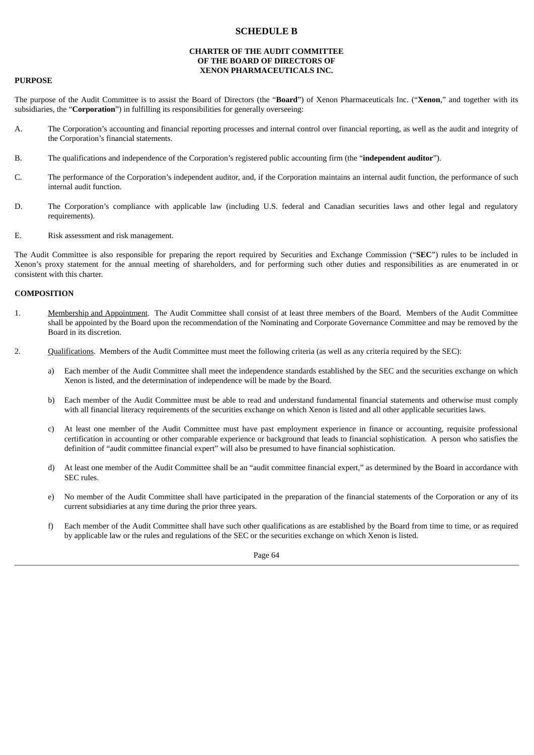# SCHEDULE B

## CHARTER OF THE AUDIT COMMITTEE
## OF THE BOARD OF DIRECTORS OF
## XENON PHARMACEUTICALS INC.

**PURPOSE**

The purpose of the Audit Committee is to assist the Board of Directors (the "**Board**") of Xenon Pharmaceuticals Inc. ("**Xenon**," and together with its subsidiaries, the "**Corporation**") in fulfilling its responsibilities for generally overseeing:

A. The Corporation's accounting and financial reporting processes and internal control over financial reporting, as well as the audit and integrity of the Corporation's financial statements.

B. The qualifications and independence of the Corporation's registered public accounting firm (the "**independent auditor**").

C. The performance of the Corporation's independent auditor, and, if the Corporation maintains an internal audit function, the performance of such internal audit function.

D. The Corporation's compliance with applicable law (including U.S. federal and Canadian securities laws and other legal and regulatory requirements).

E. Risk assessment and risk management.

The Audit Committee is also responsible for preparing the report required by Securities and Exchange Commission ("**SEC**") rules to be included in Xenon's proxy statement for the annual meeting of shareholders, and for performing such other duties and responsibilities as are enumerated in or consistent with this charter.

**COMPOSITION**

1. Membership and Appointment. The Audit Committee shall consist of at least three members of the Board. Members of the Audit Committee shall be appointed by the Board upon the recommendation of the Nominating and Corporate Governance Committee and may be removed by the Board in its discretion.

2. Qualifications. Members of the Audit Committee must meet the following criteria (as well as any criteria required by the SEC):

   a) Each member of the Audit Committee shall meet the independence standards established by the SEC and the securities exchange on which Xenon is listed, and the determination of independence will be made by the Board.

   b) Each member of the Audit Committee must be able to read and understand fundamental financial statements and otherwise must comply with all financial literacy requirements of the securities exchange on which Xenon is listed and all other applicable securities laws.

   c) At least one member of the Audit Committee must have past employment experience in finance or accounting, requisite professional certification in accounting or other comparable experience or background that leads to financial sophistication. A person who satisfies the definition of "audit committee financial expert" will also be presumed to have financial sophistication.

   d) At least one member of the Audit Committee shall be an "audit committee financial expert," as determined by the Board in accordance with SEC rules.

   e) No member of the Audit Committee shall have participated in the preparation of the financial statements of the Corporation or any of its current subsidiaries at any time during the prior three years.

   f) Each member of the Audit Committee shall have such other qualifications as are established by the Board from time to time, or as required by applicable law or the rules and regulations of the SEC or the securities exchange on which Xenon is listed.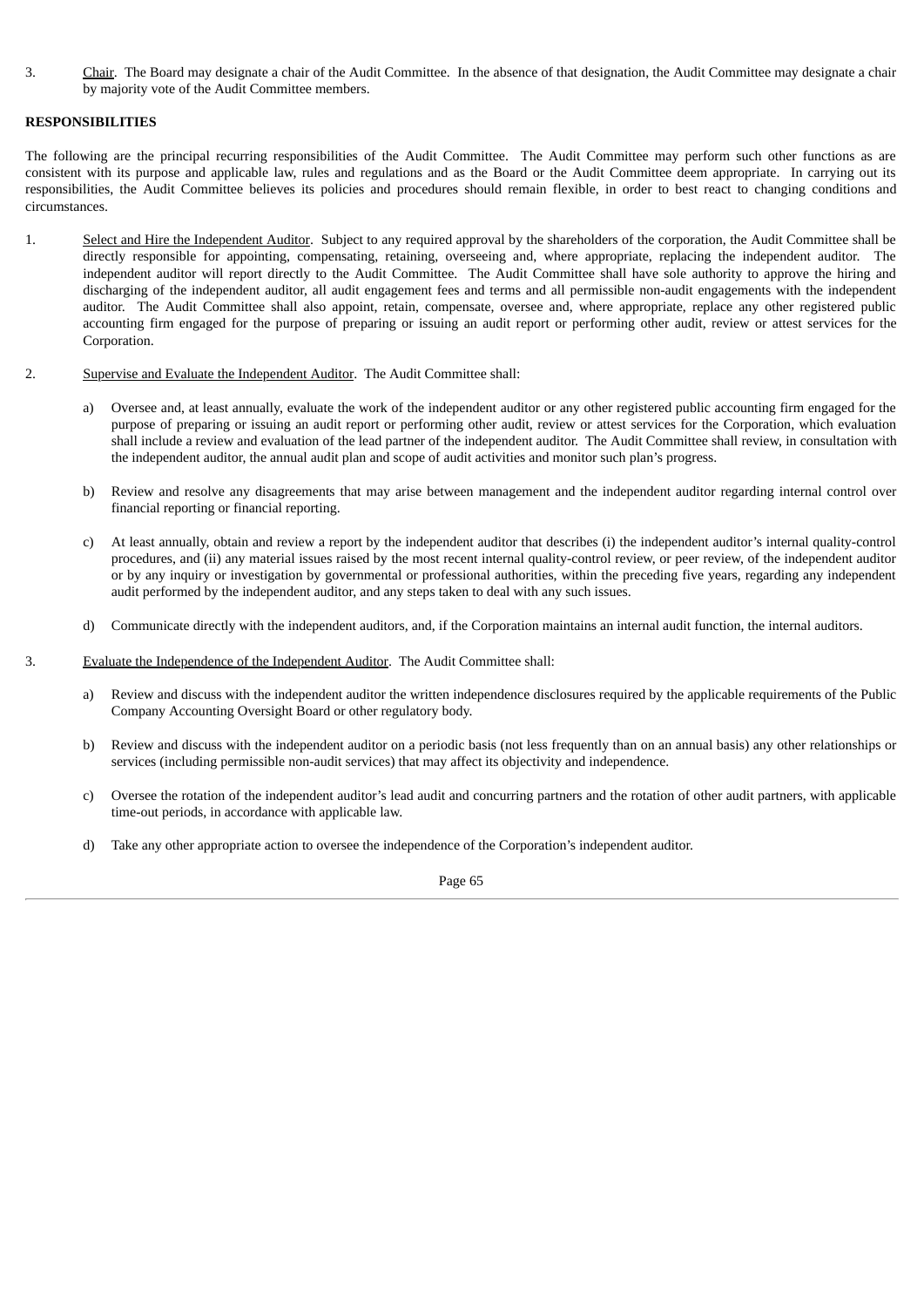3. Chair. The Board may designate a chair of the Audit Committee. In the absence of that designation, the Audit Committee may designate a chair by majority vote of the Audit Committee members.

**RESPONSIBILITIES**

The following are the principal recurring responsibilities of the Audit Committee. The Audit Committee may perform such other functions as are consistent with its purpose and applicable law, rules and regulations and as the Board or the Audit Committee deem appropriate. In carrying out its responsibilities, the Audit Committee believes its policies and procedures should remain flexible, in order to best react to changing conditions and circumstances.

1. Select and Hire the Independent Auditor. Subject to any required approval by the shareholders of the corporation, the Audit Committee shall be directly responsible for appointing, compensating, retaining, overseeing and, where appropriate, replacing the independent auditor. The independent auditor will report directly to the Audit Committee. The Audit Committee shall have sole authority to approve the hiring and discharging of the independent auditor, all audit engagement fees and terms and all permissible non-audit engagements with the independent auditor. The Audit Committee shall also appoint, retain, compensate, oversee and, where appropriate, replace any other registered public accounting firm engaged for the purpose of preparing or issuing an audit report or performing other audit, review or attest services for the Corporation.

2. Supervise and Evaluate the Independent Auditor. The Audit Committee shall:

   a) Oversee and, at least annually, evaluate the work of the independent auditor or any other registered public accounting firm engaged for the purpose of preparing or issuing an audit report or performing other audit, review or attest services for the Corporation, which evaluation shall include a review and evaluation of the lead partner of the independent auditor. The Audit Committee shall review, in consultation with the independent auditor, the annual audit plan and scope of audit activities and monitor such plan's progress.

   b) Review and resolve any disagreements that may arise between management and the independent auditor regarding internal control over financial reporting or financial reporting.

   c) At least annually, obtain and review a report by the independent auditor that describes (i) the independent auditor's internal quality-control procedures, and (ii) any material issues raised by the most recent internal quality-control review, or peer review, of the independent auditor or by any inquiry or investigation by governmental or professional authorities, within the preceding five years, regarding any independent audit performed by the independent auditor, and any steps taken to deal with any such issues.

   d) Communicate directly with the independent auditors, and, if the Corporation maintains an internal audit function, the internal auditors.

3. Evaluate the Independence of the Independent Auditor. The Audit Committee shall:

   a) Review and discuss with the independent auditor the written independence disclosures required by the applicable requirements of the Public Company Accounting Oversight Board or other regulatory body.

   b) Review and discuss with the independent auditor on a periodic basis (not less frequently than on an annual basis) any other relationships or services (including permissible non-audit services) that may affect its objectivity and independence.

   c) Oversee the rotation of the independent auditor's lead audit and concurring partners and the rotation of other audit partners, with applicable time-out periods, in accordance with applicable law.

   d) Take any other appropriate action to oversee the independence of the Corporation's independent auditor.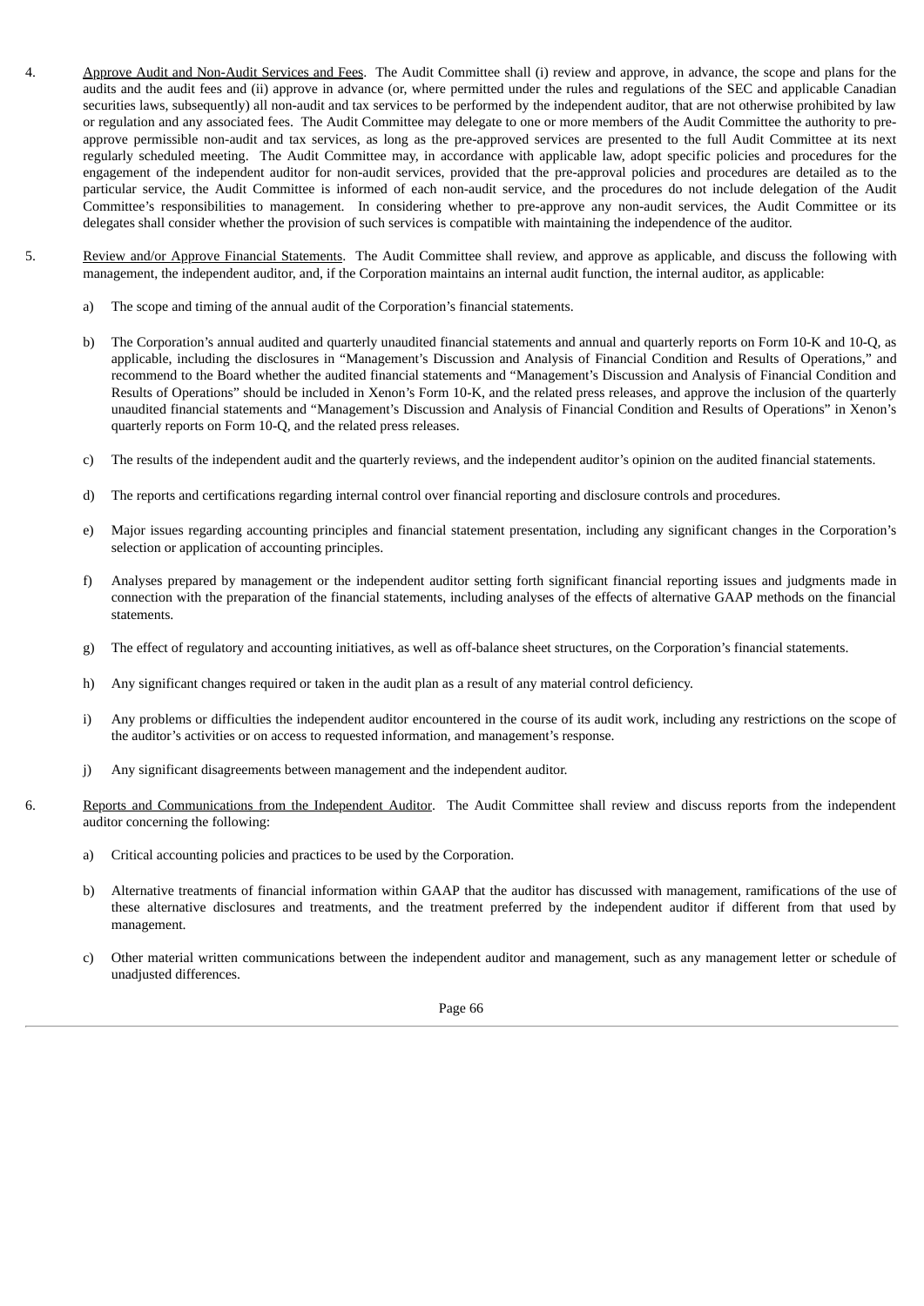4. Approve Audit and Non-Audit Services and Fees. The Audit Committee shall (i) review and approve, in advance, the scope and plans for the audits and the audit fees and (ii) approve in advance (or, where permitted under the rules and regulations of the SEC and applicable Canadian securities laws, subsequently) all non-audit and tax services to be performed by the independent auditor, that are not otherwise prohibited by law or regulation and any associated fees. The Audit Committee may delegate to one or more members of the Audit Committee the authority to pre-approve permissible non-audit and tax services, as long as the pre-approved services are presented to the full Audit Committee at its next regularly scheduled meeting. The Audit Committee may, in accordance with applicable law, adopt specific policies and procedures for the engagement of the independent auditor for non-audit services, provided that the pre-approval policies and procedures are detailed as to the particular service, the Audit Committee is informed of each non-audit service, and the procedures do not include delegation of the Audit Committee's responsibilities to management. In considering whether to pre-approve any non-audit services, the Audit Committee or its delegates shall consider whether the provision of such services is compatible with maintaining the independence of the auditor.

5. Review and/or Approve Financial Statements. The Audit Committee shall review, and approve as applicable, and discuss the following with management, the independent auditor, and, if the Corporation maintains an internal audit function, the internal auditor, as applicable:

   a) The scope and timing of the annual audit of the Corporation's financial statements.

   b) The Corporation's annual audited and quarterly unaudited financial statements and annual and quarterly reports on Form 10-K and 10-Q, as applicable, including the disclosures in "Management's Discussion and Analysis of Financial Condition and Results of Operations," and recommend to the Board whether the audited financial statements and "Management's Discussion and Analysis of Financial Condition and Results of Operations" should be included in Xenon's Form 10-K, and the related press releases, and approve the inclusion of the quarterly unaudited financial statements and "Management's Discussion and Analysis of Financial Condition and Results of Operations" in Xenon's quarterly reports on Form 10-Q, and the related press releases.

   c) The results of the independent audit and the quarterly reviews, and the independent auditor's opinion on the audited financial statements.

   d) The reports and certifications regarding internal control over financial reporting and disclosure controls and procedures.

   e) Major issues regarding accounting principles and financial statement presentation, including any significant changes in the Corporation's selection or application of accounting principles.

   f) Analyses prepared by management or the independent auditor setting forth significant financial reporting issues and judgments made in connection with the preparation of the financial statements, including analyses of the effects of alternative GAAP methods on the financial statements.

   g) The effect of regulatory and accounting initiatives, as well as off-balance sheet structures, on the Corporation's financial statements.

   h) Any significant changes required or taken in the audit plan as a result of any material control deficiency.

   i) Any problems or difficulties the independent auditor encountered in the course of its audit work, including any restrictions on the scope of the auditor's activities or on access to requested information, and management's response.

   j) Any significant disagreements between management and the independent auditor.

6. Reports and Communications from the Independent Auditor. The Audit Committee shall review and discuss reports from the independent auditor concerning the following:

   a) Critical accounting policies and practices to be used by the Corporation.

   b) Alternative treatments of financial information within GAAP that the auditor has discussed with management, ramifications of the use of these alternative disclosures and treatments, and the treatment preferred by the independent auditor if different from that used by management.

   c) Other material written communications between the independent auditor and management, such as any management letter or schedule of unadjusted differences.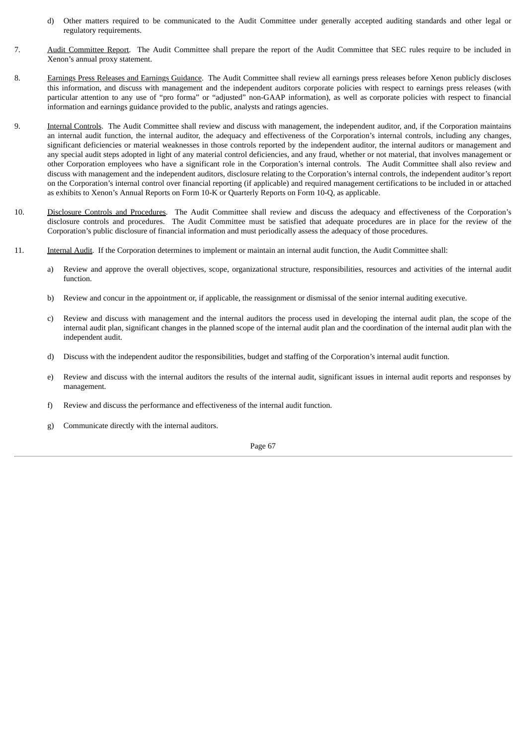d) Other matters required to be communicated to the Audit Committee under generally accepted auditing standards and other legal or regulatory requirements.

7. <u>Audit Committee Report</u>. The Audit Committee shall prepare the report of the Audit Committee that SEC rules require to be included in Xenon's annual proxy statement.

8. <u>Earnings Press Releases and Earnings Guidance</u>. The Audit Committee shall review all earnings press releases before Xenon publicly discloses this information, and discuss with management and the independent auditors corporate policies with respect to earnings press releases (with particular attention to any use of "pro forma" or "adjusted" non-GAAP information), as well as corporate policies with respect to financial information and earnings guidance provided to the public, analysts and ratings agencies.

9. <u>Internal Controls</u>. The Audit Committee shall review and discuss with management, the independent auditor, and, if the Corporation maintains an internal audit function, the internal auditor, the adequacy and effectiveness of the Corporation's internal controls, including any changes, significant deficiencies or material weaknesses in those controls reported by the independent auditor, the internal auditors or management and any special audit steps adopted in light of any material control deficiencies, and any fraud, whether or not material, that involves management or other Corporation employees who have a significant role in the Corporation's internal controls. The Audit Committee shall also review and discuss with management and the independent auditors, disclosure relating to the Corporation's internal controls, the independent auditor's report on the Corporation's internal control over financial reporting (if applicable) and required management certifications to be included in or attached as exhibits to Xenon's Annual Reports on Form 10-K or Quarterly Reports on Form 10-Q, as applicable.

10. <u>Disclosure Controls and Procedures</u>. The Audit Committee shall review and discuss the adequacy and effectiveness of the Corporation's disclosure controls and procedures. The Audit Committee must be satisfied that adequate procedures are in place for the review of the Corporation's public disclosure of financial information and must periodically assess the adequacy of those procedures.

11. <u>Internal Audit</u>. If the Corporation determines to implement or maintain an internal audit function, the Audit Committee shall:

   a) Review and approve the overall objectives, scope, organizational structure, responsibilities, resources and activities of the internal audit function.

   b) Review and concur in the appointment or, if applicable, the reassignment or dismissal of the senior internal auditing executive.

   c) Review and discuss with management and the internal auditors the process used in developing the internal audit plan, the scope of the internal audit plan, significant changes in the planned scope of the internal audit plan and the coordination of the internal audit plan with the independent audit.

   d) Discuss with the independent auditor the responsibilities, budget and staffing of the Corporation's internal audit function.

   e) Review and discuss with the internal auditors the results of the internal audit, significant issues in internal audit reports and responses by management.

   f) Review and discuss the performance and effectiveness of the internal audit function.

   g) Communicate directly with the internal auditors.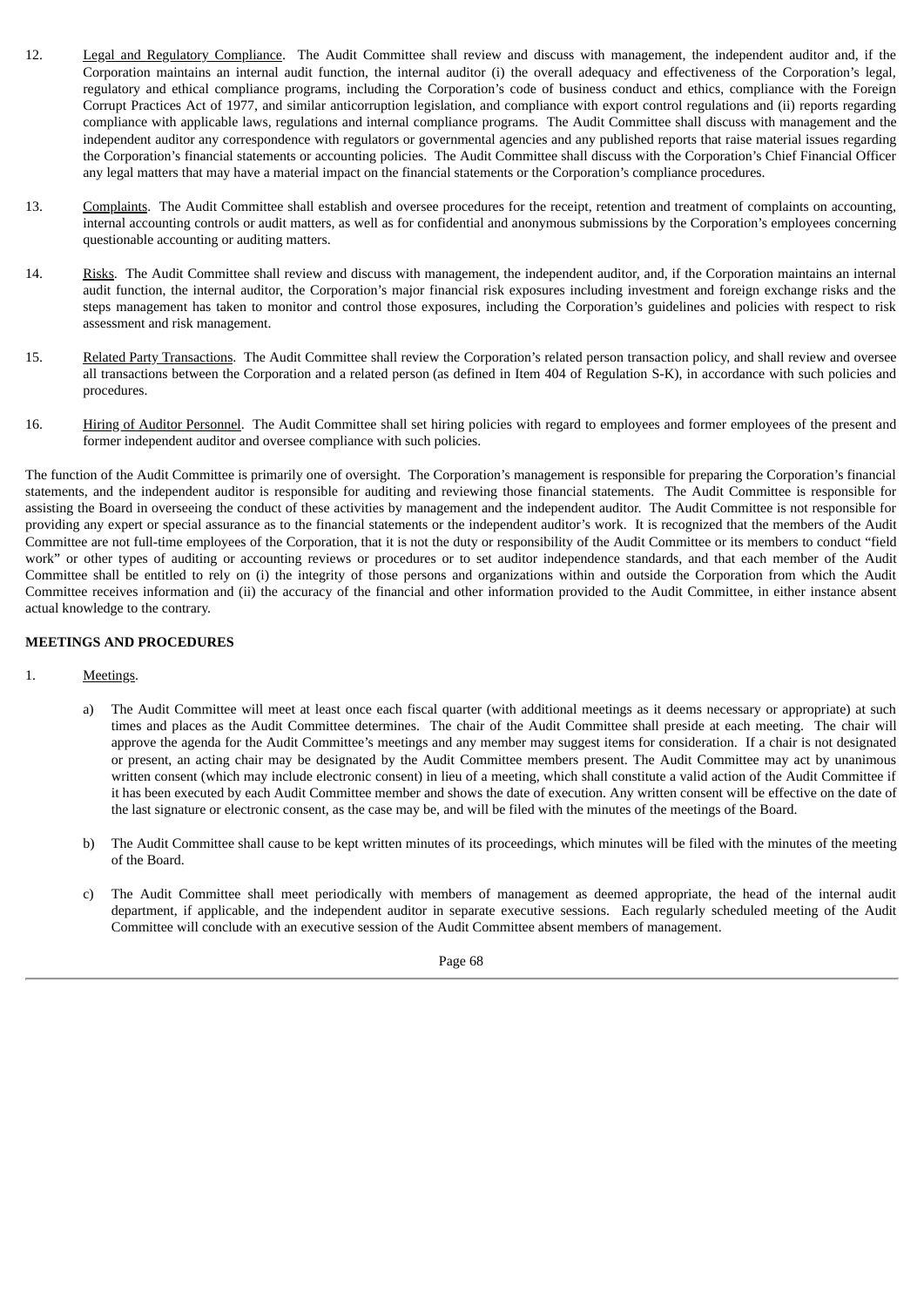12. Legal and Regulatory Compliance. The Audit Committee shall review and discuss with management, the independent auditor and, if the Corporation maintains an internal audit function, the internal auditor (i) the overall adequacy and effectiveness of the Corporation's legal, regulatory and ethical compliance programs, including the Corporation's code of business conduct and ethics, compliance with the Foreign Corrupt Practices Act of 1977, and similar anticorruption legislation, and compliance with export control regulations and (ii) reports regarding compliance with applicable laws, regulations and internal compliance programs. The Audit Committee shall discuss with management and the independent auditor any correspondence with regulators or governmental agencies and any published reports that raise material issues regarding the Corporation's financial statements or accounting policies. The Audit Committee shall discuss with the Corporation's Chief Financial Officer any legal matters that may have a material impact on the financial statements or the Corporation's compliance procedures.

13. Complaints. The Audit Committee shall establish and oversee procedures for the receipt, retention and treatment of complaints on accounting, internal accounting controls or audit matters, as well as for confidential and anonymous submissions by the Corporation's employees concerning questionable accounting or auditing matters.

14. Risks. The Audit Committee shall review and discuss with management, the independent auditor, and, if the Corporation maintains an internal audit function, the internal auditor, the Corporation's major financial risk exposures including investment and foreign exchange risks and the steps management has taken to monitor and control those exposures, including the Corporation's guidelines and policies with respect to risk assessment and risk management.

15. Related Party Transactions. The Audit Committee shall review the Corporation's related person transaction policy, and shall review and oversee all transactions between the Corporation and a related person (as defined in Item 404 of Regulation S-K), in accordance with such policies and procedures.

16. Hiring of Auditor Personnel. The Audit Committee shall set hiring policies with regard to employees and former employees of the present and former independent auditor and oversee compliance with such policies.

The function of the Audit Committee is primarily one of oversight. The Corporation's management is responsible for preparing the Corporation's financial statements, and the independent auditor is responsible for auditing and reviewing those financial statements. The Audit Committee is responsible for assisting the Board in overseeing the conduct of these activities by management and the independent auditor. The Audit Committee is not responsible for providing any expert or special assurance as to the financial statements or the independent auditor's work. It is recognized that the members of the Audit Committee are not full-time employees of the Corporation, that it is not the duty or responsibility of the Audit Committee or its members to conduct "field work" or other types of auditing or accounting reviews or procedures or to set auditor independence standards, and that each member of the Audit Committee shall be entitled to rely on (i) the integrity of those persons and organizations within and outside the Corporation from which the Audit Committee receives information and (ii) the accuracy of the financial and other information provided to the Audit Committee, in either instance absent actual knowledge to the contrary.

**MEETINGS AND PROCEDURES**

1. Meetings.

   a) The Audit Committee will meet at least once each fiscal quarter (with additional meetings as it deems necessary or appropriate) at such times and places as the Audit Committee determines. The chair of the Audit Committee shall preside at each meeting. The chair will approve the agenda for the Audit Committee's meetings and any member may suggest items for consideration. If a chair is not designated or present, an acting chair may be designated by the Audit Committee members present. The Audit Committee may act by unanimous written consent (which may include electronic consent) in lieu of a meeting, which shall constitute a valid action of the Audit Committee if it has been executed by each Audit Committee member and shows the date of execution. Any written consent will be effective on the date of the last signature or electronic consent, as the case may be, and will be filed with the minutes of the meetings of the Board.

   b) The Audit Committee shall cause to be kept written minutes of its proceedings, which minutes will be filed with the minutes of the meeting of the Board.

   c) The Audit Committee shall meet periodically with members of management as deemed appropriate, the head of the internal audit department, if applicable, and the independent auditor in separate executive sessions. Each regularly scheduled meeting of the Audit Committee will conclude with an executive session of the Audit Committee absent members of management.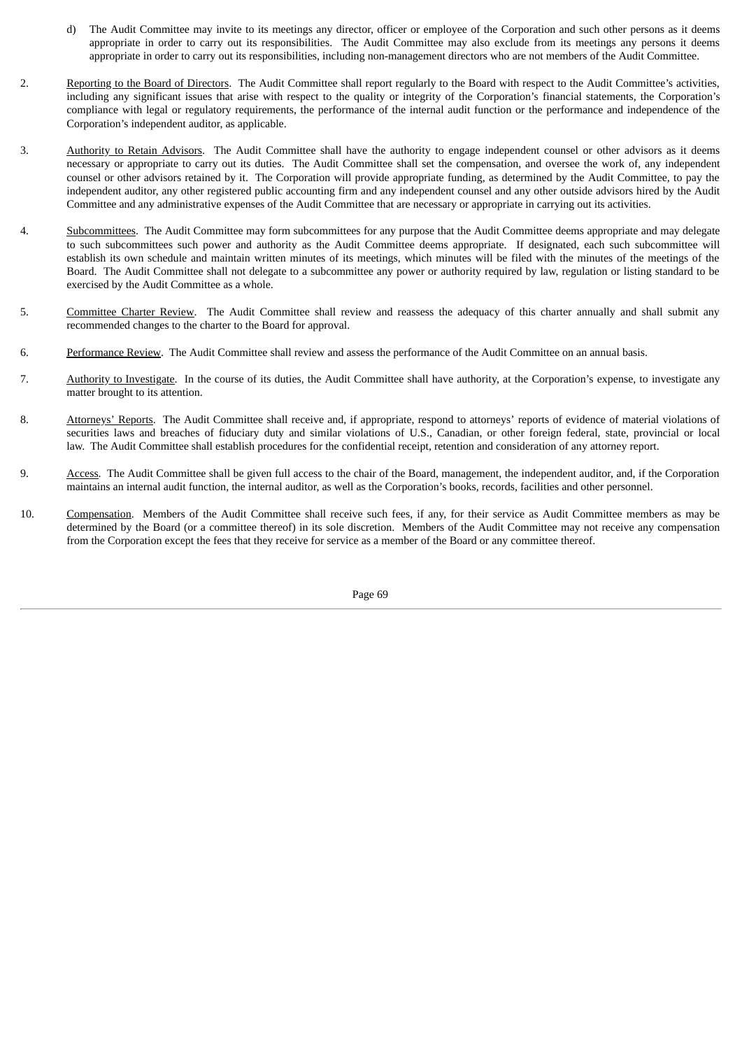d) The Audit Committee may invite to its meetings any director, officer or employee of the Corporation and such other persons as it deems appropriate in order to carry out its responsibilities. The Audit Committee may also exclude from its meetings any persons it deems appropriate in order to carry out its responsibilities, including non-management directors who are not members of the Audit Committee.

2. Reporting to the Board of Directors. The Audit Committee shall report regularly to the Board with respect to the Audit Committee's activities, including any significant issues that arise with respect to the quality or integrity of the Corporation's financial statements, the Corporation's compliance with legal or regulatory requirements, the performance of the internal audit function or the performance and independence of the Corporation's independent auditor, as applicable.

3. Authority to Retain Advisors. The Audit Committee shall have the authority to engage independent counsel or other advisors as it deems necessary or appropriate to carry out its duties. The Audit Committee shall set the compensation, and oversee the work of, any independent counsel or other advisors retained by it. The Corporation will provide appropriate funding, as determined by the Audit Committee, to pay the independent auditor, any other registered public accounting firm and any independent counsel and any other outside advisors hired by the Audit Committee and any administrative expenses of the Audit Committee that are necessary or appropriate in carrying out its activities.

4. Subcommittees. The Audit Committee may form subcommittees for any purpose that the Audit Committee deems appropriate and may delegate to such subcommittees such power and authority as the Audit Committee deems appropriate. If designated, each such subcommittee will establish its own schedule and maintain written minutes of its meetings, which minutes will be filed with the minutes of the meetings of the Board. The Audit Committee shall not delegate to a subcommittee any power or authority required by law, regulation or listing standard to be exercised by the Audit Committee as a whole.

5. Committee Charter Review. The Audit Committee shall review and reassess the adequacy of this charter annually and shall submit any recommended changes to the charter to the Board for approval.

6. Performance Review. The Audit Committee shall review and assess the performance of the Audit Committee on an annual basis.

7. Authority to Investigate. In the course of its duties, the Audit Committee shall have authority, at the Corporation's expense, to investigate any matter brought to its attention.

8. Attorneys' Reports. The Audit Committee shall receive and, if appropriate, respond to attorneys' reports of evidence of material violations of securities laws and breaches of fiduciary duty and similar violations of U.S., Canadian, or other foreign federal, state, provincial or local law. The Audit Committee shall establish procedures for the confidential receipt, retention and consideration of any attorney report.

9. Access. The Audit Committee shall be given full access to the chair of the Board, management, the independent auditor, and, if the Corporation maintains an internal audit function, the internal auditor, as well as the Corporation's books, records, facilities and other personnel.

10. Compensation. Members of the Audit Committee shall receive such fees, if any, for their service as Audit Committee members as may be determined by the Board (or a committee thereof) in its sole discretion. Members of the Audit Committee may not receive any compensation from the Corporation except the fees that they receive for service as a member of the Board or any committee thereof.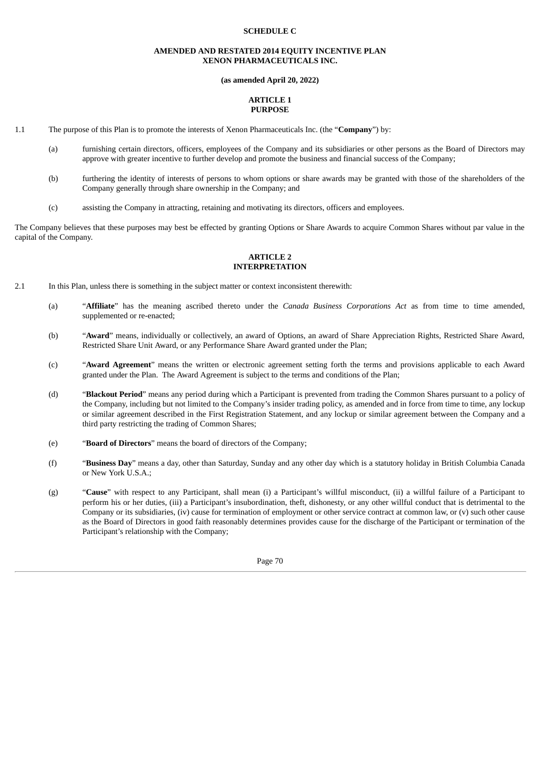**SCHEDULE C**

**AMENDED AND RESTATED 2014 EQUITY INCENTIVE PLAN**
**XENON PHARMACEUTICALS INC.**

**(as amended April 20, 2022)**

## ARTICLE 1
## PURPOSE

1.1 The purpose of this Plan is to promote the interests of Xenon Pharmaceuticals Inc. (the "**Company**") by:

(a) furnishing certain directors, officers, employees of the Company and its subsidiaries or other persons as the Board of Directors may approve with greater incentive to further develop and promote the business and financial success of the Company;

(b) furthering the identity of interests of persons to whom options or share awards may be granted with those of the shareholders of the Company generally through share ownership in the Company; and

(c) assisting the Company in attracting, retaining and motivating its directors, officers and employees.

The Company believes that these purposes may best be effected by granting Options or Share Awards to acquire Common Shares without par value in the capital of the Company.

## ARTICLE 2
## INTERPRETATION

2.1 In this Plan, unless there is something in the subject matter or context inconsistent therewith:

(a) "**Affiliate**" has the meaning ascribed thereto under the *Canada Business Corporations Act* as from time to time amended, supplemented or re-enacted;

(b) "**Award**" means, individually or collectively, an award of Options, an award of Share Appreciation Rights, Restricted Share Award, Restricted Share Unit Award, or any Performance Share Award granted under the Plan;

(c) "**Award Agreement**" means the written or electronic agreement setting forth the terms and provisions applicable to each Award granted under the Plan. The Award Agreement is subject to the terms and conditions of the Plan;

(d) "**Blackout Period**" means any period during which a Participant is prevented from trading the Common Shares pursuant to a policy of the Company, including but not limited to the Company's insider trading policy, as amended and in force from time to time, any lockup or similar agreement described in the First Registration Statement, and any lockup or similar agreement between the Company and a third party restricting the trading of Common Shares;

(e) "**Board of Directors**" means the board of directors of the Company;

(f) "**Business Day**" means a day, other than Saturday, Sunday and any other day which is a statutory holiday in British Columbia Canada or New York U.S.A.;

(g) "**Cause**" with respect to any Participant, shall mean (i) a Participant's willful misconduct, (ii) a willful failure of a Participant to perform his or her duties, (iii) a Participant's insubordination, theft, dishonesty, or any other willful conduct that is detrimental to the Company or its subsidiaries, (iv) cause for termination of employment or other service contract at common law, or (v) such other cause as the Board of Directors in good faith reasonably determines provides cause for the discharge of the Participant or termination of the Participant's relationship with the Company;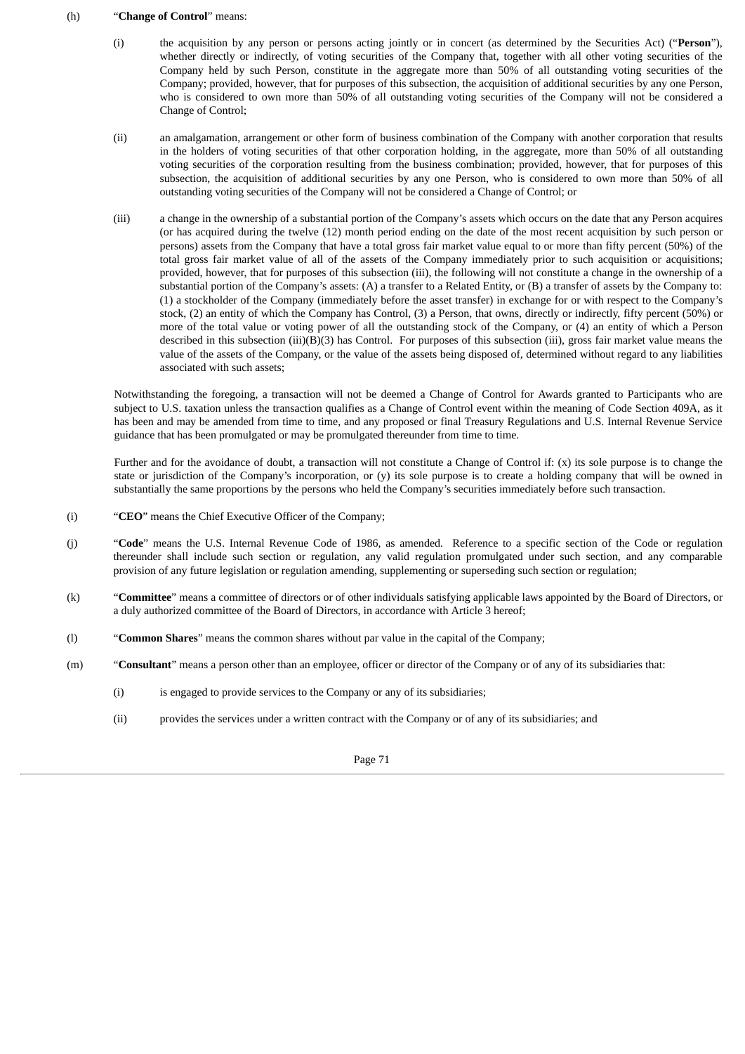(h) “**Change of Control**” means:

(i) the acquisition by any person or persons acting jointly or in concert (as determined by the Securities Act) (“**Person**”), whether directly or indirectly, of voting securities of the Company that, together with all other voting securities of the Company held by such Person, constitute in the aggregate more than 50% of all outstanding voting securities of the Company; provided, however, that for purposes of this subsection, the acquisition of additional securities by any one Person, who is considered to own more than 50% of all outstanding voting securities of the Company will not be considered a Change of Control;

(ii) an amalgamation, arrangement or other form of business combination of the Company with another corporation that results in the holders of voting securities of that other corporation holding, in the aggregate, more than 50% of all outstanding voting securities of the corporation resulting from the business combination; provided, however, that for purposes of this subsection, the acquisition of additional securities by any one Person, who is considered to own more than 50% of all outstanding voting securities of the Company will not be considered a Change of Control; or

(iii) a change in the ownership of a substantial portion of the Company’s assets which occurs on the date that any Person acquires (or has acquired during the twelve (12) month period ending on the date of the most recent acquisition by such person or persons) assets from the Company that have a total gross fair market value equal to or more than fifty percent (50%) of the total gross fair market value of all of the assets of the Company immediately prior to such acquisition or acquisitions; provided, however, that for purposes of this subsection (iii), the following will not constitute a change in the ownership of a substantial portion of the Company’s assets: (A) a transfer to a Related Entity, or (B) a transfer of assets by the Company to: (1) a stockholder of the Company (immediately before the asset transfer) in exchange for or with respect to the Company’s stock, (2) an entity of which the Company has Control, (3) a Person, that owns, directly or indirectly, fifty percent (50%) or more of the total value or voting power of all the outstanding stock of the Company, or (4) an entity of which a Person described in this subsection (iii)(B)(3) has Control. For purposes of this subsection (iii), gross fair market value means the value of the assets of the Company, or the value of the assets being disposed of, determined without regard to any liabilities associated with such assets;

Notwithstanding the foregoing, a transaction will not be deemed a Change of Control for Awards granted to Participants who are subject to U.S. taxation unless the transaction qualifies as a Change of Control event within the meaning of Code Section 409A, as it has been and may be amended from time to time, and any proposed or final Treasury Regulations and U.S. Internal Revenue Service guidance that has been promulgated or may be promulgated thereunder from time to time.

Further and for the avoidance of doubt, a transaction will not constitute a Change of Control if: (x) its sole purpose is to change the state or jurisdiction of the Company’s incorporation, or (y) its sole purpose is to create a holding company that will be owned in substantially the same proportions by the persons who held the Company’s securities immediately before such transaction.

(i) “**CEO**” means the Chief Executive Officer of the Company;

(j) “**Code**” means the U.S. Internal Revenue Code of 1986, as amended. Reference to a specific section of the Code or regulation thereunder shall include such section or regulation, any valid regulation promulgated under such section, and any comparable provision of any future legislation or regulation amending, supplementing or superseding such section or regulation;

(k) “**Committee**” means a committee of directors or of other individuals satisfying applicable laws appointed by the Board of Directors, or a duly authorized committee of the Board of Directors, in accordance with Article 3 hereof;

(l) “**Common Shares**” means the common shares without par value in the capital of the Company;

(m) “**Consultant**” means a person other than an employee, officer or director of the Company or of any of its subsidiaries that:

(i) is engaged to provide services to the Company or any of its subsidiaries;

(ii) provides the services under a written contract with the Company or of any of its subsidiaries; and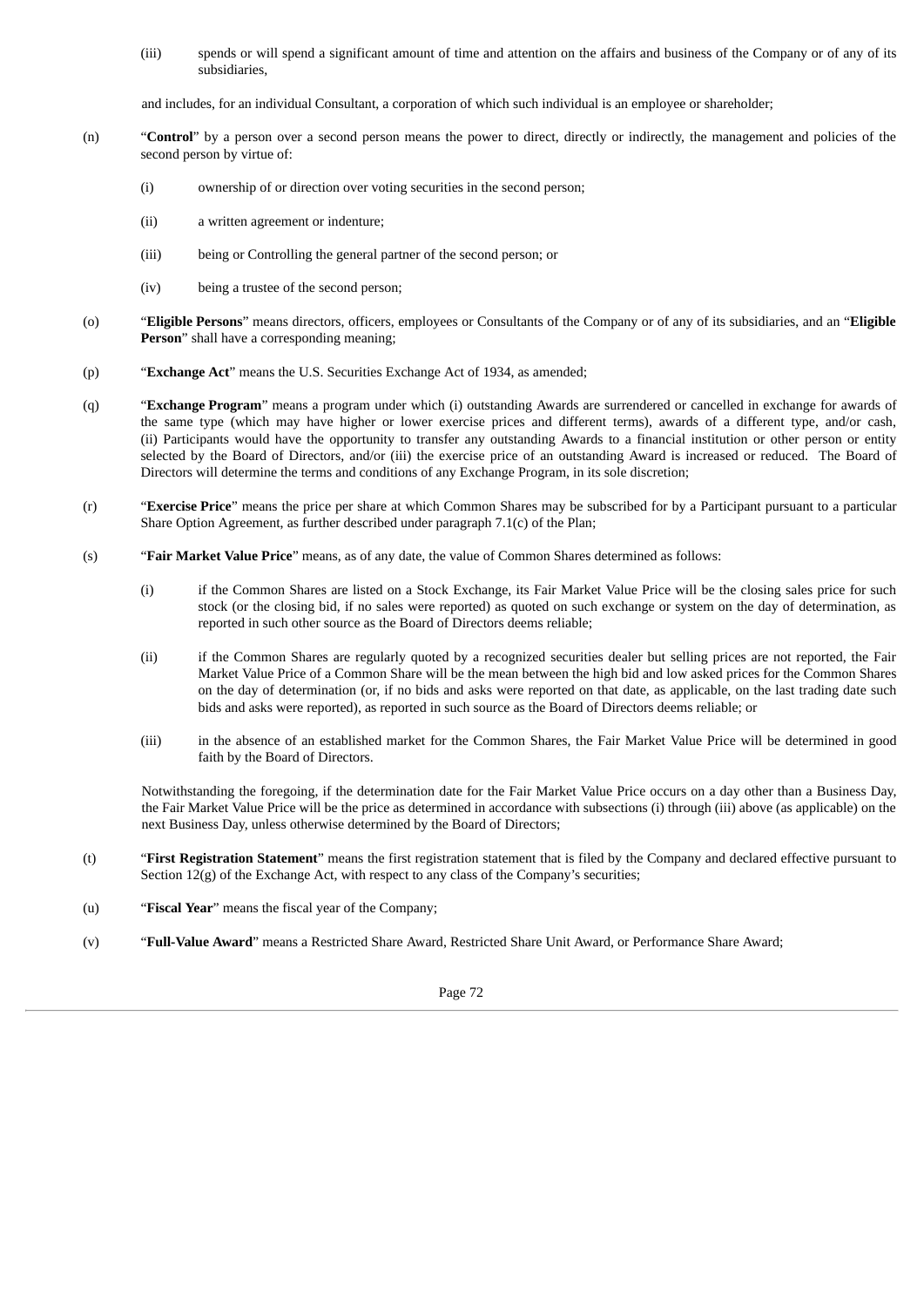(iii) spends or will spend a significant amount of time and attention on the affairs and business of the Company or of any of its subsidiaries,

and includes, for an individual Consultant, a corporation of which such individual is an employee or shareholder;

(n) "**Control**" by a person over a second person means the power to direct, directly or indirectly, the management and policies of the second person by virtue of:

(i) ownership of or direction over voting securities in the second person;

(ii) a written agreement or indenture;

(iii) being or Controlling the general partner of the second person; or

(iv) being a trustee of the second person;

(o) "**Eligible Persons**" means directors, officers, employees or Consultants of the Company or of any of its subsidiaries, and an "**Eligible Person**" shall have a corresponding meaning;

(p) "**Exchange Act**" means the U.S. Securities Exchange Act of 1934, as amended;

(q) "**Exchange Program**" means a program under which (i) outstanding Awards are surrendered or cancelled in exchange for awards of the same type (which may have higher or lower exercise prices and different terms), awards of a different type, and/or cash, (ii) Participants would have the opportunity to transfer any outstanding Awards to a financial institution or other person or entity selected by the Board of Directors, and/or (iii) the exercise price of an outstanding Award is increased or reduced. The Board of Directors will determine the terms and conditions of any Exchange Program, in its sole discretion;

(r) "**Exercise Price**" means the price per share at which Common Shares may be subscribed for by a Participant pursuant to a particular Share Option Agreement, as further described under paragraph 7.1(c) of the Plan;

(s) "**Fair Market Value Price**" means, as of any date, the value of Common Shares determined as follows:

(i) if the Common Shares are listed on a Stock Exchange, its Fair Market Value Price will be the closing sales price for such stock (or the closing bid, if no sales were reported) as quoted on such exchange or system on the day of determination, as reported in such other source as the Board of Directors deems reliable;

(ii) if the Common Shares are regularly quoted by a recognized securities dealer but selling prices are not reported, the Fair Market Value Price of a Common Share will be the mean between the high bid and low asked prices for the Common Shares on the day of determination (or, if no bids and asks were reported on that date, as applicable, on the last trading date such bids and asks were reported), as reported in such source as the Board of Directors deems reliable; or

(iii) in the absence of an established market for the Common Shares, the Fair Market Value Price will be determined in good faith by the Board of Directors.

Notwithstanding the foregoing, if the determination date for the Fair Market Value Price occurs on a day other than a Business Day, the Fair Market Value Price will be the price as determined in accordance with subsections (i) through (iii) above (as applicable) on the next Business Day, unless otherwise determined by the Board of Directors;

(t) "**First Registration Statement**" means the first registration statement that is filed by the Company and declared effective pursuant to Section 12(g) of the Exchange Act, with respect to any class of the Company's securities;

(u) "**Fiscal Year**" means the fiscal year of the Company;

(v) "**Full-Value Award**" means a Restricted Share Award, Restricted Share Unit Award, or Performance Share Award;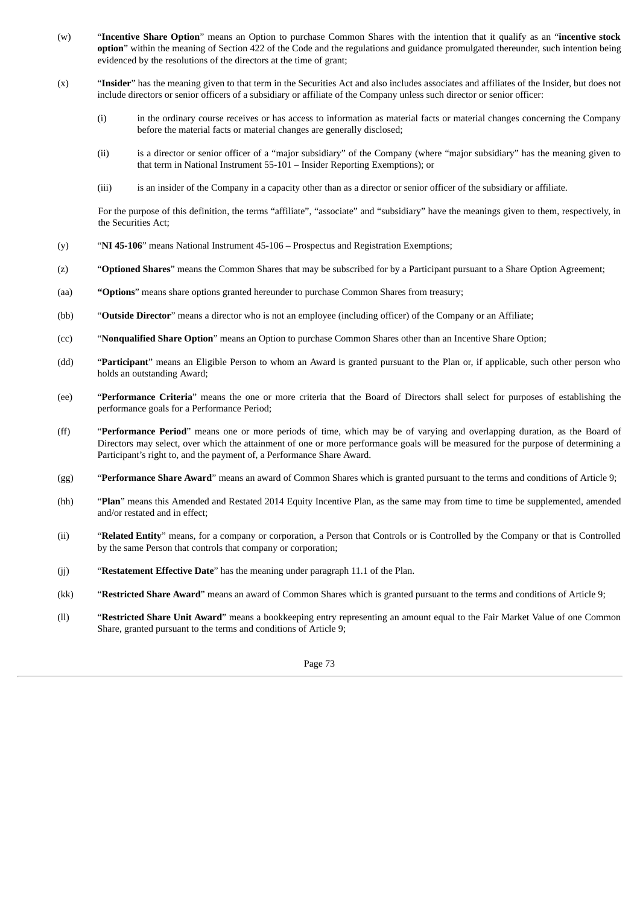(w) "**Incentive Share Option**" means an Option to purchase Common Shares with the intention that it qualify as an "**incentive stock option**" within the meaning of Section 422 of the Code and the regulations and guidance promulgated thereunder, such intention being evidenced by the resolutions of the directors at the time of grant;

(x) "**Insider**" has the meaning given to that term in the Securities Act and also includes associates and affiliates of the Insider, but does not include directors or senior officers of a subsidiary or affiliate of the Company unless such director or senior officer:

(i) in the ordinary course receives or has access to information as material facts or material changes concerning the Company before the material facts or material changes are generally disclosed;

(ii) is a director or senior officer of a "major subsidiary" of the Company (where "major subsidiary" has the meaning given to that term in National Instrument 55-101 – Insider Reporting Exemptions); or

(iii) is an insider of the Company in a capacity other than as a director or senior officer of the subsidiary or affiliate.

For the purpose of this definition, the terms "affiliate", "associate" and "subsidiary" have the meanings given to them, respectively, in the Securities Act;

(y) "**NI 45-106**" means National Instrument 45-106 – Prospectus and Registration Exemptions;

(z) "**Optioned Shares**" means the Common Shares that may be subscribed for by a Participant pursuant to a Share Option Agreement;

(aa) **"Options**" means share options granted hereunder to purchase Common Shares from treasury;

(bb) "**Outside Director**" means a director who is not an employee (including officer) of the Company or an Affiliate;

(cc) "**Nonqualified Share Option**" means an Option to purchase Common Shares other than an Incentive Share Option;

(dd) "**Participant**" means an Eligible Person to whom an Award is granted pursuant to the Plan or, if applicable, such other person who holds an outstanding Award;

(ee) "**Performance Criteria**" means the one or more criteria that the Board of Directors shall select for purposes of establishing the performance goals for a Performance Period;

(ff) "**Performance Period**" means one or more periods of time, which may be of varying and overlapping duration, as the Board of Directors may select, over which the attainment of one or more performance goals will be measured for the purpose of determining a Participant's right to, and the payment of, a Performance Share Award.

(gg) "**Performance Share Award**" means an award of Common Shares which is granted pursuant to the terms and conditions of Article 9;

(hh) "**Plan**" means this Amended and Restated 2014 Equity Incentive Plan, as the same may from time to time be supplemented, amended and/or restated and in effect;

(ii) "**Related Entity**" means, for a company or corporation, a Person that Controls or is Controlled by the Company or that is Controlled by the same Person that controls that company or corporation;

(jj) "**Restatement Effective Date**" has the meaning under paragraph 11.1 of the Plan.

(kk) "**Restricted Share Award**" means an award of Common Shares which is granted pursuant to the terms and conditions of Article 9;

(ll) "**Restricted Share Unit Award**" means a bookkeeping entry representing an amount equal to the Fair Market Value of one Common Share, granted pursuant to the terms and conditions of Article 9;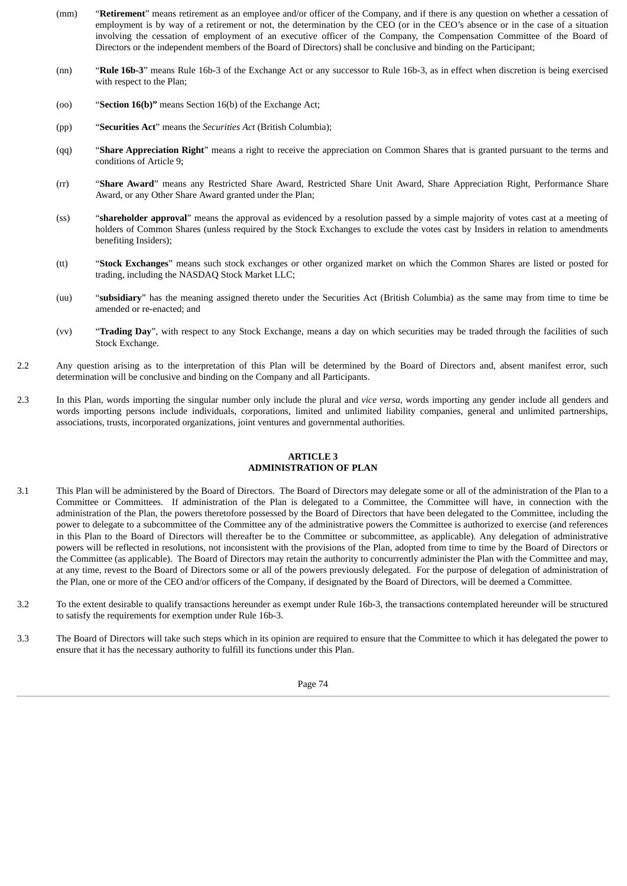(mm) "**Retirement**" means retirement as an employee and/or officer of the Company, and if there is any question on whether a cessation of employment is by way of a retirement or not, the determination by the CEO (or in the CEO's absence or in the case of a situation involving the cessation of employment of an executive officer of the Company, the Compensation Committee of the Board of Directors or the independent members of the Board of Directors) shall be conclusive and binding on the Participant;

(nn) "**Rule 16b-3**" means Rule 16b-3 of the Exchange Act or any successor to Rule 16b-3, as in effect when discretion is being exercised with respect to the Plan;

(oo) "**Section 16(b)"** means Section 16(b) of the Exchange Act;

(pp) "**Securities Act**" means the *Securities Act* (British Columbia);

(qq) "**Share Appreciation Right**" means a right to receive the appreciation on Common Shares that is granted pursuant to the terms and conditions of Article 9;

(rr) "**Share Award**" means any Restricted Share Award, Restricted Share Unit Award, Share Appreciation Right, Performance Share Award, or any Other Share Award granted under the Plan;

(ss) "**shareholder approval**" means the approval as evidenced by a resolution passed by a simple majority of votes cast at a meeting of holders of Common Shares (unless required by the Stock Exchanges to exclude the votes cast by Insiders in relation to amendments benefiting Insiders);

(tt) "**Stock Exchanges**" means such stock exchanges or other organized market on which the Common Shares are listed or posted for trading, including the NASDAQ Stock Market LLC;

(uu) "**subsidiary**" has the meaning assigned thereto under the Securities Act (British Columbia) as the same may from time to time be amended or re-enacted; and

(vv) "**Trading Day**", with respect to any Stock Exchange, means a day on which securities may be traded through the facilities of such Stock Exchange.

2.2 Any question arising as to the interpretation of this Plan will be determined by the Board of Directors and, absent manifest error, such determination will be conclusive and binding on the Company and all Participants.

2.3 In this Plan, words importing the singular number only include the plural and *vice versa*, words importing any gender include all genders and words importing persons include individuals, corporations, limited and unlimited liability companies, general and unlimited partnerships, associations, trusts, incorporated organizations, joint ventures and governmental authorities.

## ARTICLE 3
## ADMINISTRATION OF PLAN

3.1 This Plan will be administered by the Board of Directors. The Board of Directors may delegate some or all of the administration of the Plan to a Committee or Committees. If administration of the Plan is delegated to a Committee, the Committee will have, in connection with the administration of the Plan, the powers theretofore possessed by the Board of Directors that have been delegated to the Committee, including the power to delegate to a subcommittee of the Committee any of the administrative powers the Committee is authorized to exercise (and references in this Plan to the Board of Directors will thereafter be to the Committee or subcommittee, as applicable). Any delegation of administrative powers will be reflected in resolutions, not inconsistent with the provisions of the Plan, adopted from time to time by the Board of Directors or the Committee (as applicable). The Board of Directors may retain the authority to concurrently administer the Plan with the Committee and may, at any time, revest to the Board of Directors some or all of the powers previously delegated. For the purpose of delegation of administration of the Plan, one or more of the CEO and/or officers of the Company, if designated by the Board of Directors, will be deemed a Committee.

3.2 To the extent desirable to qualify transactions hereunder as exempt under Rule 16b-3, the transactions contemplated hereunder will be structured to satisfy the requirements for exemption under Rule 16b-3.

3.3 The Board of Directors will take such steps which in its opinion are required to ensure that the Committee to which it has delegated the power to ensure that it has the necessary authority to fulfill its functions under this Plan.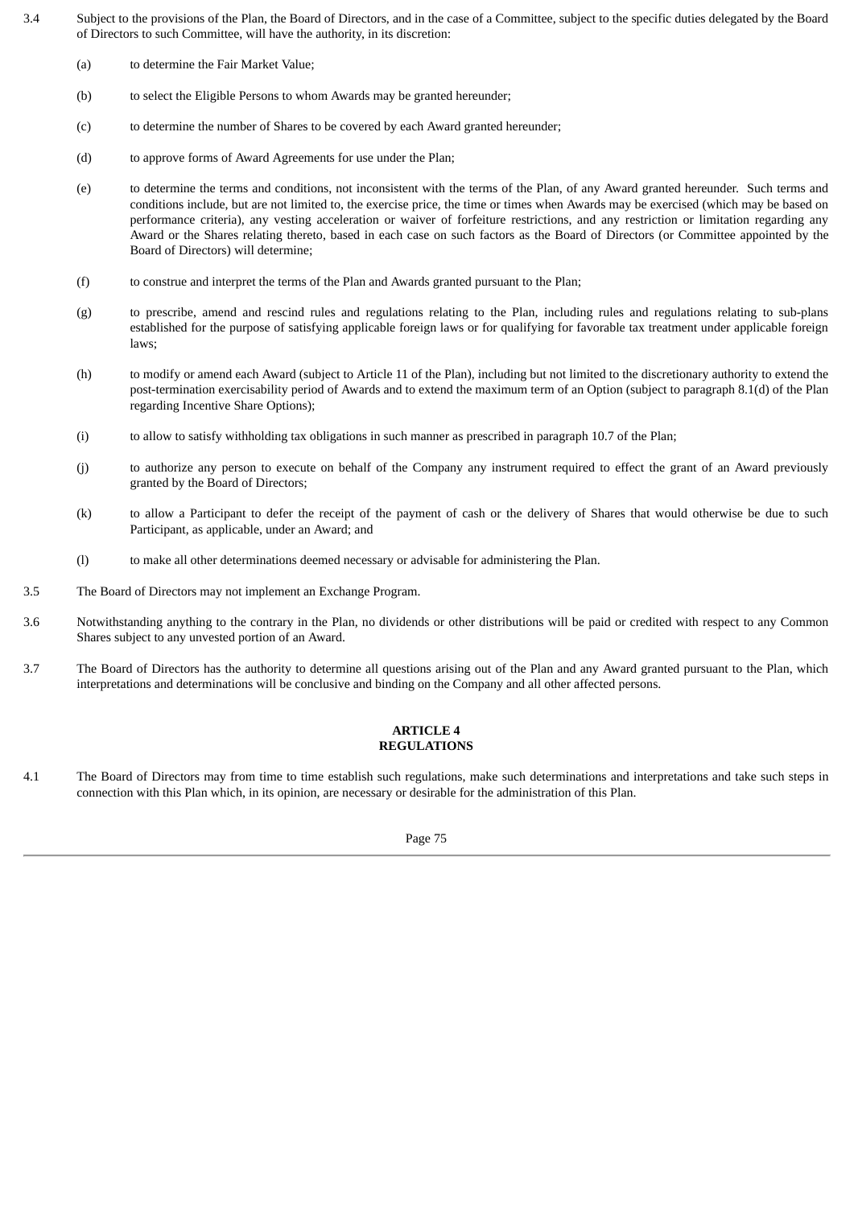3.4 Subject to the provisions of the Plan, the Board of Directors, and in the case of a Committee, subject to the specific duties delegated by the Board of Directors to such Committee, will have the authority, in its discretion:

(a) to determine the Fair Market Value;

(b) to select the Eligible Persons to whom Awards may be granted hereunder;

(c) to determine the number of Shares to be covered by each Award granted hereunder;

(d) to approve forms of Award Agreements for use under the Plan;

(e) to determine the terms and conditions, not inconsistent with the terms of the Plan, of any Award granted hereunder. Such terms and conditions include, but are not limited to, the exercise price, the time or times when Awards may be exercised (which may be based on performance criteria), any vesting acceleration or waiver of forfeiture restrictions, and any restriction or limitation regarding any Award or the Shares relating thereto, based in each case on such factors as the Board of Directors (or Committee appointed by the Board of Directors) will determine;

(f) to construe and interpret the terms of the Plan and Awards granted pursuant to the Plan;

(g) to prescribe, amend and rescind rules and regulations relating to the Plan, including rules and regulations relating to sub-plans established for the purpose of satisfying applicable foreign laws or for qualifying for favorable tax treatment under applicable foreign laws;

(h) to modify or amend each Award (subject to Article 11 of the Plan), including but not limited to the discretionary authority to extend the post-termination exercisability period of Awards and to extend the maximum term of an Option (subject to paragraph 8.1(d) of the Plan regarding Incentive Share Options);

(i) to allow to satisfy withholding tax obligations in such manner as prescribed in paragraph 10.7 of the Plan;

(j) to authorize any person to execute on behalf of the Company any instrument required to effect the grant of an Award previously granted by the Board of Directors;

(k) to allow a Participant to defer the receipt of the payment of cash or the delivery of Shares that would otherwise be due to such Participant, as applicable, under an Award; and

(l) to make all other determinations deemed necessary or advisable for administering the Plan.

3.5 The Board of Directors may not implement an Exchange Program.

3.6 Notwithstanding anything to the contrary in the Plan, no dividends or other distributions will be paid or credited with respect to any Common Shares subject to any unvested portion of an Award.

3.7 The Board of Directors has the authority to determine all questions arising out of the Plan and any Award granted pursuant to the Plan, which interpretations and determinations will be conclusive and binding on the Company and all other affected persons.

## ARTICLE 4
## REGULATIONS

4.1 The Board of Directors may from time to time establish such regulations, make such determinations and interpretations and take such steps in connection with this Plan which, in its opinion, are necessary or desirable for the administration of this Plan.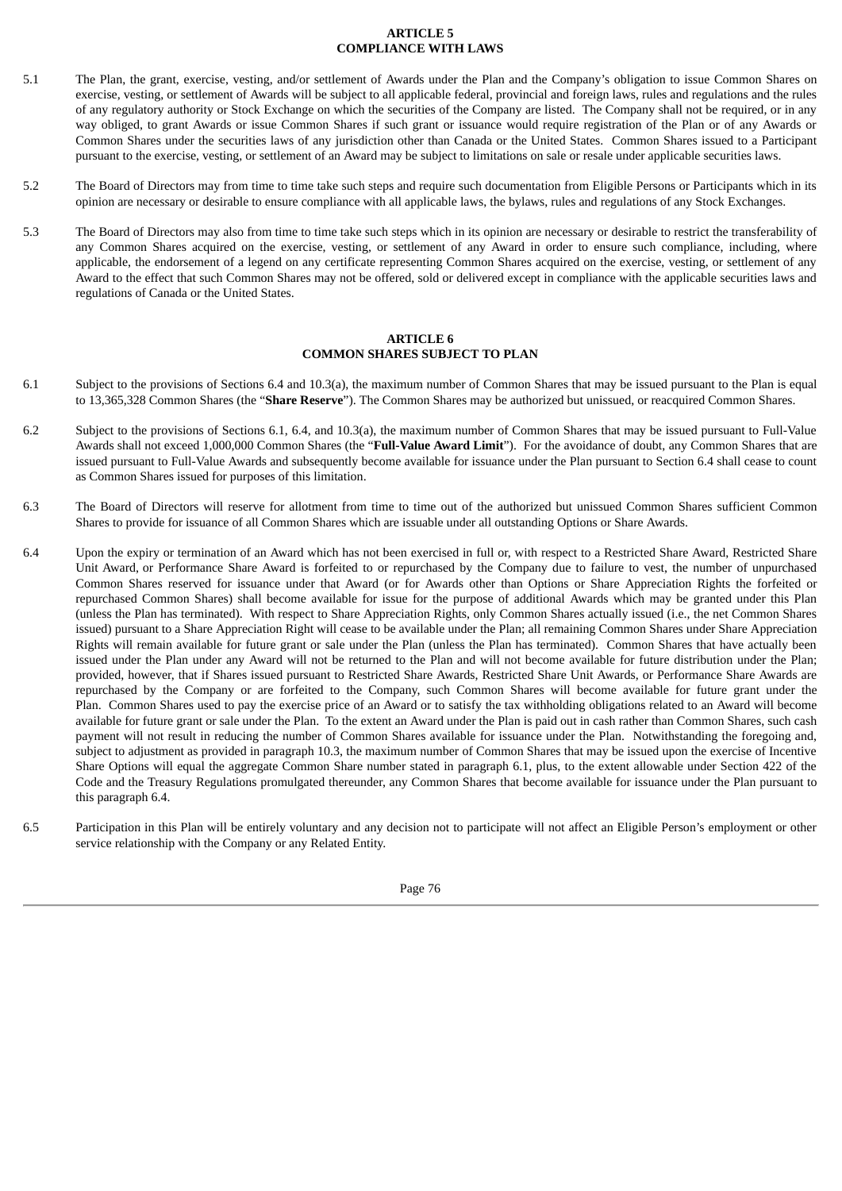## ARTICLE 5
## COMPLIANCE WITH LAWS

5.1 The Plan, the grant, exercise, vesting, and/or settlement of Awards under the Plan and the Company's obligation to issue Common Shares on exercise, vesting, or settlement of Awards will be subject to all applicable federal, provincial and foreign laws, rules and regulations and the rules of any regulatory authority or Stock Exchange on which the securities of the Company are listed. The Company shall not be required, or in any way obliged, to grant Awards or issue Common Shares if such grant or issuance would require registration of the Plan or of any Awards or Common Shares under the securities laws of any jurisdiction other than Canada or the United States. Common Shares issued to a Participant pursuant to the exercise, vesting, or settlement of an Award may be subject to limitations on sale or resale under applicable securities laws.

5.2 The Board of Directors may from time to time take such steps and require such documentation from Eligible Persons or Participants which in its opinion are necessary or desirable to ensure compliance with all applicable laws, the bylaws, rules and regulations of any Stock Exchanges.

5.3 The Board of Directors may also from time to time take such steps which in its opinion are necessary or desirable to restrict the transferability of any Common Shares acquired on the exercise, vesting, or settlement of any Award in order to ensure such compliance, including, where applicable, the endorsement of a legend on any certificate representing Common Shares acquired on the exercise, vesting, or settlement of any Award to the effect that such Common Shares may not be offered, sold or delivered except in compliance with the applicable securities laws and regulations of Canada or the United States.

## ARTICLE 6
## COMMON SHARES SUBJECT TO PLAN

6.1 Subject to the provisions of Sections 6.4 and 10.3(a), the maximum number of Common Shares that may be issued pursuant to the Plan is equal to 13,365,328 Common Shares (the "**Share Reserve**"). The Common Shares may be authorized but unissued, or reacquired Common Shares.

6.2 Subject to the provisions of Sections 6.1, 6.4, and 10.3(a), the maximum number of Common Shares that may be issued pursuant to Full-Value Awards shall not exceed 1,000,000 Common Shares (the "**Full-Value Award Limit**"). For the avoidance of doubt, any Common Shares that are issued pursuant to Full-Value Awards and subsequently become available for issuance under the Plan pursuant to Section 6.4 shall cease to count as Common Shares issued for purposes of this limitation.

6.3 The Board of Directors will reserve for allotment from time to time out of the authorized but unissued Common Shares sufficient Common Shares to provide for issuance of all Common Shares which are issuable under all outstanding Options or Share Awards.

6.4 Upon the expiry or termination of an Award which has not been exercised in full or, with respect to a Restricted Share Award, Restricted Share Unit Award, or Performance Share Award is forfeited to or repurchased by the Company due to failure to vest, the number of unpurchased Common Shares reserved for issuance under that Award (or for Awards other than Options or Share Appreciation Rights the forfeited or repurchased Common Shares) shall become available for issue for the purpose of additional Awards which may be granted under this Plan (unless the Plan has terminated). With respect to Share Appreciation Rights, only Common Shares actually issued (i.e., the net Common Shares issued) pursuant to a Share Appreciation Right will cease to be available under the Plan; all remaining Common Shares under Share Appreciation Rights will remain available for future grant or sale under the Plan (unless the Plan has terminated). Common Shares that have actually been issued under the Plan under any Award will not be returned to the Plan and will not become available for future distribution under the Plan; provided, however, that if Shares issued pursuant to Restricted Share Awards, Restricted Share Unit Awards, or Performance Share Awards are repurchased by the Company or are forfeited to the Company, such Common Shares will become available for future grant under the Plan. Common Shares used to pay the exercise price of an Award or to satisfy the tax withholding obligations related to an Award will become available for future grant or sale under the Plan. To the extent an Award under the Plan is paid out in cash rather than Common Shares, such cash payment will not result in reducing the number of Common Shares available for issuance under the Plan. Notwithstanding the foregoing and, subject to adjustment as provided in paragraph 10.3, the maximum number of Common Shares that may be issued upon the exercise of Incentive Share Options will equal the aggregate Common Share number stated in paragraph 6.1, plus, to the extent allowable under Section 422 of the Code and the Treasury Regulations promulgated thereunder, any Common Shares that become available for issuance under the Plan pursuant to this paragraph 6.4.

6.5 Participation in this Plan will be entirely voluntary and any decision not to participate will not affect an Eligible Person's employment or other service relationship with the Company or any Related Entity.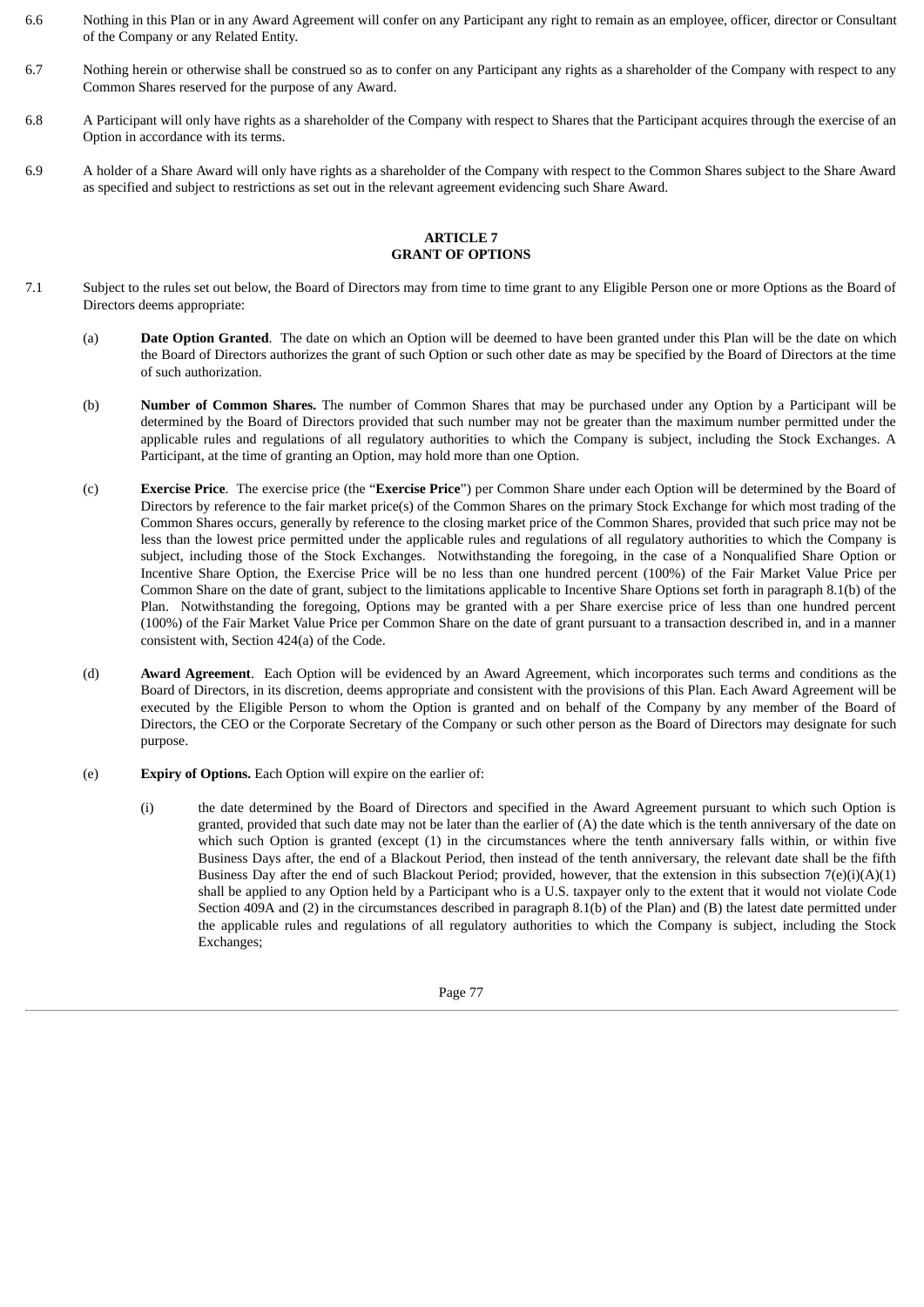6.6 Nothing in this Plan or in any Award Agreement will confer on any Participant any right to remain as an employee, officer, director or Consultant of the Company or any Related Entity.

6.7 Nothing herein or otherwise shall be construed so as to confer on any Participant any rights as a shareholder of the Company with respect to any Common Shares reserved for the purpose of any Award.

6.8 A Participant will only have rights as a shareholder of the Company with respect to Shares that the Participant acquires through the exercise of an Option in accordance with its terms.

6.9 A holder of a Share Award will only have rights as a shareholder of the Company with respect to the Common Shares subject to the Share Award as specified and subject to restrictions as set out in the relevant agreement evidencing such Share Award.

## ARTICLE 7
## GRANT OF OPTIONS

7.1 Subject to the rules set out below, the Board of Directors may from time to time grant to any Eligible Person one or more Options as the Board of Directors deems appropriate:

(a) **Date Option Granted**. The date on which an Option will be deemed to have been granted under this Plan will be the date on which the Board of Directors authorizes the grant of such Option or such other date as may be specified by the Board of Directors at the time of such authorization.

(b) **Number of Common Shares.** The number of Common Shares that may be purchased under any Option by a Participant will be determined by the Board of Directors provided that such number may not be greater than the maximum number permitted under the applicable rules and regulations of all regulatory authorities to which the Company is subject, including the Stock Exchanges. A Participant, at the time of granting an Option, may hold more than one Option.

(c) **Exercise Price**. The exercise price (the "**Exercise Price**") per Common Share under each Option will be determined by the Board of Directors by reference to the fair market price(s) of the Common Shares on the primary Stock Exchange for which most trading of the Common Shares occurs, generally by reference to the closing market price of the Common Shares, provided that such price may not be less than the lowest price permitted under the applicable rules and regulations of all regulatory authorities to which the Company is subject, including those of the Stock Exchanges. Notwithstanding the foregoing, in the case of a Nonqualified Share Option or Incentive Share Option, the Exercise Price will be no less than one hundred percent (100%) of the Fair Market Value Price per Common Share on the date of grant, subject to the limitations applicable to Incentive Share Options set forth in paragraph 8.1(b) of the Plan. Notwithstanding the foregoing, Options may be granted with a per Share exercise price of less than one hundred percent (100%) of the Fair Market Value Price per Common Share on the date of grant pursuant to a transaction described in, and in a manner consistent with, Section 424(a) of the Code.

(d) **Award Agreement**. Each Option will be evidenced by an Award Agreement, which incorporates such terms and conditions as the Board of Directors, in its discretion, deems appropriate and consistent with the provisions of this Plan. Each Award Agreement will be executed by the Eligible Person to whom the Option is granted and on behalf of the Company by any member of the Board of Directors, the CEO or the Corporate Secretary of the Company or such other person as the Board of Directors may designate for such purpose.

(e) **Expiry of Options.** Each Option will expire on the earlier of:

(i) the date determined by the Board of Directors and specified in the Award Agreement pursuant to which such Option is granted, provided that such date may not be later than the earlier of (A) the date which is the tenth anniversary of the date on which such Option is granted (except (1) in the circumstances where the tenth anniversary falls within, or within five Business Days after, the end of a Blackout Period, then instead of the tenth anniversary, the relevant date shall be the fifth Business Day after the end of such Blackout Period; provided, however, that the extension in this subsection 7(e)(i)(A)(1) shall be applied to any Option held by a Participant who is a U.S. taxpayer only to the extent that it would not violate Code Section 409A and (2) in the circumstances described in paragraph 8.1(b) of the Plan) and (B) the latest date permitted under the applicable rules and regulations of all regulatory authorities to which the Company is subject, including the Stock Exchanges;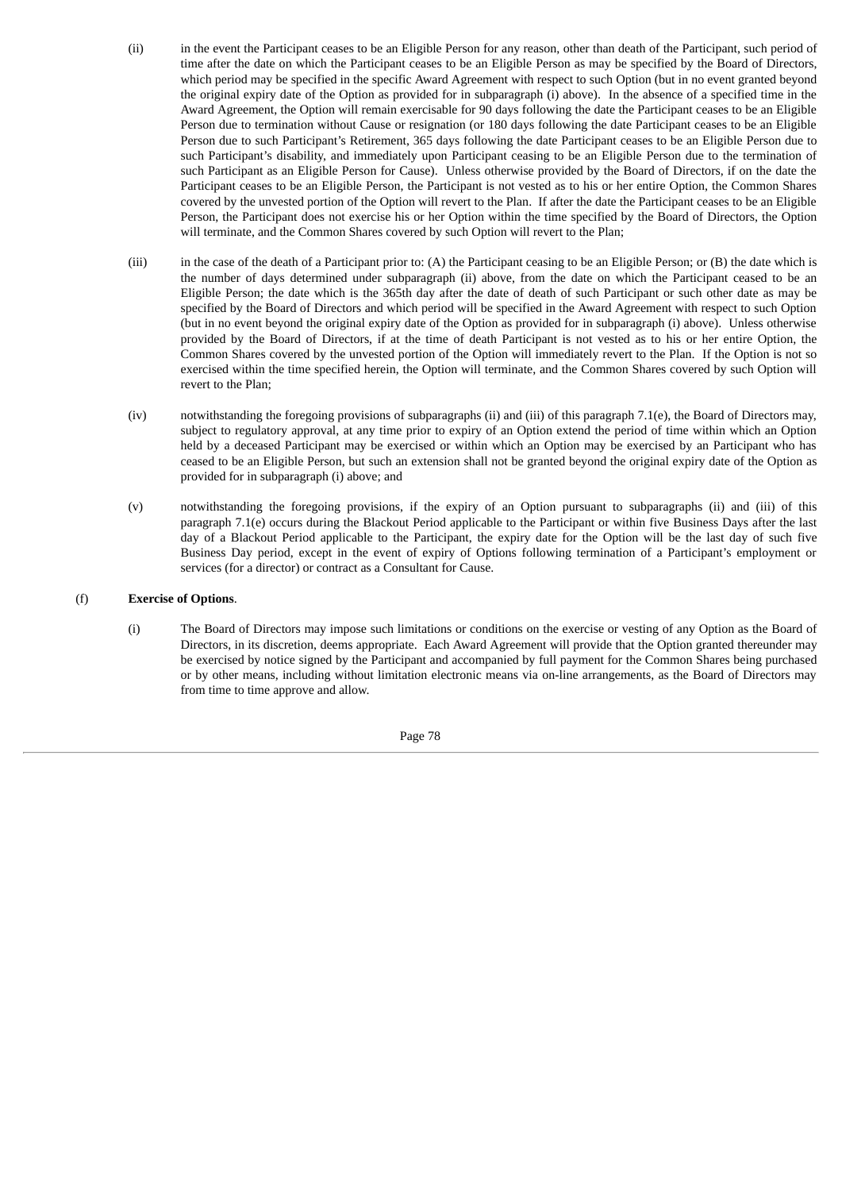(ii) in the event the Participant ceases to be an Eligible Person for any reason, other than death of the Participant, such period of time after the date on which the Participant ceases to be an Eligible Person as may be specified by the Board of Directors, which period may be specified in the specific Award Agreement with respect to such Option (but in no event granted beyond the original expiry date of the Option as provided for in subparagraph (i) above). In the absence of a specified time in the Award Agreement, the Option will remain exercisable for 90 days following the date the Participant ceases to be an Eligible Person due to termination without Cause or resignation (or 180 days following the date Participant ceases to be an Eligible Person due to such Participant's Retirement, 365 days following the date Participant ceases to be an Eligible Person due to such Participant's disability, and immediately upon Participant ceasing to be an Eligible Person due to the termination of such Participant as an Eligible Person for Cause). Unless otherwise provided by the Board of Directors, if on the date the Participant ceases to be an Eligible Person, the Participant is not vested as to his or her entire Option, the Common Shares covered by the unvested portion of the Option will revert to the Plan. If after the date the Participant ceases to be an Eligible Person, the Participant does not exercise his or her Option within the time specified by the Board of Directors, the Option will terminate, and the Common Shares covered by such Option will revert to the Plan;

(iii) in the case of the death of a Participant prior to: (A) the Participant ceasing to be an Eligible Person; or (B) the date which is the number of days determined under subparagraph (ii) above, from the date on which the Participant ceased to be an Eligible Person; the date which is the 365th day after the date of death of such Participant or such other date as may be specified by the Board of Directors and which period will be specified in the Award Agreement with respect to such Option (but in no event beyond the original expiry date of the Option as provided for in subparagraph (i) above). Unless otherwise provided by the Board of Directors, if at the time of death Participant is not vested as to his or her entire Option, the Common Shares covered by the unvested portion of the Option will immediately revert to the Plan. If the Option is not so exercised within the time specified herein, the Option will terminate, and the Common Shares covered by such Option will revert to the Plan;

(iv) notwithstanding the foregoing provisions of subparagraphs (ii) and (iii) of this paragraph 7.1(e), the Board of Directors may, subject to regulatory approval, at any time prior to expiry of an Option extend the period of time within which an Option held by a deceased Participant may be exercised or within which an Option may be exercised by an Participant who has ceased to be an Eligible Person, but such an extension shall not be granted beyond the original expiry date of the Option as provided for in subparagraph (i) above; and

(v) notwithstanding the foregoing provisions, if the expiry of an Option pursuant to subparagraphs (ii) and (iii) of this paragraph 7.1(e) occurs during the Blackout Period applicable to the Participant or within five Business Days after the last day of a Blackout Period applicable to the Participant, the expiry date for the Option will be the last day of such five Business Day period, except in the event of expiry of Options following termination of a Participant's employment or services (for a director) or contract as a Consultant for Cause.

(f) **Exercise of Options**.

(i) The Board of Directors may impose such limitations or conditions on the exercise or vesting of any Option as the Board of Directors, in its discretion, deems appropriate. Each Award Agreement will provide that the Option granted thereunder may be exercised by notice signed by the Participant and accompanied by full payment for the Common Shares being purchased or by other means, including without limitation electronic means via on-line arrangements, as the Board of Directors may from time to time approve and allow.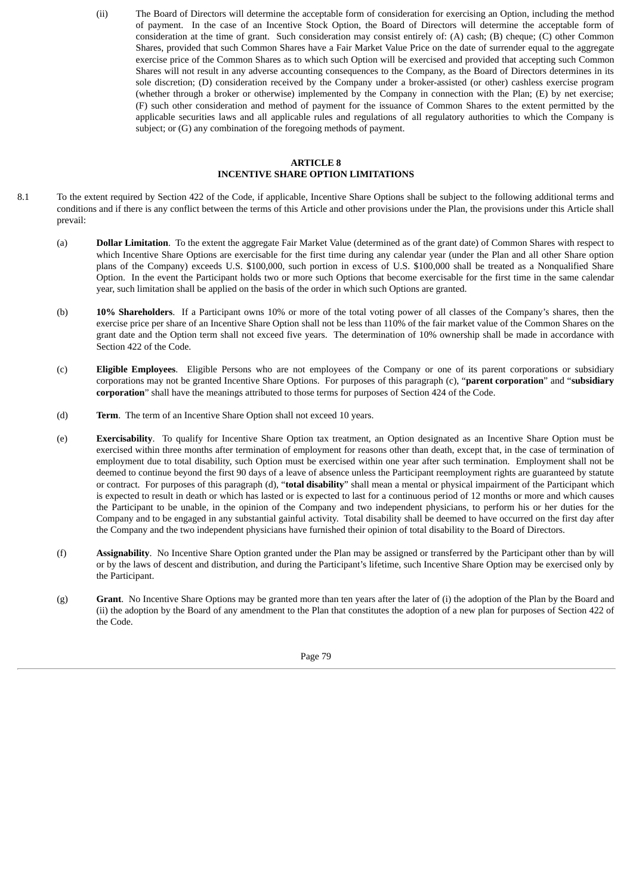(ii) The Board of Directors will determine the acceptable form of consideration for exercising an Option, including the method of payment. In the case of an Incentive Stock Option, the Board of Directors will determine the acceptable form of consideration at the time of grant. Such consideration may consist entirely of: (A) cash; (B) cheque; (C) other Common Shares, provided that such Common Shares have a Fair Market Value Price on the date of surrender equal to the aggregate exercise price of the Common Shares as to which such Option will be exercised and provided that accepting such Common Shares will not result in any adverse accounting consequences to the Company, as the Board of Directors determines in its sole discretion; (D) consideration received by the Company under a broker-assisted (or other) cashless exercise program (whether through a broker or otherwise) implemented by the Company in connection with the Plan; (E) by net exercise; (F) such other consideration and method of payment for the issuance of Common Shares to the extent permitted by the applicable securities laws and all applicable rules and regulations of all regulatory authorities to which the Company is subject; or (G) any combination of the foregoing methods of payment.

## ARTICLE 8
## INCENTIVE SHARE OPTION LIMITATIONS

8.1 To the extent required by Section 422 of the Code, if applicable, Incentive Share Options shall be subject to the following additional terms and conditions and if there is any conflict between the terms of this Article and other provisions under the Plan, the provisions under this Article shall prevail:

(a) **Dollar Limitation**. To the extent the aggregate Fair Market Value (determined as of the grant date) of Common Shares with respect to which Incentive Share Options are exercisable for the first time during any calendar year (under the Plan and all other Share option plans of the Company) exceeds U.S. $100,000, such portion in excess of U.S. $100,000 shall be treated as a Nonqualified Share Option. In the event the Participant holds two or more such Options that become exercisable for the first time in the same calendar year, such limitation shall be applied on the basis of the order in which such Options are granted.

(b) **10% Shareholders**. If a Participant owns 10% or more of the total voting power of all classes of the Company's shares, then the exercise price per share of an Incentive Share Option shall not be less than 110% of the fair market value of the Common Shares on the grant date and the Option term shall not exceed five years. The determination of 10% ownership shall be made in accordance with Section 422 of the Code.

(c) **Eligible Employees**. Eligible Persons who are not employees of the Company or one of its parent corporations or subsidiary corporations may not be granted Incentive Share Options. For purposes of this paragraph (c), "**parent corporation**" and "**subsidiary corporation**" shall have the meanings attributed to those terms for purposes of Section 424 of the Code.

(d) **Term**. The term of an Incentive Share Option shall not exceed 10 years.

(e) **Exercisability**. To qualify for Incentive Share Option tax treatment, an Option designated as an Incentive Share Option must be exercised within three months after termination of employment for reasons other than death, except that, in the case of termination of employment due to total disability, such Option must be exercised within one year after such termination. Employment shall not be deemed to continue beyond the first 90 days of a leave of absence unless the Participant reemployment rights are guaranteed by statute or contract. For purposes of this paragraph (d), "**total disability**" shall mean a mental or physical impairment of the Participant which is expected to result in death or which has lasted or is expected to last for a continuous period of 12 months or more and which causes the Participant to be unable, in the opinion of the Company and two independent physicians, to perform his or her duties for the Company and to be engaged in any substantial gainful activity. Total disability shall be deemed to have occurred on the first day after the Company and the two independent physicians have furnished their opinion of total disability to the Board of Directors.

(f) **Assignability**. No Incentive Share Option granted under the Plan may be assigned or transferred by the Participant other than by will or by the laws of descent and distribution, and during the Participant's lifetime, such Incentive Share Option may be exercised only by the Participant.

(g) **Grant**. No Incentive Share Options may be granted more than ten years after the later of (i) the adoption of the Plan by the Board and (ii) the adoption by the Board of any amendment to the Plan that constitutes the adoption of a new plan for purposes of Section 422 of the Code.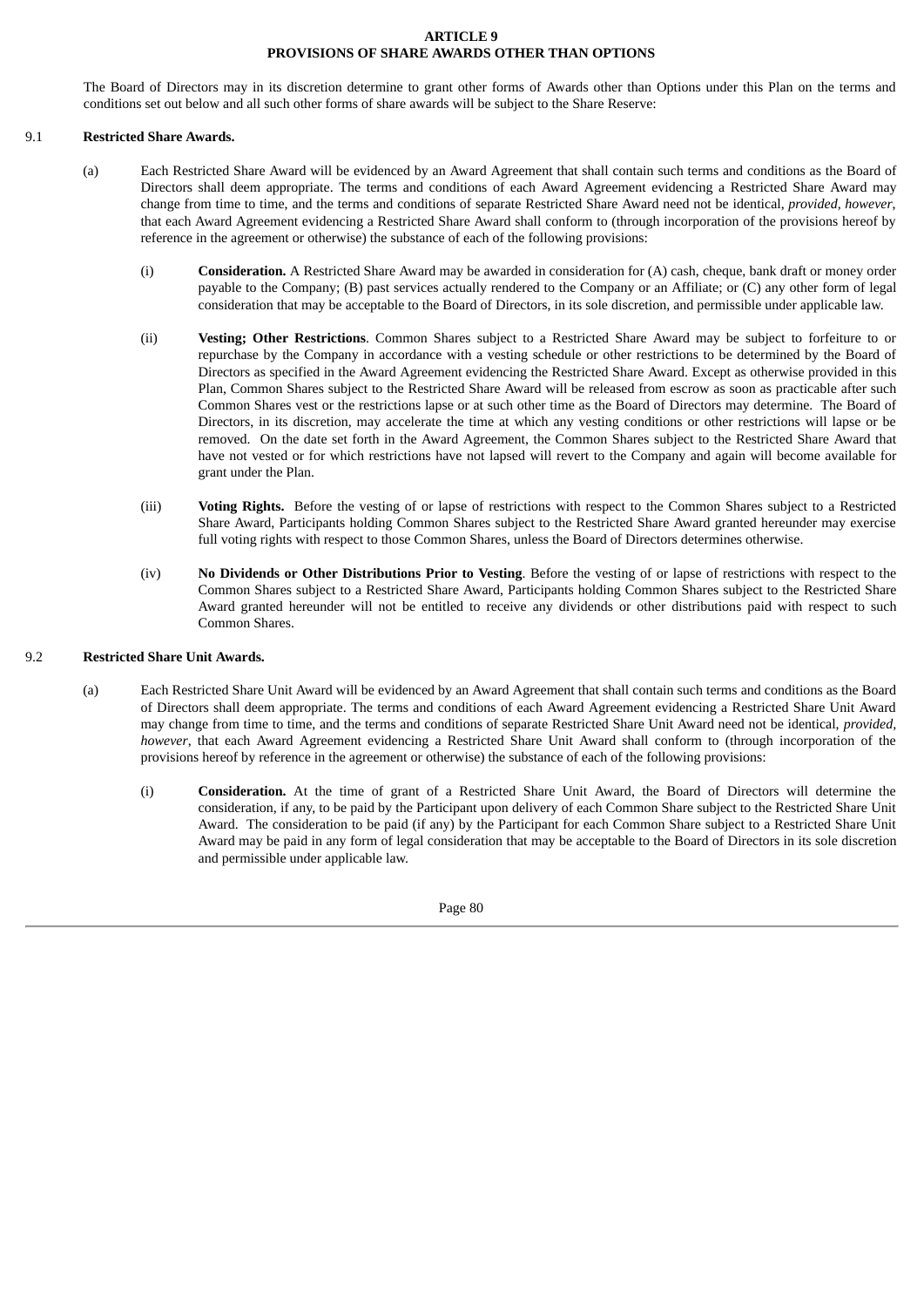# ARTICLE 9
## PROVISIONS OF SHARE AWARDS OTHER THAN OPTIONS

The Board of Directors may in its discretion determine to grant other forms of Awards other than Options under this Plan on the terms and conditions set out below and all such other forms of share awards will be subject to the Share Reserve:

### 9.1 Restricted Share Awards.

(a) Each Restricted Share Award will be evidenced by an Award Agreement that shall contain such terms and conditions as the Board of Directors shall deem appropriate. The terms and conditions of each Award Agreement evidencing a Restricted Share Award may change from time to time, and the terms and conditions of separate Restricted Share Award need not be identical, *provided*, *however*, that each Award Agreement evidencing a Restricted Share Award shall conform to (through incorporation of the provisions hereof by reference in the agreement or otherwise) the substance of each of the following provisions:

(i) **Consideration.** A Restricted Share Award may be awarded in consideration for (A) cash, cheque, bank draft or money order payable to the Company; (B) past services actually rendered to the Company or an Affiliate; or (C) any other form of legal consideration that may be acceptable to the Board of Directors, in its sole discretion, and permissible under applicable law.

(ii) **Vesting; Other Restrictions**. Common Shares subject to a Restricted Share Award may be subject to forfeiture to or repurchase by the Company in accordance with a vesting schedule or other restrictions to be determined by the Board of Directors as specified in the Award Agreement evidencing the Restricted Share Award. Except as otherwise provided in this Plan, Common Shares subject to the Restricted Share Award will be released from escrow as soon as practicable after such Common Shares vest or the restrictions lapse or at such other time as the Board of Directors may determine. The Board of Directors, in its discretion, may accelerate the time at which any vesting conditions or other restrictions will lapse or be removed. On the date set forth in the Award Agreement, the Common Shares subject to the Restricted Share Award that have not vested or for which restrictions have not lapsed will revert to the Company and again will become available for grant under the Plan.

(iii) **Voting Rights.** Before the vesting of or lapse of restrictions with respect to the Common Shares subject to a Restricted Share Award, Participants holding Common Shares subject to the Restricted Share Award granted hereunder may exercise full voting rights with respect to those Common Shares, unless the Board of Directors determines otherwise.

(iv) **No Dividends or Other Distributions Prior to Vesting**. Before the vesting of or lapse of restrictions with respect to the Common Shares subject to a Restricted Share Award, Participants holding Common Shares subject to the Restricted Share Award granted hereunder will not be entitled to receive any dividends or other distributions paid with respect to such Common Shares.

### 9.2 Restricted Share Unit Awards.

(a) Each Restricted Share Unit Award will be evidenced by an Award Agreement that shall contain such terms and conditions as the Board of Directors shall deem appropriate. The terms and conditions of each Award Agreement evidencing a Restricted Share Unit Award may change from time to time, and the terms and conditions of separate Restricted Share Unit Award need not be identical, *provided*, *however*, that each Award Agreement evidencing a Restricted Share Unit Award shall conform to (through incorporation of the provisions hereof by reference in the agreement or otherwise) the substance of each of the following provisions:

(i) **Consideration.** At the time of grant of a Restricted Share Unit Award, the Board of Directors will determine the consideration, if any, to be paid by the Participant upon delivery of each Common Share subject to the Restricted Share Unit Award. The consideration to be paid (if any) by the Participant for each Common Share subject to a Restricted Share Unit Award may be paid in any form of legal consideration that may be acceptable to the Board of Directors in its sole discretion and permissible under applicable law.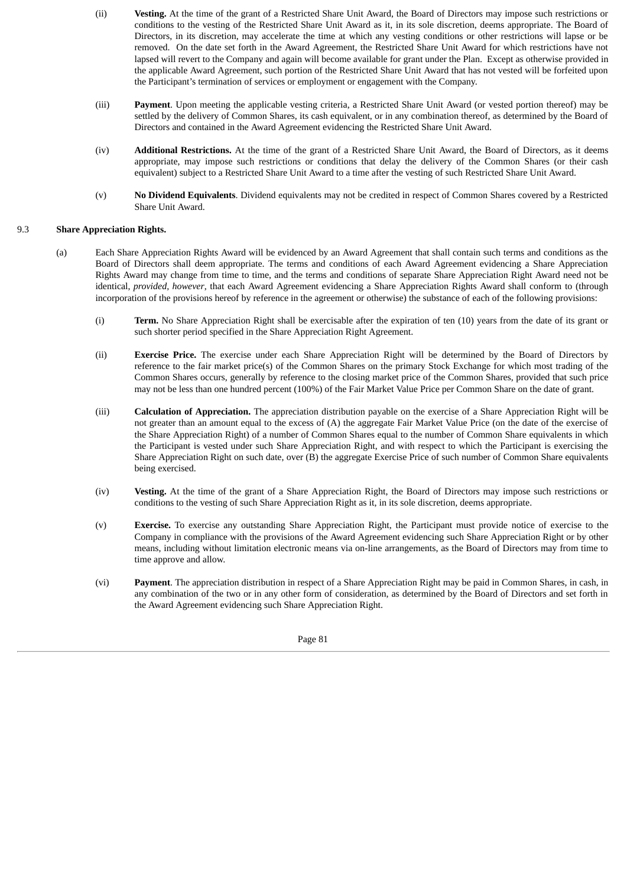(ii) **Vesting.** At the time of the grant of a Restricted Share Unit Award, the Board of Directors may impose such restrictions or conditions to the vesting of the Restricted Share Unit Award as it, in its sole discretion, deems appropriate. The Board of Directors, in its discretion, may accelerate the time at which any vesting conditions or other restrictions will lapse or be removed. On the date set forth in the Award Agreement, the Restricted Share Unit Award for which restrictions have not lapsed will revert to the Company and again will become available for grant under the Plan. Except as otherwise provided in the applicable Award Agreement, such portion of the Restricted Share Unit Award that has not vested will be forfeited upon the Participant's termination of services or employment or engagement with the Company.

(iii) **Payment**. Upon meeting the applicable vesting criteria, a Restricted Share Unit Award (or vested portion thereof) may be settled by the delivery of Common Shares, its cash equivalent, or in any combination thereof, as determined by the Board of Directors and contained in the Award Agreement evidencing the Restricted Share Unit Award.

(iv) **Additional Restrictions.** At the time of the grant of a Restricted Share Unit Award, the Board of Directors, as it deems appropriate, may impose such restrictions or conditions that delay the delivery of the Common Shares (or their cash equivalent) subject to a Restricted Share Unit Award to a time after the vesting of such Restricted Share Unit Award.

(v) **No Dividend Equivalents**. Dividend equivalents may not be credited in respect of Common Shares covered by a Restricted Share Unit Award.

9.3 **Share Appreciation Rights.**

(a) Each Share Appreciation Rights Award will be evidenced by an Award Agreement that shall contain such terms and conditions as the Board of Directors shall deem appropriate. The terms and conditions of each Award Agreement evidencing a Share Appreciation Rights Award may change from time to time, and the terms and conditions of separate Share Appreciation Right Award need not be identical, *provided*, *however*, that each Award Agreement evidencing a Share Appreciation Rights Award shall conform to (through incorporation of the provisions hereof by reference in the agreement or otherwise) the substance of each of the following provisions:

(i) **Term.** No Share Appreciation Right shall be exercisable after the expiration of ten (10) years from the date of its grant or such shorter period specified in the Share Appreciation Right Agreement.

(ii) **Exercise Price.** The exercise under each Share Appreciation Right will be determined by the Board of Directors by reference to the fair market price(s) of the Common Shares on the primary Stock Exchange for which most trading of the Common Shares occurs, generally by reference to the closing market price of the Common Shares, provided that such price may not be less than one hundred percent (100%) of the Fair Market Value Price per Common Share on the date of grant.

(iii) **Calculation of Appreciation.** The appreciation distribution payable on the exercise of a Share Appreciation Right will be not greater than an amount equal to the excess of (A) the aggregate Fair Market Value Price (on the date of the exercise of the Share Appreciation Right) of a number of Common Shares equal to the number of Common Share equivalents in which the Participant is vested under such Share Appreciation Right, and with respect to which the Participant is exercising the Share Appreciation Right on such date, over (B) the aggregate Exercise Price of such number of Common Share equivalents being exercised.

(iv) **Vesting.** At the time of the grant of a Share Appreciation Right, the Board of Directors may impose such restrictions or conditions to the vesting of such Share Appreciation Right as it, in its sole discretion, deems appropriate.

(v) **Exercise.** To exercise any outstanding Share Appreciation Right, the Participant must provide notice of exercise to the Company in compliance with the provisions of the Award Agreement evidencing such Share Appreciation Right or by other means, including without limitation electronic means via on-line arrangements, as the Board of Directors may from time to time approve and allow.

(vi) **Payment**. The appreciation distribution in respect of a Share Appreciation Right may be paid in Common Shares, in cash, in any combination of the two or in any other form of consideration, as determined by the Board of Directors and set forth in the Award Agreement evidencing such Share Appreciation Right.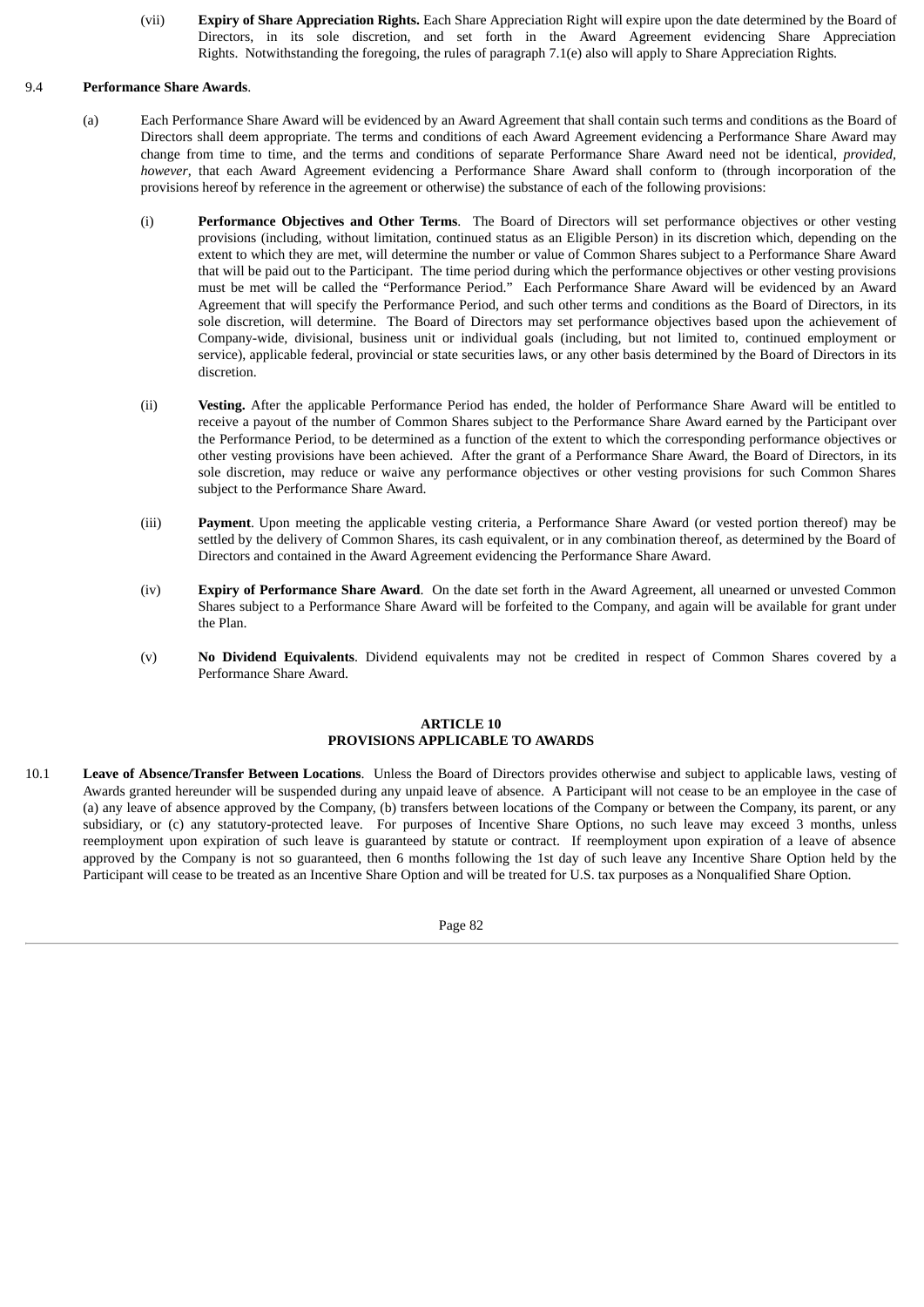(vii) **Expiry of Share Appreciation Rights.** Each Share Appreciation Right will expire upon the date determined by the Board of Directors, in its sole discretion, and set forth in the Award Agreement evidencing Share Appreciation Rights. Notwithstanding the foregoing, the rules of paragraph 7.1(e) also will apply to Share Appreciation Rights.

9.4 **Performance Share Awards**.

(a) Each Performance Share Award will be evidenced by an Award Agreement that shall contain such terms and conditions as the Board of Directors shall deem appropriate. The terms and conditions of each Award Agreement evidencing a Performance Share Award may change from time to time, and the terms and conditions of separate Performance Share Award need not be identical, *provided*, *however*, that each Award Agreement evidencing a Performance Share Award shall conform to (through incorporation of the provisions hereof by reference in the agreement or otherwise) the substance of each of the following provisions:

(i) **Performance Objectives and Other Terms**. The Board of Directors will set performance objectives or other vesting provisions (including, without limitation, continued status as an Eligible Person) in its discretion which, depending on the extent to which they are met, will determine the number or value of Common Shares subject to a Performance Share Award that will be paid out to the Participant. The time period during which the performance objectives or other vesting provisions must be met will be called the "Performance Period." Each Performance Share Award will be evidenced by an Award Agreement that will specify the Performance Period, and such other terms and conditions as the Board of Directors, in its sole discretion, will determine. The Board of Directors may set performance objectives based upon the achievement of Company-wide, divisional, business unit or individual goals (including, but not limited to, continued employment or service), applicable federal, provincial or state securities laws, or any other basis determined by the Board of Directors in its discretion.

(ii) **Vesting.** After the applicable Performance Period has ended, the holder of Performance Share Award will be entitled to receive a payout of the number of Common Shares subject to the Performance Share Award earned by the Participant over the Performance Period, to be determined as a function of the extent to which the corresponding performance objectives or other vesting provisions have been achieved. After the grant of a Performance Share Award, the Board of Directors, in its sole discretion, may reduce or waive any performance objectives or other vesting provisions for such Common Shares subject to the Performance Share Award.

(iii) **Payment**. Upon meeting the applicable vesting criteria, a Performance Share Award (or vested portion thereof) may be settled by the delivery of Common Shares, its cash equivalent, or in any combination thereof, as determined by the Board of Directors and contained in the Award Agreement evidencing the Performance Share Award.

(iv) **Expiry of Performance Share Award**. On the date set forth in the Award Agreement, all unearned or unvested Common Shares subject to a Performance Share Award will be forfeited to the Company, and again will be available for grant under the Plan.

(v) **No Dividend Equivalents**. Dividend equivalents may not be credited in respect of Common Shares covered by a Performance Share Award.

## ARTICLE 10
## PROVISIONS APPLICABLE TO AWARDS

10.1 **Leave of Absence/Transfer Between Locations**. Unless the Board of Directors provides otherwise and subject to applicable laws, vesting of Awards granted hereunder will be suspended during any unpaid leave of absence. A Participant will not cease to be an employee in the case of (a) any leave of absence approved by the Company, (b) transfers between locations of the Company or between the Company, its parent, or any subsidiary, or (c) any statutory-protected leave. For purposes of Incentive Share Options, no such leave may exceed 3 months, unless reemployment upon expiration of such leave is guaranteed by statute or contract. If reemployment upon expiration of a leave of absence approved by the Company is not so guaranteed, then 6 months following the 1st day of such leave any Incentive Share Option held by the Participant will cease to be treated as an Incentive Share Option and will be treated for U.S. tax purposes as a Nonqualified Share Option.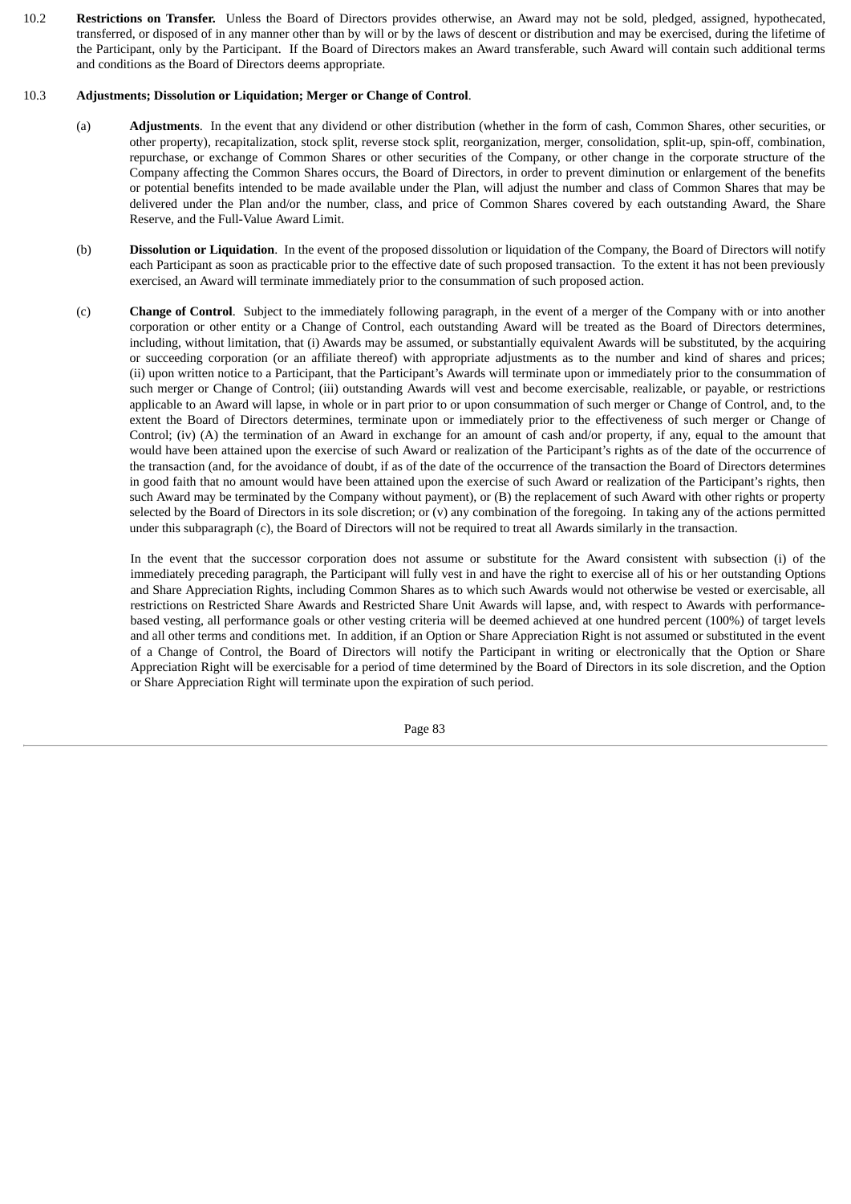10.2 **Restrictions on Transfer.** Unless the Board of Directors provides otherwise, an Award may not be sold, pledged, assigned, hypothecated, transferred, or disposed of in any manner other than by will or by the laws of descent or distribution and may be exercised, during the lifetime of the Participant, only by the Participant. If the Board of Directors makes an Award transferable, such Award will contain such additional terms and conditions as the Board of Directors deems appropriate.

10.3 **Adjustments; Dissolution or Liquidation; Merger or Change of Control**.

(a) **Adjustments**. In the event that any dividend or other distribution (whether in the form of cash, Common Shares, other securities, or other property), recapitalization, stock split, reverse stock split, reorganization, merger, consolidation, split-up, spin-off, combination, repurchase, or exchange of Common Shares or other securities of the Company, or other change in the corporate structure of the Company affecting the Common Shares occurs, the Board of Directors, in order to prevent diminution or enlargement of the benefits or potential benefits intended to be made available under the Plan, will adjust the number and class of Common Shares that may be delivered under the Plan and/or the number, class, and price of Common Shares covered by each outstanding Award, the Share Reserve, and the Full-Value Award Limit.

(b) **Dissolution or Liquidation**. In the event of the proposed dissolution or liquidation of the Company, the Board of Directors will notify each Participant as soon as practicable prior to the effective date of such proposed transaction. To the extent it has not been previously exercised, an Award will terminate immediately prior to the consummation of such proposed action.

(c) **Change of Control**. Subject to the immediately following paragraph, in the event of a merger of the Company with or into another corporation or other entity or a Change of Control, each outstanding Award will be treated as the Board of Directors determines, including, without limitation, that (i) Awards may be assumed, or substantially equivalent Awards will be substituted, by the acquiring or succeeding corporation (or an affiliate thereof) with appropriate adjustments as to the number and kind of shares and prices; (ii) upon written notice to a Participant, that the Participant's Awards will terminate upon or immediately prior to the consummation of such merger or Change of Control; (iii) outstanding Awards will vest and become exercisable, realizable, or payable, or restrictions applicable to an Award will lapse, in whole or in part prior to or upon consummation of such merger or Change of Control, and, to the extent the Board of Directors determines, terminate upon or immediately prior to the effectiveness of such merger or Change of Control; (iv) (A) the termination of an Award in exchange for an amount of cash and/or property, if any, equal to the amount that would have been attained upon the exercise of such Award or realization of the Participant's rights as of the date of the occurrence of the transaction (and, for the avoidance of doubt, if as of the date of the occurrence of the transaction the Board of Directors determines in good faith that no amount would have been attained upon the exercise of such Award or realization of the Participant's rights, then such Award may be terminated by the Company without payment), or (B) the replacement of such Award with other rights or property selected by the Board of Directors in its sole discretion; or (v) any combination of the foregoing. In taking any of the actions permitted under this subparagraph (c), the Board of Directors will not be required to treat all Awards similarly in the transaction.

In the event that the successor corporation does not assume or substitute for the Award consistent with subsection (i) of the immediately preceding paragraph, the Participant will fully vest in and have the right to exercise all of his or her outstanding Options and Share Appreciation Rights, including Common Shares as to which such Awards would not otherwise be vested or exercisable, all restrictions on Restricted Share Awards and Restricted Share Unit Awards will lapse, and, with respect to Awards with performance-based vesting, all performance goals or other vesting criteria will be deemed achieved at one hundred percent (100%) of target levels and all other terms and conditions met. In addition, if an Option or Share Appreciation Right is not assumed or substituted in the event of a Change of Control, the Board of Directors will notify the Participant in writing or electronically that the Option or Share Appreciation Right will be exercisable for a period of time determined by the Board of Directors in its sole discretion, and the Option or Share Appreciation Right will terminate upon the expiration of such period.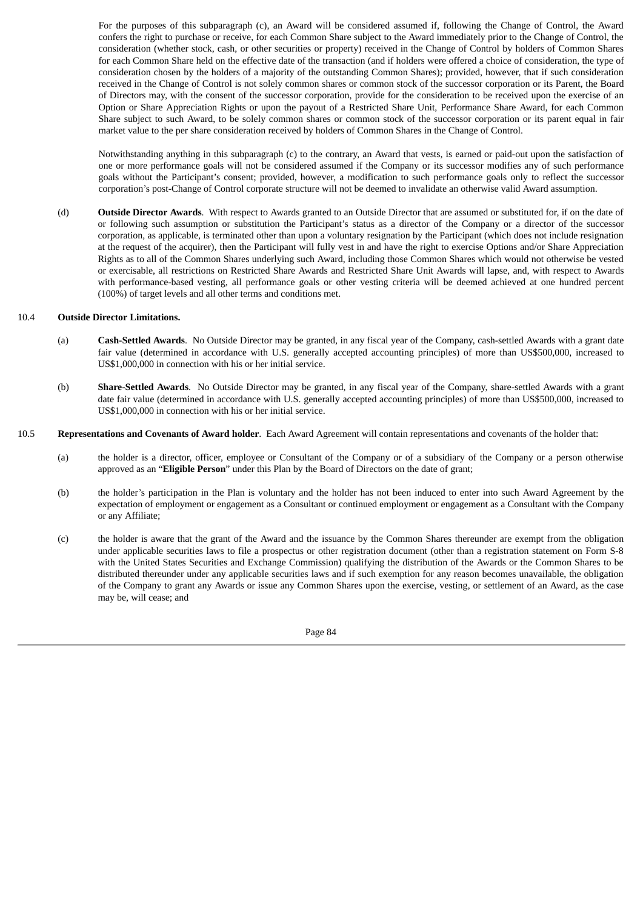For the purposes of this subparagraph (c), an Award will be considered assumed if, following the Change of Control, the Award confers the right to purchase or receive, for each Common Share subject to the Award immediately prior to the Change of Control, the consideration (whether stock, cash, or other securities or property) received in the Change of Control by holders of Common Shares for each Common Share held on the effective date of the transaction (and if holders were offered a choice of consideration, the type of consideration chosen by the holders of a majority of the outstanding Common Shares); provided, however, that if such consideration received in the Change of Control is not solely common shares or common stock of the successor corporation or its Parent, the Board of Directors may, with the consent of the successor corporation, provide for the consideration to be received upon the exercise of an Option or Share Appreciation Rights or upon the payout of a Restricted Share Unit, Performance Share Award, for each Common Share subject to such Award, to be solely common shares or common stock of the successor corporation or its parent equal in fair market value to the per share consideration received by holders of Common Shares in the Change of Control.

Notwithstanding anything in this subparagraph (c) to the contrary, an Award that vests, is earned or paid-out upon the satisfaction of one or more performance goals will not be considered assumed if the Company or its successor modifies any of such performance goals without the Participant's consent; provided, however, a modification to such performance goals only to reflect the successor corporation's post-Change of Control corporate structure will not be deemed to invalidate an otherwise valid Award assumption.

(d) **Outside Director Awards**. With respect to Awards granted to an Outside Director that are assumed or substituted for, if on the date of or following such assumption or substitution the Participant's status as a director of the Company or a director of the successor corporation, as applicable, is terminated other than upon a voluntary resignation by the Participant (which does not include resignation at the request of the acquirer), then the Participant will fully vest in and have the right to exercise Options and/or Share Appreciation Rights as to all of the Common Shares underlying such Award, including those Common Shares which would not otherwise be vested or exercisable, all restrictions on Restricted Share Awards and Restricted Share Unit Awards will lapse, and, with respect to Awards with performance-based vesting, all performance goals or other vesting criteria will be deemed achieved at one hundred percent (100%) of target levels and all other terms and conditions met.

10.4 **Outside Director Limitations.**

(a) **Cash-Settled Awards**. No Outside Director may be granted, in any fiscal year of the Company, cash-settled Awards with a grant date fair value (determined in accordance with U.S. generally accepted accounting principles) of more than US$500,000, increased to US$1,000,000 in connection with his or her initial service.

(b) **Share-Settled Awards**. No Outside Director may be granted, in any fiscal year of the Company, share-settled Awards with a grant date fair value (determined in accordance with U.S. generally accepted accounting principles) of more than US$500,000, increased to US$1,000,000 in connection with his or her initial service.

10.5 **Representations and Covenants of Award holder**. Each Award Agreement will contain representations and covenants of the holder that:

(a) the holder is a director, officer, employee or Consultant of the Company or of a subsidiary of the Company or a person otherwise approved as an "**Eligible Person**" under this Plan by the Board of Directors on the date of grant;

(b) the holder's participation in the Plan is voluntary and the holder has not been induced to enter into such Award Agreement by the expectation of employment or engagement as a Consultant or continued employment or engagement as a Consultant with the Company or any Affiliate;

(c) the holder is aware that the grant of the Award and the issuance by the Common Shares thereunder are exempt from the obligation under applicable securities laws to file a prospectus or other registration document (other than a registration statement on Form S-8 with the United States Securities and Exchange Commission) qualifying the distribution of the Awards or the Common Shares to be distributed thereunder under any applicable securities laws and if such exemption for any reason becomes unavailable, the obligation of the Company to grant any Awards or issue any Common Shares upon the exercise, vesting, or settlement of an Award, as the case may be, will cease; and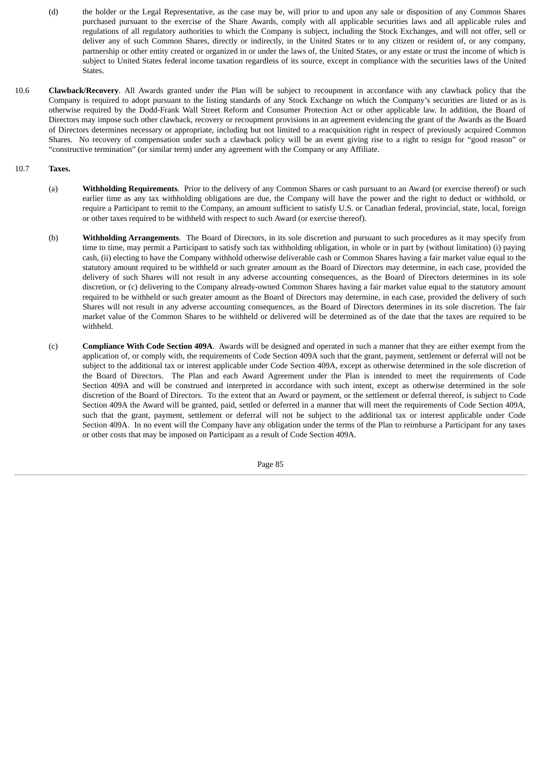(d) the holder or the Legal Representative, as the case may be, will prior to and upon any sale or disposition of any Common Shares purchased pursuant to the exercise of the Share Awards, comply with all applicable securities laws and all applicable rules and regulations of all regulatory authorities to which the Company is subject, including the Stock Exchanges, and will not offer, sell or deliver any of such Common Shares, directly or indirectly, in the United States or to any citizen or resident of, or any company, partnership or other entity created or organized in or under the laws of, the United States, or any estate or trust the income of which is subject to United States federal income taxation regardless of its source, except in compliance with the securities laws of the United States.

10.6 **Clawback/Recovery**. All Awards granted under the Plan will be subject to recoupment in accordance with any clawback policy that the Company is required to adopt pursuant to the listing standards of any Stock Exchange on which the Company's securities are listed or as is otherwise required by the Dodd-Frank Wall Street Reform and Consumer Protection Act or other applicable law. In addition, the Board of Directors may impose such other clawback, recovery or recoupment provisions in an agreement evidencing the grant of the Awards as the Board of Directors determines necessary or appropriate, including but not limited to a reacquisition right in respect of previously acquired Common Shares. No recovery of compensation under such a clawback policy will be an event giving rise to a right to resign for "good reason" or "constructive termination" (or similar term) under any agreement with the Company or any Affiliate.

10.7 **Taxes.**

(a) **Withholding Requirements**. Prior to the delivery of any Common Shares or cash pursuant to an Award (or exercise thereof) or such earlier time as any tax withholding obligations are due, the Company will have the power and the right to deduct or withhold, or require a Participant to remit to the Company, an amount sufficient to satisfy U.S. or Canadian federal, provincial, state, local, foreign or other taxes required to be withheld with respect to such Award (or exercise thereof).

(b) **Withholding Arrangements**. The Board of Directors, in its sole discretion and pursuant to such procedures as it may specify from time to time, may permit a Participant to satisfy such tax withholding obligation, in whole or in part by (without limitation) (i) paying cash, (ii) electing to have the Company withhold otherwise deliverable cash or Common Shares having a fair market value equal to the statutory amount required to be withheld or such greater amount as the Board of Directors may determine, in each case, provided the delivery of such Shares will not result in any adverse accounting consequences, as the Board of Directors determines in its sole discretion, or (c) delivering to the Company already-owned Common Shares having a fair market value equal to the statutory amount required to be withheld or such greater amount as the Board of Directors may determine, in each case, provided the delivery of such Shares will not result in any adverse accounting consequences, as the Board of Directors determines in its sole discretion. The fair market value of the Common Shares to be withheld or delivered will be determined as of the date that the taxes are required to be withheld.

(c) **Compliance With Code Section 409A**. Awards will be designed and operated in such a manner that they are either exempt from the application of, or comply with, the requirements of Code Section 409A such that the grant, payment, settlement or deferral will not be subject to the additional tax or interest applicable under Code Section 409A, except as otherwise determined in the sole discretion of the Board of Directors. The Plan and each Award Agreement under the Plan is intended to meet the requirements of Code Section 409A and will be construed and interpreted in accordance with such intent, except as otherwise determined in the sole discretion of the Board of Directors. To the extent that an Award or payment, or the settlement or deferral thereof, is subject to Code Section 409A the Award will be granted, paid, settled or deferred in a manner that will meet the requirements of Code Section 409A, such that the grant, payment, settlement or deferral will not be subject to the additional tax or interest applicable under Code Section 409A. In no event will the Company have any obligation under the terms of the Plan to reimburse a Participant for any taxes or other costs that may be imposed on Participant as a result of Code Section 409A.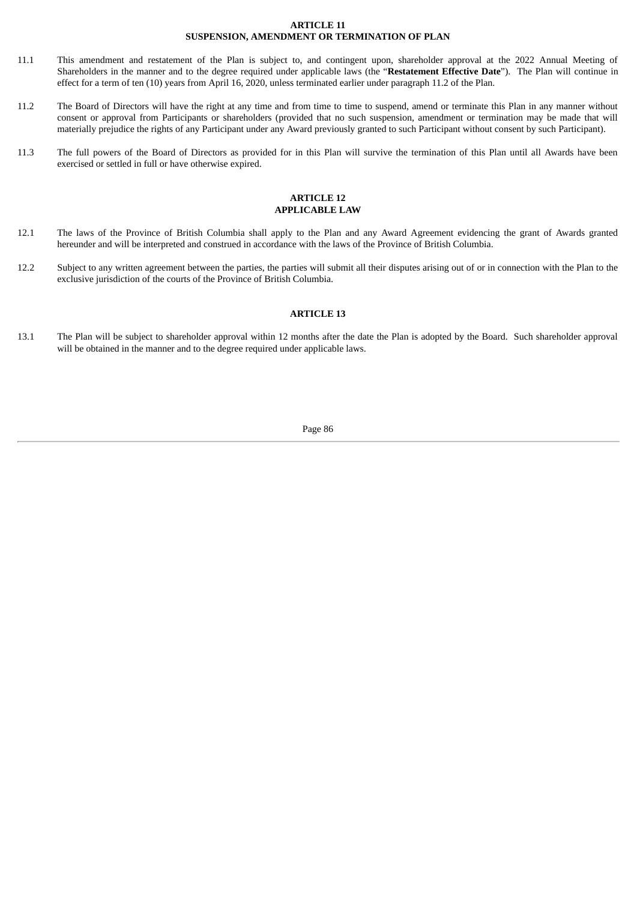## ARTICLE 11
## SUSPENSION, AMENDMENT OR TERMINATION OF PLAN

11.1 This amendment and restatement of the Plan is subject to, and contingent upon, shareholder approval at the 2022 Annual Meeting of Shareholders in the manner and to the degree required under applicable laws (the "**Restatement Effective Date**"). The Plan will continue in effect for a term of ten (10) years from April 16, 2020, unless terminated earlier under paragraph 11.2 of the Plan.

11.2 The Board of Directors will have the right at any time and from time to time to suspend, amend or terminate this Plan in any manner without consent or approval from Participants or shareholders (provided that no such suspension, amendment or termination may be made that will materially prejudice the rights of any Participant under any Award previously granted to such Participant without consent by such Participant).

11.3 The full powers of the Board of Directors as provided for in this Plan will survive the termination of this Plan until all Awards have been exercised or settled in full or have otherwise expired.

## ARTICLE 12
## APPLICABLE LAW

12.1 The laws of the Province of British Columbia shall apply to the Plan and any Award Agreement evidencing the grant of Awards granted hereunder and will be interpreted and construed in accordance with the laws of the Province of British Columbia.

12.2 Subject to any written agreement between the parties, the parties will submit all their disputes arising out of or in connection with the Plan to the exclusive jurisdiction of the courts of the Province of British Columbia.

## ARTICLE 13

13.1 The Plan will be subject to shareholder approval within 12 months after the date the Plan is adopted by the Board. Such shareholder approval will be obtained in the manner and to the degree required under applicable laws.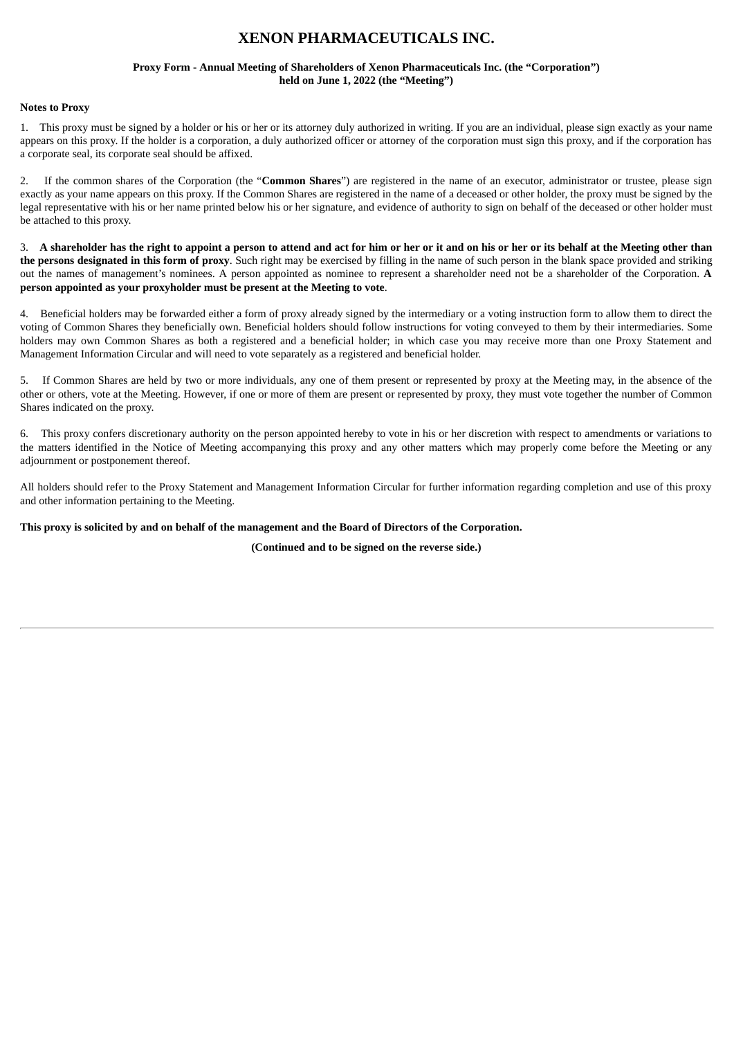# XENON PHARMACEUTICALS INC.

**Proxy Form - Annual Meeting of Shareholders of Xenon Pharmaceuticals Inc. (the "Corporation") held on June 1, 2022 (the "Meeting")**

**Notes to Proxy**

1. This proxy must be signed by a holder or his or her or its attorney duly authorized in writing. If you are an individual, please sign exactly as your name appears on this proxy. If the holder is a corporation, a duly authorized officer or attorney of the corporation must sign this proxy, and if the corporation has a corporate seal, its corporate seal should be affixed.

2. If the common shares of the Corporation (the "**Common Shares**") are registered in the name of an executor, administrator or trustee, please sign exactly as your name appears on this proxy. If the Common Shares are registered in the name of a deceased or other holder, the proxy must be signed by the legal representative with his or her name printed below his or her signature, and evidence of authority to sign on behalf of the deceased or other holder must be attached to this proxy.

3. **A shareholder has the right to appoint a person to attend and act for him or her or it and on his or her or its behalf at the Meeting other than the persons designated in this form of proxy**. Such right may be exercised by filling in the name of such person in the blank space provided and striking out the names of management's nominees. A person appointed as nominee to represent a shareholder need not be a shareholder of the Corporation. **A person appointed as your proxyholder must be present at the Meeting to vote**.

4. Beneficial holders may be forwarded either a form of proxy already signed by the intermediary or a voting instruction form to allow them to direct the voting of Common Shares they beneficially own. Beneficial holders should follow instructions for voting conveyed to them by their intermediaries. Some holders may own Common Shares as both a registered and a beneficial holder; in which case you may receive more than one Proxy Statement and Management Information Circular and will need to vote separately as a registered and beneficial holder.

5. If Common Shares are held by two or more individuals, any one of them present or represented by proxy at the Meeting may, in the absence of the other or others, vote at the Meeting. However, if one or more of them are present or represented by proxy, they must vote together the number of Common Shares indicated on the proxy.

6. This proxy confers discretionary authority on the person appointed hereby to vote in his or her discretion with respect to amendments or variations to the matters identified in the Notice of Meeting accompanying this proxy and any other matters which may properly come before the Meeting or any adjournment or postponement thereof.

All holders should refer to the Proxy Statement and Management Information Circular for further information regarding completion and use of this proxy and other information pertaining to the Meeting.

**This proxy is solicited by and on behalf of the management and the Board of Directors of the Corporation.**

**(Continued and to be signed on the reverse side.)**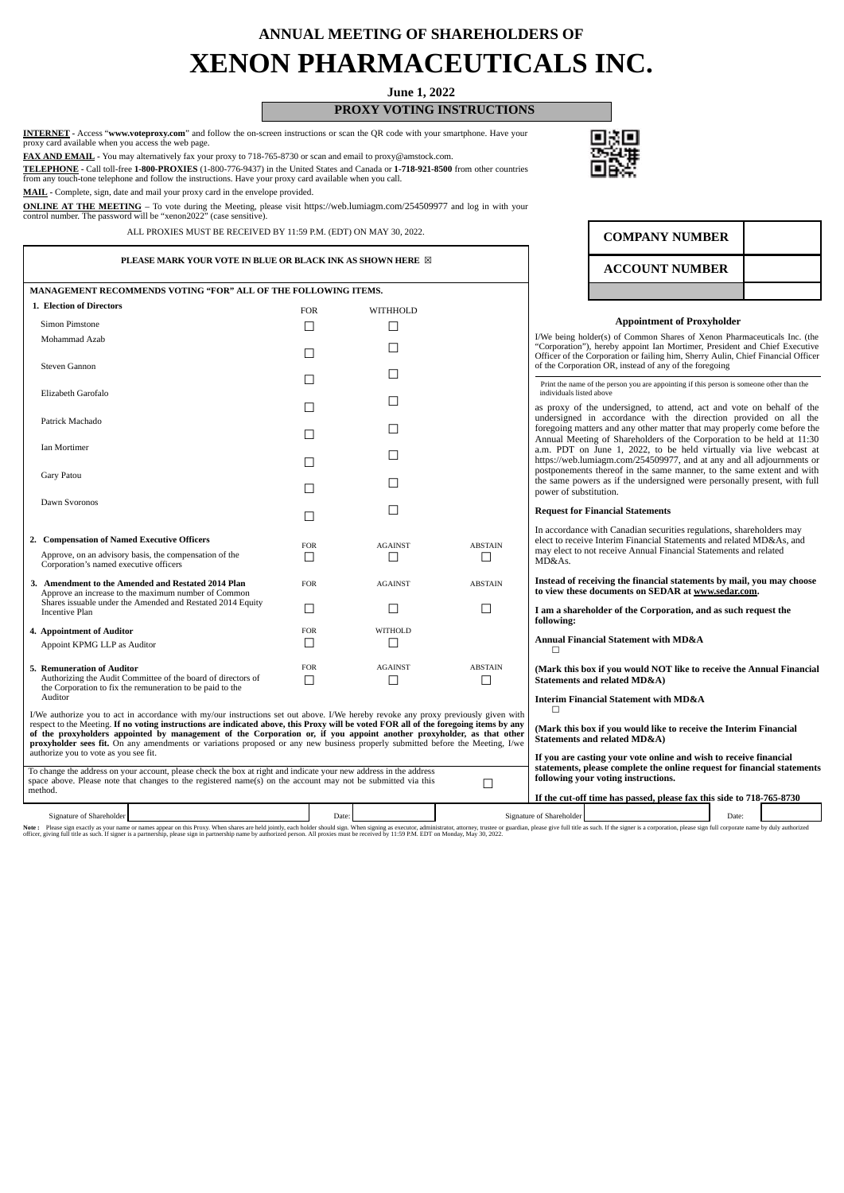# ANNUAL MEETING OF SHAREHOLDERS OF

# XENON PHARMACEUTICALS INC.

**June 1, 2022**

## PROXY VOTING INSTRUCTIONS

**INTERNET** - Access "**www.voteproxy.com**" and follow the on-screen instructions or scan the QR code with your smartphone. Have your proxy card available when you access the web page.

**FAX AND EMAIL** - You may alternatively fax your proxy to 718-765-8730 or scan and email to proxy@amstock.com.

**TELEPHONE** - Call toll-free **1-800-PROXIES** (1-800-776-9437) in the United States and Canada or **1-718-921-8500** from other countries from any touch-tone telephone and follow the instructions. Have your proxy card available when you call.

**MAIL** - Complete, sign, date and mail your proxy card in the envelope provided.

**ONLINE AT THE MEETING** – To vote during the Meeting, please visit https://web.lumiagm.com/254509977 and log in with your control number. The password will be "xenon2022" (case sensitive).

ALL PROXIES MUST BE RECEIVED BY 11:59 P.M. (EDT) ON MAY 30, 2022.

| | |
|---|---|
| **COMPANY NUMBER** | |
| **ACCOUNT NUMBER** | |
| | |

**PLEASE MARK YOUR VOTE IN BLUE OR BLACK INK AS SHOWN HERE ☒**

**MANAGEMENT RECOMMENDS VOTING "FOR" ALL OF THE FOLLOWING ITEMS.**

| **1. Election of Directors** | FOR | WITHHOLD | |
|---|---|---|---|
| Simon Pimstone | ☐ | ☐ | |
| Mohammad Azab | ☐ | ☐ | |
| Steven Gannon | ☐ | ☐ | |
| Elizabeth Garofalo | ☐ | ☐ | |
| Patrick Machado | ☐ | ☐ | |
| Ian Mortimer | ☐ | ☐ | |
| Gary Patou | ☐ | ☐ | |
| Dawn Svoronos | ☐ | ☐ | |
| **2. Compensation of Named Executive Officers** | FOR | AGAINST | ABSTAIN |
| Approve, on an advisory basis, the compensation of the Corporation's named executive officers | ☐ | ☐ | ☐ |
| **3. Amendment to the Amended and Restated 2014 Plan** | FOR | AGAINST | ABSTAIN |
| Approve an increase to the maximum number of Common Shares issuable under the Amended and Restated 2014 Equity Incentive Plan | ☐ | ☐ | ☐ |
| **4. Appointment of Auditor** | FOR | WITHOLD | |
| Appoint KPMG LLP as Auditor | ☐ | ☐ | |
| **5. Remuneration of Auditor** | FOR | AGAINST | ABSTAIN |
| Authorizing the Audit Committee of the board of directors of the Corporation to fix the remuneration to be paid to the Auditor | ☐ | ☐ | ☐ |

I/We authorize you to act in accordance with my/our instructions set out above. I/We hereby revoke any proxy previously given with respect to the Meeting. **If no voting instructions are indicated above, this Proxy will be voted FOR all of the foregoing items by any of the proxyholders appointed by management of the Corporation or, if you appoint another proxyholder, as that other proxyholder sees fit.** On any amendments or variations proposed or any new business properly submitted before the Meeting, I/we authorize you to vote as you see fit.

To change the address on your account, please check the box at right and indicate your new address in the address space above. Please note that changes to the registered name(s) on the account may not be submitted via this method. ☐

### Appointment of Proxyholder

I/We being holder(s) of Common Shares of Xenon Pharmaceuticals Inc. (the "Corporation"), hereby appoint Ian Mortimer, President and Chief Executive Officer of the Corporation or failing him, Sherry Aulin, Chief Financial Officer of the Corporation OR, instead of any of the foregoing

Print the name of the person you are appointing if this person is someone other than the individuals listed above

as proxy of the undersigned, to attend, act and vote on behalf of the undersigned in accordance with the direction provided on all the foregoing matters and any other matter that may properly come before the Annual Meeting of Shareholders of the Corporation to be held at 11:30 a.m. PDT on June 1, 2022, to be held virtually via live webcast at https://web.lumiagm.com/254509977, and at any and all adjournments or postponements thereof in the same manner, to the same extent and with the same powers as if the undersigned were personally present, with full power of substitution.

**Request for Financial Statements**

In accordance with Canadian securities regulations, shareholders may elect to receive Interim Financial Statements and related MD&As, and may elect to not receive Annual Financial Statements and related MD&As.

**Instead of receiving the financial statements by mail, you may choose to view these documents on SEDAR at www.sedar.com.**

**I am a shareholder of the Corporation, and as such request the following:**

**Annual Financial Statement with MD&A**
☐

**(Mark this box if you would NOT like to receive the Annual Financial Statements and related MD&A)**

**Interim Financial Statement with MD&A**
☐

**(Mark this box if you would like to receive the Interim Financial Statements and related MD&A)**

**If you are casting your vote online and wish to receive financial statements, please complete the online request for financial statements following your voting instructions.**

**If the cut-off time has passed, please fax this side to 718-765-8730**

Signature of Shareholder \_\_\_\_\_\_\_\_ Date: \_\_\_\_\_\_ Signature of Shareholder \_\_\_\_\_\_\_\_ Date: \_\_\_\_\_\_

**Note :** Please sign exactly as your name or names appear on this Proxy. When shares are held jointly, each holder should sign. When signing as executor, administrator, attorney, trustee or guardian, please give full title as such. If the signer is a corporation, please sign full corporate name by duly authorized officer, giving full title as such. If signer is a partnership, please sign in partnership name by authorized person. All proxies must be received by 11:59 P.M. EDT on Monday, May 30, 2022.